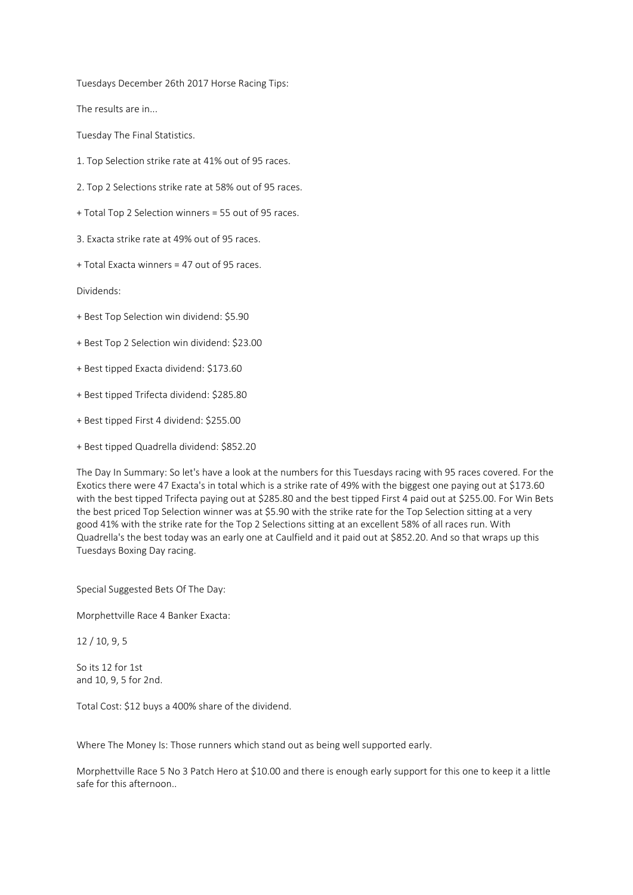Tuesdays December 26th 2017 Horse Racing Tips:

The results are in...

Tuesday The Final Statistics.

1. Top Selection strike rate at 41% out of 95 races.

2. Top 2 Selections strike rate at 58% out of 95 races.

+ Total Top 2 Selection winners = 55 out of 95 races.

3. Exacta strike rate at 49% out of 95 races.

+ Total Exacta winners = 47 out of 95 races.

Dividends:

+ Best Top Selection win dividend: $5.90

+ Best Top 2 Selection win dividend: $23.00

+ Best tipped Exacta dividend: $173.60

+ Best tipped Trifecta dividend: $285.80

+ Best tipped First 4 dividend: $255.00

+ Best tipped Quadrella dividend: $852.20

The Day In Summary: So let's have a look at the numbers for this Tuesdays racing with 95 races covered. For the Exotics there were 47 Exacta's in total which is a strike rate of 49% with the biggest one paying out at $173.60 with the best tipped Trifecta paying out at $285.80 and the best tipped First 4 paid out at $255.00. For Win Bets the best priced Top Selection winner was at $5.90 with the strike rate for the Top Selection sitting at a very good 41% with the strike rate for the Top 2 Selections sitting at an excellent 58% of all races run. With Quadrella's the best today was an early one at Caulfield and it paid out at $852.20. And so that wraps up this Tuesdays Boxing Day racing.

Special Suggested Bets Of The Day:

Morphettville Race 4 Banker Exacta:

12 / 10, 9, 5

So its 12 for 1st
and 10, 9, 5 for 2nd.

Total Cost: $12 buys a 400% share of the dividend.

Where The Money Is: Those runners which stand out as being well supported early.

Morphettville Race 5 No 3 Patch Hero at $10.00 and there is enough early support for this one to keep it a little safe for this afternoon..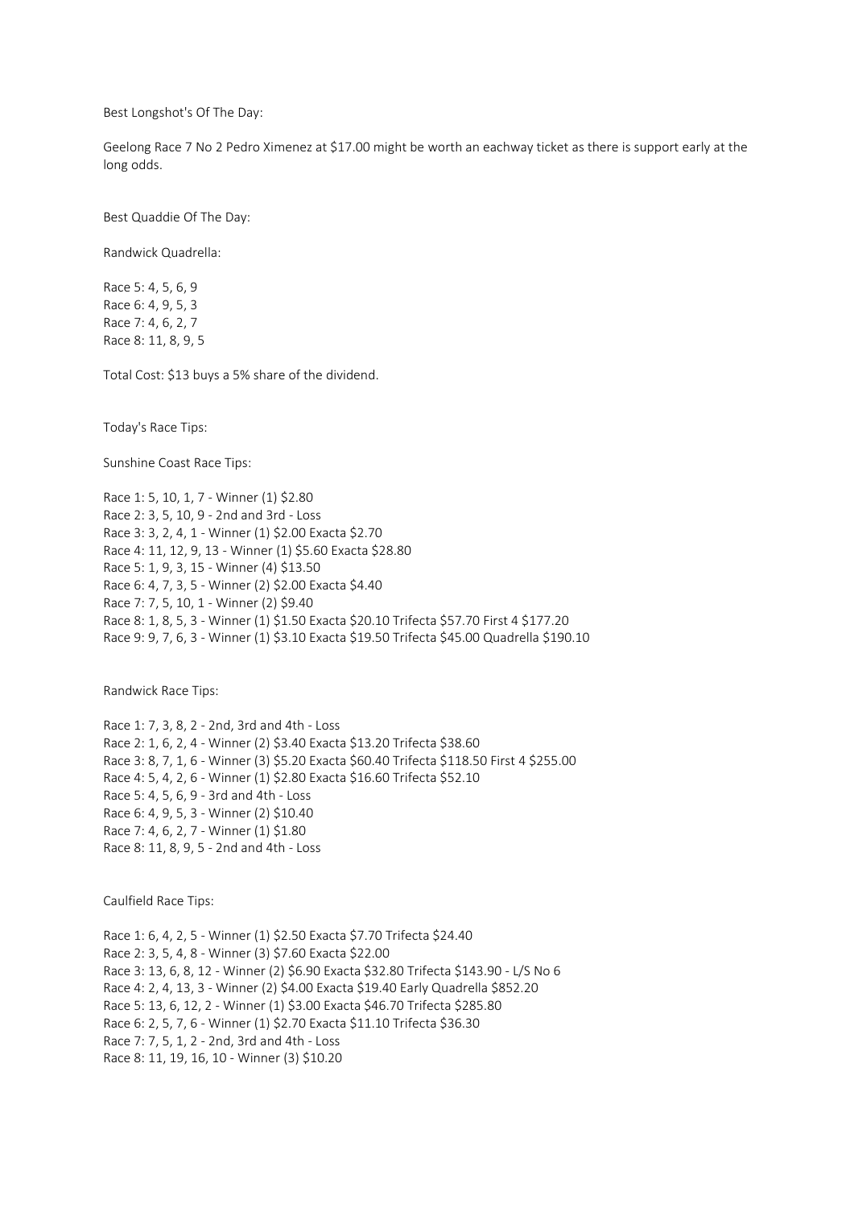Best Longshot's Of The Day:

Geelong Race 7 No 2 Pedro Ximenez at $17.00 might be worth an eachway ticket as there is support early at the long odds.

Best Quaddie Of The Day:

Randwick Quadrella:

Race 5: 4, 5, 6, 9
Race 6: 4, 9, 5, 3
Race 7: 4, 6, 2, 7
Race 8: 11, 8, 9, 5

Total Cost: $13 buys a 5% share of the dividend.

Today's Race Tips:

Sunshine Coast Race Tips:

Race 1: 5, 10, 1, 7 - Winner (1) $2.80
Race 2: 3, 5, 10, 9 - 2nd and 3rd - Loss
Race 3: 3, 2, 4, 1 - Winner (1) $2.00 Exacta $2.70
Race 4: 11, 12, 9, 13 - Winner (1) $5.60 Exacta $28.80
Race 5: 1, 9, 3, 15 - Winner (4) $13.50
Race 6: 4, 7, 3, 5 - Winner (2) $2.00 Exacta $4.40
Race 7: 7, 5, 10, 1 - Winner (2) $9.40
Race 8: 1, 8, 5, 3 - Winner (1) $1.50 Exacta $20.10 Trifecta $57.70 First 4 $177.20
Race 9: 9, 7, 6, 3 - Winner (1) $3.10 Exacta $19.50 Trifecta $45.00 Quadrella $190.10

Randwick Race Tips:

Race 1: 7, 3, 8, 2 - 2nd, 3rd and 4th - Loss
Race 2: 1, 6, 2, 4 - Winner (2) $3.40 Exacta $13.20 Trifecta $38.60
Race 3: 8, 7, 1, 6 - Winner (3) $5.20 Exacta $60.40 Trifecta $118.50 First 4 $255.00
Race 4: 5, 4, 2, 6 - Winner (1) $2.80 Exacta $16.60 Trifecta $52.10
Race 5: 4, 5, 6, 9 - 3rd and 4th - Loss
Race 6: 4, 9, 5, 3 - Winner (2) $10.40
Race 7: 4, 6, 2, 7 - Winner (1) $1.80
Race 8: 11, 8, 9, 5 - 2nd and 4th - Loss

Caulfield Race Tips:

Race 1: 6, 4, 2, 5 - Winner (1) $2.50 Exacta $7.70 Trifecta $24.40
Race 2: 3, 5, 4, 8 - Winner (3) $7.60 Exacta $22.00
Race 3: 13, 6, 8, 12 - Winner (2) $6.90 Exacta $32.80 Trifecta $143.90 - L/S No 6
Race 4: 2, 4, 13, 3 - Winner (2) $4.00 Exacta $19.40 Early Quadrella $852.20
Race 5: 13, 6, 12, 2 - Winner (1) $3.00 Exacta $46.70 Trifecta $285.80
Race 6: 2, 5, 7, 6 - Winner (1) $2.70 Exacta $11.10 Trifecta $36.30
Race 7: 7, 5, 1, 2 - 2nd, 3rd and 4th - Loss
Race 8: 11, 19, 16, 10 - Winner (3) $10.20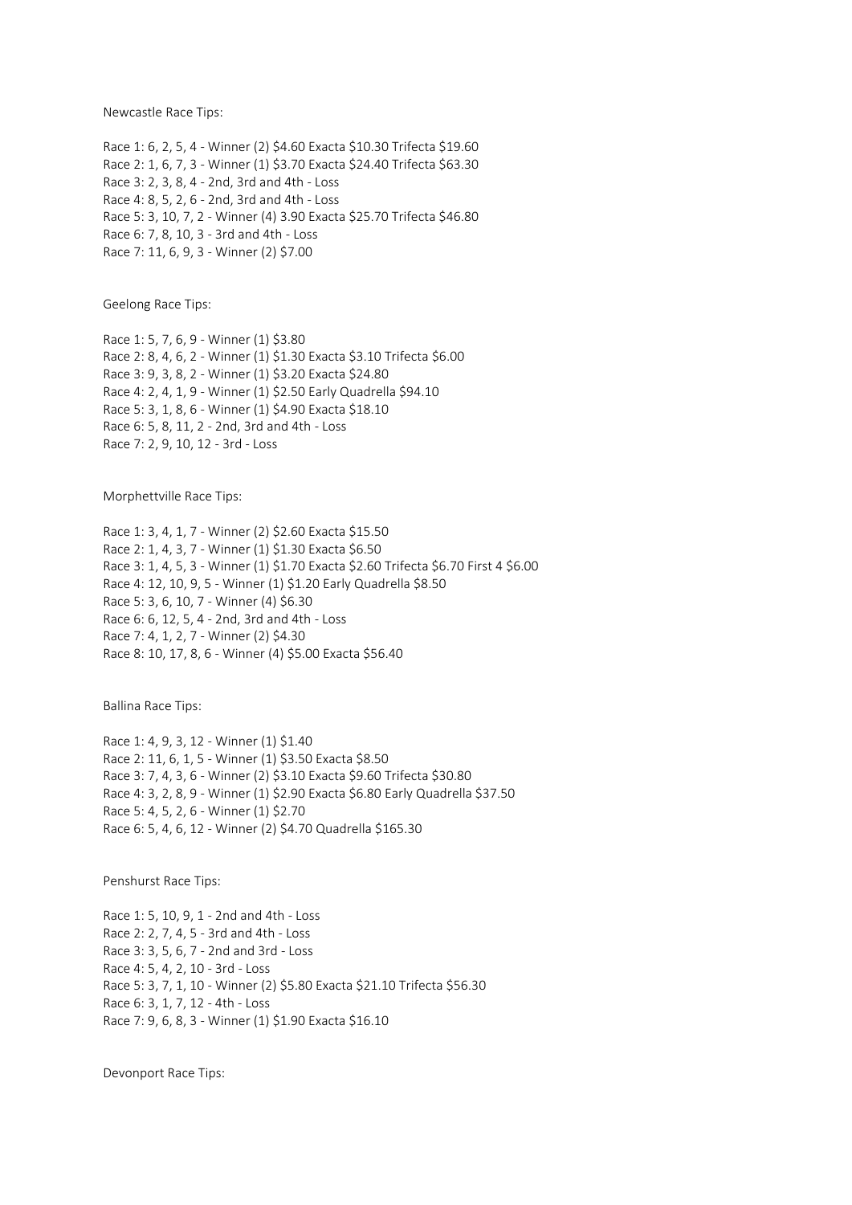Newcastle Race Tips:

Race 1: 6, 2, 5, 4 - Winner (2) $4.60 Exacta $10.30 Trifecta $19.60
Race 2: 1, 6, 7, 3 - Winner (1) $3.70 Exacta $24.40 Trifecta $63.30
Race 3: 2, 3, 8, 4 - 2nd, 3rd and 4th - Loss
Race 4: 8, 5, 2, 6 - 2nd, 3rd and 4th - Loss
Race 5: 3, 10, 7, 2 - Winner (4) 3.90 Exacta $25.70 Trifecta $46.80
Race 6: 7, 8, 10, 3 - 3rd and 4th - Loss
Race 7: 11, 6, 9, 3 - Winner (2) $7.00

Geelong Race Tips:

Race 1: 5, 7, 6, 9 - Winner (1) $3.80
Race 2: 8, 4, 6, 2 - Winner (1) $1.30 Exacta $3.10 Trifecta $6.00
Race 3: 9, 3, 8, 2 - Winner (1) $3.20 Exacta $24.80
Race 4: 2, 4, 1, 9 - Winner (1) $2.50 Early Quadrella $94.10
Race 5: 3, 1, 8, 6 - Winner (1) $4.90 Exacta $18.10
Race 6: 5, 8, 11, 2 - 2nd, 3rd and 4th - Loss
Race 7: 2, 9, 10, 12 - 3rd - Loss

Morphettville Race Tips:

Race 1: 3, 4, 1, 7 - Winner (2) $2.60 Exacta $15.50
Race 2: 1, 4, 3, 7 - Winner (1) $1.30 Exacta $6.50
Race 3: 1, 4, 5, 3 - Winner (1) $1.70 Exacta $2.60 Trifecta $6.70 First 4 $6.00
Race 4: 12, 10, 9, 5 - Winner (1) $1.20 Early Quadrella $8.50
Race 5: 3, 6, 10, 7 - Winner (4) $6.30
Race 6: 6, 12, 5, 4 - 2nd, 3rd and 4th - Loss
Race 7: 4, 1, 2, 7 - Winner (2) $4.30
Race 8: 10, 17, 8, 6 - Winner (4) $5.00 Exacta $56.40

Ballina Race Tips:

Race 1: 4, 9, 3, 12 - Winner (1) $1.40
Race 2: 11, 6, 1, 5 - Winner (1) $3.50 Exacta $8.50
Race 3: 7, 4, 3, 6 - Winner (2) $3.10 Exacta $9.60 Trifecta $30.80
Race 4: 3, 2, 8, 9 - Winner (1) $2.90 Exacta $6.80 Early Quadrella $37.50
Race 5: 4, 5, 2, 6 - Winner (1) $2.70
Race 6: 5, 4, 6, 12 - Winner (2) $4.70 Quadrella $165.30

Penshurst Race Tips:

Race 1: 5, 10, 9, 1 - 2nd and 4th - Loss
Race 2: 2, 7, 4, 5 - 3rd and 4th - Loss
Race 3: 3, 5, 6, 7 - 2nd and 3rd - Loss
Race 4: 5, 4, 2, 10 - 3rd - Loss
Race 5: 3, 7, 1, 10 - Winner (2) $5.80 Exacta $21.10 Trifecta $56.30
Race 6: 3, 1, 7, 12 - 4th - Loss
Race 7: 9, 6, 8, 3 - Winner (1) $1.90 Exacta $16.10

Devonport Race Tips: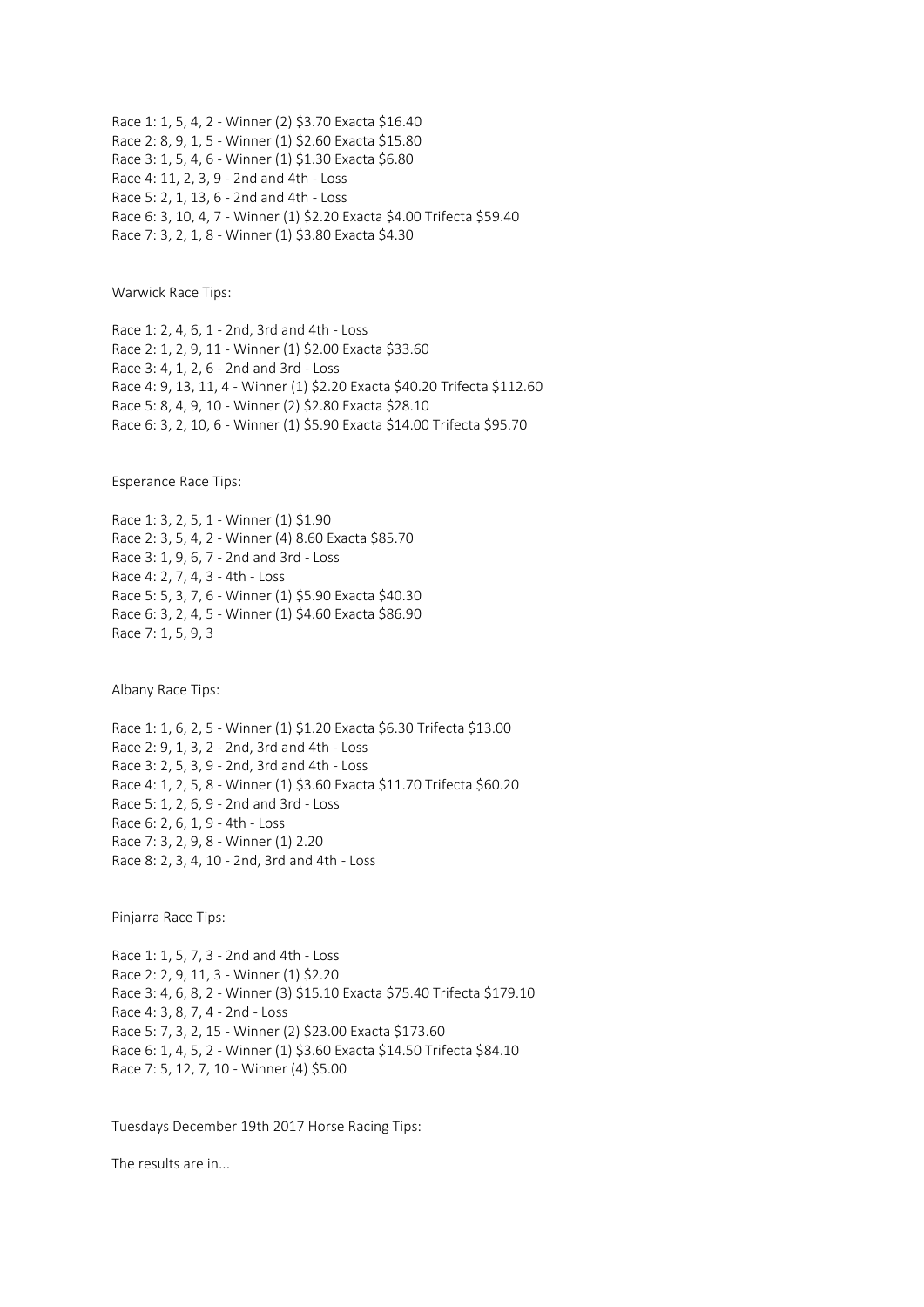Race 1: 1, 5, 4, 2 - Winner (2) $3.70 Exacta $16.40
Race 2: 8, 9, 1, 5 - Winner (1) $2.60 Exacta $15.80
Race 3: 1, 5, 4, 6 - Winner (1) $1.30 Exacta $6.80
Race 4: 11, 2, 3, 9 - 2nd and 4th - Loss
Race 5: 2, 1, 13, 6 - 2nd and 4th - Loss
Race 6: 3, 10, 4, 7 - Winner (1) $2.20 Exacta $4.00 Trifecta $59.40
Race 7: 3, 2, 1, 8 - Winner (1) $3.80 Exacta $4.30

Warwick Race Tips:

Race 1: 2, 4, 6, 1 - 2nd, 3rd and 4th - Loss
Race 2: 1, 2, 9, 11 - Winner (1) $2.00 Exacta $33.60
Race 3: 4, 1, 2, 6 - 2nd and 3rd - Loss
Race 4: 9, 13, 11, 4 - Winner (1) $2.20 Exacta $40.20 Trifecta $112.60
Race 5: 8, 4, 9, 10 - Winner (2) $2.80 Exacta $28.10
Race 6: 3, 2, 10, 6 - Winner (1) $5.90 Exacta $14.00 Trifecta $95.70

Esperance Race Tips:

Race 1: 3, 2, 5, 1 - Winner (1) $1.90
Race 2: 3, 5, 4, 2 - Winner (4) 8.60 Exacta $85.70
Race 3: 1, 9, 6, 7 - 2nd and 3rd - Loss
Race 4: 2, 7, 4, 3 - 4th - Loss
Race 5: 5, 3, 7, 6 - Winner (1) $5.90 Exacta $40.30
Race 6: 3, 2, 4, 5 - Winner (1) $4.60 Exacta $86.90
Race 7: 1, 5, 9, 3

Albany Race Tips:

Race 1: 1, 6, 2, 5 - Winner (1) $1.20 Exacta $6.30 Trifecta $13.00
Race 2: 9, 1, 3, 2 - 2nd, 3rd and 4th - Loss
Race 3: 2, 5, 3, 9 - 2nd, 3rd and 4th - Loss
Race 4: 1, 2, 5, 8 - Winner (1) $3.60 Exacta $11.70 Trifecta $60.20
Race 5: 1, 2, 6, 9 - 2nd and 3rd - Loss
Race 6: 2, 6, 1, 9 - 4th - Loss
Race 7: 3, 2, 9, 8 - Winner (1) 2.20
Race 8: 2, 3, 4, 10 - 2nd, 3rd and 4th - Loss

Pinjarra Race Tips:

Race 1: 1, 5, 7, 3 - 2nd and 4th - Loss
Race 2: 2, 9, 11, 3 - Winner (1) $2.20
Race 3: 4, 6, 8, 2 - Winner (3) $15.10 Exacta $75.40 Trifecta $179.10
Race 4: 3, 8, 7, 4 - 2nd - Loss
Race 5: 7, 3, 2, 15 - Winner (2) $23.00 Exacta $173.60
Race 6: 1, 4, 5, 2 - Winner (1) $3.60 Exacta $14.50 Trifecta $84.10
Race 7: 5, 12, 7, 10 - Winner (4) $5.00

Tuesdays December 19th 2017 Horse Racing Tips:

The results are in...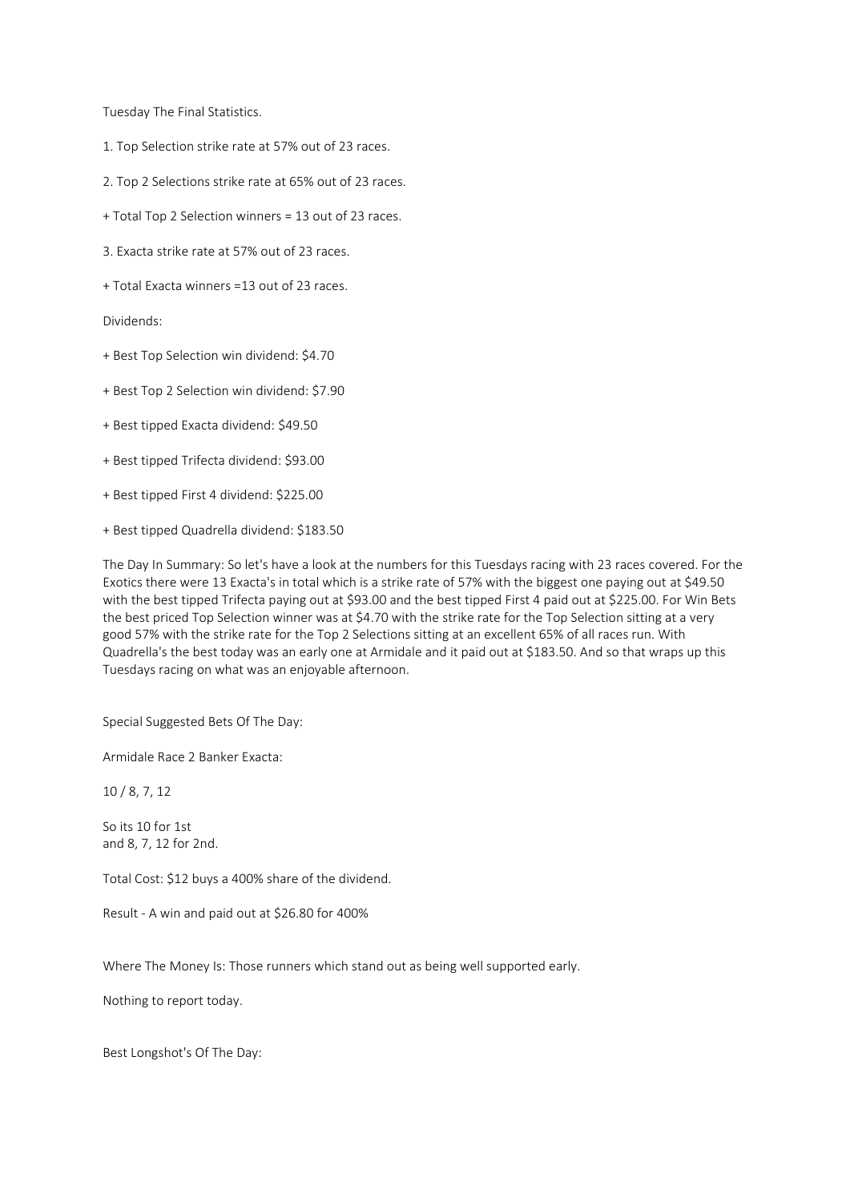Tuesday The Final Statistics.

1. Top Selection strike rate at 57% out of 23 races.

2. Top 2 Selections strike rate at 65% out of 23 races.

+ Total Top 2 Selection winners = 13 out of 23 races.

3. Exacta strike rate at 57% out of 23 races.

+ Total Exacta winners =13 out of 23 races.

Dividends:

+ Best Top Selection win dividend: $4.70

+ Best Top 2 Selection win dividend: $7.90

+ Best tipped Exacta dividend: $49.50

+ Best tipped Trifecta dividend: $93.00

+ Best tipped First 4 dividend: $225.00

+ Best tipped Quadrella dividend: $183.50

The Day In Summary: So let's have a look at the numbers for this Tuesdays racing with 23 races covered. For the Exotics there were 13 Exacta's in total which is a strike rate of 57% with the biggest one paying out at $49.50 with the best tipped Trifecta paying out at $93.00 and the best tipped First 4 paid out at $225.00. For Win Bets the best priced Top Selection winner was at $4.70 with the strike rate for the Top Selection sitting at a very good 57% with the strike rate for the Top 2 Selections sitting at an excellent 65% of all races run. With Quadrella's the best today was an early one at Armidale and it paid out at $183.50. And so that wraps up this Tuesdays racing on what was an enjoyable afternoon.

Special Suggested Bets Of The Day:

Armidale Race 2 Banker Exacta:

10 / 8, 7, 12

So its 10 for 1st
and 8, 7, 12 for 2nd.

Total Cost: $12 buys a 400% share of the dividend.

Result - A win and paid out at $26.80 for 400%

Where The Money Is: Those runners which stand out as being well supported early.

Nothing to report today.

Best Longshot's Of The Day: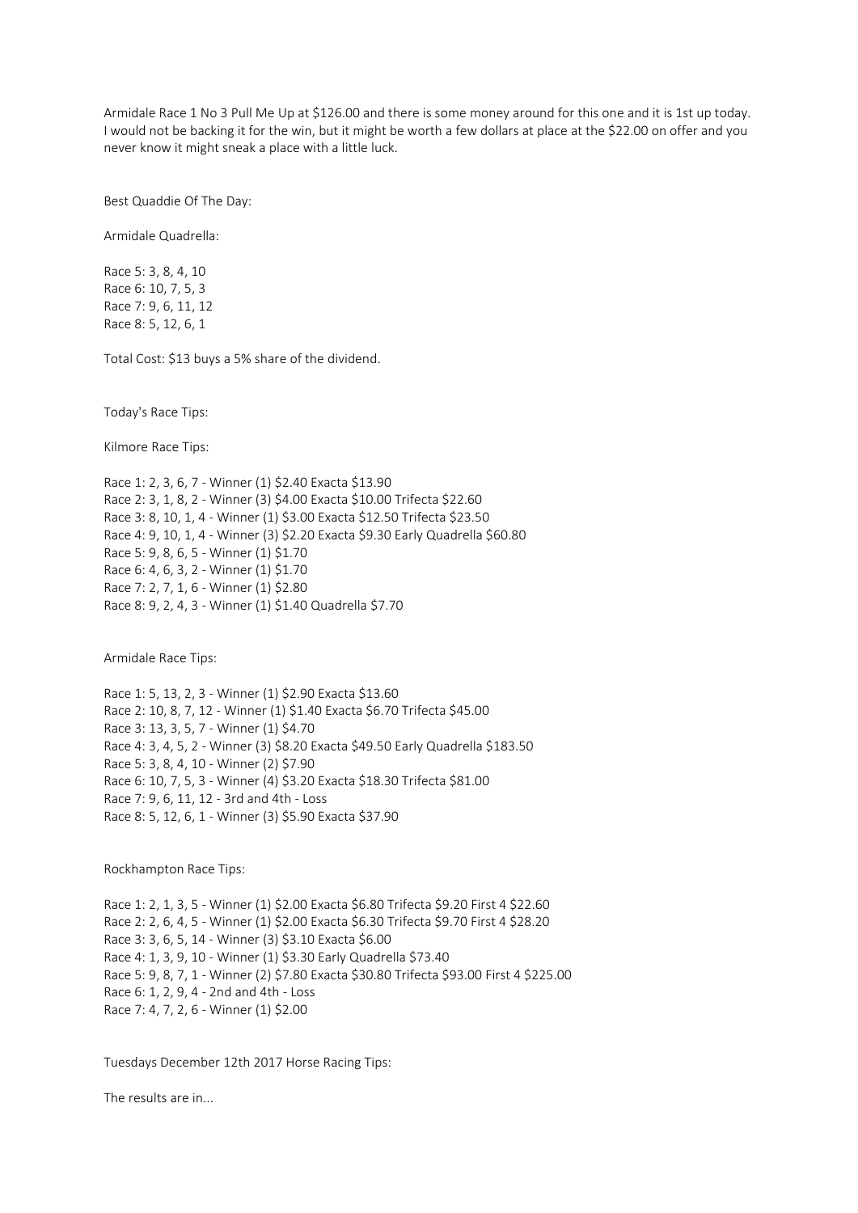Armidale Race 1 No 3 Pull Me Up at $126.00 and there is some money around for this one and it is 1st up today. I would not be backing it for the win, but it might be worth a few dollars at place at the $22.00 on offer and you never know it might sneak a place with a little luck.

Best Quaddie Of The Day:

Armidale Quadrella:

Race 5: 3, 8, 4, 10
Race 6: 10, 7, 5, 3
Race 7: 9, 6, 11, 12
Race 8: 5, 12, 6, 1

Total Cost: $13 buys a 5% share of the dividend.

Today's Race Tips:

Kilmore Race Tips:

Race 1: 2, 3, 6, 7 - Winner (1) $2.40 Exacta $13.90
Race 2: 3, 1, 8, 2 - Winner (3) $4.00 Exacta $10.00 Trifecta $22.60
Race 3: 8, 10, 1, 4 - Winner (1) $3.00 Exacta $12.50 Trifecta $23.50
Race 4: 9, 10, 1, 4 - Winner (3) $2.20 Exacta $9.30 Early Quadrella $60.80
Race 5: 9, 8, 6, 5 - Winner (1) $1.70
Race 6: 4, 6, 3, 2 - Winner (1) $1.70
Race 7: 2, 7, 1, 6 - Winner (1) $2.80
Race 8: 9, 2, 4, 3 - Winner (1) $1.40 Quadrella $7.70

Armidale Race Tips:

Race 1: 5, 13, 2, 3 - Winner (1) $2.90 Exacta $13.60
Race 2: 10, 8, 7, 12 - Winner (1) $1.40 Exacta $6.70 Trifecta $45.00
Race 3: 13, 3, 5, 7 - Winner (1) $4.70
Race 4: 3, 4, 5, 2 - Winner (3) $8.20 Exacta $49.50 Early Quadrella $183.50
Race 5: 3, 8, 4, 10 - Winner (2) $7.90
Race 6: 10, 7, 5, 3 - Winner (4) $3.20 Exacta $18.30 Trifecta $81.00
Race 7: 9, 6, 11, 12 - 3rd and 4th - Loss
Race 8: 5, 12, 6, 1 - Winner (3) $5.90 Exacta $37.90

Rockhampton Race Tips:

Race 1: 2, 1, 3, 5 - Winner (1) $2.00 Exacta $6.80 Trifecta $9.20 First 4 $22.60
Race 2: 2, 6, 4, 5 - Winner (1) $2.00 Exacta $6.30 Trifecta $9.70 First 4 $28.20
Race 3: 3, 6, 5, 14 - Winner (3) $3.10 Exacta $6.00
Race 4: 1, 3, 9, 10 - Winner (1) $3.30 Early Quadrella $73.40
Race 5: 9, 8, 7, 1 - Winner (2) $7.80 Exacta $30.80 Trifecta $93.00 First 4 $225.00
Race 6: 1, 2, 9, 4 - 2nd and 4th - Loss
Race 7: 4, 7, 2, 6 - Winner (1) $2.00

Tuesdays December 12th 2017 Horse Racing Tips:

The results are in...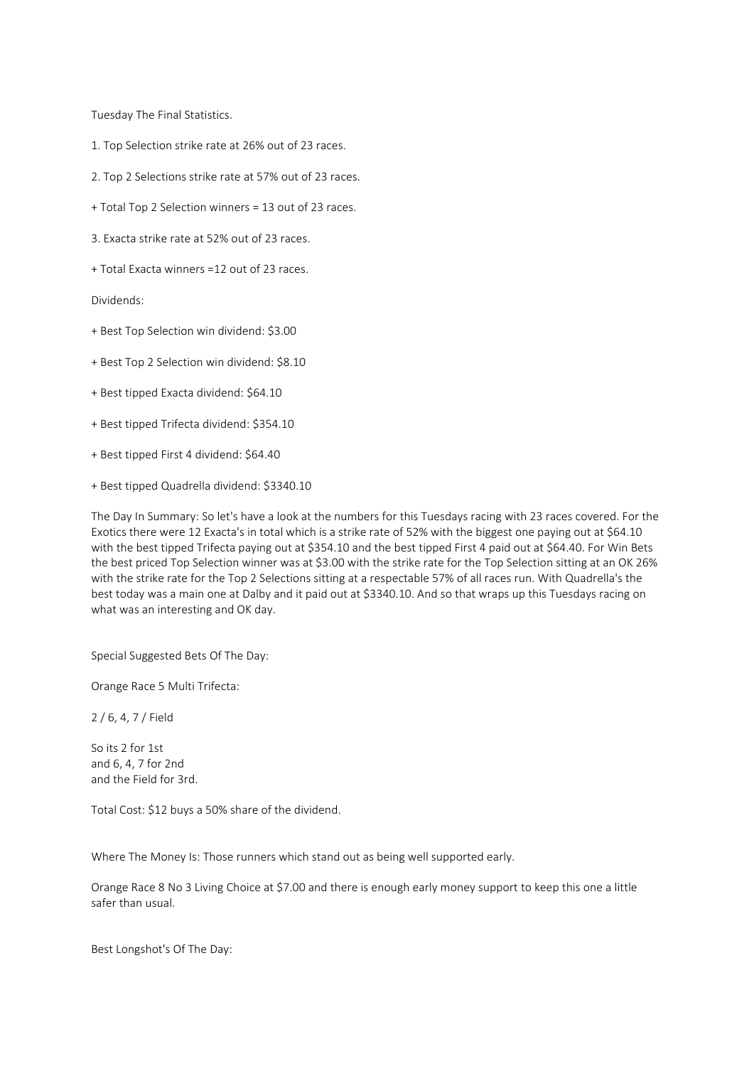Tuesday The Final Statistics.

1. Top Selection strike rate at 26% out of 23 races.

2. Top 2 Selections strike rate at 57% out of 23 races.

+ Total Top 2 Selection winners = 13 out of 23 races.

3. Exacta strike rate at 52% out of 23 races.

+ Total Exacta winners =12 out of 23 races.

Dividends:

+ Best Top Selection win dividend: $3.00

+ Best Top 2 Selection win dividend: $8.10

+ Best tipped Exacta dividend: $64.10

+ Best tipped Trifecta dividend: $354.10

+ Best tipped First 4 dividend: $64.40

+ Best tipped Quadrella dividend: $3340.10

The Day In Summary: So let's have a look at the numbers for this Tuesdays racing with 23 races covered. For the Exotics there were 12 Exacta's in total which is a strike rate of 52% with the biggest one paying out at $64.10 with the best tipped Trifecta paying out at $354.10 and the best tipped First 4 paid out at $64.40. For Win Bets the best priced Top Selection winner was at $3.00 with the strike rate for the Top Selection sitting at an OK 26% with the strike rate for the Top 2 Selections sitting at a respectable 57% of all races run. With Quadrella's the best today was a main one at Dalby and it paid out at $3340.10. And so that wraps up this Tuesdays racing on what was an interesting and OK day.

Special Suggested Bets Of The Day:

Orange Race 5 Multi Trifecta:

2 / 6, 4, 7 / Field

So its 2 for 1st
and 6, 4, 7 for 2nd
and the Field for 3rd.

Total Cost: $12 buys a 50% share of the dividend.

Where The Money Is: Those runners which stand out as being well supported early.

Orange Race 8 No 3 Living Choice at $7.00 and there is enough early money support to keep this one a little safer than usual.

Best Longshot's Of The Day: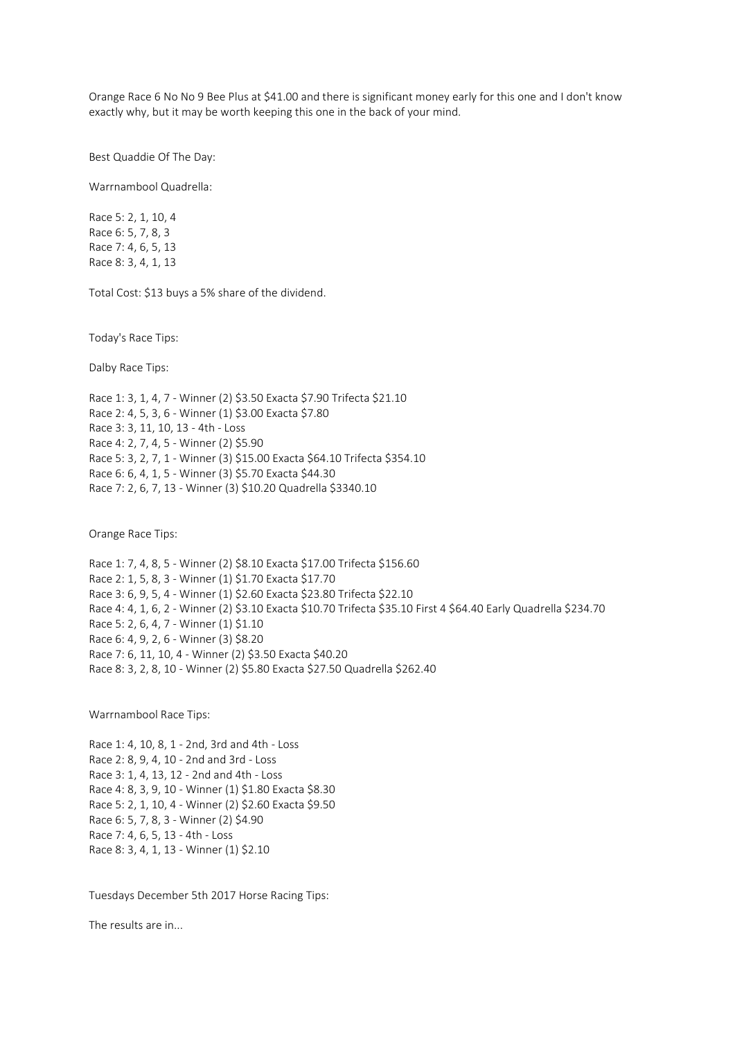Orange Race 6 No No 9 Bee Plus at $41.00 and there is significant money early for this one and I don't know exactly why, but it may be worth keeping this one in the back of your mind.

Best Quaddie Of The Day:

Warrnambool Quadrella:

Race 5: 2, 1, 10, 4
Race 6: 5, 7, 8, 3
Race 7: 4, 6, 5, 13
Race 8: 3, 4, 1, 13

Total Cost: $13 buys a 5% share of the dividend.

Today's Race Tips:

Dalby Race Tips:

Race 1: 3, 1, 4, 7 - Winner (2) $3.50 Exacta $7.90 Trifecta $21.10
Race 2: 4, 5, 3, 6 - Winner (1) $3.00 Exacta $7.80
Race 3: 3, 11, 10, 13 - 4th - Loss
Race 4: 2, 7, 4, 5 - Winner (2) $5.90
Race 5: 3, 2, 7, 1 - Winner (3) $15.00 Exacta $64.10 Trifecta $354.10
Race 6: 6, 4, 1, 5 - Winner (3) $5.70 Exacta $44.30
Race 7: 2, 6, 7, 13 - Winner (3) $10.20 Quadrella $3340.10

Orange Race Tips:

Race 1: 7, 4, 8, 5 - Winner (2) $8.10 Exacta $17.00 Trifecta $156.60
Race 2: 1, 5, 8, 3 - Winner (1) $1.70 Exacta $17.70
Race 3: 6, 9, 5, 4 - Winner (1) $2.60 Exacta $23.80 Trifecta $22.10
Race 4: 4, 1, 6, 2 - Winner (2) $3.10 Exacta $10.70 Trifecta $35.10 First 4 $64.40 Early Quadrella $234.70
Race 5: 2, 6, 4, 7 - Winner (1) $1.10
Race 6: 4, 9, 2, 6 - Winner (3) $8.20
Race 7: 6, 11, 10, 4 - Winner (2) $3.50 Exacta $40.20
Race 8: 3, 2, 8, 10 - Winner (2) $5.80 Exacta $27.50 Quadrella $262.40

Warrnambool Race Tips:

Race 1: 4, 10, 8, 1 - 2nd, 3rd and 4th - Loss
Race 2: 8, 9, 4, 10 - 2nd and 3rd - Loss
Race 3: 1, 4, 13, 12 - 2nd and 4th - Loss
Race 4: 8, 3, 9, 10 - Winner (1) $1.80 Exacta $8.30
Race 5: 2, 1, 10, 4 - Winner (2) $2.60 Exacta $9.50
Race 6: 5, 7, 8, 3 - Winner (2) $4.90
Race 7: 4, 6, 5, 13 - 4th - Loss
Race 8: 3, 4, 1, 13 - Winner (1) $2.10

Tuesdays December 5th 2017 Horse Racing Tips:

The results are in...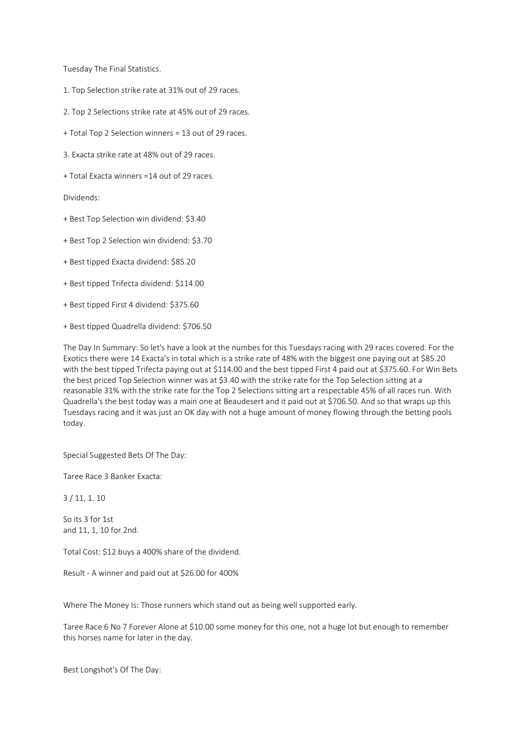Tuesday The Final Statistics.

1. Top Selection strike rate at 31% out of 29 races.

2. Top 2 Selections strike rate at 45% out of 29 races.

+ Total Top 2 Selection winners = 13 out of 29 races.

3. Exacta strike rate at 48% out of 29 races.

+ Total Exacta winners =14 out of 29 races.

Dividends:

+ Best Top Selection win dividend: $3.40

+ Best Top 2 Selection win dividend: $3.70

+ Best tipped Exacta dividend: $85.20

+ Best tipped Trifecta dividend: $114.00

+ Best tipped First 4 dividend: $375.60

+ Best tipped Quadrella dividend: $706.50

The Day In Summary: So let's have a look at the numbes for this Tuesdays racing with 29 races covered. For the Exotics there were 14 Exacta's in total which is a strike rate of 48% with the biggest one paying out at $85.20 with the best tipped Trifecta paying out at $114.00 and the best tipped First 4 paid out at $375.60. For Win Bets the best priced Top Selection winner was at $3.40 with the strike rate for the Top Selection sitting at a reasonable 31% with the strike rate for the Top 2 Selections sitting art a respectable 45% of all races run. With Quadrella's the best today was a main one at Beaudesert and it paid out at $706.50. And so that wraps up this Tuesdays racing and it was just an OK day with not a huge amount of money flowing through the betting pools today.

Special Suggested Bets Of The Day:

Taree Race 3 Banker Exacta:

3 / 11, 1. 10

So its 3 for 1st
and 11, 1, 10 for 2nd.

Total Cost: $12 buys a 400% share of the dividend.

Result - A winner and paid out at $26.00 for 400%

Where The Money Is: Those runners which stand out as being well supported early.

Taree Race 6 No 7 Forever Alone at $10.00 some money for this one, not a huge lot but enough to remember this horses name for later in the day.

Best Longshot's Of The Day: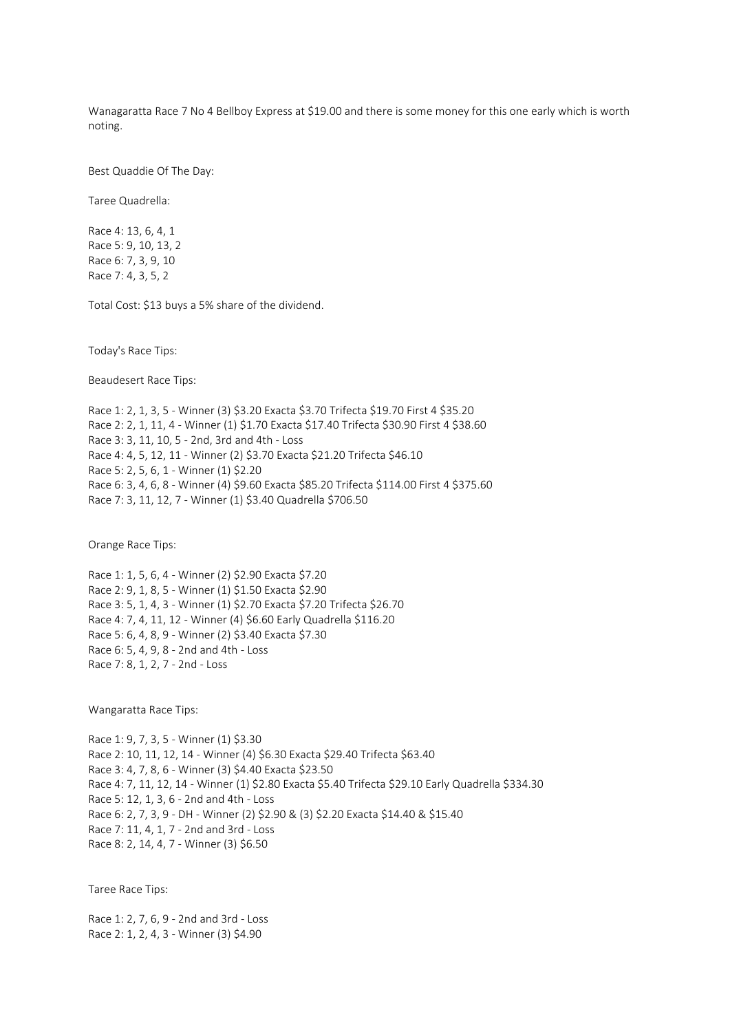Wanagaratta Race 7 No 4 Bellboy Express at $19.00 and there is some money for this one early which is worth noting.

Best Quaddie Of The Day:

Taree Quadrella:

Race 4: 13, 6, 4, 1
Race 5: 9, 10, 13, 2
Race 6: 7, 3, 9, 10
Race 7: 4, 3, 5, 2

Total Cost: $13 buys a 5% share of the dividend.

Today's Race Tips:

Beaudesert Race Tips:

Race 1: 2, 1, 3, 5 - Winner (3) $3.20 Exacta $3.70 Trifecta $19.70 First 4 $35.20
Race 2: 2, 1, 11, 4 - Winner (1) $1.70 Exacta $17.40 Trifecta $30.90 First 4 $38.60
Race 3: 3, 11, 10, 5 - 2nd, 3rd and 4th - Loss
Race 4: 4, 5, 12, 11 - Winner (2) $3.70 Exacta $21.20 Trifecta $46.10
Race 5: 2, 5, 6, 1 - Winner (1) $2.20
Race 6: 3, 4, 6, 8 - Winner (4) $9.60 Exacta $85.20 Trifecta $114.00 First 4 $375.60
Race 7: 3, 11, 12, 7 - Winner (1) $3.40 Quadrella $706.50

Orange Race Tips:

Race 1: 1, 5, 6, 4 - Winner (2) $2.90 Exacta $7.20
Race 2: 9, 1, 8, 5 - Winner (1) $1.50 Exacta $2.90
Race 3: 5, 1, 4, 3 - Winner (1) $2.70 Exacta $7.20 Trifecta $26.70
Race 4: 7, 4, 11, 12 - Winner (4) $6.60 Early Quadrella $116.20
Race 5: 6, 4, 8, 9 - Winner (2) $3.40 Exacta $7.30
Race 6: 5, 4, 9, 8 - 2nd and 4th - Loss
Race 7: 8, 1, 2, 7 - 2nd - Loss

Wangaratta Race Tips:

Race 1: 9, 7, 3, 5 - Winner (1) $3.30
Race 2: 10, 11, 12, 14 - Winner (4) $6.30 Exacta $29.40 Trifecta $63.40
Race 3: 4, 7, 8, 6 - Winner (3) $4.40 Exacta $23.50
Race 4: 7, 11, 12, 14 - Winner (1) $2.80 Exacta $5.40 Trifecta $29.10 Early Quadrella $334.30
Race 5: 12, 1, 3, 6 - 2nd and 4th - Loss
Race 6: 2, 7, 3, 9 - DH - Winner (2) $2.90 & (3) $2.20 Exacta $14.40 & $15.40
Race 7: 11, 4, 1, 7 - 2nd and 3rd - Loss
Race 8: 2, 14, 4, 7 - Winner (3) $6.50

Taree Race Tips:

Race 1: 2, 7, 6, 9 - 2nd and 3rd - Loss
Race 2: 1, 2, 4, 3 - Winner (3) $4.90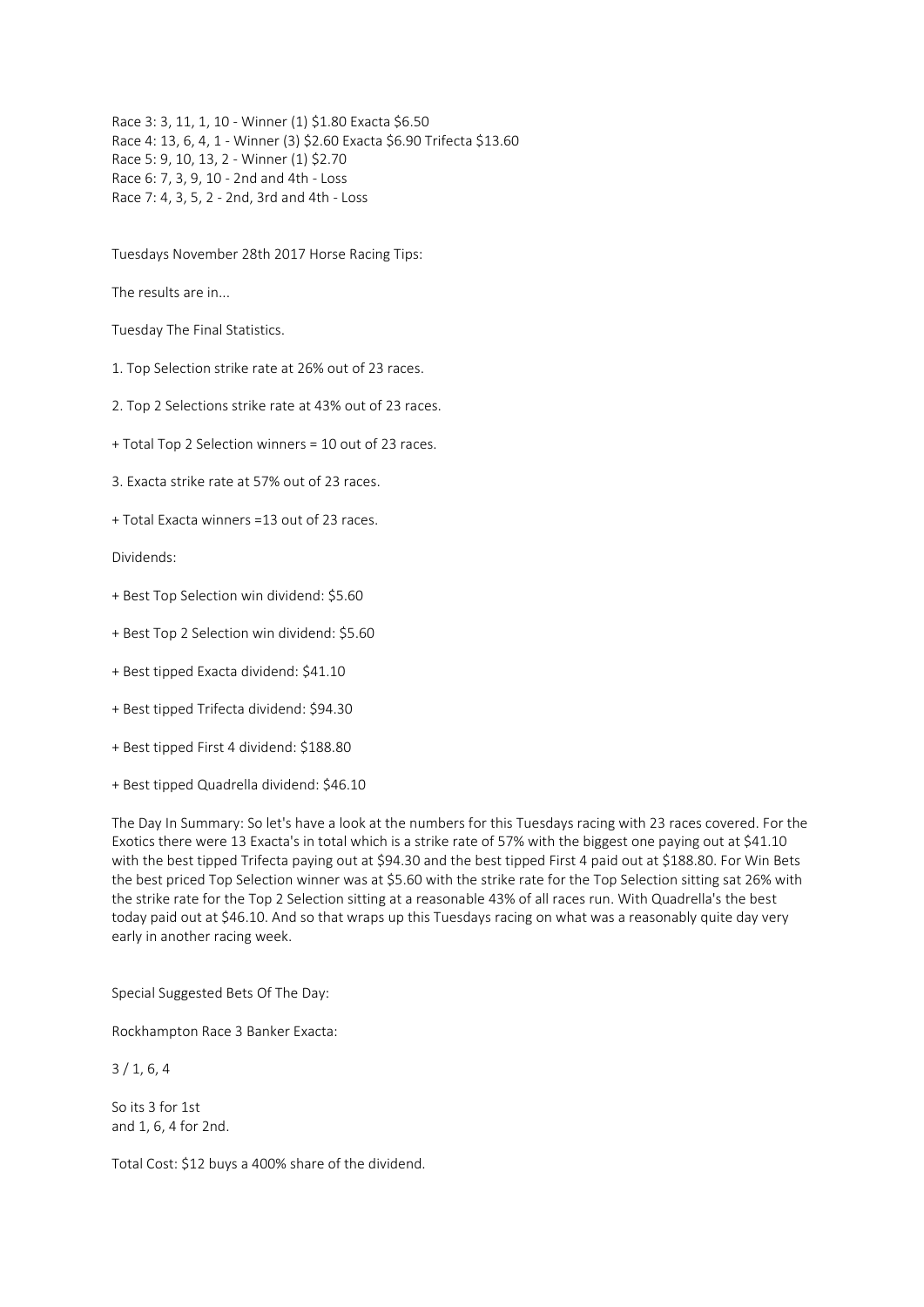Race 3: 3, 11, 1, 10 - Winner (1) $1.80 Exacta $6.50
Race 4: 13, 6, 4, 1 - Winner (3) $2.60 Exacta $6.90 Trifecta $13.60
Race 5: 9, 10, 13, 2 - Winner (1) $2.70
Race 6: 7, 3, 9, 10 - 2nd and 4th - Loss
Race 7: 4, 3, 5, 2 - 2nd, 3rd and 4th - Loss

Tuesdays November 28th 2017 Horse Racing Tips:

The results are in...

Tuesday The Final Statistics.

1. Top Selection strike rate at 26% out of 23 races.

2. Top 2 Selections strike rate at 43% out of 23 races.

+ Total Top 2 Selection winners = 10 out of 23 races.

3. Exacta strike rate at 57% out of 23 races.

+ Total Exacta winners =13 out of 23 races.

Dividends:

+ Best Top Selection win dividend: $5.60

+ Best Top 2 Selection win dividend: $5.60

+ Best tipped Exacta dividend: $41.10

+ Best tipped Trifecta dividend: $94.30

+ Best tipped First 4 dividend: $188.80

+ Best tipped Quadrella dividend: $46.10

The Day In Summary: So let's have a look at the numbers for this Tuesdays racing with 23 races covered. For the Exotics there were 13 Exacta's in total which is a strike rate of 57% with the biggest one paying out at $41.10 with the best tipped Trifecta paying out at $94.30 and the best tipped First 4 paid out at $188.80. For Win Bets the best priced Top Selection winner was at $5.60 with the strike rate for the Top Selection sitting sat 26% with the strike rate for the Top 2 Selection sitting at a reasonable 43% of all races run. With Quadrella's the best today paid out at $46.10. And so that wraps up this Tuesdays racing on what was a reasonably quite day very early in another racing week.

Special Suggested Bets Of The Day:

Rockhampton Race 3 Banker Exacta:

3 / 1, 6, 4

So its 3 for 1st
and 1, 6, 4 for 2nd.

Total Cost: $12 buys a 400% share of the dividend.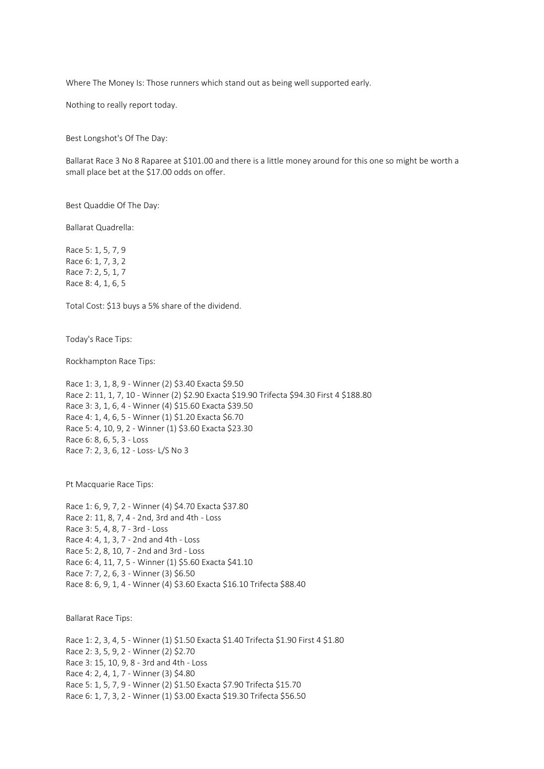Where The Money Is: Those runners which stand out as being well supported early.

Nothing to really report today.

Best Longshot's Of The Day:

Ballarat Race 3 No 8 Raparee at $101.00 and there is a little money around for this one so might be worth a small place bet at the $17.00 odds on offer.

Best Quaddie Of The Day:

Ballarat Quadrella:

Race 5: 1, 5, 7, 9
Race 6: 1, 7, 3, 2
Race 7: 2, 5, 1, 7
Race 8: 4, 1, 6, 5

Total Cost: $13 buys a 5% share of the dividend.

Today's Race Tips:

Rockhampton Race Tips:

Race 1: 3, 1, 8, 9 - Winner (2) $3.40 Exacta $9.50
Race 2: 11, 1, 7, 10 - Winner (2) $2.90 Exacta $19.90 Trifecta $94.30 First 4 $188.80
Race 3: 3, 1, 6, 4 - Winner (4) $15.60 Exacta $39.50
Race 4: 1, 4, 6, 5 - Winner (1) $1.20 Exacta $6.70
Race 5: 4, 10, 9, 2 - Winner (1) $3.60 Exacta $23.30
Race 6: 8, 6, 5, 3 - Loss
Race 7: 2, 3, 6, 12 - Loss- L/S No 3

Pt Macquarie Race Tips:

Race 1: 6, 9, 7, 2 - Winner (4) $4.70 Exacta $37.80
Race 2: 11, 8, 7, 4 - 2nd, 3rd and 4th - Loss
Race 3: 5, 4, 8, 7 - 3rd - Loss
Race 4: 4, 1, 3, 7 - 2nd and 4th - Loss
Race 5: 2, 8, 10, 7 - 2nd and 3rd - Loss
Race 6: 4, 11, 7, 5 - Winner (1) $5.60 Exacta $41.10
Race 7: 7, 2, 6, 3 - Winner (3) $6.50
Race 8: 6, 9, 1, 4 - Winner (4) $3.60 Exacta $16.10 Trifecta $88.40

Ballarat Race Tips:

Race 1: 2, 3, 4, 5 - Winner (1) $1.50 Exacta $1.40 Trifecta $1.90 First 4 $1.80
Race 2: 3, 5, 9, 2 - Winner (2) $2.70
Race 3: 15, 10, 9, 8 - 3rd and 4th - Loss
Race 4: 2, 4, 1, 7 - Winner (3) $4.80
Race 5: 1, 5, 7, 9 - Winner (2) $1.50 Exacta $7.90 Trifecta $15.70
Race 6: 1, 7, 3, 2 - Winner (1) $3.00 Exacta $19.30 Trifecta $56.50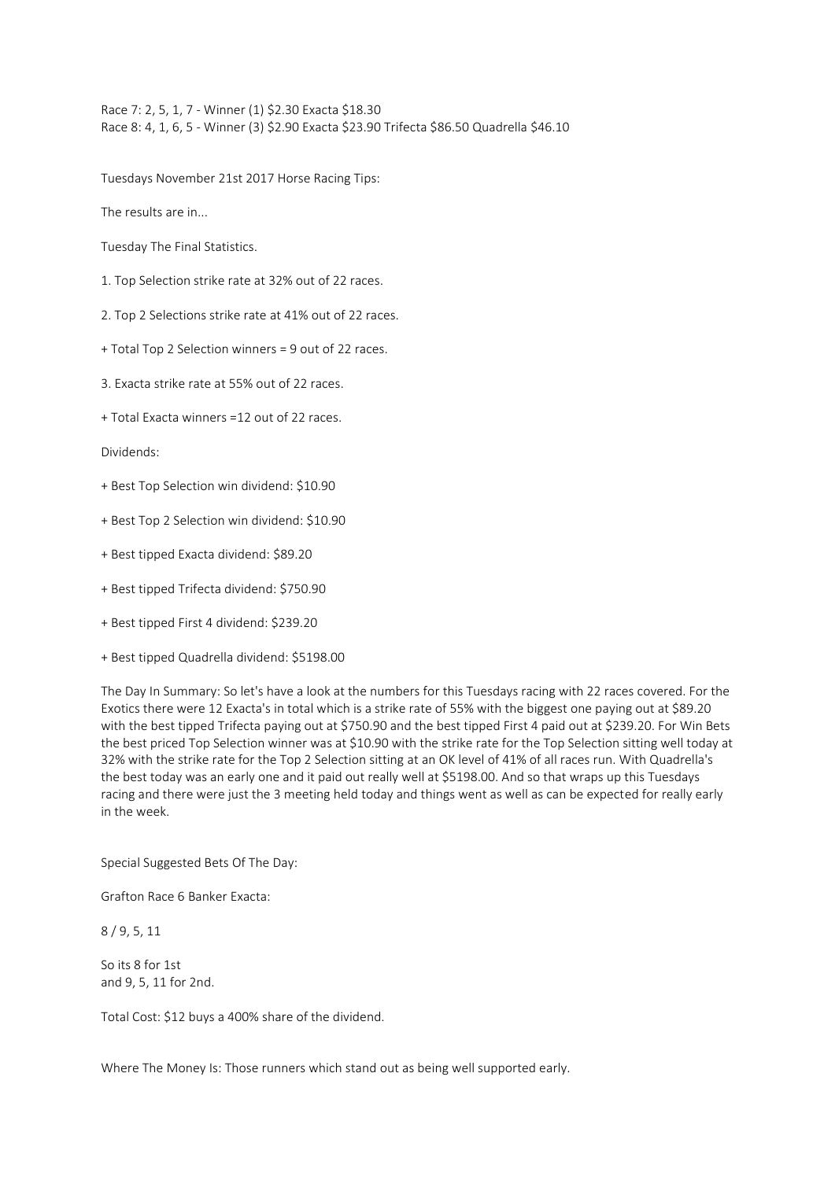Race 7: 2, 5, 1, 7 - Winner (1) $2.30 Exacta $18.30
Race 8: 4, 1, 6, 5 - Winner (3) $2.90 Exacta $23.90 Trifecta $86.50 Quadrella $46.10

Tuesdays November 21st 2017 Horse Racing Tips:

The results are in...

Tuesday The Final Statistics.

1. Top Selection strike rate at 32% out of 22 races.

2. Top 2 Selections strike rate at 41% out of 22 races.

+ Total Top 2 Selection winners = 9 out of 22 races.

3. Exacta strike rate at 55% out of 22 races.

+ Total Exacta winners =12 out of 22 races.

Dividends:

+ Best Top Selection win dividend: $10.90

+ Best Top 2 Selection win dividend: $10.90

+ Best tipped Exacta dividend: $89.20

+ Best tipped Trifecta dividend: $750.90

+ Best tipped First 4 dividend: $239.20

+ Best tipped Quadrella dividend: $5198.00

The Day In Summary: So let's have a look at the numbers for this Tuesdays racing with 22 races covered. For the Exotics there were 12 Exacta's in total which is a strike rate of 55% with the biggest one paying out at $89.20 with the best tipped Trifecta paying out at $750.90 and the best tipped First 4 paid out at $239.20. For Win Bets the best priced Top Selection winner was at $10.90 with the strike rate for the Top Selection sitting well today at 32% with the strike rate for the Top 2 Selection sitting at an OK level of 41% of all races run. With Quadrella's the best today was an early one and it paid out really well at $5198.00. And so that wraps up this Tuesdays racing and there were just the 3 meeting held today and things went as well as can be expected for really early in the week.

Special Suggested Bets Of The Day:

Grafton Race 6 Banker Exacta:

8 / 9, 5, 11

So its 8 for 1st
and 9, 5, 11 for 2nd.

Total Cost: $12 buys a 400% share of the dividend.

Where The Money Is: Those runners which stand out as being well supported early.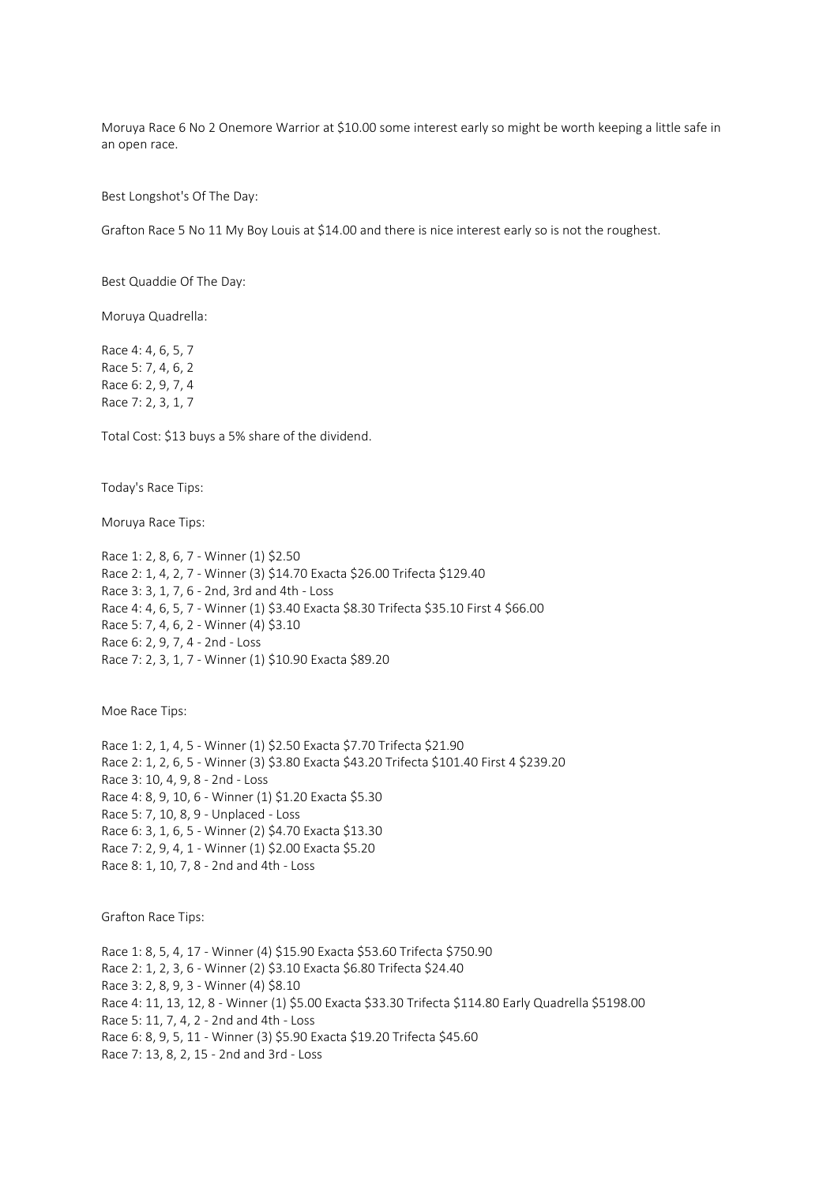Moruya Race 6 No 2 Onemore Warrior at $10.00 some interest early so might be worth keeping a little safe in an open race.

Best Longshot's Of The Day:

Grafton Race 5 No 11 My Boy Louis at $14.00 and there is nice interest early so is not the roughest.

Best Quaddie Of The Day:

Moruya Quadrella:

Race 4: 4, 6, 5, 7
Race 5: 7, 4, 6, 2
Race 6: 2, 9, 7, 4
Race 7: 2, 3, 1, 7

Total Cost: $13 buys a 5% share of the dividend.

Today's Race Tips:

Moruya Race Tips:

Race 1: 2, 8, 6, 7 - Winner (1) $2.50
Race 2: 1, 4, 2, 7 - Winner (3) $14.70 Exacta $26.00 Trifecta $129.40
Race 3: 3, 1, 7, 6 - 2nd, 3rd and 4th - Loss
Race 4: 4, 6, 5, 7 - Winner (1) $3.40 Exacta $8.30 Trifecta $35.10 First 4 $66.00
Race 5: 7, 4, 6, 2 - Winner (4) $3.10
Race 6: 2, 9, 7, 4 - 2nd - Loss
Race 7: 2, 3, 1, 7 - Winner (1) $10.90 Exacta $89.20

Moe Race Tips:

Race 1: 2, 1, 4, 5 - Winner (1) $2.50 Exacta $7.70 Trifecta $21.90
Race 2: 1, 2, 6, 5 - Winner (3) $3.80 Exacta $43.20 Trifecta $101.40 First 4 $239.20
Race 3: 10, 4, 9, 8 - 2nd - Loss
Race 4: 8, 9, 10, 6 - Winner (1) $1.20 Exacta $5.30
Race 5: 7, 10, 8, 9 - Unplaced - Loss
Race 6: 3, 1, 6, 5 - Winner (2) $4.70 Exacta $13.30
Race 7: 2, 9, 4, 1 - Winner (1) $2.00 Exacta $5.20
Race 8: 1, 10, 7, 8 - 2nd and 4th - Loss

Grafton Race Tips:

Race 1: 8, 5, 4, 17 - Winner (4) $15.90 Exacta $53.60 Trifecta $750.90
Race 2: 1, 2, 3, 6 - Winner (2) $3.10 Exacta $6.80 Trifecta $24.40
Race 3: 2, 8, 9, 3 - Winner (4) $8.10
Race 4: 11, 13, 12, 8 - Winner (1) $5.00 Exacta $33.30 Trifecta $114.80 Early Quadrella $5198.00
Race 5: 11, 7, 4, 2 - 2nd and 4th - Loss
Race 6: 8, 9, 5, 11 - Winner (3) $5.90 Exacta $19.20 Trifecta $45.60
Race 7: 13, 8, 2, 15 - 2nd and 3rd - Loss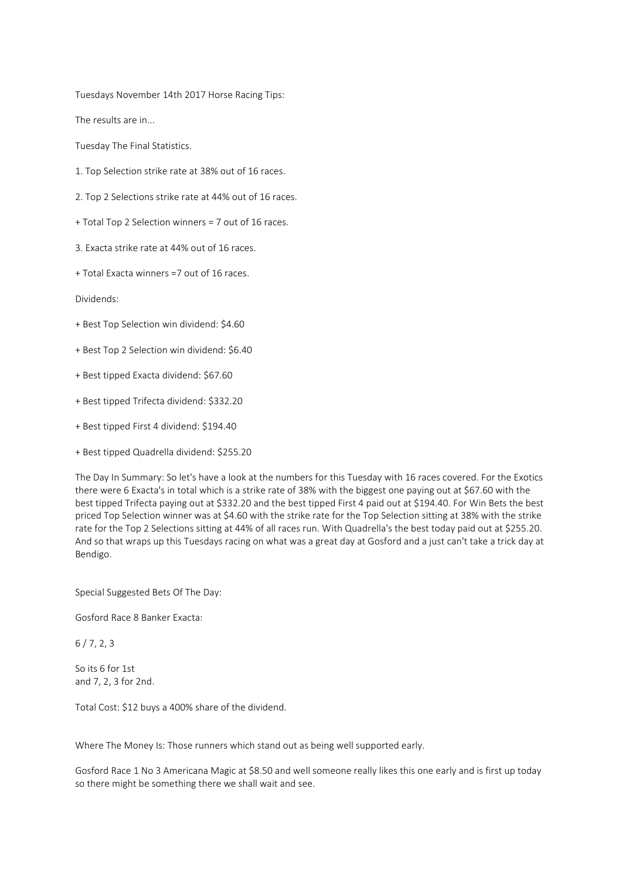Tuesdays November 14th 2017 Horse Racing Tips:

The results are in...

Tuesday The Final Statistics.

1. Top Selection strike rate at 38% out of 16 races.

2. Top 2 Selections strike rate at 44% out of 16 races.

+ Total Top 2 Selection winners = 7 out of 16 races.

3. Exacta strike rate at 44% out of 16 races.

+ Total Exacta winners =7 out of 16 races.

Dividends:

+ Best Top Selection win dividend: $4.60

+ Best Top 2 Selection win dividend: $6.40

+ Best tipped Exacta dividend: $67.60

+ Best tipped Trifecta dividend: $332.20

+ Best tipped First 4 dividend: $194.40

+ Best tipped Quadrella dividend: $255.20

The Day In Summary: So let's have a look at the numbers for this Tuesday with 16 races covered. For the Exotics there were 6 Exacta's in total which is a strike rate of 38% with the biggest one paying out at $67.60 with the best tipped Trifecta paying out at $332.20 and the best tipped First 4 paid out at $194.40. For Win Bets the best priced Top Selection winner was at $4.60 with the strike rate for the Top Selection sitting at 38% with the strike rate for the Top 2 Selections sitting at 44% of all races run. With Quadrella's the best today paid out at $255.20. And so that wraps up this Tuesdays racing on what was a great day at Gosford and a just can't take a trick day at Bendigo.

Special Suggested Bets Of The Day:

Gosford Race 8 Banker Exacta:

6 / 7, 2, 3

So its 6 for 1st
and 7, 2, 3 for 2nd.

Total Cost: $12 buys a 400% share of the dividend.

Where The Money Is: Those runners which stand out as being well supported early.

Gosford Race 1 No 3 Americana Magic at $8.50 and well someone really likes this one early and is first up today so there might be something there we shall wait and see.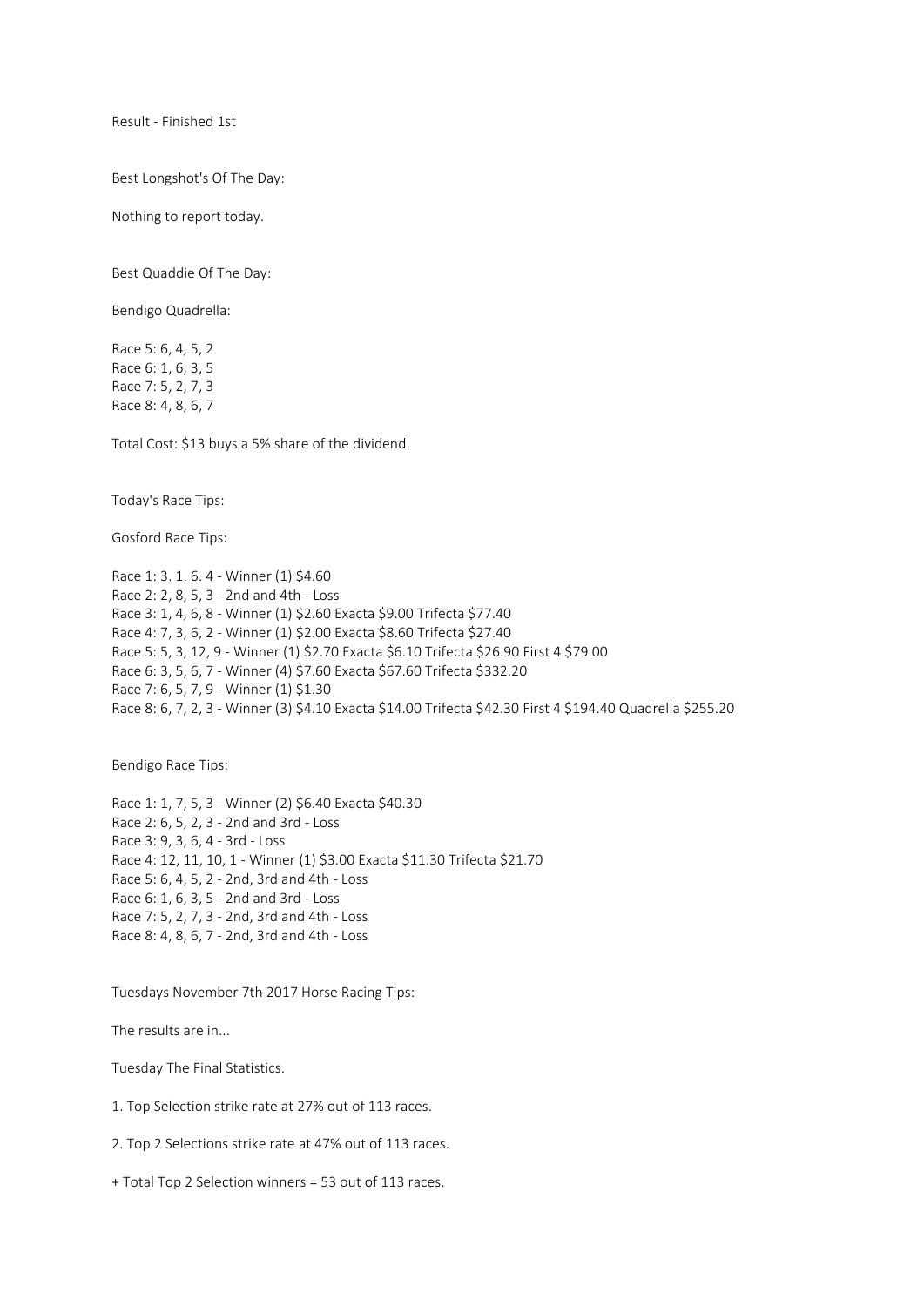Result - Finished 1st

Best Longshot's Of The Day:

Nothing to report today.

Best Quaddie Of The Day:

Bendigo Quadrella:

Race 5: 6, 4, 5, 2
Race 6: 1, 6, 3, 5
Race 7: 5, 2, 7, 3
Race 8: 4, 8, 6, 7

Total Cost: $13 buys a 5% share of the dividend.

Today's Race Tips:

Gosford Race Tips:

Race 1: 3. 1. 6. 4 - Winner (1) $4.60
Race 2: 2, 8, 5, 3 - 2nd and 4th - Loss
Race 3: 1, 4, 6, 8 - Winner (1) $2.60 Exacta $9.00 Trifecta $77.40
Race 4: 7, 3, 6, 2 - Winner (1) $2.00 Exacta $8.60 Trifecta $27.40
Race 5: 5, 3, 12, 9 - Winner (1) $2.70 Exacta $6.10 Trifecta $26.90 First 4 $79.00
Race 6: 3, 5, 6, 7 - Winner (4) $7.60 Exacta $67.60 Trifecta $332.20
Race 7: 6, 5, 7, 9 - Winner (1) $1.30
Race 8: 6, 7, 2, 3 - Winner (3) $4.10 Exacta $14.00 Trifecta $42.30 First 4 $194.40 Quadrella $255.20

Bendigo Race Tips:

Race 1: 1, 7, 5, 3 - Winner (2) $6.40 Exacta $40.30
Race 2: 6, 5, 2, 3 - 2nd and 3rd - Loss
Race 3: 9, 3, 6, 4 - 3rd - Loss
Race 4: 12, 11, 10, 1 - Winner (1) $3.00 Exacta $11.30 Trifecta $21.70
Race 5: 6, 4, 5, 2 - 2nd, 3rd and 4th - Loss
Race 6: 1, 6, 3, 5 - 2nd and 3rd - Loss
Race 7: 5, 2, 7, 3 - 2nd, 3rd and 4th - Loss
Race 8: 4, 8, 6, 7 - 2nd, 3rd and 4th - Loss

Tuesdays November 7th 2017 Horse Racing Tips:

The results are in...

Tuesday The Final Statistics.

1. Top Selection strike rate at 27% out of 113 races.

2. Top 2 Selections strike rate at 47% out of 113 races.

+ Total Top 2 Selection winners = 53 out of 113 races.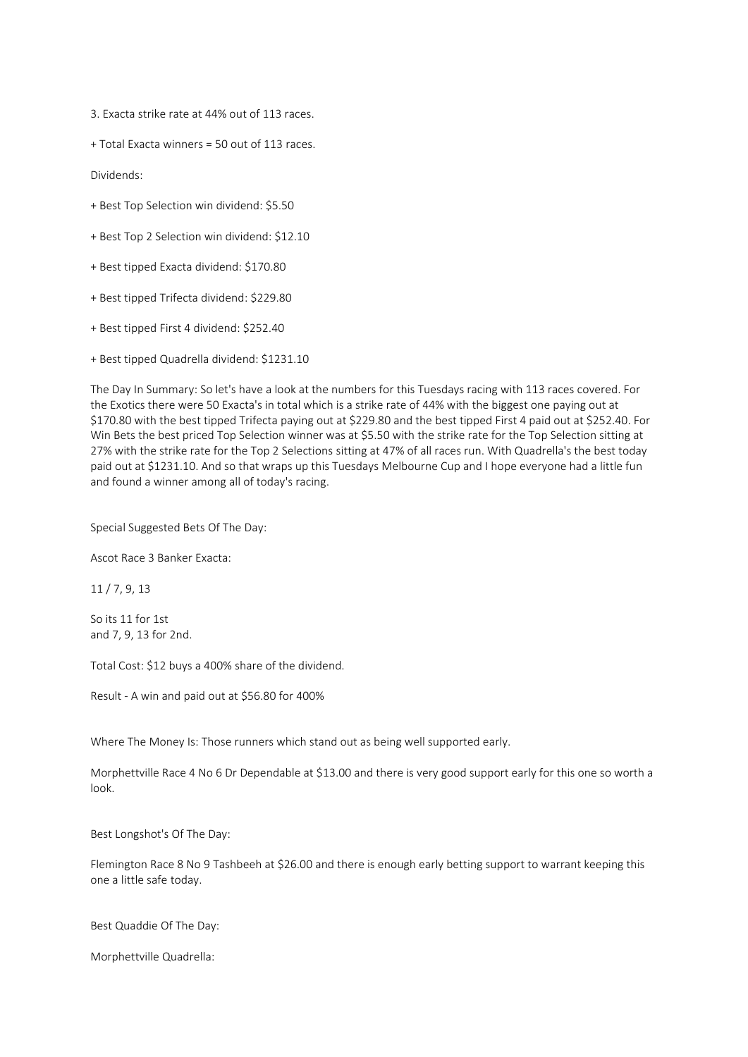3. Exacta strike rate at 44% out of 113 races.

+ Total Exacta winners = 50 out of 113 races.

Dividends:

+ Best Top Selection win dividend: $5.50

+ Best Top 2 Selection win dividend: $12.10

+ Best tipped Exacta dividend: $170.80

+ Best tipped Trifecta dividend: $229.80

+ Best tipped First 4 dividend: $252.40

+ Best tipped Quadrella dividend: $1231.10

The Day In Summary: So let's have a look at the numbers for this Tuesdays racing with 113 races covered. For the Exotics there were 50 Exacta's in total which is a strike rate of 44% with the biggest one paying out at $170.80 with the best tipped Trifecta paying out at $229.80 and the best tipped First 4 paid out at $252.40. For Win Bets the best priced Top Selection winner was at $5.50 with the strike rate for the Top Selection sitting at 27% with the strike rate for the Top 2 Selections sitting at 47% of all races run. With Quadrella's the best today paid out at $1231.10. And so that wraps up this Tuesdays Melbourne Cup and I hope everyone had a little fun and found a winner among all of today's racing.

Special Suggested Bets Of The Day:

Ascot Race 3 Banker Exacta:

11 / 7, 9, 13

So its 11 for 1st
and 7, 9, 13 for 2nd.

Total Cost: $12 buys a 400% share of the dividend.

Result - A win and paid out at $56.80 for 400%

Where The Money Is: Those runners which stand out as being well supported early.

Morphettville Race 4 No 6 Dr Dependable at $13.00 and there is very good support early for this one so worth a look.

Best Longshot's Of The Day:

Flemington Race 8 No 9 Tashbeeh at $26.00 and there is enough early betting support to warrant keeping this one a little safe today.

Best Quaddie Of The Day:

Morphettville Quadrella: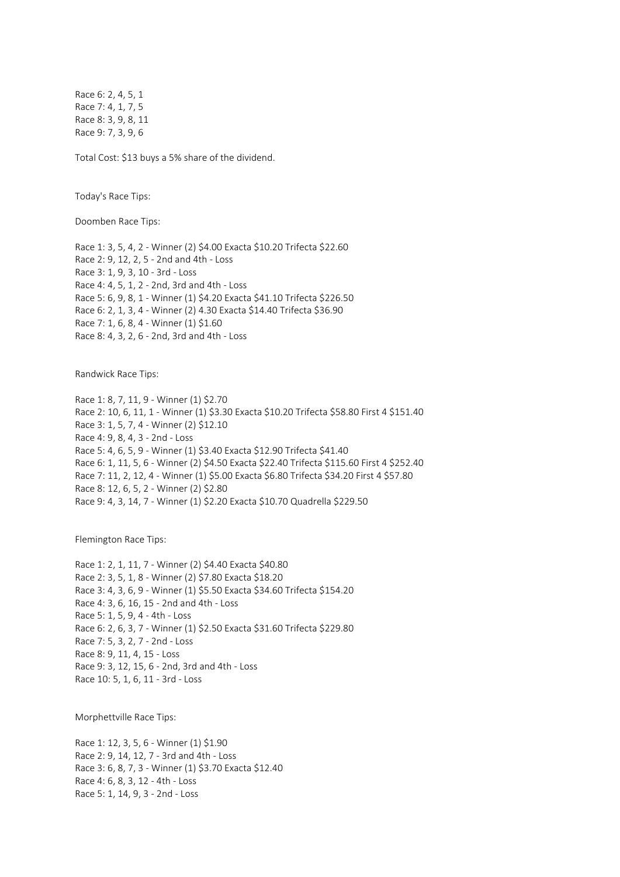Race 6: 2, 4, 5, 1
Race 7: 4, 1, 7, 5
Race 8: 3, 9, 8, 11
Race 9: 7, 3, 9, 6

Total Cost: $13 buys a 5% share of the dividend.

Today's Race Tips:

Doomben Race Tips:

Race 1: 3, 5, 4, 2 - Winner (2) $4.00 Exacta $10.20 Trifecta $22.60
Race 2: 9, 12, 2, 5 - 2nd and 4th - Loss
Race 3: 1, 9, 3, 10 - 3rd - Loss
Race 4: 4, 5, 1, 2 - 2nd, 3rd and 4th - Loss
Race 5: 6, 9, 8, 1 - Winner (1) $4.20 Exacta $41.10 Trifecta $226.50
Race 6: 2, 1, 3, 4 - Winner (2) 4.30 Exacta $14.40 Trifecta $36.90
Race 7: 1, 6, 8, 4 - Winner (1) $1.60
Race 8: 4, 3, 2, 6 - 2nd, 3rd and 4th - Loss

Randwick Race Tips:

Race 1: 8, 7, 11, 9 - Winner (1) $2.70
Race 2: 10, 6, 11, 1 - Winner (1) $3.30 Exacta $10.20 Trifecta $58.80 First 4 $151.40
Race 3: 1, 5, 7, 4 - Winner (2) $12.10
Race 4: 9, 8, 4, 3 - 2nd - Loss
Race 5: 4, 6, 5, 9 - Winner (1) $3.40 Exacta $12.90 Trifecta $41.40
Race 6: 1, 11, 5, 6 - Winner (2) $4.50 Exacta $22.40 Trifecta $115.60 First 4 $252.40
Race 7: 11, 2, 12, 4 - Winner (1) $5.00 Exacta $6.80 Trifecta $34.20 First 4 $57.80
Race 8: 12, 6, 5, 2 - Winner (2) $2.80
Race 9: 4, 3, 14, 7 - Winner (1) $2.20 Exacta $10.70 Quadrella $229.50

Flemington Race Tips:

Race 1: 2, 1, 11, 7 - Winner (2) $4.40 Exacta $40.80
Race 2: 3, 5, 1, 8 - Winner (2) $7.80 Exacta $18.20
Race 3: 4, 3, 6, 9 - Winner (1) $5.50 Exacta $34.60 Trifecta $154.20
Race 4: 3, 6, 16, 15 - 2nd and 4th - Loss
Race 5: 1, 5, 9, 4 - 4th - Loss
Race 6: 2, 6, 3, 7 - Winner (1) $2.50 Exacta $31.60 Trifecta $229.80
Race 7: 5, 3, 2, 7 - 2nd - Loss
Race 8: 9, 11, 4, 15 - Loss
Race 9: 3, 12, 15, 6 - 2nd, 3rd and 4th - Loss
Race 10: 5, 1, 6, 11 - 3rd - Loss

Morphettville Race Tips:

Race 1: 12, 3, 5, 6 - Winner (1) $1.90
Race 2: 9, 14, 12, 7 - 3rd and 4th - Loss
Race 3: 6, 8, 7, 3 - Winner (1) $3.70 Exacta $12.40
Race 4: 6, 8, 3, 12 - 4th - Loss
Race 5: 1, 14, 9, 3 - 2nd - Loss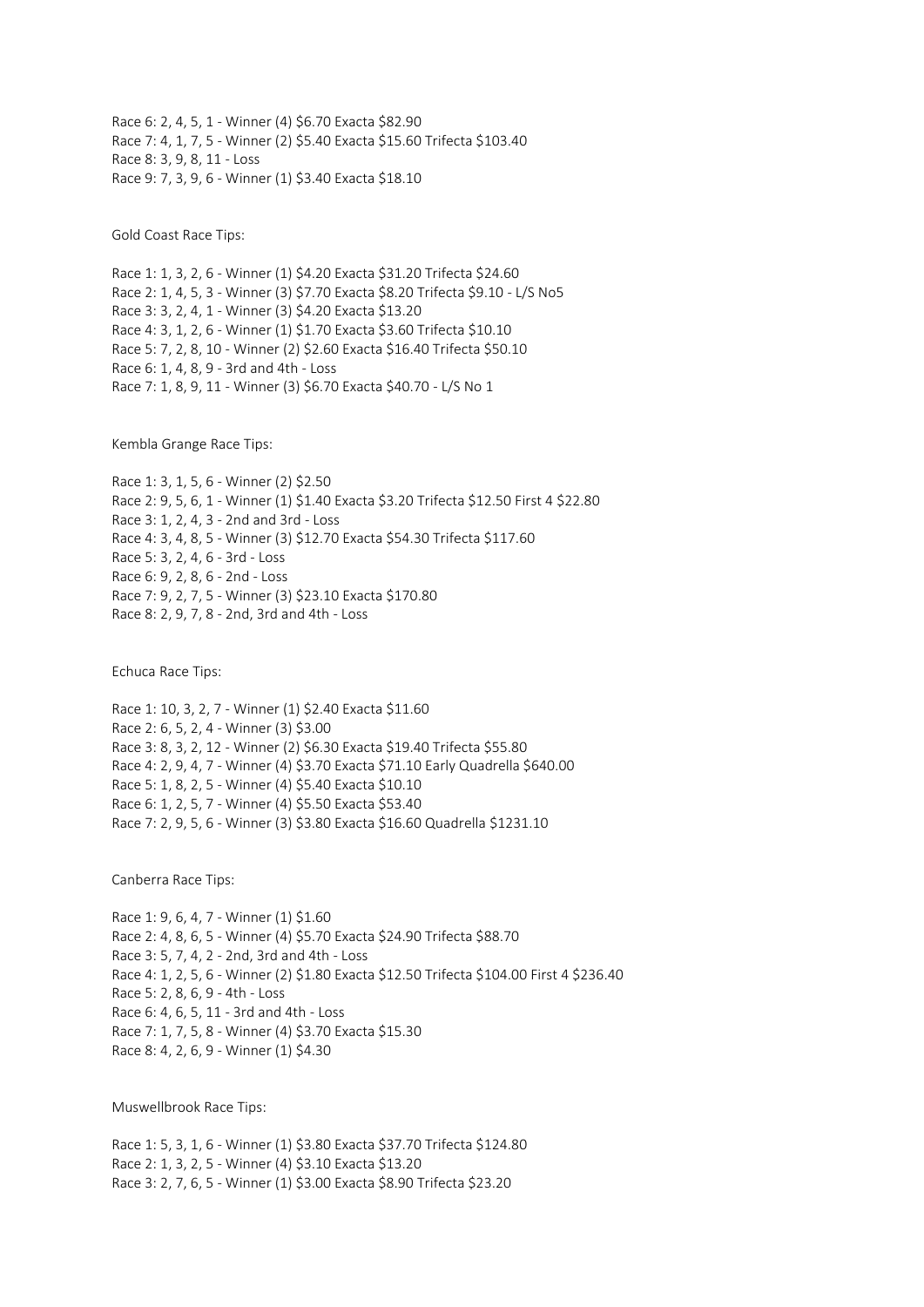Race 6: 2, 4, 5, 1 - Winner (4) $6.70 Exacta $82.90
Race 7: 4, 1, 7, 5 - Winner (2) $5.40 Exacta $15.60 Trifecta $103.40
Race 8: 3, 9, 8, 11 - Loss
Race 9: 7, 3, 9, 6 - Winner (1) $3.40 Exacta $18.10

Gold Coast Race Tips:

Race 1: 1, 3, 2, 6 - Winner (1) $4.20 Exacta $31.20 Trifecta $24.60
Race 2: 1, 4, 5, 3 - Winner (3) $7.70 Exacta $8.20 Trifecta $9.10 - L/S No5
Race 3: 3, 2, 4, 1 - Winner (3) $4.20 Exacta $13.20
Race 4: 3, 1, 2, 6 - Winner (1) $1.70 Exacta $3.60 Trifecta $10.10
Race 5: 7, 2, 8, 10 - Winner (2) $2.60 Exacta $16.40 Trifecta $50.10
Race 6: 1, 4, 8, 9 - 3rd and 4th - Loss
Race 7: 1, 8, 9, 11 - Winner (3) $6.70 Exacta $40.70 - L/S No 1

Kembla Grange Race Tips:

Race 1: 3, 1, 5, 6 - Winner (2) $2.50
Race 2: 9, 5, 6, 1 - Winner (1) $1.40 Exacta $3.20 Trifecta $12.50 First 4 $22.80
Race 3: 1, 2, 4, 3 - 2nd and 3rd - Loss
Race 4: 3, 4, 8, 5 - Winner (3) $12.70 Exacta $54.30 Trifecta $117.60
Race 5: 3, 2, 4, 6 - 3rd - Loss
Race 6: 9, 2, 8, 6 - 2nd - Loss
Race 7: 9, 2, 7, 5 - Winner (3) $23.10 Exacta $170.80
Race 8: 2, 9, 7, 8 - 2nd, 3rd and 4th - Loss

Echuca Race Tips:

Race 1: 10, 3, 2, 7 - Winner (1) $2.40 Exacta $11.60
Race 2: 6, 5, 2, 4 - Winner (3) $3.00
Race 3: 8, 3, 2, 12 - Winner (2) $6.30 Exacta $19.40 Trifecta $55.80
Race 4: 2, 9, 4, 7 - Winner (4) $3.70 Exacta $71.10 Early Quadrella $640.00
Race 5: 1, 8, 2, 5 - Winner (4) $5.40 Exacta $10.10
Race 6: 1, 2, 5, 7 - Winner (4) $5.50 Exacta $53.40
Race 7: 2, 9, 5, 6 - Winner (3) $3.80 Exacta $16.60 Quadrella $1231.10

Canberra Race Tips:

Race 1: 9, 6, 4, 7 - Winner (1) $1.60
Race 2: 4, 8, 6, 5 - Winner (4) $5.70 Exacta $24.90 Trifecta $88.70
Race 3: 5, 7, 4, 2 - 2nd, 3rd and 4th - Loss
Race 4: 1, 2, 5, 6 - Winner (2) $1.80 Exacta $12.50 Trifecta $104.00 First 4 $236.40
Race 5: 2, 8, 6, 9 - 4th - Loss
Race 6: 4, 6, 5, 11 - 3rd and 4th - Loss
Race 7: 1, 7, 5, 8 - Winner (4) $3.70 Exacta $15.30
Race 8: 4, 2, 6, 9 - Winner (1) $4.30

Muswellbrook Race Tips:

Race 1: 5, 3, 1, 6 - Winner (1) $3.80 Exacta $37.70 Trifecta $124.80
Race 2: 1, 3, 2, 5 - Winner (4) $3.10 Exacta $13.20
Race 3: 2, 7, 6, 5 - Winner (1) $3.00 Exacta $8.90 Trifecta $23.20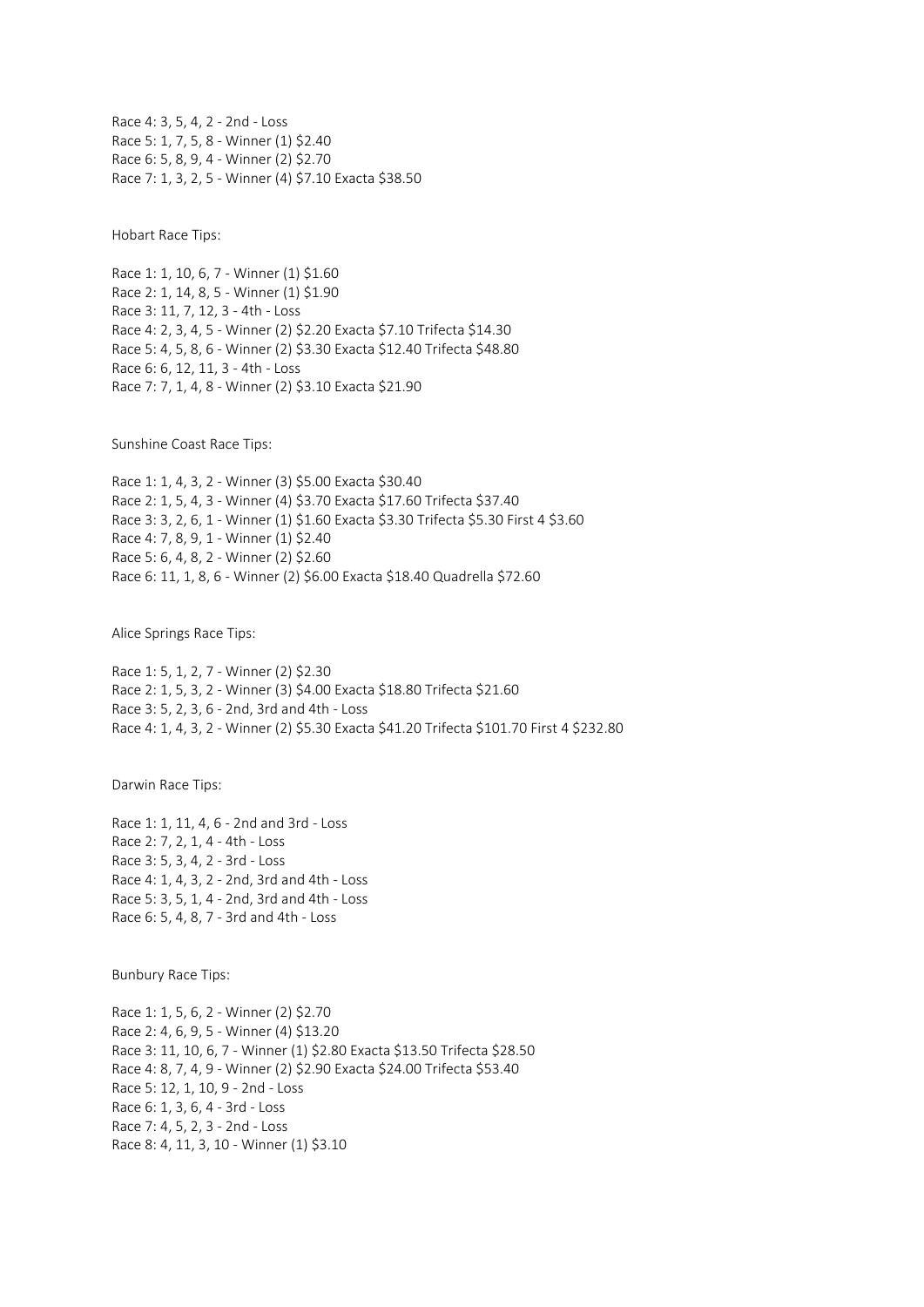Race 4: 3, 5, 4, 2 - 2nd - Loss
Race 5: 1, 7, 5, 8 - Winner (1) $2.40
Race 6: 5, 8, 9, 4 - Winner (2) $2.70
Race 7: 1, 3, 2, 5 - Winner (4) $7.10 Exacta $38.50

Hobart Race Tips:

Race 1: 1, 10, 6, 7 - Winner (1) $1.60
Race 2: 1, 14, 8, 5 - Winner (1) $1.90
Race 3: 11, 7, 12, 3 - 4th - Loss
Race 4: 2, 3, 4, 5 - Winner (2) $2.20 Exacta $7.10 Trifecta $14.30
Race 5: 4, 5, 8, 6 - Winner (2) $3.30 Exacta $12.40 Trifecta $48.80
Race 6: 6, 12, 11, 3 - 4th - Loss
Race 7: 7, 1, 4, 8 - Winner (2) $3.10 Exacta $21.90

Sunshine Coast Race Tips:

Race 1: 1, 4, 3, 2 - Winner (3) $5.00 Exacta $30.40
Race 2: 1, 5, 4, 3 - Winner (4) $3.70 Exacta $17.60 Trifecta $37.40
Race 3: 3, 2, 6, 1 - Winner (1) $1.60 Exacta $3.30 Trifecta $5.30 First 4 $3.60
Race 4: 7, 8, 9, 1 - Winner (1) $2.40
Race 5: 6, 4, 8, 2 - Winner (2) $2.60
Race 6: 11, 1, 8, 6 - Winner (2) $6.00 Exacta $18.40 Quadrella $72.60

Alice Springs Race Tips:

Race 1: 5, 1, 2, 7 - Winner (2) $2.30
Race 2: 1, 5, 3, 2 - Winner (3) $4.00 Exacta $18.80 Trifecta $21.60
Race 3: 5, 2, 3, 6 - 2nd, 3rd and 4th - Loss
Race 4: 1, 4, 3, 2 - Winner (2) $5.30 Exacta $41.20 Trifecta $101.70 First 4 $232.80

Darwin Race Tips:

Race 1: 1, 11, 4, 6 - 2nd and 3rd - Loss
Race 2: 7, 2, 1, 4 - 4th - Loss
Race 3: 5, 3, 4, 2 - 3rd - Loss
Race 4: 1, 4, 3, 2 - 2nd, 3rd and 4th - Loss
Race 5: 3, 5, 1, 4 - 2nd, 3rd and 4th - Loss
Race 6: 5, 4, 8, 7 - 3rd and 4th - Loss

Bunbury Race Tips:

Race 1: 1, 5, 6, 2 - Winner (2) $2.70
Race 2: 4, 6, 9, 5 - Winner (4) $13.20
Race 3: 11, 10, 6, 7 - Winner (1) $2.80 Exacta $13.50 Trifecta $28.50
Race 4: 8, 7, 4, 9 - Winner (2) $2.90 Exacta $24.00 Trifecta $53.40
Race 5: 12, 1, 10, 9 - 2nd - Loss
Race 6: 1, 3, 6, 4 - 3rd - Loss
Race 7: 4, 5, 2, 3 - 2nd - Loss
Race 8: 4, 11, 3, 10 - Winner (1) $3.10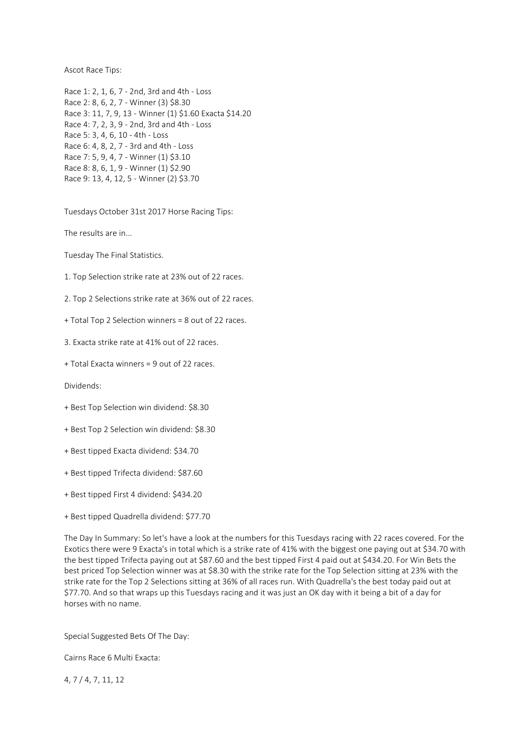Ascot Race Tips:

Race 1: 2, 1, 6, 7 - 2nd, 3rd and 4th - Loss
Race 2: 8, 6, 2, 7 - Winner (3) $8.30
Race 3: 11, 7, 9, 13 - Winner (1) $1.60 Exacta $14.20
Race 4: 7, 2, 3, 9 - 2nd, 3rd and 4th - Loss
Race 5: 3, 4, 6, 10 - 4th - Loss
Race 6: 4, 8, 2, 7 - 3rd and 4th - Loss
Race 7: 5, 9, 4, 7 - Winner (1) $3.10
Race 8: 8, 6, 1, 9 - Winner (1) $2.90
Race 9: 13, 4, 12, 5 - Winner (2) $3.70

Tuesdays October 31st 2017 Horse Racing Tips:

The results are in...

Tuesday The Final Statistics.

1. Top Selection strike rate at 23% out of 22 races.

2. Top 2 Selections strike rate at 36% out of 22 races.

+ Total Top 2 Selection winners = 8 out of 22 races.

3. Exacta strike rate at 41% out of 22 races.

+ Total Exacta winners = 9 out of 22 races.

Dividends:

+ Best Top Selection win dividend: $8.30

+ Best Top 2 Selection win dividend: $8.30

+ Best tipped Exacta dividend: $34.70

+ Best tipped Trifecta dividend: $87.60

+ Best tipped First 4 dividend: $434.20

+ Best tipped Quadrella dividend: $77.70

The Day In Summary: So let's have a look at the numbers for this Tuesdays racing with 22 races covered. For the Exotics there were 9 Exacta's in total which is a strike rate of 41% with the biggest one paying out at $34.70 with the best tipped Trifecta paying out at $87.60 and the best tipped First 4 paid out at $434.20. For Win Bets the best priced Top Selection winner was at $8.30 with the strike rate for the Top Selection sitting at 23% with the strike rate for the Top 2 Selections sitting at 36% of all races run. With Quadrella's the best today paid out at $77.70. And so that wraps up this Tuesdays racing and it was just an OK day with it being a bit of a day for horses with no name.

Special Suggested Bets Of The Day:

Cairns Race 6 Multi Exacta:

4, 7 / 4, 7, 11, 12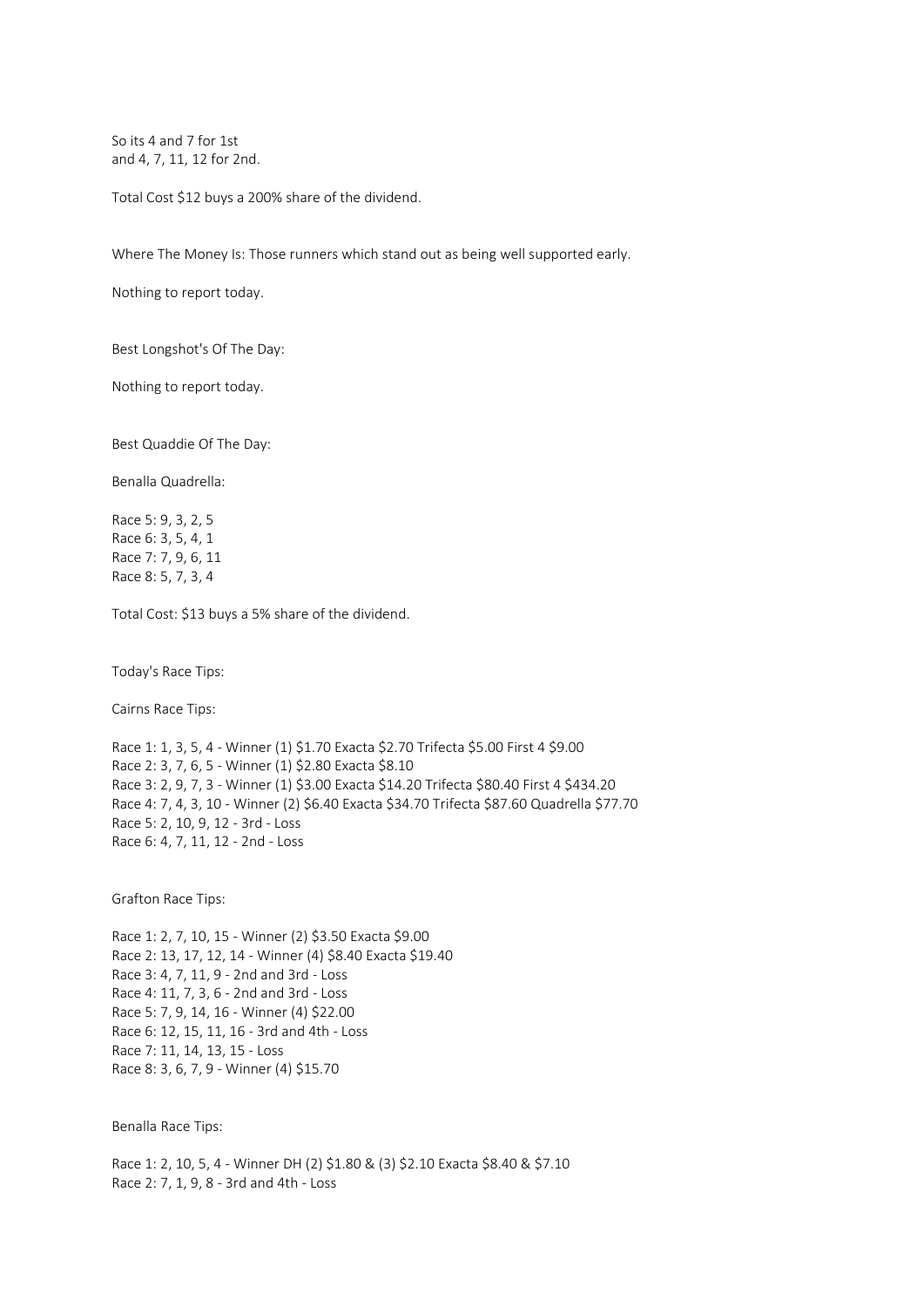So its 4 and 7 for 1st
and 4, 7, 11, 12 for 2nd.

Total Cost $12 buys a 200% share of the dividend.

Where The Money Is: Those runners which stand out as being well supported early.

Nothing to report today.

Best Longshot's Of The Day:

Nothing to report today.

Best Quaddie Of The Day:

Benalla Quadrella:

Race 5: 9, 3, 2, 5
Race 6: 3, 5, 4, 1
Race 7: 7, 9, 6, 11
Race 8: 5, 7, 3, 4

Total Cost: $13 buys a 5% share of the dividend.

Today's Race Tips:

Cairns Race Tips:

Race 1: 1, 3, 5, 4 - Winner (1) $1.70 Exacta $2.70 Trifecta $5.00 First 4 $9.00
Race 2: 3, 7, 6, 5 - Winner (1) $2.80 Exacta $8.10
Race 3: 2, 9, 7, 3 - Winner (1) $3.00 Exacta $14.20 Trifecta $80.40 First 4 $434.20
Race 4: 7, 4, 3, 10 - Winner (2) $6.40 Exacta $34.70 Trifecta $87.60 Quadrella $77.70
Race 5: 2, 10, 9, 12 - 3rd - Loss
Race 6: 4, 7, 11, 12 - 2nd - Loss

Grafton Race Tips:

Race 1: 2, 7, 10, 15 - Winner (2) $3.50 Exacta $9.00
Race 2: 13, 17, 12, 14 - Winner (4) $8.40 Exacta $19.40
Race 3: 4, 7, 11, 9 - 2nd and 3rd - Loss
Race 4: 11, 7, 3, 6 - 2nd and 3rd - Loss
Race 5: 7, 9, 14, 16 - Winner (4) $22.00
Race 6: 12, 15, 11, 16 - 3rd and 4th - Loss
Race 7: 11, 14, 13, 15 - Loss
Race 8: 3, 6, 7, 9 - Winner (4) $15.70

Benalla Race Tips:

Race 1: 2, 10, 5, 4 - Winner DH (2) $1.80 & (3) $2.10 Exacta $8.40 & $7.10
Race 2: 7, 1, 9, 8 - 3rd and 4th - Loss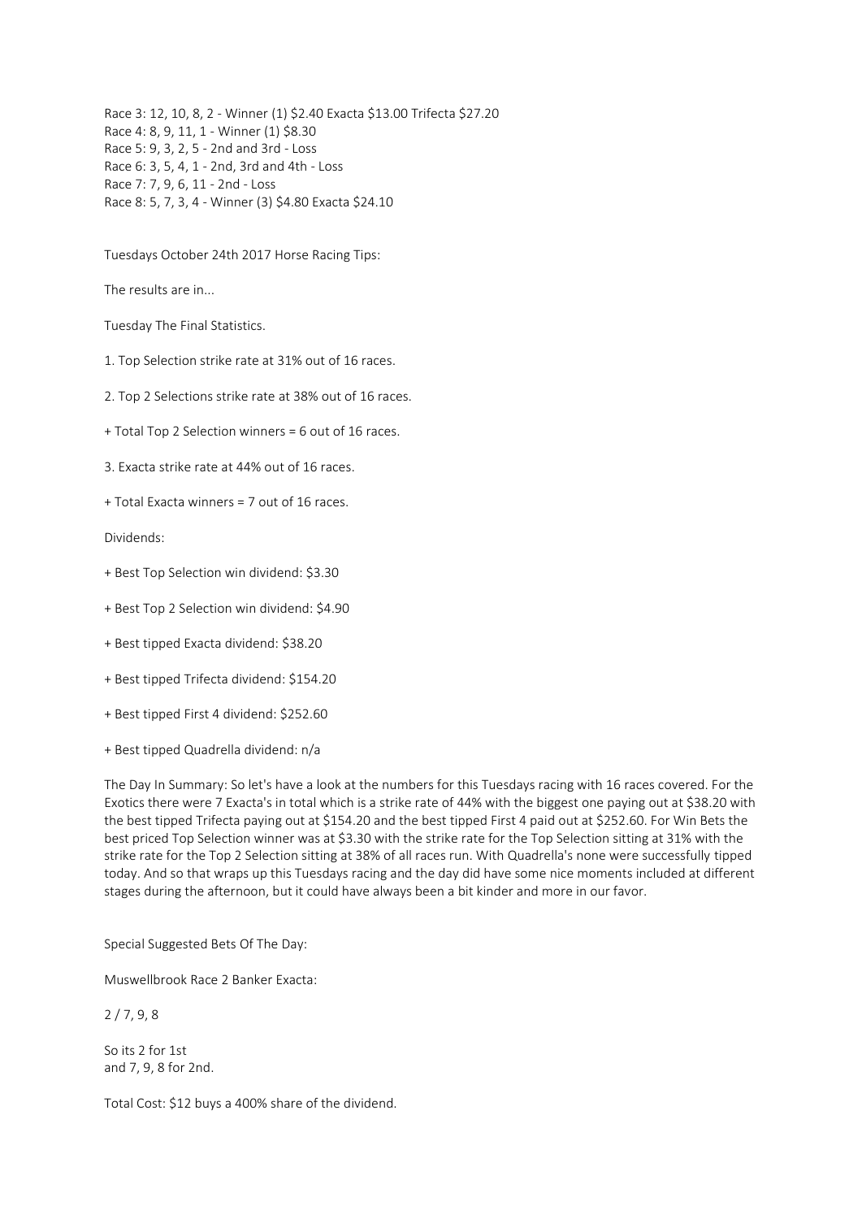Race 3: 12, 10, 8, 2 - Winner (1) $2.40 Exacta $13.00 Trifecta $27.20
Race 4: 8, 9, 11, 1 - Winner (1) $8.30
Race 5: 9, 3, 2, 5 - 2nd and 3rd - Loss
Race 6: 3, 5, 4, 1 - 2nd, 3rd and 4th - Loss
Race 7: 7, 9, 6, 11 - 2nd - Loss
Race 8: 5, 7, 3, 4 - Winner (3) $4.80 Exacta $24.10

Tuesdays October 24th 2017 Horse Racing Tips:

The results are in...

Tuesday The Final Statistics.

1. Top Selection strike rate at 31% out of 16 races.

2. Top 2 Selections strike rate at 38% out of 16 races.

+ Total Top 2 Selection winners = 6 out of 16 races.

3. Exacta strike rate at 44% out of 16 races.

+ Total Exacta winners = 7 out of 16 races.

Dividends:

+ Best Top Selection win dividend: $3.30

+ Best Top 2 Selection win dividend: $4.90

+ Best tipped Exacta dividend: $38.20

+ Best tipped Trifecta dividend: $154.20

+ Best tipped First 4 dividend: $252.60

+ Best tipped Quadrella dividend: n/a

The Day In Summary: So let's have a look at the numbers for this Tuesdays racing with 16 races covered. For the Exotics there were 7 Exacta's in total which is a strike rate of 44% with the biggest one paying out at $38.20 with the best tipped Trifecta paying out at $154.20 and the best tipped First 4 paid out at $252.60. For Win Bets the best priced Top Selection winner was at $3.30 with the strike rate for the Top Selection sitting at 31% with the strike rate for the Top 2 Selection sitting at 38% of all races run. With Quadrella's none were successfully tipped today. And so that wraps up this Tuesdays racing and the day did have some nice moments included at different stages during the afternoon, but it could have always been a bit kinder and more in our favor.

Special Suggested Bets Of The Day:

Muswellbrook Race 2 Banker Exacta:

2 / 7, 9, 8

So its 2 for 1st
and 7, 9, 8 for 2nd.

Total Cost: $12 buys a 400% share of the dividend.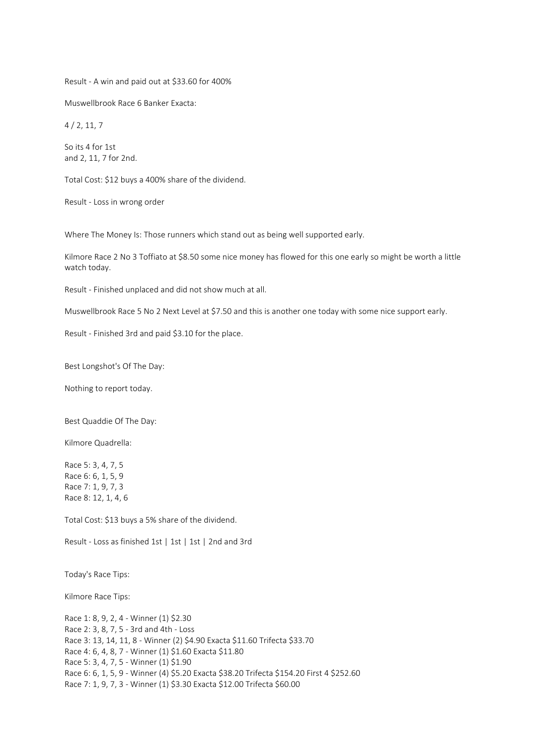Result - A win and paid out at $33.60 for 400%

Muswellbrook Race 6 Banker Exacta:

4 / 2, 11, 7

So its 4 for 1st
and 2, 11, 7 for 2nd.

Total Cost: $12 buys a 400% share of the dividend.

Result - Loss in wrong order

Where The Money Is: Those runners which stand out as being well supported early.

Kilmore Race 2 No 3 Toffiato at $8.50 some nice money has flowed for this one early so might be worth a little watch today.

Result - Finished unplaced and did not show much at all.

Muswellbrook Race 5 No 2 Next Level at $7.50 and this is another one today with some nice support early.

Result - Finished 3rd and paid $3.10 for the place.

Best Longshot's Of The Day:

Nothing to report today.

Best Quaddie Of The Day:

Kilmore Quadrella:

Race 5: 3, 4, 7, 5
Race 6: 6, 1, 5, 9
Race 7: 1, 9, 7, 3
Race 8: 12, 1, 4, 6

Total Cost: $13 buys a 5% share of the dividend.

Result - Loss as finished 1st | 1st | 1st | 2nd and 3rd

Today's Race Tips:

Kilmore Race Tips:

Race 1: 8, 9, 2, 4 - Winner (1) $2.30
Race 2: 3, 8, 7, 5 - 3rd and 4th - Loss
Race 3: 13, 14, 11, 8 - Winner (2) $4.90 Exacta $11.60 Trifecta $33.70
Race 4: 6, 4, 8, 7 - Winner (1) $1.60 Exacta $11.80
Race 5: 3, 4, 7, 5 - Winner (1) $1.90
Race 6: 6, 1, 5, 9 - Winner (4) $5.20 Exacta $38.20 Trifecta $154.20 First 4 $252.60
Race 7: 1, 9, 7, 3 - Winner (1) $3.30 Exacta $12.00 Trifecta $60.00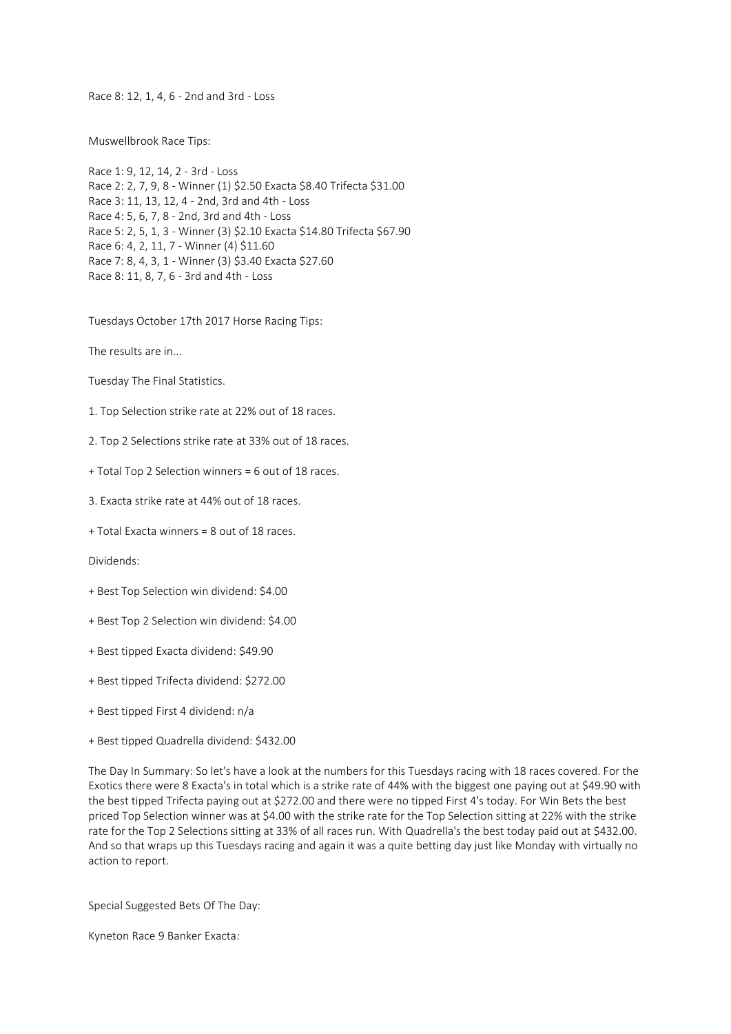Race 8: 12, 1, 4, 6 - 2nd and 3rd - Loss

Muswellbrook Race Tips:

Race 1: 9, 12, 14, 2 - 3rd - Loss
Race 2: 2, 7, 9, 8 - Winner (1) $2.50 Exacta $8.40 Trifecta $31.00
Race 3: 11, 13, 12, 4 - 2nd, 3rd and 4th - Loss
Race 4: 5, 6, 7, 8 - 2nd, 3rd and 4th - Loss
Race 5: 2, 5, 1, 3 - Winner (3) $2.10 Exacta $14.80 Trifecta $67.90
Race 6: 4, 2, 11, 7 - Winner (4) $11.60
Race 7: 8, 4, 3, 1 - Winner (3) $3.40 Exacta $27.60
Race 8: 11, 8, 7, 6 - 3rd and 4th - Loss

Tuesdays October 17th 2017 Horse Racing Tips:

The results are in...

Tuesday The Final Statistics.

1. Top Selection strike rate at 22% out of 18 races.

2. Top 2 Selections strike rate at 33% out of 18 races.

+ Total Top 2 Selection winners = 6 out of 18 races.

3. Exacta strike rate at 44% out of 18 races.

+ Total Exacta winners = 8 out of 18 races.

Dividends:

+ Best Top Selection win dividend: $4.00

+ Best Top 2 Selection win dividend: $4.00

+ Best tipped Exacta dividend: $49.90

+ Best tipped Trifecta dividend: $272.00

+ Best tipped First 4 dividend: n/a

+ Best tipped Quadrella dividend: $432.00

The Day In Summary: So let's have a look at the numbers for this Tuesdays racing with 18 races covered. For the Exotics there were 8 Exacta's in total which is a strike rate of 44% with the biggest one paying out at $49.90 with the best tipped Trifecta paying out at $272.00 and there were no tipped First 4's today. For Win Bets the best priced Top Selection winner was at $4.00 with the strike rate for the Top Selection sitting at 22% with the strike rate for the Top 2 Selections sitting at 33% of all races run. With Quadrella's the best today paid out at $432.00. And so that wraps up this Tuesdays racing and again it was a quite betting day just like Monday with virtually no action to report.

Special Suggested Bets Of The Day:

Kyneton Race 9 Banker Exacta: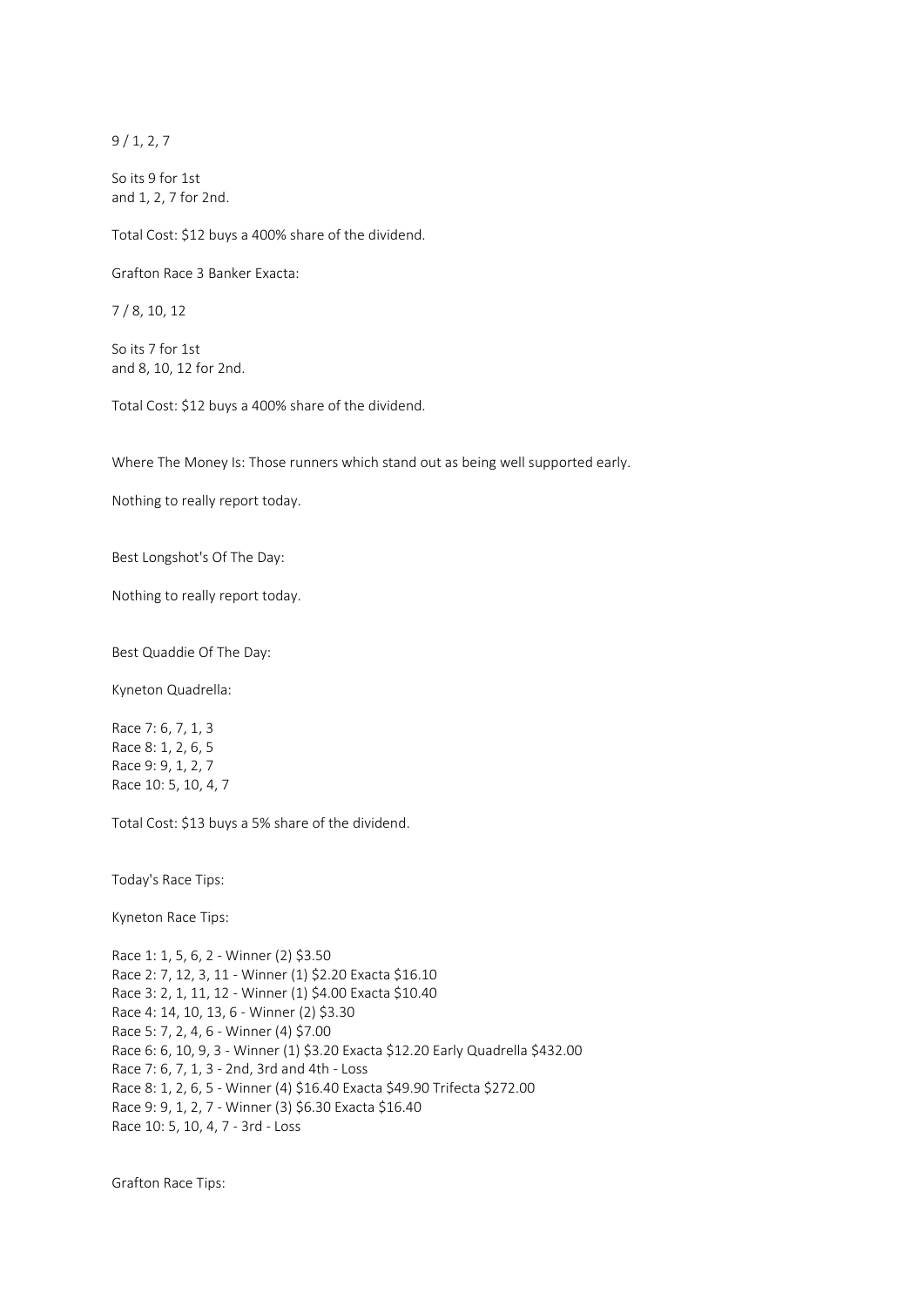9 / 1, 2, 7

So its 9 for 1st
and 1, 2, 7 for 2nd.

Total Cost: $12 buys a 400% share of the dividend.

Grafton Race 3 Banker Exacta:

7 / 8, 10, 12

So its 7 for 1st
and 8, 10, 12 for 2nd.

Total Cost: $12 buys a 400% share of the dividend.

Where The Money Is: Those runners which stand out as being well supported early.

Nothing to really report today.

Best Longshot's Of The Day:

Nothing to really report today.

Best Quaddie Of The Day:

Kyneton Quadrella:

Race 7: 6, 7, 1, 3
Race 8: 1, 2, 6, 5
Race 9: 9, 1, 2, 7
Race 10: 5, 10, 4, 7

Total Cost: $13 buys a 5% share of the dividend.

Today's Race Tips:

Kyneton Race Tips:

Race 1: 1, 5, 6, 2 - Winner (2) $3.50
Race 2: 7, 12, 3, 11 - Winner (1) $2.20 Exacta $16.10
Race 3: 2, 1, 11, 12 - Winner (1) $4.00 Exacta $10.40
Race 4: 14, 10, 13, 6 - Winner (2) $3.30
Race 5: 7, 2, 4, 6 - Winner (4) $7.00
Race 6: 6, 10, 9, 3 - Winner (1) $3.20 Exacta $12.20 Early Quadrella $432.00
Race 7: 6, 7, 1, 3 - 2nd, 3rd and 4th - Loss
Race 8: 1, 2, 6, 5 - Winner (4) $16.40 Exacta $49.90 Trifecta $272.00
Race 9: 9, 1, 2, 7 - Winner (3) $6.30 Exacta $16.40
Race 10: 5, 10, 4, 7 - 3rd - Loss

Grafton Race Tips: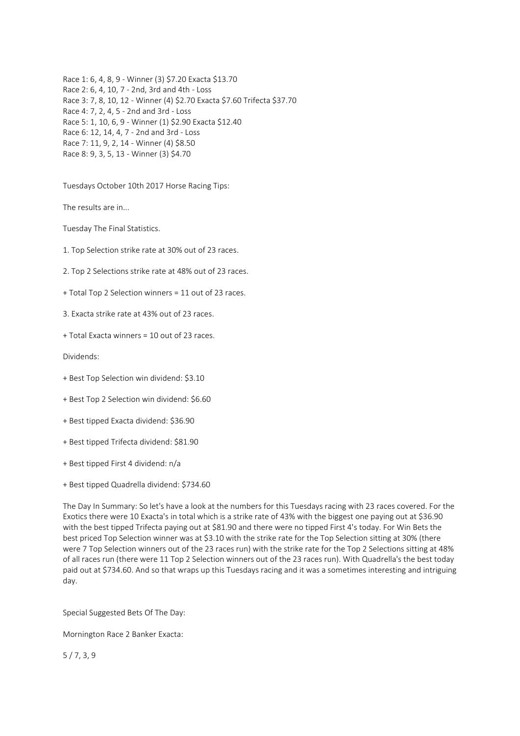Race 1: 6, 4, 8, 9 - Winner (3) $7.20 Exacta $13.70
Race 2: 6, 4, 10, 7 - 2nd, 3rd and 4th - Loss
Race 3: 7, 8, 10, 12 - Winner (4) $2.70 Exacta $7.60 Trifecta $37.70
Race 4: 7, 2, 4, 5 - 2nd and 3rd - Loss
Race 5: 1, 10, 6, 9 - Winner (1) $2.90 Exacta $12.40
Race 6: 12, 14, 4, 7 - 2nd and 3rd - Loss
Race 7: 11, 9, 2, 14 - Winner (4) $8.50
Race 8: 9, 3, 5, 13 - Winner (3) $4.70

Tuesdays October 10th 2017 Horse Racing Tips:

The results are in...

Tuesday The Final Statistics.

1. Top Selection strike rate at 30% out of 23 races.

2. Top 2 Selections strike rate at 48% out of 23 races.

+ Total Top 2 Selection winners = 11 out of 23 races.

3. Exacta strike rate at 43% out of 23 races.

+ Total Exacta winners = 10 out of 23 races.

Dividends:

+ Best Top Selection win dividend: $3.10

+ Best Top 2 Selection win dividend: $6.60

+ Best tipped Exacta dividend: $36.90

+ Best tipped Trifecta dividend: $81.90

+ Best tipped First 4 dividend: n/a

+ Best tipped Quadrella dividend: $734.60

The Day In Summary: So let's have a look at the numbers for this Tuesdays racing with 23 races covered. For the Exotics there were 10 Exacta's in total which is a strike rate of 43% with the biggest one paying out at $36.90 with the best tipped Trifecta paying out at $81.90 and there were no tipped First 4's today. For Win Bets the best priced Top Selection winner was at $3.10 with the strike rate for the Top Selection sitting at 30% (there were 7 Top Selection winners out of the 23 races run) with the strike rate for the Top 2 Selections sitting at 48% of all races run (there were 11 Top 2 Selection winners out of the 23 races run). With Quadrella's the best today paid out at $734.60. And so that wraps up this Tuesdays racing and it was a sometimes interesting and intriguing day.

Special Suggested Bets Of The Day:

Mornington Race 2 Banker Exacta:

5 / 7, 3, 9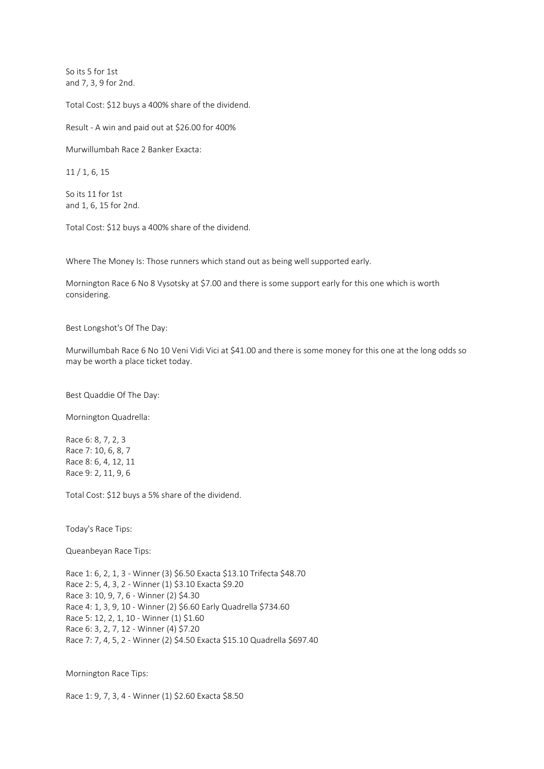So its 5 for 1st
and 7, 3, 9 for 2nd.

Total Cost: $12 buys a 400% share of the dividend.

Result - A win and paid out at $26.00 for 400%

Murwillumbah Race 2 Banker Exacta:

11 / 1, 6, 15

So its 11 for 1st
and 1, 6, 15 for 2nd.

Total Cost: $12 buys a 400% share of the dividend.

Where The Money Is: Those runners which stand out as being well supported early.

Mornington Race 6 No 8 Vysotsky at $7.00 and there is some support early for this one which is worth considering.

Best Longshot's Of The Day:

Murwillumbah Race 6 No 10 Veni Vidi Vici at $41.00 and there is some money for this one at the long odds so may be worth a place ticket today.

Best Quaddie Of The Day:

Mornington Quadrella:

Race 6: 8, 7, 2, 3
Race 7: 10, 6, 8, 7
Race 8: 6, 4, 12, 11
Race 9: 2, 11, 9, 6

Total Cost: $12 buys a 5% share of the dividend.

Today's Race Tips:

Queanbeyan Race Tips:

Race 1: 6, 2, 1, 3 - Winner (3) $6.50 Exacta $13.10 Trifecta $48.70
Race 2: 5, 4, 3, 2 - Winner (1) $3.10 Exacta $9.20
Race 3: 10, 9, 7, 6 - Winner (2) $4.30
Race 4: 1, 3, 9, 10 - Winner (2) $6.60 Early Quadrella $734.60
Race 5: 12, 2, 1, 10 - Winner (1) $1.60
Race 6: 3, 2, 7, 12 - Winner (4) $7.20
Race 7: 7, 4, 5, 2 - Winner (2) $4.50 Exacta $15.10 Quadrella $697.40

Mornington Race Tips:

Race 1: 9, 7, 3, 4 - Winner (1) $2.60 Exacta $8.50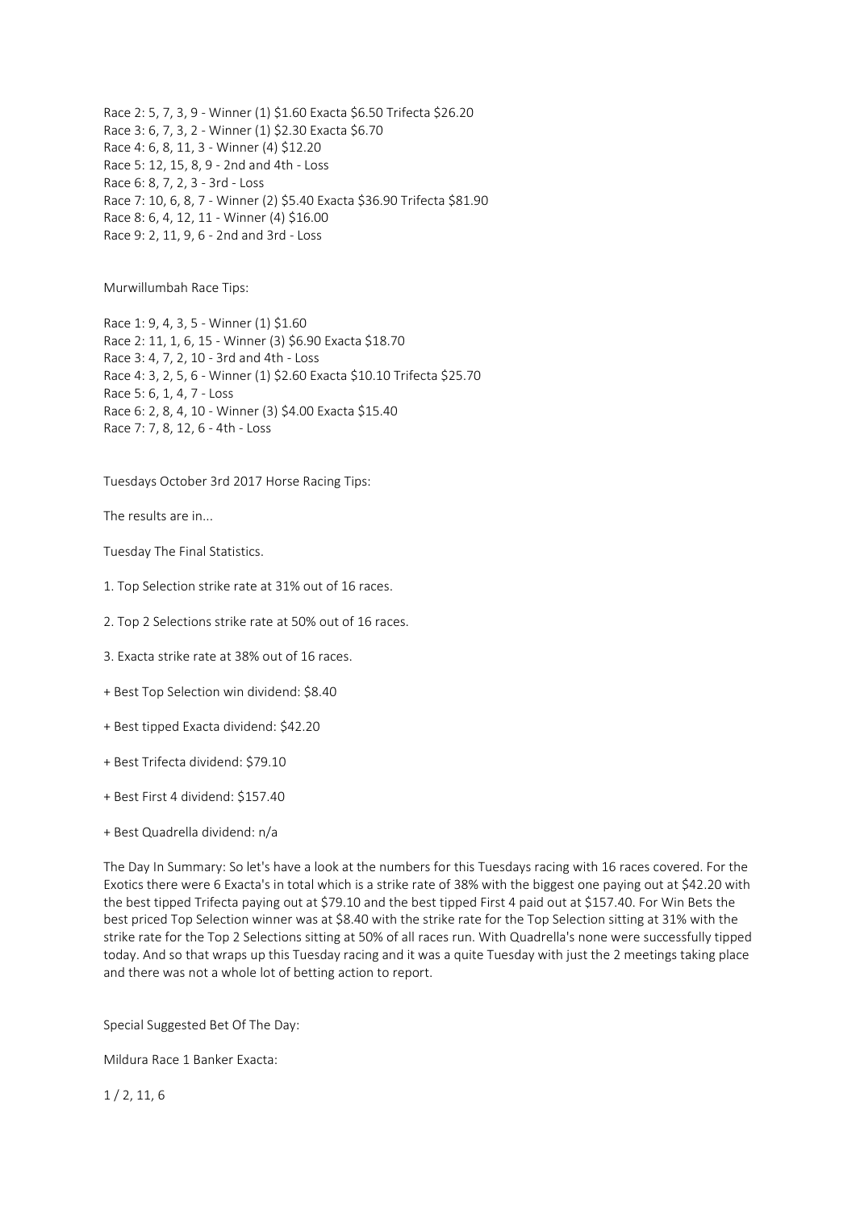Race 2: 5, 7, 3, 9 - Winner (1) $1.60 Exacta $6.50 Trifecta $26.20
Race 3: 6, 7, 3, 2 - Winner (1) $2.30 Exacta $6.70
Race 4: 6, 8, 11, 3 - Winner (4) $12.20
Race 5: 12, 15, 8, 9 - 2nd and 4th - Loss
Race 6: 8, 7, 2, 3 - 3rd - Loss
Race 7: 10, 6, 8, 7 - Winner (2) $5.40 Exacta $36.90 Trifecta $81.90
Race 8: 6, 4, 12, 11 - Winner (4) $16.00
Race 9: 2, 11, 9, 6 - 2nd and 3rd - Loss

Murwillumbah Race Tips:

Race 1: 9, 4, 3, 5 - Winner (1) $1.60
Race 2: 11, 1, 6, 15 - Winner (3) $6.90 Exacta $18.70
Race 3: 4, 7, 2, 10 - 3rd and 4th - Loss
Race 4: 3, 2, 5, 6 - Winner (1) $2.60 Exacta $10.10 Trifecta $25.70
Race 5: 6, 1, 4, 7 - Loss
Race 6: 2, 8, 4, 10 - Winner (3) $4.00 Exacta $15.40
Race 7: 7, 8, 12, 6 - 4th - Loss

Tuesdays October 3rd 2017 Horse Racing Tips:

The results are in...

Tuesday The Final Statistics.

1. Top Selection strike rate at 31% out of 16 races.

2. Top 2 Selections strike rate at 50% out of 16 races.

3. Exacta strike rate at 38% out of 16 races.

+ Best Top Selection win dividend: $8.40

+ Best tipped Exacta dividend: $42.20

+ Best Trifecta dividend: $79.10

+ Best First 4 dividend: $157.40

+ Best Quadrella dividend: n/a

The Day In Summary: So let's have a look at the numbers for this Tuesdays racing with 16 races covered. For the Exotics there were 6 Exacta's in total which is a strike rate of 38% with the biggest one paying out at $42.20 with the best tipped Trifecta paying out at $79.10 and the best tipped First 4 paid out at $157.40. For Win Bets the best priced Top Selection winner was at $8.40 with the strike rate for the Top Selection sitting at 31% with the strike rate for the Top 2 Selections sitting at 50% of all races run. With Quadrella's none were successfully tipped today. And so that wraps up this Tuesday racing and it was a quite Tuesday with just the 2 meetings taking place and there was not a whole lot of betting action to report.

Special Suggested Bet Of The Day:

Mildura Race 1 Banker Exacta:

1 / 2, 11, 6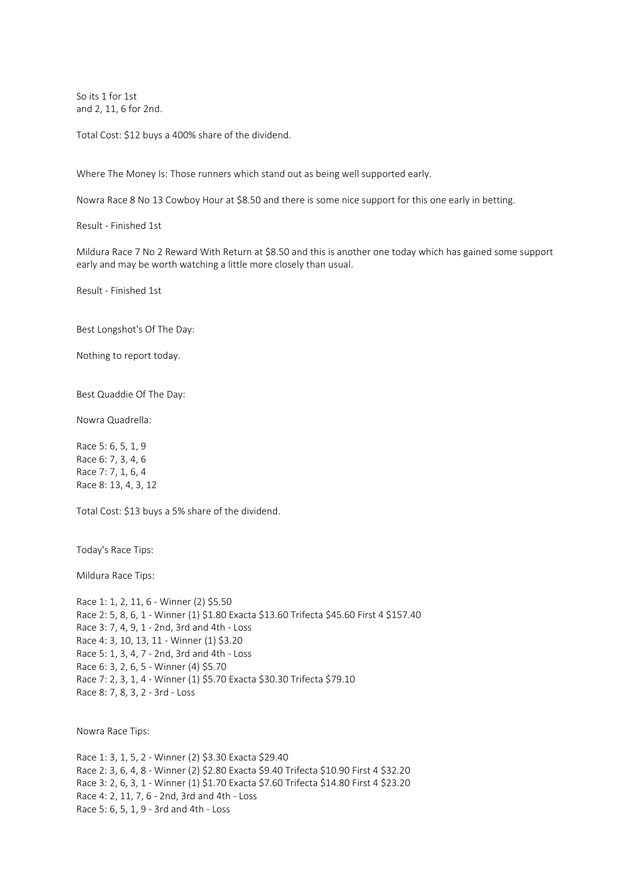So its 1 for 1st
and 2, 11, 6 for 2nd.

Total Cost: $12 buys a 400% share of the dividend.

Where The Money Is: Those runners which stand out as being well supported early.

Nowra Race 8 No 13 Cowboy Hour at $8.50 and there is some nice support for this one early in betting.

Result - Finished 1st

Mildura Race 7 No 2 Reward With Return at $8.50 and this is another one today which has gained some support early and may be worth watching a little more closely than usual.

Result - Finished 1st

Best Longshot's Of The Day:

Nothing to report today.

Best Quaddie Of The Day:

Nowra Quadrella:

Race 5: 6, 5, 1, 9
Race 6: 7, 3, 4, 6
Race 7: 7, 1, 6, 4
Race 8: 13, 4, 3, 12

Total Cost: $13 buys a 5% share of the dividend.

Today's Race Tips:

Mildura Race Tips:

Race 1: 1, 2, 11, 6 - Winner (2) $5.50
Race 2: 5, 8, 6, 1 - Winner (1) $1.80 Exacta $13.60 Trifecta $45.60 First 4 $157.40
Race 3: 7, 4, 9, 1 - 2nd, 3rd and 4th - Loss
Race 4: 3, 10, 13, 11 - Winner (1) $3.20
Race 5: 1, 3, 4, 7 - 2nd, 3rd and 4th - Loss
Race 6: 3, 2, 6, 5 - Winner (4) $5.70
Race 7: 2, 3, 1, 4 - Winner (1) $5.70 Exacta $30.30 Trifecta $79.10
Race 8: 7, 8, 3, 2 - 3rd - Loss

Nowra Race Tips:

Race 1: 3, 1, 5, 2 - Winner (2) $3.30 Exacta $29.40
Race 2: 3, 6, 4, 8 - Winner (2) $2.80 Exacta $9.40 Trifecta $10.90 First 4 $32.20
Race 3: 2, 6, 3, 1 - Winner (1) $1.70 Exacta $7.60 Trifecta $14.80 First 4 $23.20
Race 4: 2, 11, 7, 6 - 2nd, 3rd and 4th - Loss
Race 5: 6, 5, 1, 9 - 3rd and 4th - Loss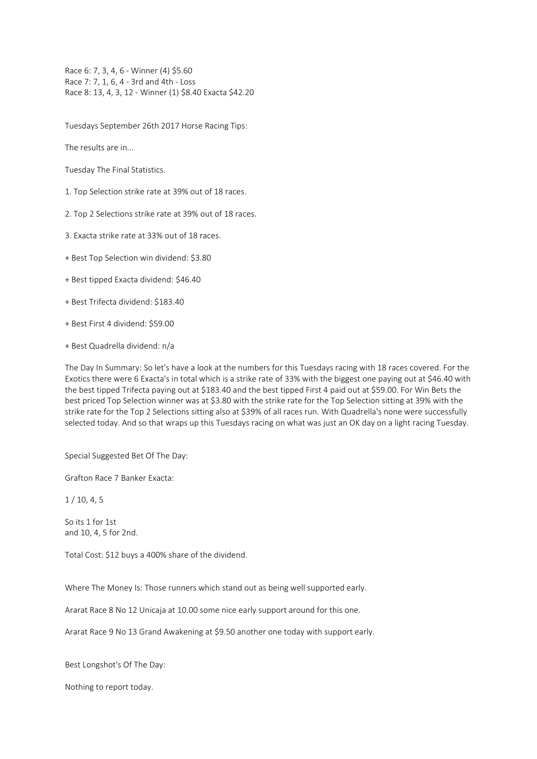Race 6: 7, 3, 4, 6 - Winner (4) $5.60
Race 7: 7, 1, 6, 4 - 3rd and 4th - Loss
Race 8: 13, 4, 3, 12 - Winner (1) $8.40 Exacta $42.20

Tuesdays September 26th 2017 Horse Racing Tips:

The results are in...

Tuesday The Final Statistics.

1. Top Selection strike rate at 39% out of 18 races.

2. Top 2 Selections strike rate at 39% out of 18 races.

3. Exacta strike rate at 33% out of 18 races.

+ Best Top Selection win dividend: $3.80

+ Best tipped Exacta dividend: $46.40

+ Best Trifecta dividend: $183.40

+ Best First 4 dividend: $59.00

+ Best Quadrella dividend: n/a

The Day In Summary: So let's have a look at the numbers for this Tuesdays racing with 18 races covered. For the Exotics there were 6 Exacta's in total which is a strike rate of 33% with the biggest one paying out at $46.40 with the best tipped Trifecta paying out at $183.40 and the best tipped First 4 paid out at $59.00. For Win Bets the best priced Top Selection winner was at $3.80 with the strike rate for the Top Selection sitting at 39% with the strike rate for the Top 2 Selections sitting also at $39% of all races run. With Quadrella's none were successfully selected today. And so that wraps up this Tuesdays racing on what was just an OK day on a light racing Tuesday.

Special Suggested Bet Of The Day:

Grafton Race 7 Banker Exacta:

1 / 10, 4, 5

So its 1 for 1st
and 10, 4, 5 for 2nd.

Total Cost: $12 buys a 400% share of the dividend.

Where The Money Is: Those runners which stand out as being well supported early.

Ararat Race 8 No 12 Unicaja at 10.00 some nice early support around for this one.

Ararat Race 9 No 13 Grand Awakening at $9.50 another one today with support early.

Best Longshot's Of The Day:

Nothing to report today.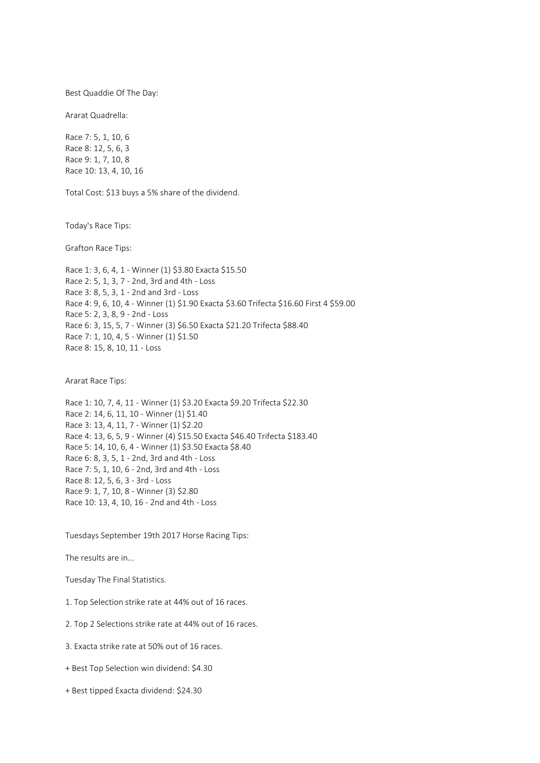Best Quaddie Of The Day:

Ararat Quadrella:

Race 7: 5, 1, 10, 6
Race 8: 12, 5, 6, 3
Race 9: 1, 7, 10, 8
Race 10: 13, 4, 10, 16

Total Cost: $13 buys a 5% share of the dividend.

Today's Race Tips:

Grafton Race Tips:

Race 1: 3, 6, 4, 1 - Winner (1) $3.80 Exacta $15.50
Race 2: 5, 1, 3, 7 - 2nd, 3rd and 4th - Loss
Race 3: 8, 5, 3, 1 - 2nd and 3rd - Loss
Race 4: 9, 6, 10, 4 - Winner (1) $1.90 Exacta $3.60 Trifecta $16.60 First 4 $59.00
Race 5: 2, 3, 8, 9 - 2nd - Loss
Race 6: 3, 15, 5, 7 - Winner (3) $6.50 Exacta $21.20 Trifecta $88.40
Race 7: 1, 10, 4, 5 - Winner (1) $1.50
Race 8: 15, 8, 10, 11 - Loss

Ararat Race Tips:

Race 1: 10, 7, 4, 11 - Winner (1) $3.20 Exacta $9.20 Trifecta $22.30
Race 2: 14, 6, 11, 10 - Winner (1) $1.40
Race 3: 13, 4, 11, 7 - Winner (1) $2.20
Race 4: 13, 6, 5, 9 - Winner (4) $15.50 Exacta $46.40 Trifecta $183.40
Race 5: 14, 10, 6, 4 - Winner (1) $3.50 Exacta $8.40
Race 6: 8, 3, 5, 1 - 2nd, 3rd and 4th - Loss
Race 7: 5, 1, 10, 6 - 2nd, 3rd and 4th - Loss
Race 8: 12, 5, 6, 3 - 3rd - Loss
Race 9: 1, 7, 10, 8 - Winner (3) $2.80
Race 10: 13, 4, 10, 16 - 2nd and 4th - Loss

Tuesdays September 19th 2017 Horse Racing Tips:

The results are in...

Tuesday The Final Statistics.

1. Top Selection strike rate at 44% out of 16 races.

2. Top 2 Selections strike rate at 44% out of 16 races.

3. Exacta strike rate at 50% out of 16 races.

+ Best Top Selection win dividend: $4.30

+ Best tipped Exacta dividend: $24.30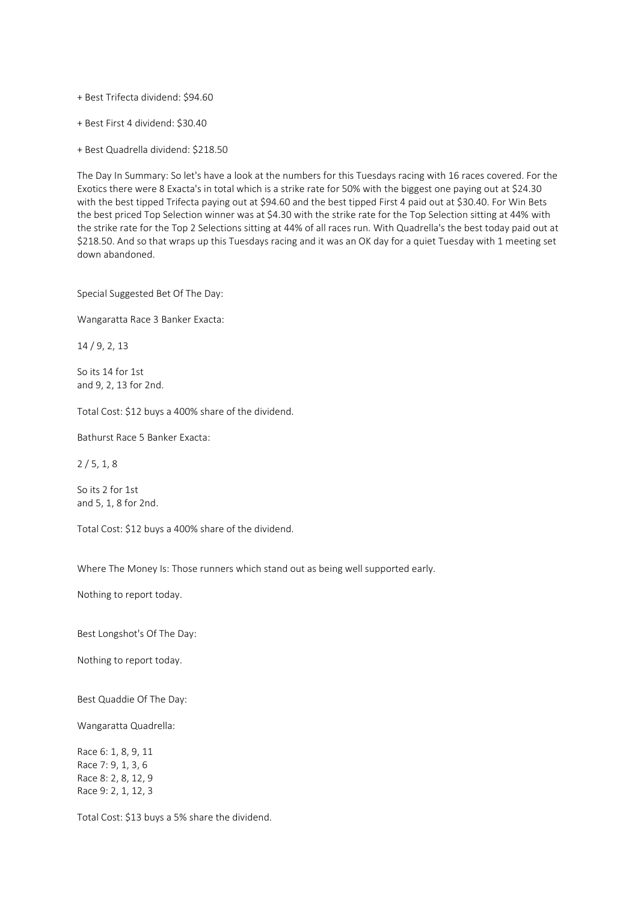+ Best Trifecta dividend: $94.60

+ Best First 4 dividend: $30.40

+ Best Quadrella dividend: $218.50

The Day In Summary: So let's have a look at the numbers for this Tuesdays racing with 16 races covered. For the Exotics there were 8 Exacta's in total which is a strike rate for 50% with the biggest one paying out at $24.30 with the best tipped Trifecta paying out at $94.60 and the best tipped First 4 paid out at $30.40. For Win Bets the best priced Top Selection winner was at $4.30 with the strike rate for the Top Selection sitting at 44% with the strike rate for the Top 2 Selections sitting at 44% of all races run. With Quadrella's the best today paid out at $218.50. And so that wraps up this Tuesdays racing and it was an OK day for a quiet Tuesday with 1 meeting set down abandoned.

Special Suggested Bet Of The Day:

Wangaratta Race 3 Banker Exacta:

14 / 9, 2, 13

So its 14 for 1st
and 9, 2, 13 for 2nd.

Total Cost: $12 buys a 400% share of the dividend.

Bathurst Race 5 Banker Exacta:

2 / 5, 1, 8

So its 2 for 1st
and 5, 1, 8 for 2nd.

Total Cost: $12 buys a 400% share of the dividend.

Where The Money Is: Those runners which stand out as being well supported early.

Nothing to report today.

Best Longshot's Of The Day:

Nothing to report today.

Best Quaddie Of The Day:

Wangaratta Quadrella:

Race 6: 1, 8, 9, 11
Race 7: 9, 1, 3, 6
Race 8: 2, 8, 12, 9
Race 9: 2, 1, 12, 3

Total Cost: $13 buys a 5% share the dividend.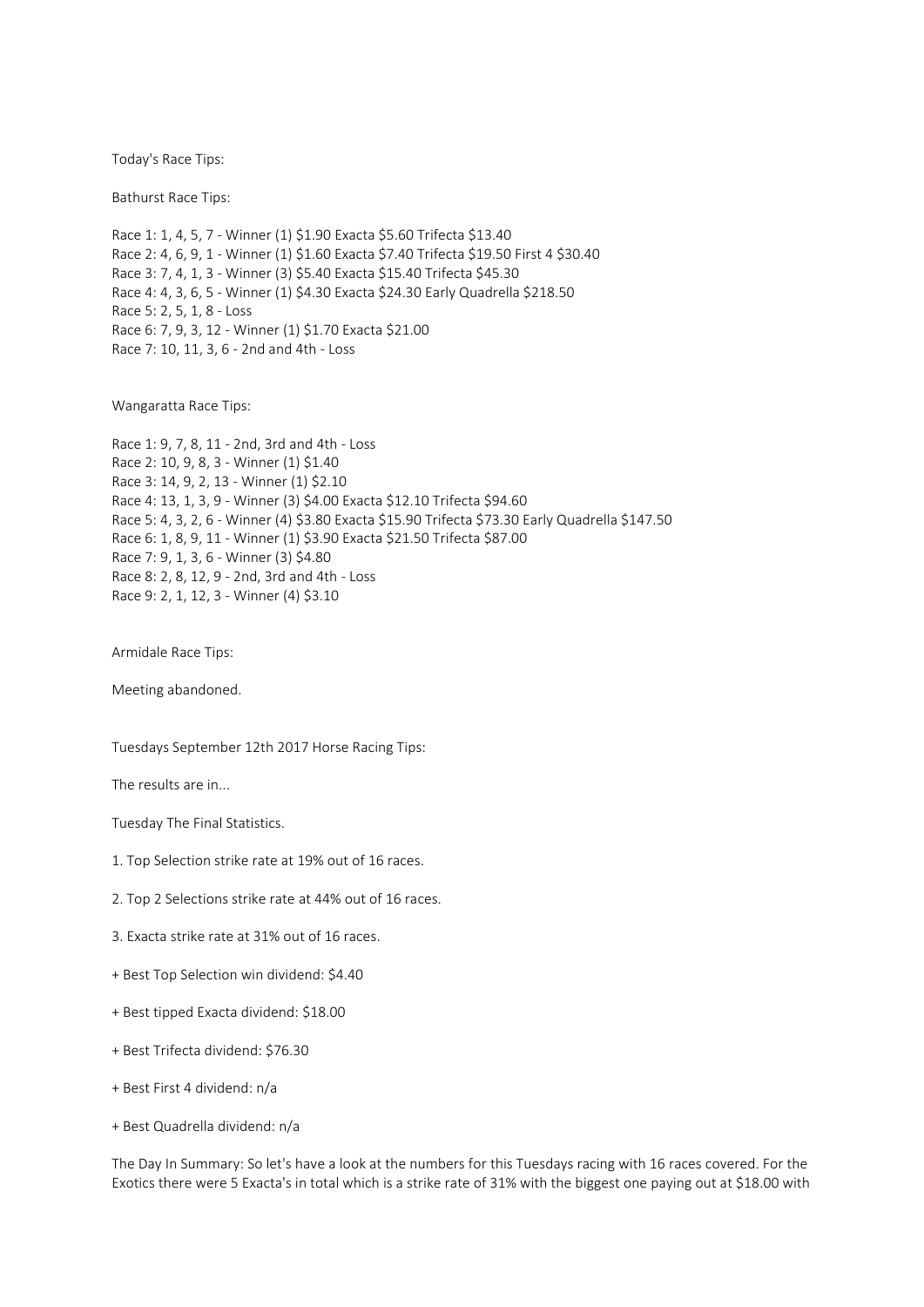Today's Race Tips:

Bathurst Race Tips:

Race 1: 1, 4, 5, 7 - Winner (1) $1.90 Exacta $5.60 Trifecta $13.40
Race 2: 4, 6, 9, 1 - Winner (1) $1.60 Exacta $7.40 Trifecta $19.50 First 4 $30.40
Race 3: 7, 4, 1, 3 - Winner (3) $5.40 Exacta $15.40 Trifecta $45.30
Race 4: 4, 3, 6, 5 - Winner (1) $4.30 Exacta $24.30 Early Quadrella $218.50
Race 5: 2, 5, 1, 8 - Loss
Race 6: 7, 9, 3, 12 - Winner (1) $1.70 Exacta $21.00
Race 7: 10, 11, 3, 6 - 2nd and 4th - Loss

Wangaratta Race Tips:

Race 1: 9, 7, 8, 11 - 2nd, 3rd and 4th - Loss
Race 2: 10, 9, 8, 3 - Winner (1) $1.40
Race 3: 14, 9, 2, 13 - Winner (1) $2.10
Race 4: 13, 1, 3, 9 - Winner (3) $4.00 Exacta $12.10 Trifecta $94.60
Race 5: 4, 3, 2, 6 - Winner (4) $3.80 Exacta $15.90 Trifecta $73.30 Early Quadrella $147.50
Race 6: 1, 8, 9, 11 - Winner (1) $3.90 Exacta $21.50 Trifecta $87.00
Race 7: 9, 1, 3, 6 - Winner (3) $4.80
Race 8: 2, 8, 12, 9 - 2nd, 3rd and 4th - Loss
Race 9: 2, 1, 12, 3 - Winner (4) $3.10

Armidale Race Tips:

Meeting abandoned.

Tuesdays September 12th 2017 Horse Racing Tips:

The results are in...

Tuesday The Final Statistics.

1. Top Selection strike rate at 19% out of 16 races.

2. Top 2 Selections strike rate at 44% out of 16 races.

3. Exacta strike rate at 31% out of 16 races.

+ Best Top Selection win dividend: $4.40

+ Best tipped Exacta dividend: $18.00

+ Best Trifecta dividend: $76.30

+ Best First 4 dividend: n/a

+ Best Quadrella dividend: n/a

The Day In Summary: So let's have a look at the numbers for this Tuesdays racing with 16 races covered. For the Exotics there were 5 Exacta's in total which is a strike rate of 31% with the biggest one paying out at $18.00 with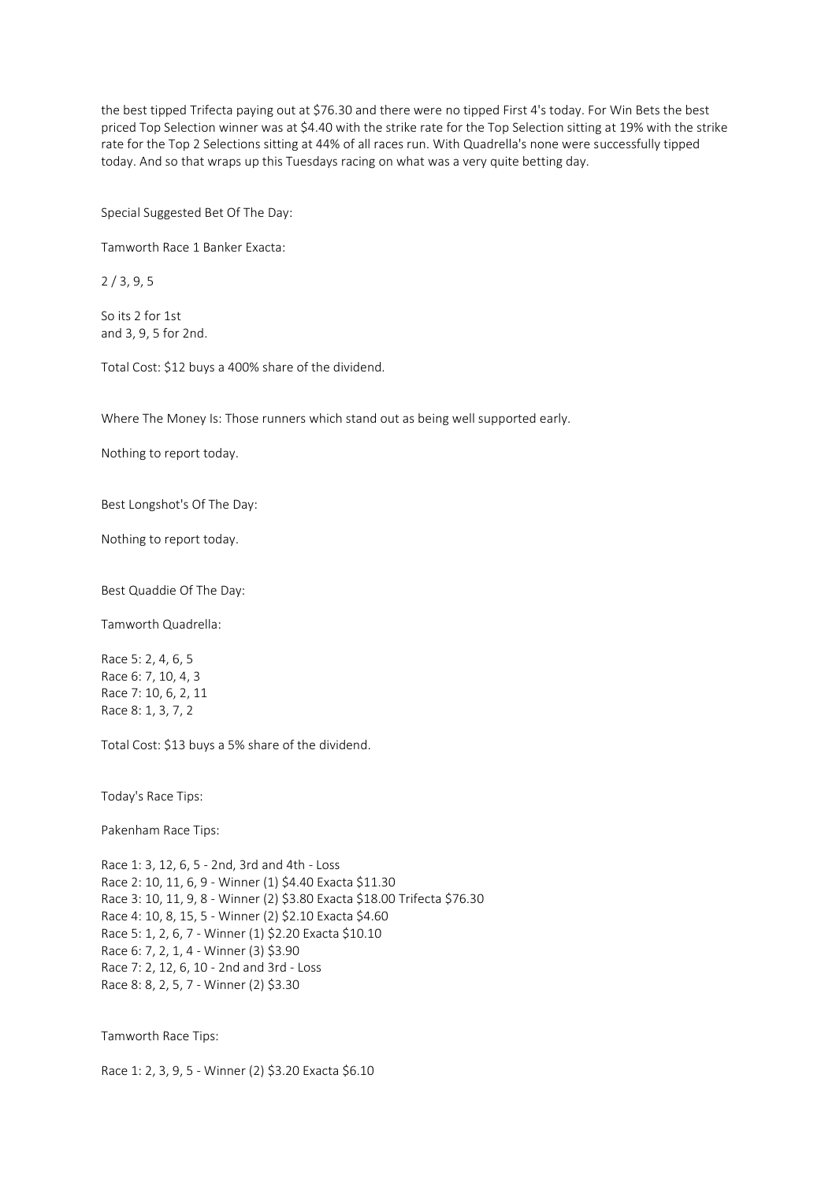the best tipped Trifecta paying out at $76.30 and there were no tipped First 4's today. For Win Bets the best priced Top Selection winner was at $4.40 with the strike rate for the Top Selection sitting at 19% with the strike rate for the Top 2 Selections sitting at 44% of all races run. With Quadrella's none were successfully tipped today. And so that wraps up this Tuesdays racing on what was a very quite betting day.

Special Suggested Bet Of The Day:

Tamworth Race 1 Banker Exacta:

2 / 3, 9, 5

So its 2 for 1st
and 3, 9, 5 for 2nd.

Total Cost: $12 buys a 400% share of the dividend.

Where The Money Is: Those runners which stand out as being well supported early.

Nothing to report today.

Best Longshot's Of The Day:

Nothing to report today.

Best Quaddie Of The Day:

Tamworth Quadrella:

Race 5: 2, 4, 6, 5
Race 6: 7, 10, 4, 3
Race 7: 10, 6, 2, 11
Race 8: 1, 3, 7, 2

Total Cost: $13 buys a 5% share of the dividend.

Today's Race Tips:

Pakenham Race Tips:

Race 1: 3, 12, 6, 5 - 2nd, 3rd and 4th - Loss
Race 2: 10, 11, 6, 9 - Winner (1) $4.40 Exacta $11.30
Race 3: 10, 11, 9, 8 - Winner (2) $3.80 Exacta $18.00 Trifecta $76.30
Race 4: 10, 8, 15, 5 - Winner (2) $2.10 Exacta $4.60
Race 5: 1, 2, 6, 7 - Winner (1) $2.20 Exacta $10.10
Race 6: 7, 2, 1, 4 - Winner (3) $3.90
Race 7: 2, 12, 6, 10 - 2nd and 3rd - Loss
Race 8: 8, 2, 5, 7 - Winner (2) $3.30

Tamworth Race Tips:

Race 1: 2, 3, 9, 5 - Winner (2) $3.20 Exacta $6.10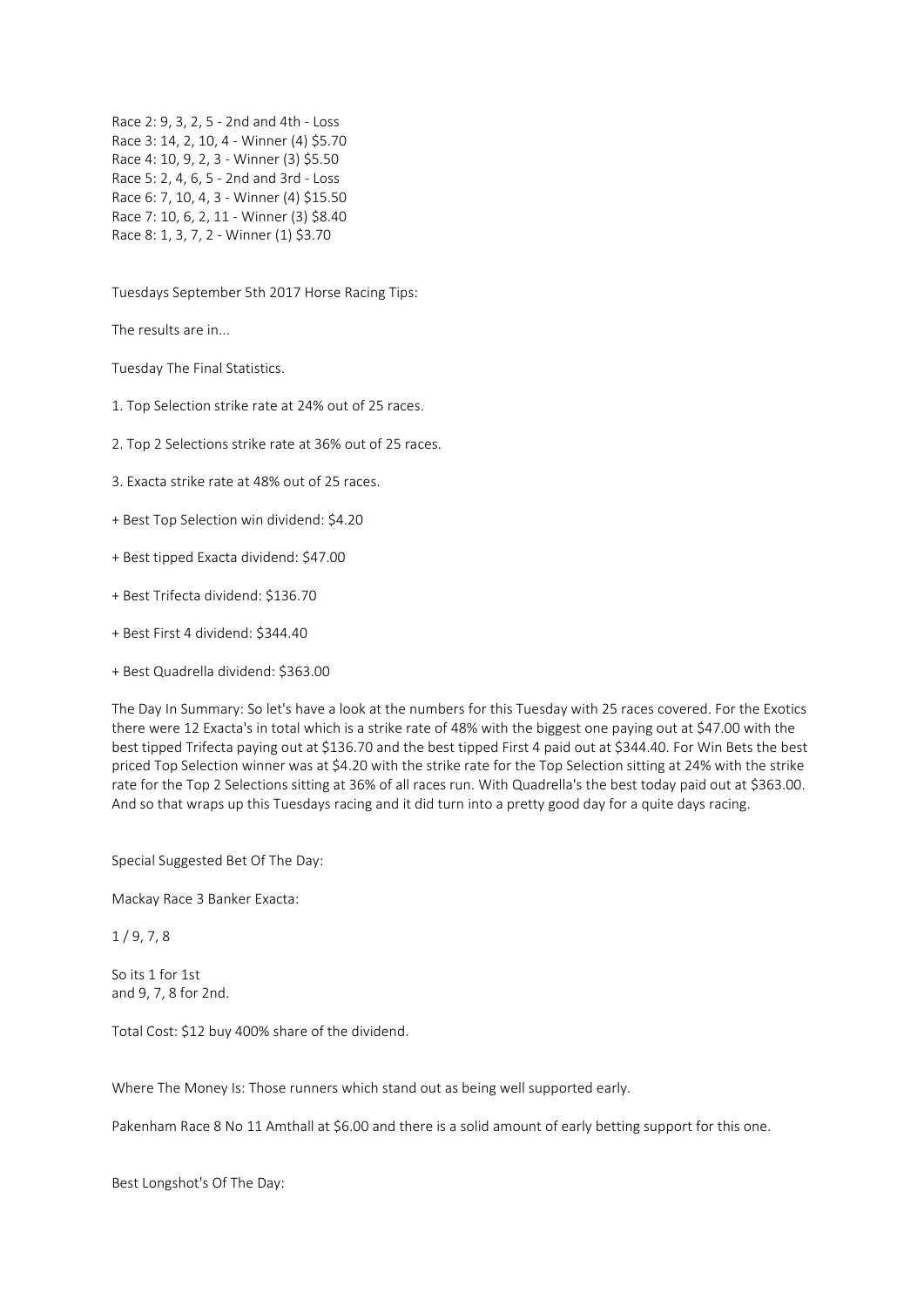Race 2: 9, 3, 2, 5 - 2nd and 4th - Loss
Race 3: 14, 2, 10, 4 - Winner (4) $5.70
Race 4: 10, 9, 2, 3 - Winner (3) $5.50
Race 5: 2, 4, 6, 5 - 2nd and 3rd - Loss
Race 6: 7, 10, 4, 3 - Winner (4) $15.50
Race 7: 10, 6, 2, 11 - Winner (3) $8.40
Race 8: 1, 3, 7, 2 - Winner (1) $3.70

Tuesdays September 5th 2017 Horse Racing Tips:

The results are in...

Tuesday The Final Statistics.

1. Top Selection strike rate at 24% out of 25 races.

2. Top 2 Selections strike rate at 36% out of 25 races.

3. Exacta strike rate at 48% out of 25 races.

+ Best Top Selection win dividend: $4.20

+ Best tipped Exacta dividend: $47.00

+ Best Trifecta dividend: $136.70

+ Best First 4 dividend: $344.40

+ Best Quadrella dividend: $363.00

The Day In Summary: So let's have a look at the numbers for this Tuesday with 25 races covered. For the Exotics there were 12 Exacta's in total which is a strike rate of 48% with the biggest one paying out at $47.00 with the best tipped Trifecta paying out at $136.70 and the best tipped First 4 paid out at $344.40. For Win Bets the best priced Top Selection winner was at $4.20 with the strike rate for the Top Selection sitting at 24% with the strike rate for the Top 2 Selections sitting at 36% of all races run. With Quadrella's the best today paid out at $363.00. And so that wraps up this Tuesdays racing and it did turn into a pretty good day for a quite days racing.

Special Suggested Bet Of The Day:

Mackay Race 3 Banker Exacta:

1 / 9, 7, 8

So its 1 for 1st
and 9, 7, 8 for 2nd.

Total Cost: $12 buy 400% share of the dividend.

Where The Money Is: Those runners which stand out as being well supported early.

Pakenham Race 8 No 11 Amthall at $6.00 and there is a solid amount of early betting support for this one.

Best Longshot's Of The Day: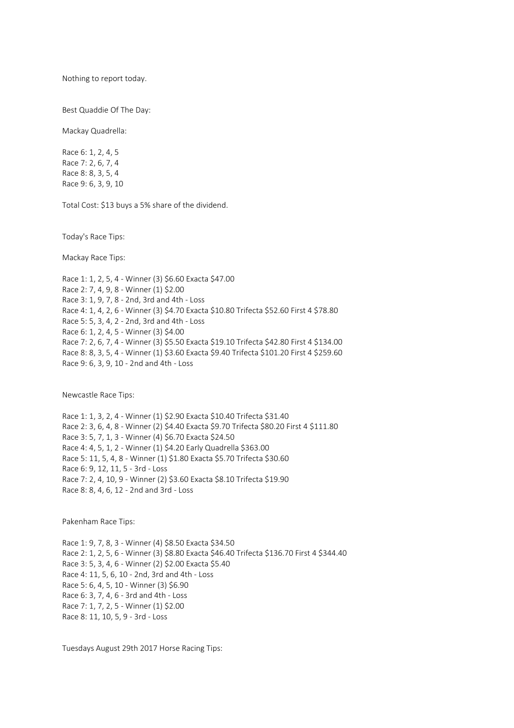Nothing to report today.

Best Quaddie Of The Day:

Mackay Quadrella:

Race 6: 1, 2, 4, 5
Race 7: 2, 6, 7, 4
Race 8: 8, 3, 5, 4
Race 9: 6, 3, 9, 10

Total Cost: $13 buys a 5% share of the dividend.

Today's Race Tips:

Mackay Race Tips:

Race 1: 1, 2, 5, 4 - Winner (3) $6.60 Exacta $47.00
Race 2: 7, 4, 9, 8 - Winner (1) $2.00
Race 3: 1, 9, 7, 8 - 2nd, 3rd and 4th - Loss
Race 4: 1, 4, 2, 6 - Winner (3) $4.70 Exacta $10.80 Trifecta $52.60 First 4 $78.80
Race 5: 5, 3, 4, 2 - 2nd, 3rd and 4th - Loss
Race 6: 1, 2, 4, 5 - Winner (3) $4.00
Race 7: 2, 6, 7, 4 - Winner (3) $5.50 Exacta $19.10 Trifecta $42.80 First 4 $134.00
Race 8: 8, 3, 5, 4 - Winner (1) $3.60 Exacta $9.40 Trifecta $101.20 First 4 $259.60
Race 9: 6, 3, 9, 10 - 2nd and 4th - Loss

Newcastle Race Tips:

Race 1: 1, 3, 2, 4 - Winner (1) $2.90 Exacta $10.40 Trifecta $31.40
Race 2: 3, 6, 4, 8 - Winner (2) $4.40 Exacta $9.70 Trifecta $80.20 First 4 $111.80
Race 3: 5, 7, 1, 3 - Winner (4) $6.70 Exacta $24.50
Race 4: 4, 5, 1, 2 - Winner (1) $4.20 Early Quadrella $363.00
Race 5: 11, 5, 4, 8 - Winner (1) $1.80 Exacta $5.70 Trifecta $30.60
Race 6: 9, 12, 11, 5 - 3rd - Loss
Race 7: 2, 4, 10, 9 - Winner (2) $3.60 Exacta $8.10 Trifecta $19.90
Race 8: 8, 4, 6, 12 - 2nd and 3rd - Loss

Pakenham Race Tips:

Race 1: 9, 7, 8, 3 - Winner (4) $8.50 Exacta $34.50
Race 2: 1, 2, 5, 6 - Winner (3) $8.80 Exacta $46.40 Trifecta $136.70 First 4 $344.40
Race 3: 5, 3, 4, 6 - Winner (2) $2.00 Exacta $5.40
Race 4: 11, 5, 6, 10 - 2nd, 3rd and 4th - Loss
Race 5: 6, 4, 5, 10 - Winner (3) $6.90
Race 6: 3, 7, 4, 6 - 3rd and 4th - Loss
Race 7: 1, 7, 2, 5 - Winner (1) $2.00
Race 8: 11, 10, 5, 9 - 3rd - Loss

Tuesdays August 29th 2017 Horse Racing Tips: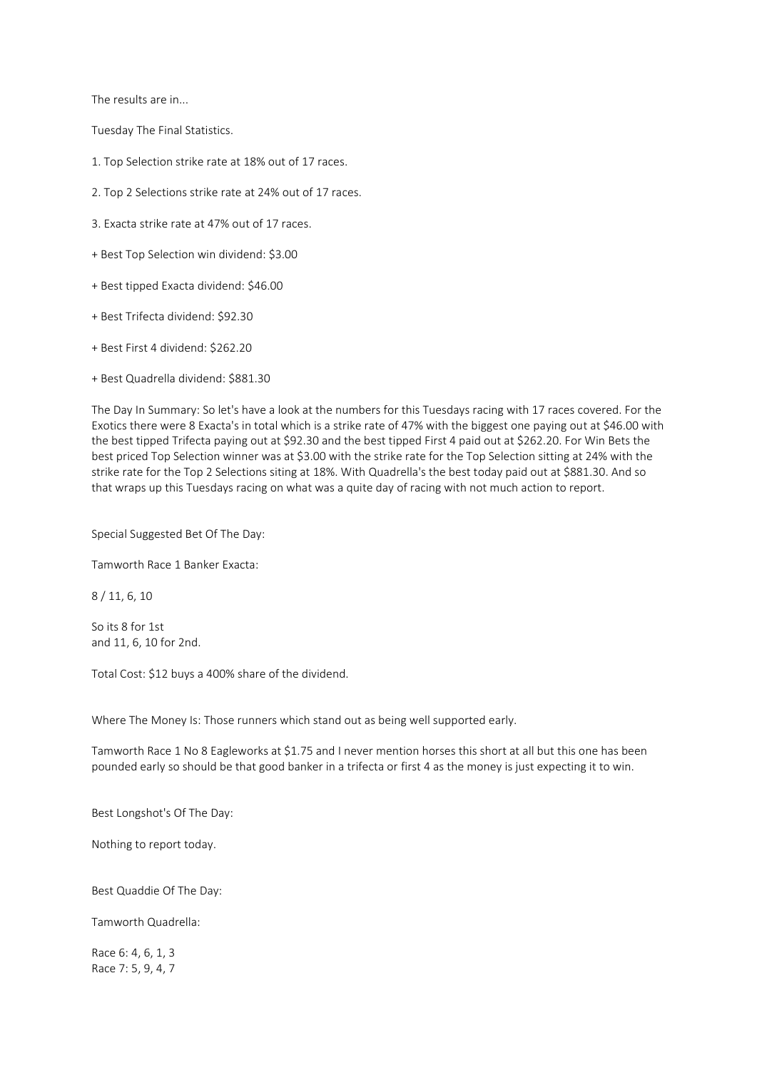The results are in...

Tuesday The Final Statistics.

1. Top Selection strike rate at 18% out of 17 races.

2. Top 2 Selections strike rate at 24% out of 17 races.

3. Exacta strike rate at 47% out of 17 races.

+ Best Top Selection win dividend: $3.00

+ Best tipped Exacta dividend: $46.00

+ Best Trifecta dividend: $92.30

+ Best First 4 dividend: $262.20

+ Best Quadrella dividend: $881.30

The Day In Summary: So let's have a look at the numbers for this Tuesdays racing with 17 races covered. For the Exotics there were 8 Exacta's in total which is a strike rate of 47% with the biggest one paying out at $46.00 with the best tipped Trifecta paying out at $92.30 and the best tipped First 4 paid out at $262.20. For Win Bets the best priced Top Selection winner was at $3.00 with the strike rate for the Top Selection sitting at 24% with the strike rate for the Top 2 Selections siting at 18%. With Quadrella's the best today paid out at $881.30. And so that wraps up this Tuesdays racing on what was a quite day of racing with not much action to report.

Special Suggested Bet Of The Day:

Tamworth Race 1 Banker Exacta:

8 / 11, 6, 10

So its 8 for 1st
and 11, 6, 10 for 2nd.

Total Cost: $12 buys a 400% share of the dividend.

Where The Money Is: Those runners which stand out as being well supported early.

Tamworth Race 1 No 8 Eagleworks at $1.75 and I never mention horses this short at all but this one has been pounded early so should be that good banker in a trifecta or first 4 as the money is just expecting it to win.

Best Longshot's Of The Day:

Nothing to report today.

Best Quaddie Of The Day:

Tamworth Quadrella:

Race 6: 4, 6, 1, 3
Race 7: 5, 9, 4, 7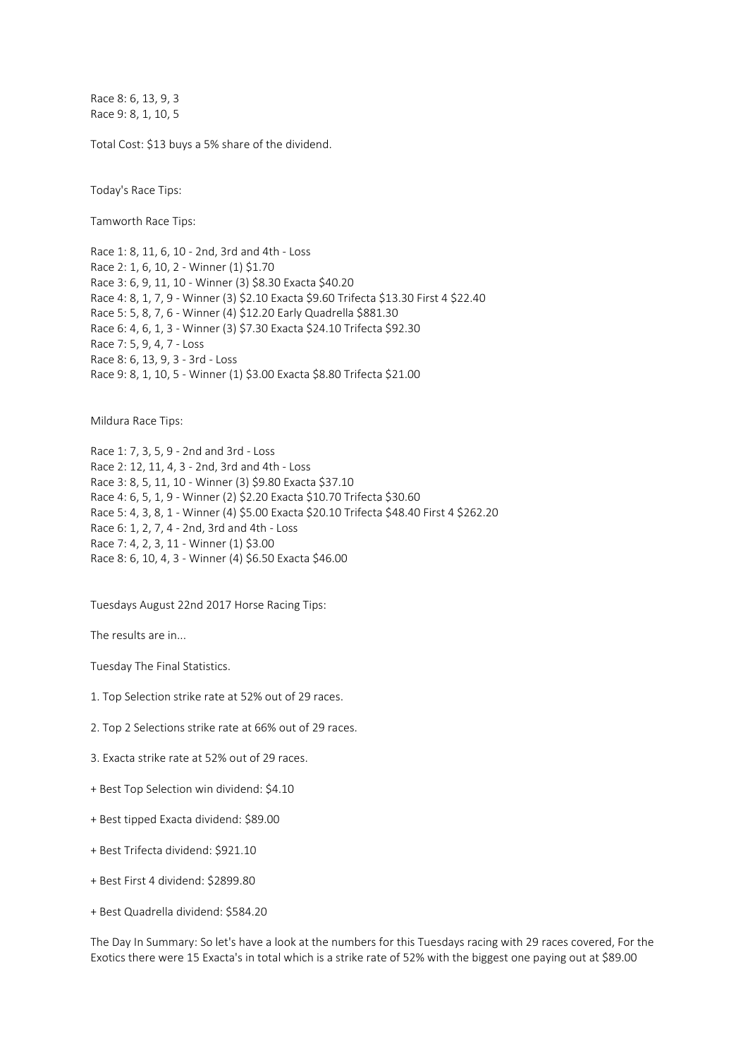Race 8: 6, 13, 9, 3
Race 9: 8, 1, 10, 5

Total Cost: $13 buys a 5% share of the dividend.

Today's Race Tips:

Tamworth Race Tips:

Race 1: 8, 11, 6, 10 - 2nd, 3rd and 4th - Loss
Race 2: 1, 6, 10, 2 - Winner (1) $1.70
Race 3: 6, 9, 11, 10 - Winner (3) $8.30 Exacta $40.20
Race 4: 8, 1, 7, 9 - Winner (3) $2.10 Exacta $9.60 Trifecta $13.30 First 4 $22.40
Race 5: 5, 8, 7, 6 - Winner (4) $12.20 Early Quadrella $881.30
Race 6: 4, 6, 1, 3 - Winner (3) $7.30 Exacta $24.10 Trifecta $92.30
Race 7: 5, 9, 4, 7 - Loss
Race 8: 6, 13, 9, 3 - 3rd - Loss
Race 9: 8, 1, 10, 5 - Winner (1) $3.00 Exacta $8.80 Trifecta $21.00

Mildura Race Tips:

Race 1: 7, 3, 5, 9 - 2nd and 3rd - Loss
Race 2: 12, 11, 4, 3 - 2nd, 3rd and 4th - Loss
Race 3: 8, 5, 11, 10 - Winner (3) $9.80 Exacta $37.10
Race 4: 6, 5, 1, 9 - Winner (2) $2.20 Exacta $10.70 Trifecta $30.60
Race 5: 4, 3, 8, 1 - Winner (4) $5.00 Exacta $20.10 Trifecta $48.40 First 4 $262.20
Race 6: 1, 2, 7, 4 - 2nd, 3rd and 4th - Loss
Race 7: 4, 2, 3, 11 - Winner (1) $3.00
Race 8: 6, 10, 4, 3 - Winner (4) $6.50 Exacta $46.00

Tuesdays August 22nd 2017 Horse Racing Tips:

The results are in...

Tuesday The Final Statistics.

1. Top Selection strike rate at 52% out of 29 races.

2. Top 2 Selections strike rate at 66% out of 29 races.

3. Exacta strike rate at 52% out of 29 races.

+ Best Top Selection win dividend: $4.10

+ Best tipped Exacta dividend: $89.00

+ Best Trifecta dividend: $921.10

+ Best First 4 dividend: $2899.80

+ Best Quadrella dividend: $584.20

The Day In Summary: So let's have a look at the numbers for this Tuesdays racing with 29 races covered, For the Exotics there were 15 Exacta's in total which is a strike rate of 52% with the biggest one paying out at $89.00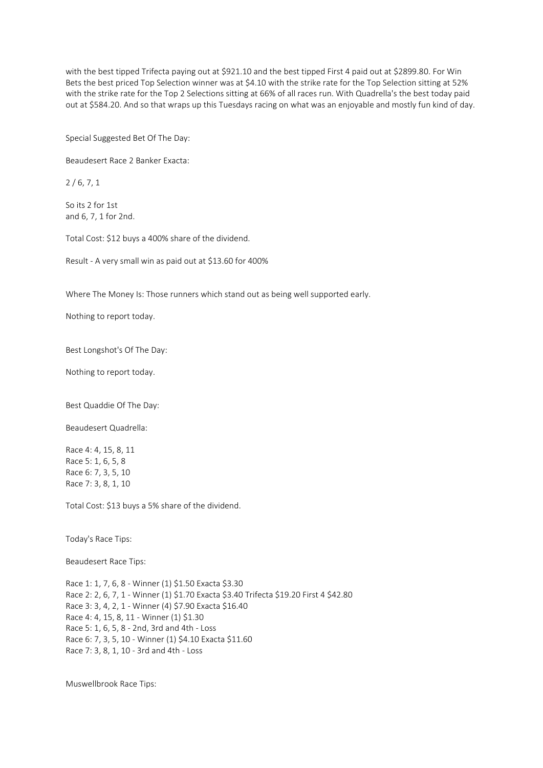with the best tipped Trifecta paying out at $921.10 and the best tipped First 4 paid out at $2899.80. For Win Bets the best priced Top Selection winner was at $4.10 with the strike rate for the Top Selection sitting at 52% with the strike rate for the Top 2 Selections sitting at 66% of all races run. With Quadrella's the best today paid out at $584.20. And so that wraps up this Tuesdays racing on what was an enjoyable and mostly fun kind of day.

Special Suggested Bet Of The Day:

Beaudesert Race 2 Banker Exacta:

2 / 6, 7, 1

So its 2 for 1st
and 6, 7, 1 for 2nd.

Total Cost: $12 buys a 400% share of the dividend.

Result - A very small win as paid out at $13.60 for 400%

Where The Money Is: Those runners which stand out as being well supported early.

Nothing to report today.

Best Longshot's Of The Day:

Nothing to report today.

Best Quaddie Of The Day:

Beaudesert Quadrella:

Race 4: 4, 15, 8, 11
Race 5: 1, 6, 5, 8
Race 6: 7, 3, 5, 10
Race 7: 3, 8, 1, 10

Total Cost: $13 buys a 5% share of the dividend.

Today's Race Tips:

Beaudesert Race Tips:

Race 1: 1, 7, 6, 8 - Winner (1) $1.50 Exacta $3.30
Race 2: 2, 6, 7, 1 - Winner (1) $1.70 Exacta $3.40 Trifecta $19.20 First 4 $42.80
Race 3: 3, 4, 2, 1 - Winner (4) $7.90 Exacta $16.40
Race 4: 4, 15, 8, 11 - Winner (1) $1.30
Race 5: 1, 6, 5, 8 - 2nd, 3rd and 4th - Loss
Race 6: 7, 3, 5, 10 - Winner (1) $4.10 Exacta $11.60
Race 7: 3, 8, 1, 10 - 3rd and 4th - Loss

Muswellbrook Race Tips: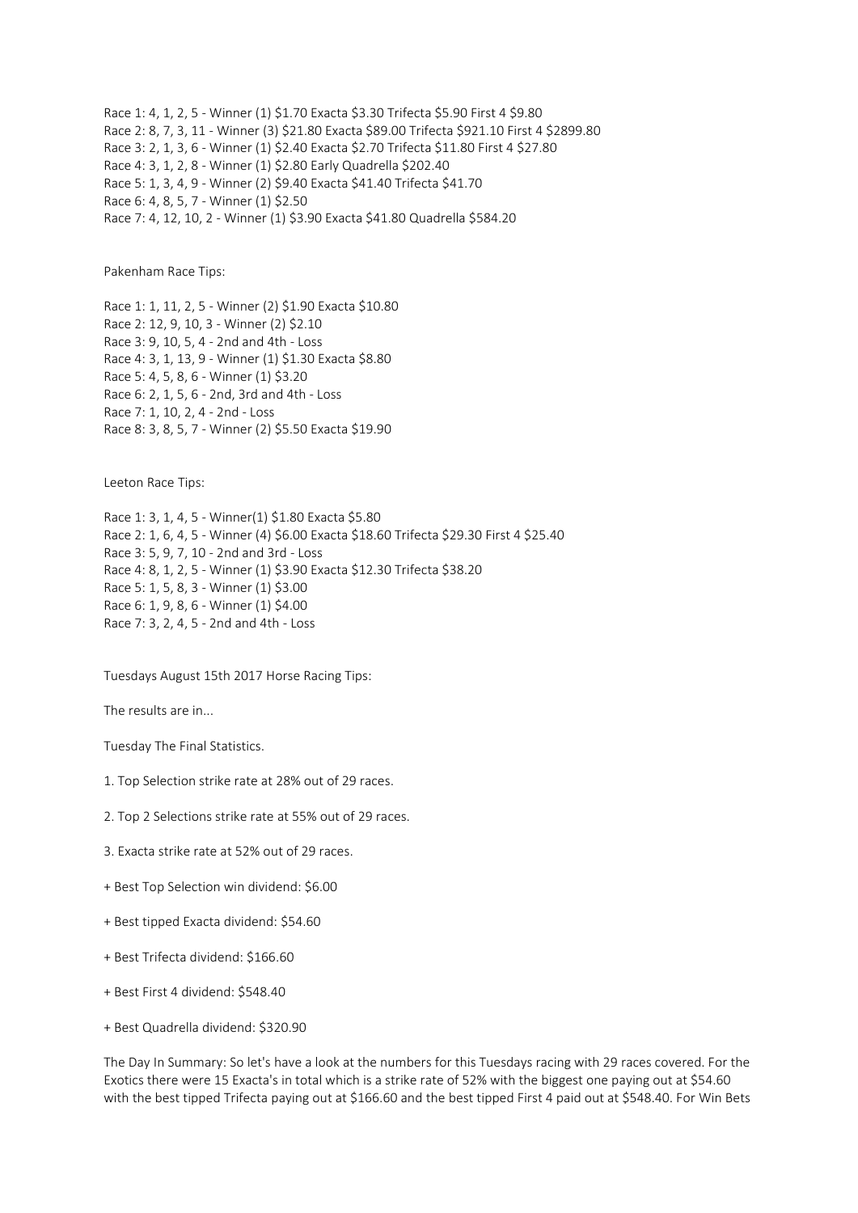Race 1: 4, 1, 2, 5 - Winner (1) $1.70 Exacta $3.30 Trifecta $5.90 First 4 $9.80
Race 2: 8, 7, 3, 11 - Winner (3) $21.80 Exacta $89.00 Trifecta $921.10 First 4 $2899.80
Race 3: 2, 1, 3, 6 - Winner (1) $2.40 Exacta $2.70 Trifecta $11.80 First 4 $27.80
Race 4: 3, 1, 2, 8 - Winner (1) $2.80 Early Quadrella $202.40
Race 5: 1, 3, 4, 9 - Winner (2) $9.40 Exacta $41.40 Trifecta $41.70
Race 6: 4, 8, 5, 7 - Winner (1) $2.50
Race 7: 4, 12, 10, 2 - Winner (1) $3.90 Exacta $41.80 Quadrella $584.20

Pakenham Race Tips:

Race 1: 1, 11, 2, 5 - Winner (2) $1.90 Exacta $10.80
Race 2: 12, 9, 10, 3 - Winner (2) $2.10
Race 3: 9, 10, 5, 4 - 2nd and 4th - Loss
Race 4: 3, 1, 13, 9 - Winner (1) $1.30 Exacta $8.80
Race 5: 4, 5, 8, 6 - Winner (1) $3.20
Race 6: 2, 1, 5, 6 - 2nd, 3rd and 4th - Loss
Race 7: 1, 10, 2, 4 - 2nd - Loss
Race 8: 3, 8, 5, 7 - Winner (2) $5.50 Exacta $19.90

Leeton Race Tips:

Race 1: 3, 1, 4, 5 - Winner(1) $1.80 Exacta $5.80
Race 2: 1, 6, 4, 5 - Winner (4) $6.00 Exacta $18.60 Trifecta $29.30 First 4 $25.40
Race 3: 5, 9, 7, 10 - 2nd and 3rd - Loss
Race 4: 8, 1, 2, 5 - Winner (1) $3.90 Exacta $12.30 Trifecta $38.20
Race 5: 1, 5, 8, 3 - Winner (1) $3.00
Race 6: 1, 9, 8, 6 - Winner (1) $4.00
Race 7: 3, 2, 4, 5 - 2nd and 4th - Loss

Tuesdays August 15th 2017 Horse Racing Tips:

The results are in...

Tuesday The Final Statistics.

1. Top Selection strike rate at 28% out of 29 races.

2. Top 2 Selections strike rate at 55% out of 29 races.

3. Exacta strike rate at 52% out of 29 races.

+ Best Top Selection win dividend: $6.00

+ Best tipped Exacta dividend: $54.60

+ Best Trifecta dividend: $166.60

+ Best First 4 dividend: $548.40

+ Best Quadrella dividend: $320.90

The Day In Summary: So let's have a look at the numbers for this Tuesdays racing with 29 races covered. For the Exotics there were 15 Exacta's in total which is a strike rate of 52% with the biggest one paying out at $54.60 with the best tipped Trifecta paying out at $166.60 and the best tipped First 4 paid out at $548.40. For Win Bets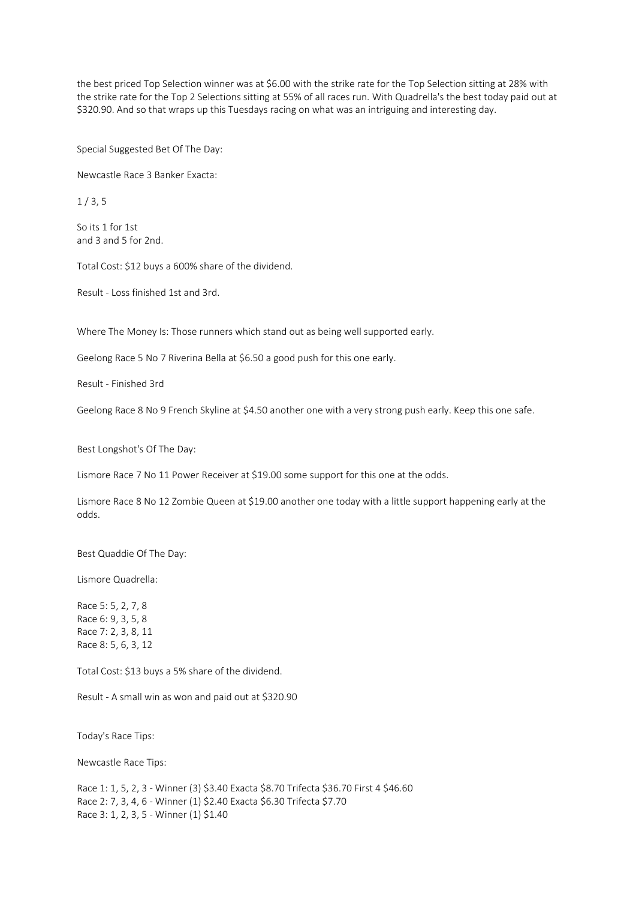the best priced Top Selection winner was at $6.00 with the strike rate for the Top Selection sitting at 28% with the strike rate for the Top 2 Selections sitting at 55% of all races run. With Quadrella's the best today paid out at $320.90. And so that wraps up this Tuesdays racing on what was an intriguing and interesting day.

Special Suggested Bet Of The Day:

Newcastle Race 3 Banker Exacta:

1 / 3, 5

So its 1 for 1st
and 3 and 5 for 2nd.

Total Cost: $12 buys a 600% share of the dividend.

Result - Loss finished 1st and 3rd.

Where The Money Is: Those runners which stand out as being well supported early.

Geelong Race 5 No 7 Riverina Bella at $6.50 a good push for this one early.

Result - Finished 3rd

Geelong Race 8 No 9 French Skyline at $4.50 another one with a very strong push early. Keep this one safe.

Best Longshot's Of The Day:

Lismore Race 7 No 11 Power Receiver at $19.00 some support for this one at the odds.

Lismore Race 8 No 12 Zombie Queen at $19.00 another one today with a little support happening early at the odds.

Best Quaddie Of The Day:

Lismore Quadrella:

Race 5: 5, 2, 7, 8
Race 6: 9, 3, 5, 8
Race 7: 2, 3, 8, 11
Race 8: 5, 6, 3, 12

Total Cost: $13 buys a 5% share of the dividend.

Result - A small win as won and paid out at $320.90

Today's Race Tips:

Newcastle Race Tips:

Race 1: 1, 5, 2, 3 - Winner (3) $3.40 Exacta $8.70 Trifecta $36.70 First 4 $46.60
Race 2: 7, 3, 4, 6 - Winner (1) $2.40 Exacta $6.30 Trifecta $7.70
Race 3: 1, 2, 3, 5 - Winner (1) $1.40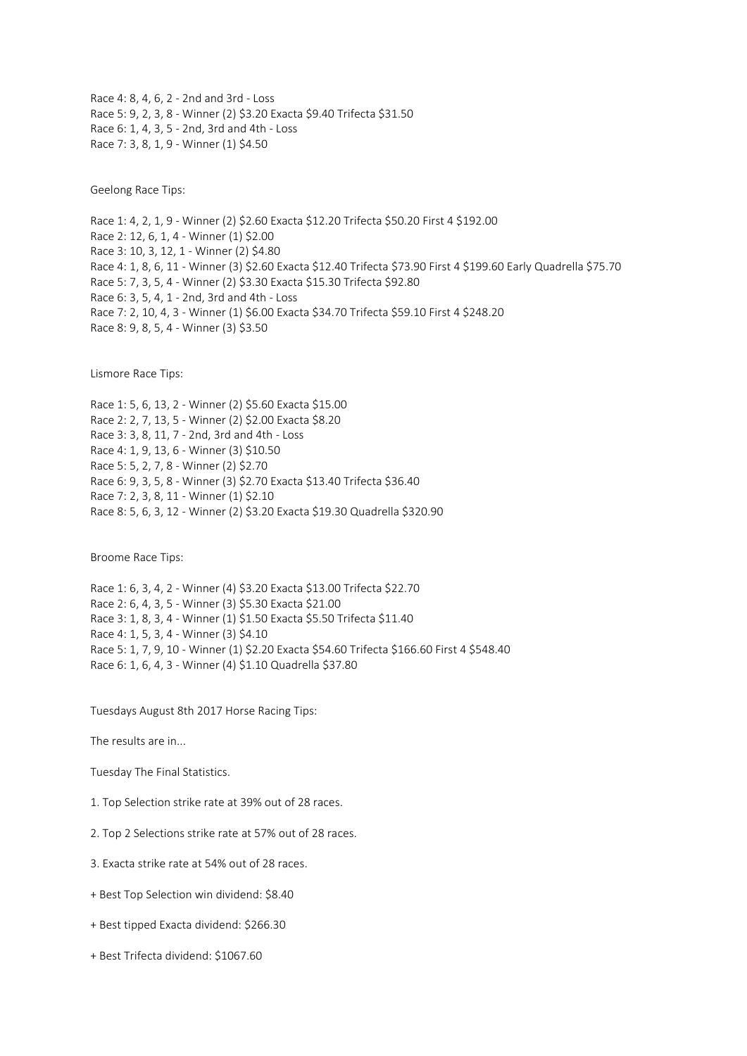Race 4: 8, 4, 6, 2 - 2nd and 3rd - Loss
Race 5: 9, 2, 3, 8 - Winner (2) $3.20 Exacta $9.40 Trifecta $31.50
Race 6: 1, 4, 3, 5 - 2nd, 3rd and 4th - Loss
Race 7: 3, 8, 1, 9 - Winner (1) $4.50

Geelong Race Tips:

Race 1: 4, 2, 1, 9 - Winner (2) $2.60 Exacta $12.20 Trifecta $50.20 First 4 $192.00
Race 2: 12, 6, 1, 4 - Winner (1) $2.00
Race 3: 10, 3, 12, 1 - Winner (2) $4.80
Race 4: 1, 8, 6, 11 - Winner (3) $2.60 Exacta $12.40 Trifecta $73.90 First 4 $199.60 Early Quadrella $75.70
Race 5: 7, 3, 5, 4 - Winner (2) $3.30 Exacta $15.30 Trifecta $92.80
Race 6: 3, 5, 4, 1 - 2nd, 3rd and 4th - Loss
Race 7: 2, 10, 4, 3 - Winner (1) $6.00 Exacta $34.70 Trifecta $59.10 First 4 $248.20
Race 8: 9, 8, 5, 4 - Winner (3) $3.50

Lismore Race Tips:

Race 1: 5, 6, 13, 2 - Winner (2) $5.60 Exacta $15.00
Race 2: 2, 7, 13, 5 - Winner (2) $2.00 Exacta $8.20
Race 3: 3, 8, 11, 7 - 2nd, 3rd and 4th - Loss
Race 4: 1, 9, 13, 6 - Winner (3) $10.50
Race 5: 5, 2, 7, 8 - Winner (2) $2.70
Race 6: 9, 3, 5, 8 - Winner (3) $2.70 Exacta $13.40 Trifecta $36.40
Race 7: 2, 3, 8, 11 - Winner (1) $2.10
Race 8: 5, 6, 3, 12 - Winner (2) $3.20 Exacta $19.30 Quadrella $320.90

Broome Race Tips:

Race 1: 6, 3, 4, 2 - Winner (4) $3.20 Exacta $13.00 Trifecta $22.70
Race 2: 6, 4, 3, 5 - Winner (3) $5.30 Exacta $21.00
Race 3: 1, 8, 3, 4 - Winner (1) $1.50 Exacta $5.50 Trifecta $11.40
Race 4: 1, 5, 3, 4 - Winner (3) $4.10
Race 5: 1, 7, 9, 10 - Winner (1) $2.20 Exacta $54.60 Trifecta $166.60 First 4 $548.40
Race 6: 1, 6, 4, 3 - Winner (4) $1.10 Quadrella $37.80

Tuesdays August 8th 2017 Horse Racing Tips:

The results are in...

Tuesday The Final Statistics.

1. Top Selection strike rate at 39% out of 28 races.

2. Top 2 Selections strike rate at 57% out of 28 races.

3. Exacta strike rate at 54% out of 28 races.

+ Best Top Selection win dividend: $8.40

+ Best tipped Exacta dividend: $266.30

+ Best Trifecta dividend: $1067.60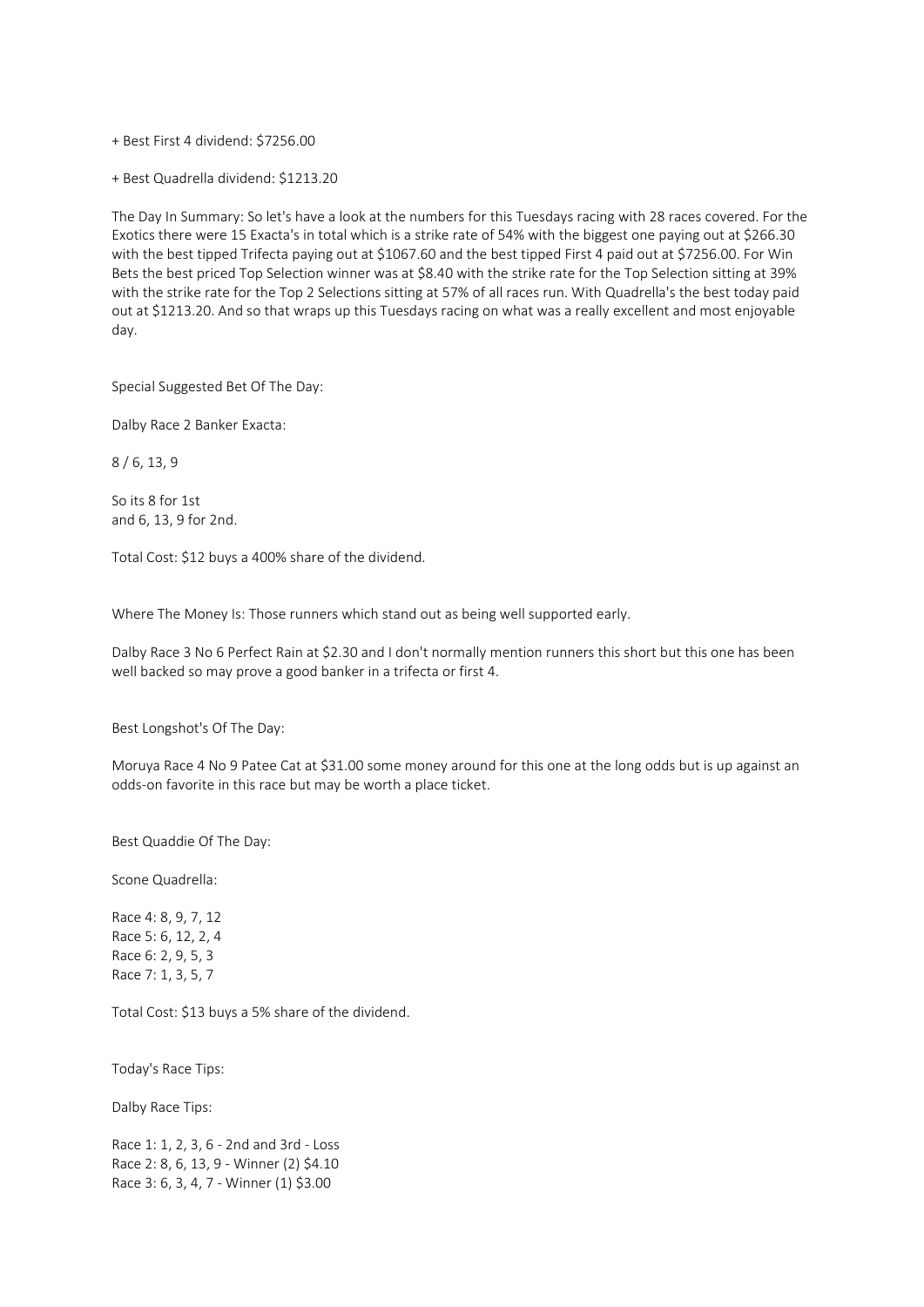+ Best First 4 dividend: $7256.00

+ Best Quadrella dividend: $1213.20

The Day In Summary: So let's have a look at the numbers for this Tuesdays racing with 28 races covered. For the Exotics there were 15 Exacta's in total which is a strike rate of 54% with the biggest one paying out at $266.30 with the best tipped Trifecta paying out at $1067.60 and the best tipped First 4 paid out at $7256.00. For Win Bets the best priced Top Selection winner was at $8.40 with the strike rate for the Top Selection sitting at 39% with the strike rate for the Top 2 Selections sitting at 57% of all races run. With Quadrella's the best today paid out at $1213.20. And so that wraps up this Tuesdays racing on what was a really excellent and most enjoyable day.

Special Suggested Bet Of The Day:

Dalby Race 2 Banker Exacta:

8 / 6, 13, 9

So its 8 for 1st
and 6, 13, 9 for 2nd.

Total Cost: $12 buys a 400% share of the dividend.

Where The Money Is: Those runners which stand out as being well supported early.

Dalby Race 3 No 6 Perfect Rain at $2.30 and I don't normally mention runners this short but this one has been well backed so may prove a good banker in a trifecta or first 4.

Best Longshot's Of The Day:

Moruya Race 4 No 9 Patee Cat at $31.00 some money around for this one at the long odds but is up against an odds-on favorite in this race but may be worth a place ticket.

Best Quaddie Of The Day:

Scone Quadrella:

Race 4: 8, 9, 7, 12
Race 5: 6, 12, 2, 4
Race 6: 2, 9, 5, 3
Race 7: 1, 3, 5, 7

Total Cost: $13 buys a 5% share of the dividend.

Today's Race Tips:

Dalby Race Tips:

Race 1: 1, 2, 3, 6 - 2nd and 3rd - Loss
Race 2: 8, 6, 13, 9 - Winner (2) $4.10
Race 3: 6, 3, 4, 7 - Winner (1) $3.00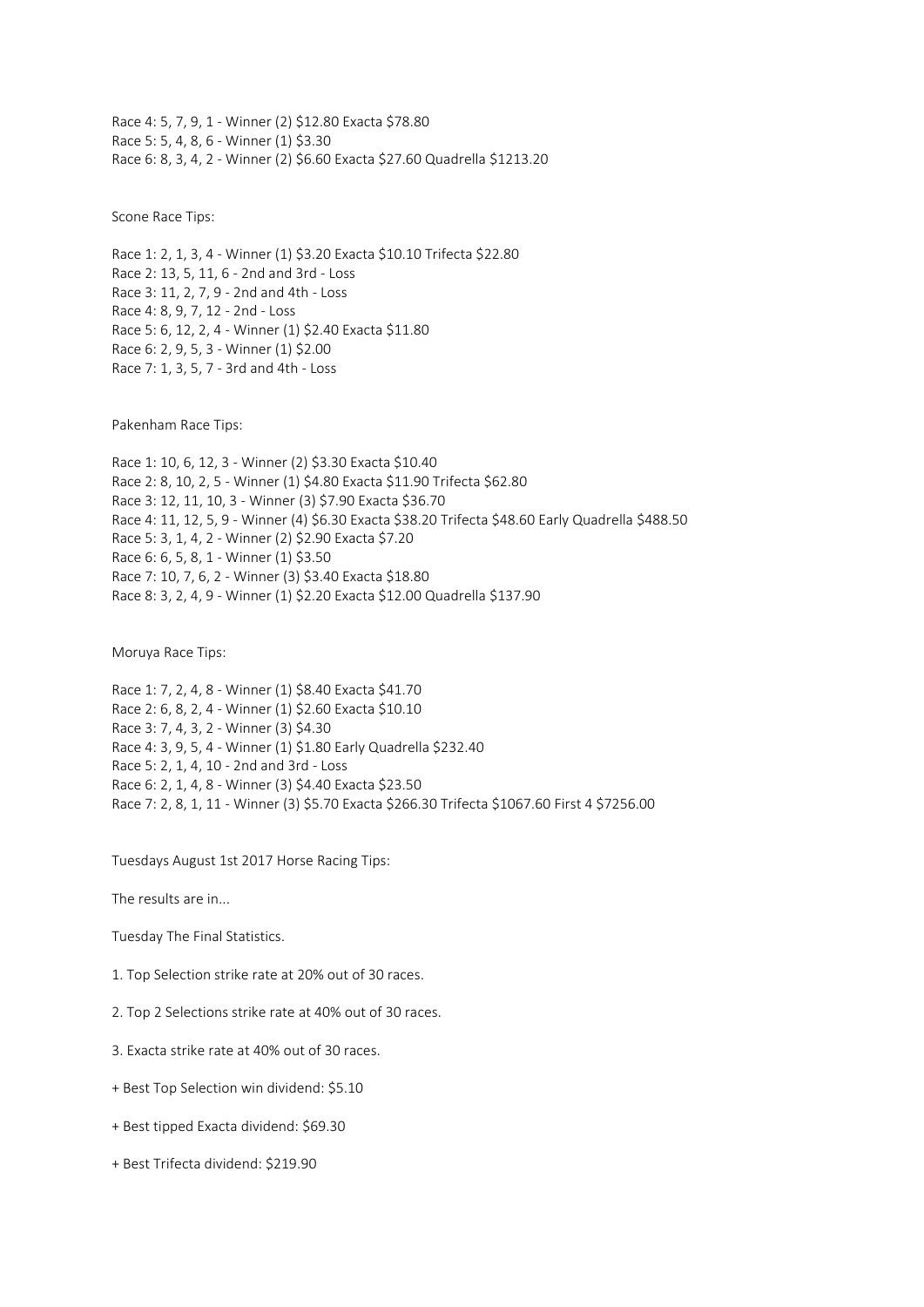Race 4: 5, 7, 9, 1 - Winner (2) $12.80 Exacta $78.80
Race 5: 5, 4, 8, 6 - Winner (1) $3.30
Race 6: 8, 3, 4, 2 - Winner (2) $6.60 Exacta $27.60 Quadrella $1213.20

Scone Race Tips:

Race 1: 2, 1, 3, 4 - Winner (1) $3.20 Exacta $10.10 Trifecta $22.80
Race 2: 13, 5, 11, 6 - 2nd and 3rd - Loss
Race 3: 11, 2, 7, 9 - 2nd and 4th - Loss
Race 4: 8, 9, 7, 12 - 2nd - Loss
Race 5: 6, 12, 2, 4 - Winner (1) $2.40 Exacta $11.80
Race 6: 2, 9, 5, 3 - Winner (1) $2.00
Race 7: 1, 3, 5, 7 - 3rd and 4th - Loss

Pakenham Race Tips:

Race 1: 10, 6, 12, 3 - Winner (2) $3.30 Exacta $10.40
Race 2: 8, 10, 2, 5 - Winner (1) $4.80 Exacta $11.90 Trifecta $62.80
Race 3: 12, 11, 10, 3 - Winner (3) $7.90 Exacta $36.70
Race 4: 11, 12, 5, 9 - Winner (4) $6.30 Exacta $38.20 Trifecta $48.60 Early Quadrella $488.50
Race 5: 3, 1, 4, 2 - Winner (2) $2.90 Exacta $7.20
Race 6: 6, 5, 8, 1 - Winner (1) $3.50
Race 7: 10, 7, 6, 2 - Winner (3) $3.40 Exacta $18.80
Race 8: 3, 2, 4, 9 - Winner (1) $2.20 Exacta $12.00 Quadrella $137.90

Moruya Race Tips:

Race 1: 7, 2, 4, 8 - Winner (1) $8.40 Exacta $41.70
Race 2: 6, 8, 2, 4 - Winner (1) $2.60 Exacta $10.10
Race 3: 7, 4, 3, 2 - Winner (3) $4.30
Race 4: 3, 9, 5, 4 - Winner (1) $1.80 Early Quadrella $232.40
Race 5: 2, 1, 4, 10 - 2nd and 3rd - Loss
Race 6: 2, 1, 4, 8 - Winner (3) $4.40 Exacta $23.50
Race 7: 2, 8, 1, 11 - Winner (3) $5.70 Exacta $266.30 Trifecta $1067.60 First 4 $7256.00

Tuesdays August 1st 2017 Horse Racing Tips:

The results are in...

Tuesday The Final Statistics.

1. Top Selection strike rate at 20% out of 30 races.

2. Top 2 Selections strike rate at 40% out of 30 races.

3. Exacta strike rate at 40% out of 30 races.

+ Best Top Selection win dividend: $5.10

+ Best tipped Exacta dividend: $69.30

+ Best Trifecta dividend: $219.90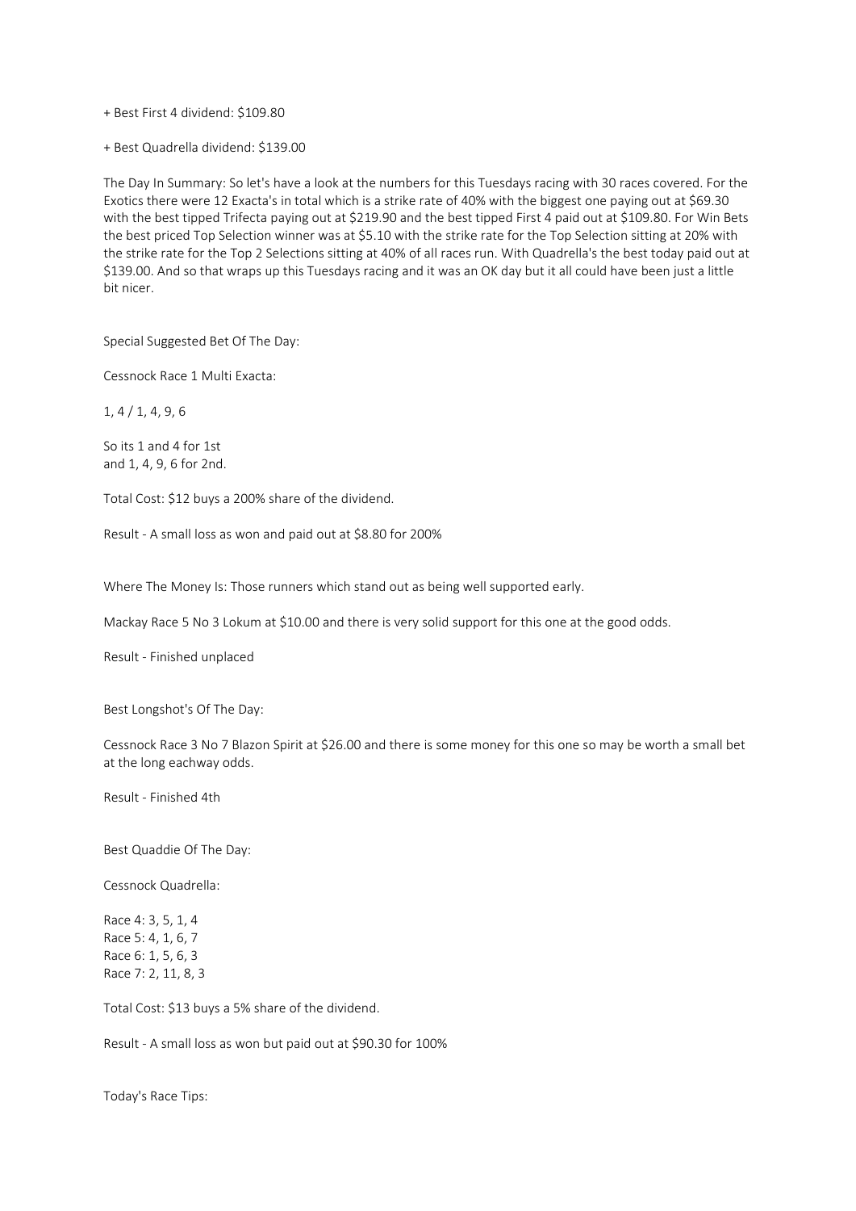+ Best First 4 dividend: $109.80

+ Best Quadrella dividend: $139.00

The Day In Summary: So let's have a look at the numbers for this Tuesdays racing with 30 races covered. For the Exotics there were 12 Exacta's in total which is a strike rate of 40% with the biggest one paying out at $69.30 with the best tipped Trifecta paying out at $219.90 and the best tipped First 4 paid out at $109.80. For Win Bets the best priced Top Selection winner was at $5.10 with the strike rate for the Top Selection sitting at 20% with the strike rate for the Top 2 Selections sitting at 40% of all races run. With Quadrella's the best today paid out at $139.00. And so that wraps up this Tuesdays racing and it was an OK day but it all could have been just a little bit nicer.

Special Suggested Bet Of The Day:

Cessnock Race 1 Multi Exacta:

1, 4 / 1, 4, 9, 6

So its 1 and 4 for 1st
and 1, 4, 9, 6 for 2nd.

Total Cost: $12 buys a 200% share of the dividend.

Result - A small loss as won and paid out at $8.80 for 200%

Where The Money Is: Those runners which stand out as being well supported early.

Mackay Race 5 No 3 Lokum at $10.00 and there is very solid support for this one at the good odds.

Result - Finished unplaced

Best Longshot's Of The Day:

Cessnock Race 3 No 7 Blazon Spirit at $26.00 and there is some money for this one so may be worth a small bet at the long eachway odds.

Result - Finished 4th

Best Quaddie Of The Day:

Cessnock Quadrella:

Race 4: 3, 5, 1, 4
Race 5: 4, 1, 6, 7
Race 6: 1, 5, 6, 3
Race 7: 2, 11, 8, 3

Total Cost: $13 buys a 5% share of the dividend.

Result - A small loss as won but paid out at $90.30 for 100%

Today's Race Tips: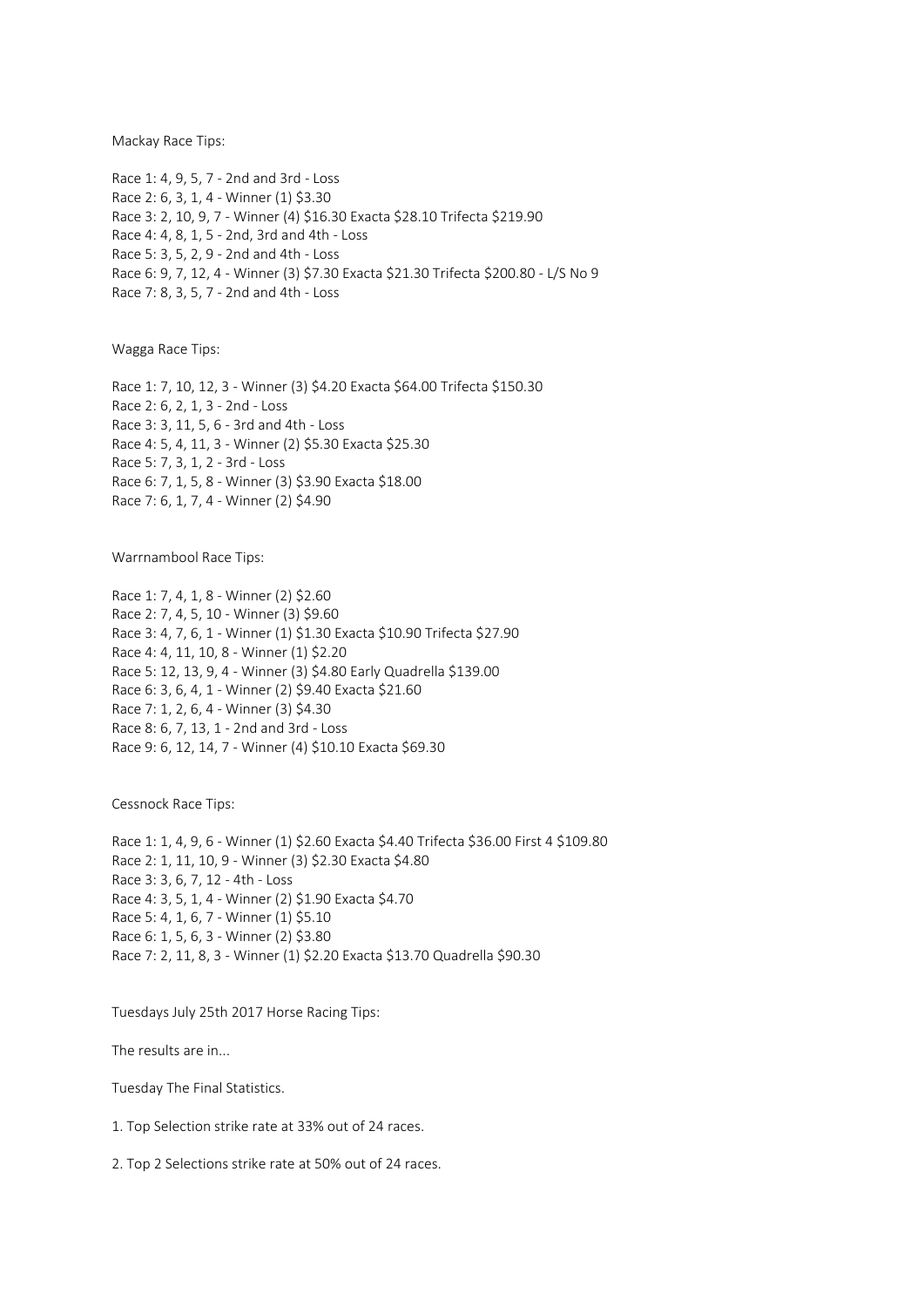Mackay Race Tips:

Race 1: 4, 9, 5, 7 - 2nd and 3rd - Loss
Race 2: 6, 3, 1, 4 - Winner (1) $3.30
Race 3: 2, 10, 9, 7 - Winner (4) $16.30 Exacta $28.10 Trifecta $219.90
Race 4: 4, 8, 1, 5 - 2nd, 3rd and 4th - Loss
Race 5: 3, 5, 2, 9 - 2nd and 4th - Loss
Race 6: 9, 7, 12, 4 - Winner (3) $7.30 Exacta $21.30 Trifecta $200.80 - L/S No 9
Race 7: 8, 3, 5, 7 - 2nd and 4th - Loss

Wagga Race Tips:

Race 1: 7, 10, 12, 3 - Winner (3) $4.20 Exacta $64.00 Trifecta $150.30
Race 2: 6, 2, 1, 3 - 2nd - Loss
Race 3: 3, 11, 5, 6 - 3rd and 4th - Loss
Race 4: 5, 4, 11, 3 - Winner (2) $5.30 Exacta $25.30
Race 5: 7, 3, 1, 2 - 3rd - Loss
Race 6: 7, 1, 5, 8 - Winner (3) $3.90 Exacta $18.00
Race 7: 6, 1, 7, 4 - Winner (2) $4.90

Warrnambool Race Tips:

Race 1: 7, 4, 1, 8 - Winner (2) $2.60
Race 2: 7, 4, 5, 10 - Winner (3) $9.60
Race 3: 4, 7, 6, 1 - Winner (1) $1.30 Exacta $10.90 Trifecta $27.90
Race 4: 4, 11, 10, 8 - Winner (1) $2.20
Race 5: 12, 13, 9, 4 - Winner (3) $4.80 Early Quadrella $139.00
Race 6: 3, 6, 4, 1 - Winner (2) $9.40 Exacta $21.60
Race 7: 1, 2, 6, 4 - Winner (3) $4.30
Race 8: 6, 7, 13, 1 - 2nd and 3rd - Loss
Race 9: 6, 12, 14, 7 - Winner (4) $10.10 Exacta $69.30

Cessnock Race Tips:

Race 1: 1, 4, 9, 6 - Winner (1) $2.60 Exacta $4.40 Trifecta $36.00 First 4 $109.80
Race 2: 1, 11, 10, 9 - Winner (3) $2.30 Exacta $4.80
Race 3: 3, 6, 7, 12 - 4th - Loss
Race 4: 3, 5, 1, 4 - Winner (2) $1.90 Exacta $4.70
Race 5: 4, 1, 6, 7 - Winner (1) $5.10
Race 6: 1, 5, 6, 3 - Winner (2) $3.80
Race 7: 2, 11, 8, 3 - Winner (1) $2.20 Exacta $13.70 Quadrella $90.30

Tuesdays July 25th 2017 Horse Racing Tips:

The results are in...

Tuesday The Final Statistics.

1. Top Selection strike rate at 33% out of 24 races.

2. Top 2 Selections strike rate at 50% out of 24 races.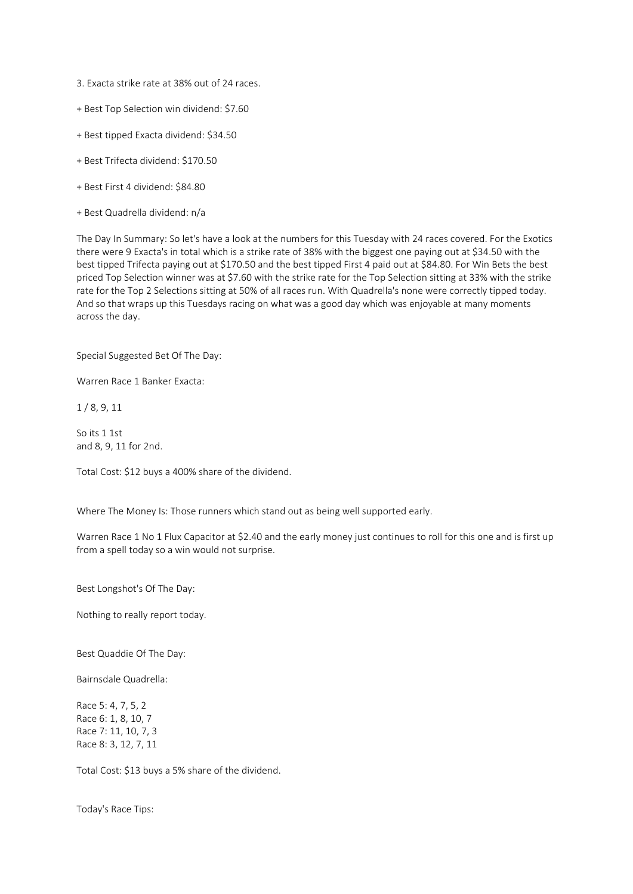3. Exacta strike rate at 38% out of 24 races.

+ Best Top Selection win dividend: $7.60

+ Best tipped Exacta dividend: $34.50

+ Best Trifecta dividend: $170.50

+ Best First 4 dividend: $84.80

+ Best Quadrella dividend: n/a

The Day In Summary: So let's have a look at the numbers for this Tuesday with 24 races covered. For the Exotics there were 9 Exacta's in total which is a strike rate of 38% with the biggest one paying out at $34.50 with the best tipped Trifecta paying out at $170.50 and the best tipped First 4 paid out at $84.80. For Win Bets the best priced Top Selection winner was at $7.60 with the strike rate for the Top Selection sitting at 33% with the strike rate for the Top 2 Selections sitting at 50% of all races run. With Quadrella's none were correctly tipped today. And so that wraps up this Tuesdays racing on what was a good day which was enjoyable at many moments across the day.

Special Suggested Bet Of The Day:

Warren Race 1 Banker Exacta:

1 / 8, 9, 11

So its 1 1st
and 8, 9, 11 for 2nd.

Total Cost: $12 buys a 400% share of the dividend.

Where The Money Is: Those runners which stand out as being well supported early.

Warren Race 1 No 1 Flux Capacitor at $2.40 and the early money just continues to roll for this one and is first up from a spell today so a win would not surprise.

Best Longshot's Of The Day:

Nothing to really report today.

Best Quaddie Of The Day:

Bairnsdale Quadrella:

Race 5: 4, 7, 5, 2
Race 6: 1, 8, 10, 7
Race 7: 11, 10, 7, 3
Race 8: 3, 12, 7, 11

Total Cost: $13 buys a 5% share of the dividend.

Today's Race Tips: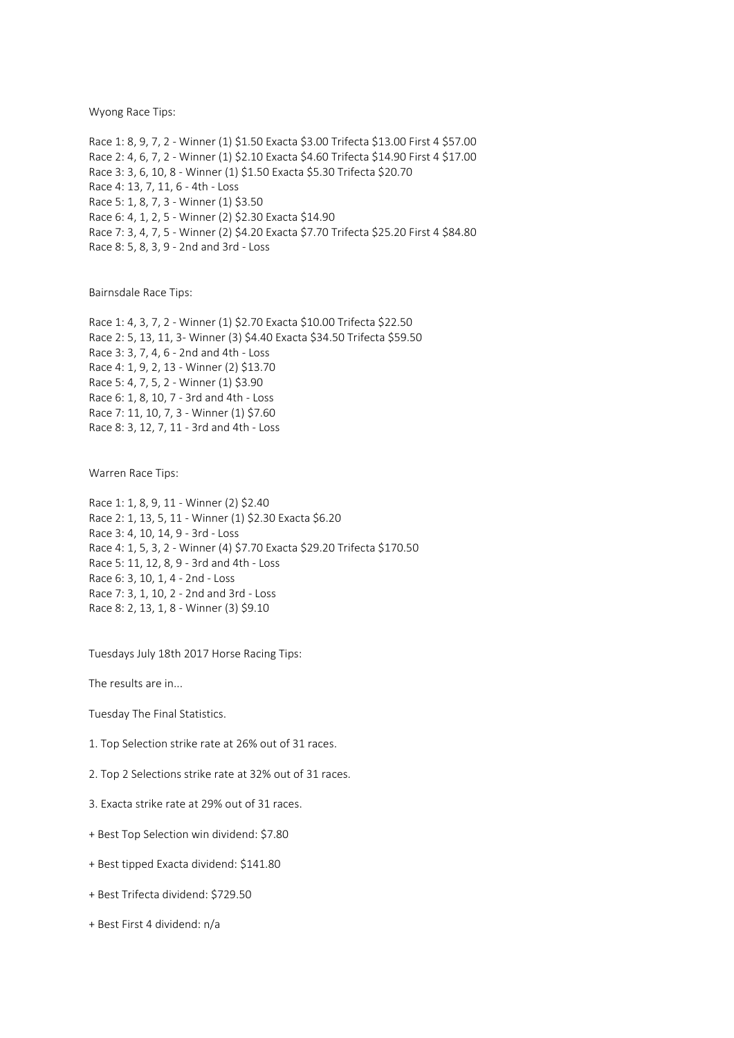Wyong Race Tips:

Race 1: 8, 9, 7, 2 - Winner (1) $1.50 Exacta $3.00 Trifecta $13.00 First 4 $57.00
Race 2: 4, 6, 7, 2 - Winner (1) $2.10 Exacta $4.60 Trifecta $14.90 First 4 $17.00
Race 3: 3, 6, 10, 8 - Winner (1) $1.50 Exacta $5.30 Trifecta $20.70
Race 4: 13, 7, 11, 6 - 4th - Loss
Race 5: 1, 8, 7, 3 - Winner (1) $3.50
Race 6: 4, 1, 2, 5 - Winner (2) $2.30 Exacta $14.90
Race 7: 3, 4, 7, 5 - Winner (2) $4.20 Exacta $7.70 Trifecta $25.20 First 4 $84.80
Race 8: 5, 8, 3, 9 - 2nd and 3rd - Loss

Bairnsdale Race Tips:

Race 1: 4, 3, 7, 2 - Winner (1) $2.70 Exacta $10.00 Trifecta $22.50
Race 2: 5, 13, 11, 3- Winner (3) $4.40 Exacta $34.50 Trifecta $59.50
Race 3: 3, 7, 4, 6 - 2nd and 4th - Loss
Race 4: 1, 9, 2, 13 - Winner (2) $13.70
Race 5: 4, 7, 5, 2 - Winner (1) $3.90
Race 6: 1, 8, 10, 7 - 3rd and 4th - Loss
Race 7: 11, 10, 7, 3 - Winner (1) $7.60
Race 8: 3, 12, 7, 11 - 3rd and 4th - Loss

Warren Race Tips:

Race 1: 1, 8, 9, 11 - Winner (2) $2.40
Race 2: 1, 13, 5, 11 - Winner (1) $2.30 Exacta $6.20
Race 3: 4, 10, 14, 9 - 3rd - Loss
Race 4: 1, 5, 3, 2 - Winner (4) $7.70 Exacta $29.20 Trifecta $170.50
Race 5: 11, 12, 8, 9 - 3rd and 4th - Loss
Race 6: 3, 10, 1, 4 - 2nd - Loss
Race 7: 3, 1, 10, 2 - 2nd and 3rd - Loss
Race 8: 2, 13, 1, 8 - Winner (3) $9.10

Tuesdays July 18th 2017 Horse Racing Tips:

The results are in...

Tuesday The Final Statistics.

1. Top Selection strike rate at 26% out of 31 races.

2. Top 2 Selections strike rate at 32% out of 31 races.

3. Exacta strike rate at 29% out of 31 races.

+ Best Top Selection win dividend: $7.80

+ Best tipped Exacta dividend: $141.80

+ Best Trifecta dividend: $729.50

+ Best First 4 dividend: n/a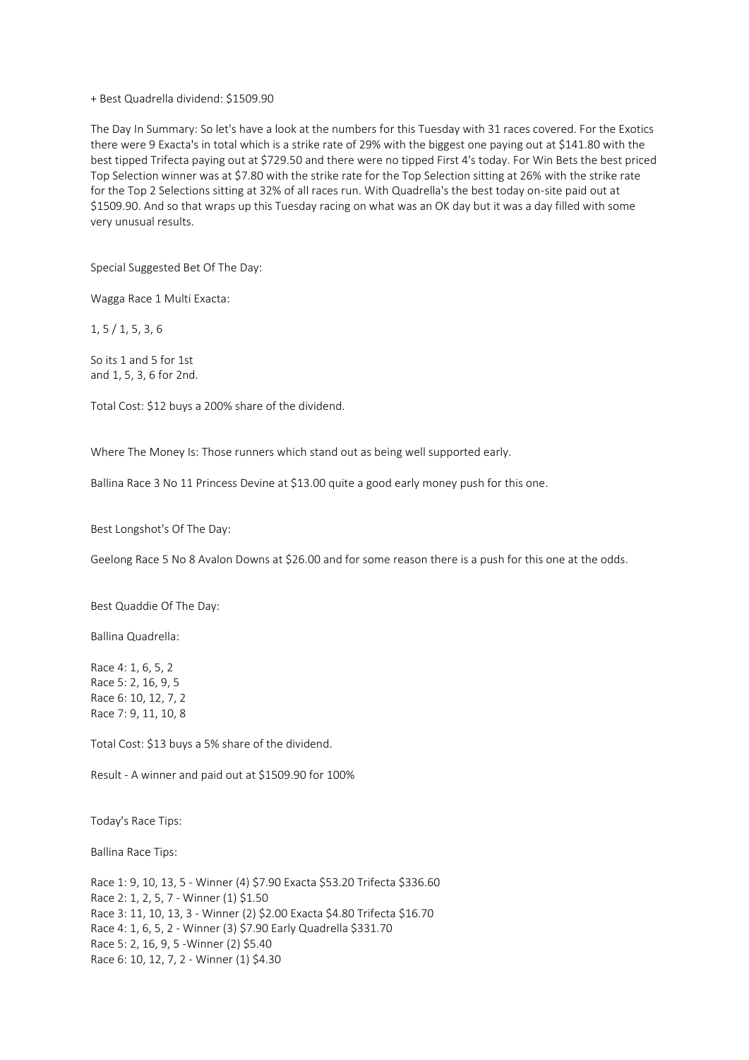+ Best Quadrella dividend: $1509.90

The Day In Summary: So let's have a look at the numbers for this Tuesday with 31 races covered. For the Exotics there were 9 Exacta's in total which is a strike rate of 29% with the biggest one paying out at $141.80 with the best tipped Trifecta paying out at $729.50 and there were no tipped First 4's today. For Win Bets the best priced Top Selection winner was at $7.80 with the strike rate for the Top Selection sitting at 26% with the strike rate for the Top 2 Selections sitting at 32% of all races run. With Quadrella's the best today on-site paid out at $1509.90. And so that wraps up this Tuesday racing on what was an OK day but it was a day filled with some very unusual results.

Special Suggested Bet Of The Day:

Wagga Race 1 Multi Exacta:

1, 5 / 1, 5, 3, 6

So its 1 and 5 for 1st
and 1, 5, 3, 6 for 2nd.

Total Cost: $12 buys a 200% share of the dividend.

Where The Money Is: Those runners which stand out as being well supported early.

Ballina Race 3 No 11 Princess Devine at $13.00 quite a good early money push for this one.

Best Longshot's Of The Day:

Geelong Race 5 No 8 Avalon Downs at $26.00 and for some reason there is a push for this one at the odds.

Best Quaddie Of The Day:

Ballina Quadrella:

Race 4: 1, 6, 5, 2
Race 5: 2, 16, 9, 5
Race 6: 10, 12, 7, 2
Race 7: 9, 11, 10, 8

Total Cost: $13 buys a 5% share of the dividend.

Result - A winner and paid out at $1509.90 for 100%

Today's Race Tips:

Ballina Race Tips:

Race 1: 9, 10, 13, 5 - Winner (4) $7.90 Exacta $53.20 Trifecta $336.60
Race 2: 1, 2, 5, 7 - Winner (1) $1.50
Race 3: 11, 10, 13, 3 - Winner (2) $2.00 Exacta $4.80 Trifecta $16.70
Race 4: 1, 6, 5, 2 - Winner (3) $7.90 Early Quadrella $331.70
Race 5: 2, 16, 9, 5 -Winner (2) $5.40
Race 6: 10, 12, 7, 2 - Winner (1) $4.30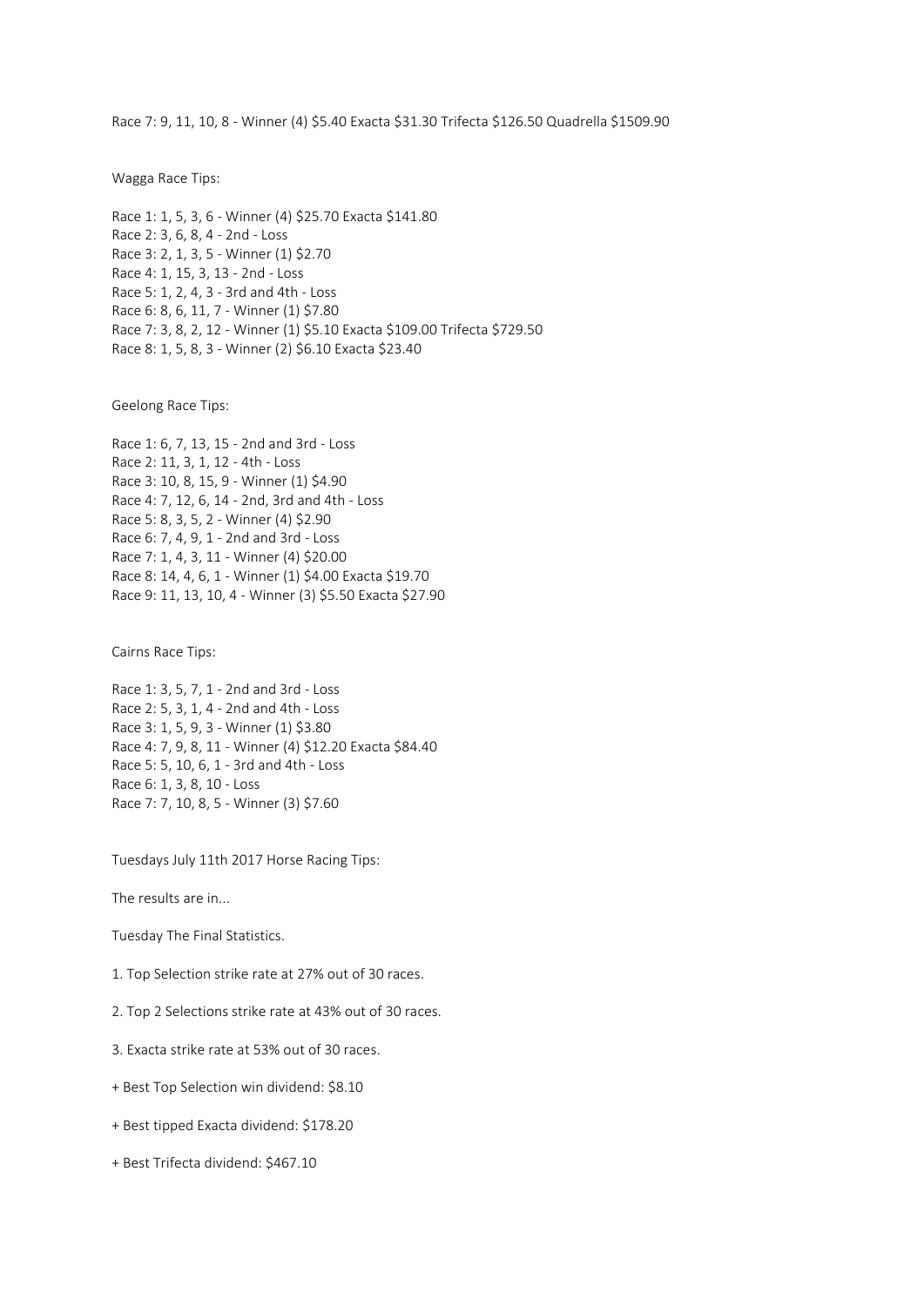Race 7: 9, 11, 10, 8 - Winner (4) $5.40 Exacta $31.30 Trifecta $126.50 Quadrella $1509.90

Wagga Race Tips:

Race 1: 1, 5, 3, 6 - Winner (4) $25.70 Exacta $141.80
Race 2: 3, 6, 8, 4 - 2nd - Loss
Race 3: 2, 1, 3, 5 - Winner (1) $2.70
Race 4: 1, 15, 3, 13 - 2nd - Loss
Race 5: 1, 2, 4, 3 - 3rd and 4th - Loss
Race 6: 8, 6, 11, 7 - Winner (1) $7.80
Race 7: 3, 8, 2, 12 - Winner (1) $5.10 Exacta $109.00 Trifecta $729.50
Race 8: 1, 5, 8, 3 - Winner (2) $6.10 Exacta $23.40

Geelong Race Tips:

Race 1: 6, 7, 13, 15 - 2nd and 3rd - Loss
Race 2: 11, 3, 1, 12 - 4th - Loss
Race 3: 10, 8, 15, 9 - Winner (1) $4.90
Race 4: 7, 12, 6, 14 - 2nd, 3rd and 4th - Loss
Race 5: 8, 3, 5, 2 - Winner (4) $2.90
Race 6: 7, 4, 9, 1 - 2nd and 3rd - Loss
Race 7: 1, 4, 3, 11 - Winner (4) $20.00
Race 8: 14, 4, 6, 1 - Winner (1) $4.00 Exacta $19.70
Race 9: 11, 13, 10, 4 - Winner (3) $5.50 Exacta $27.90

Cairns Race Tips:

Race 1: 3, 5, 7, 1 - 2nd and 3rd - Loss
Race 2: 5, 3, 1, 4 - 2nd and 4th - Loss
Race 3: 1, 5, 9, 3 - Winner (1) $3.80
Race 4: 7, 9, 8, 11 - Winner (4) $12.20 Exacta $84.40
Race 5: 5, 10, 6, 1 - 3rd and 4th - Loss
Race 6: 1, 3, 8, 10 - Loss
Race 7: 7, 10, 8, 5 - Winner (3) $7.60

Tuesdays July 11th 2017 Horse Racing Tips:

The results are in...

Tuesday The Final Statistics.

1. Top Selection strike rate at 27% out of 30 races.

2. Top 2 Selections strike rate at 43% out of 30 races.

3. Exacta strike rate at 53% out of 30 races.

+ Best Top Selection win dividend: $8.10

+ Best tipped Exacta dividend: $178.20

+ Best Trifecta dividend: $467.10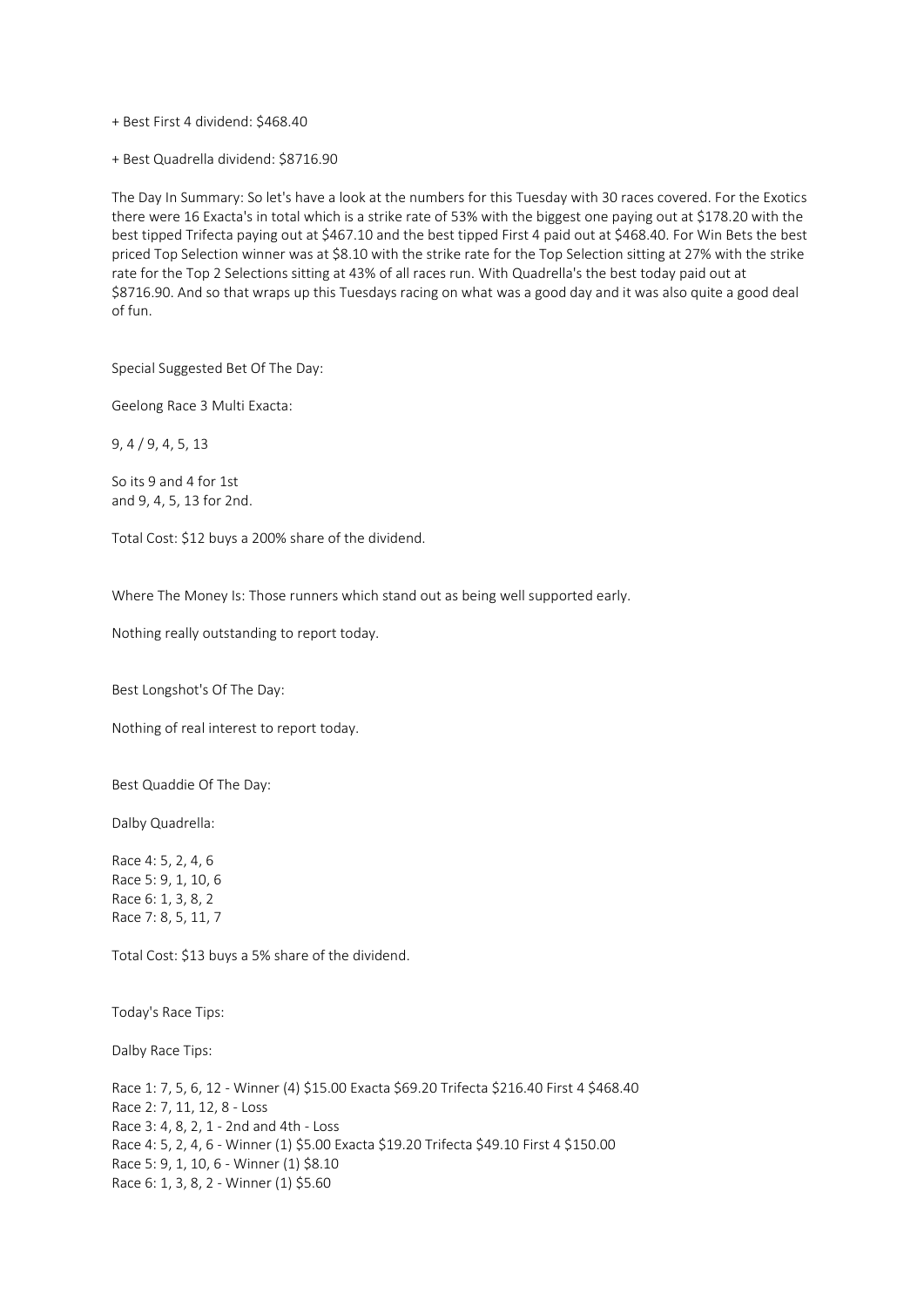+ Best First 4 dividend: $468.40

+ Best Quadrella dividend: $8716.90

The Day In Summary: So let's have a look at the numbers for this Tuesday with 30 races covered. For the Exotics there were 16 Exacta's in total which is a strike rate of 53% with the biggest one paying out at $178.20 with the best tipped Trifecta paying out at $467.10 and the best tipped First 4 paid out at $468.40. For Win Bets the best priced Top Selection winner was at $8.10 with the strike rate for the Top Selection sitting at 27% with the strike rate for the Top 2 Selections sitting at 43% of all races run. With Quadrella's the best today paid out at $8716.90. And so that wraps up this Tuesdays racing on what was a good day and it was also quite a good deal of fun.

Special Suggested Bet Of The Day:

Geelong Race 3 Multi Exacta:

9, 4 / 9, 4, 5, 13

So its 9 and 4 for 1st
and 9, 4, 5, 13 for 2nd.

Total Cost: $12 buys a 200% share of the dividend.

Where The Money Is: Those runners which stand out as being well supported early.

Nothing really outstanding to report today.

Best Longshot's Of The Day:

Nothing of real interest to report today.

Best Quaddie Of The Day:

Dalby Quadrella:

Race 4: 5, 2, 4, 6
Race 5: 9, 1, 10, 6
Race 6: 1, 3, 8, 2
Race 7: 8, 5, 11, 7

Total Cost: $13 buys a 5% share of the dividend.

Today's Race Tips:

Dalby Race Tips:

Race 1: 7, 5, 6, 12 - Winner (4) $15.00 Exacta $69.20 Trifecta $216.40 First 4 $468.40
Race 2: 7, 11, 12, 8 - Loss
Race 3: 4, 8, 2, 1 - 2nd and 4th - Loss
Race 4: 5, 2, 4, 6 - Winner (1) $5.00 Exacta $19.20 Trifecta $49.10 First 4 $150.00
Race 5: 9, 1, 10, 6 - Winner (1) $8.10
Race 6: 1, 3, 8, 2 - Winner (1) $5.60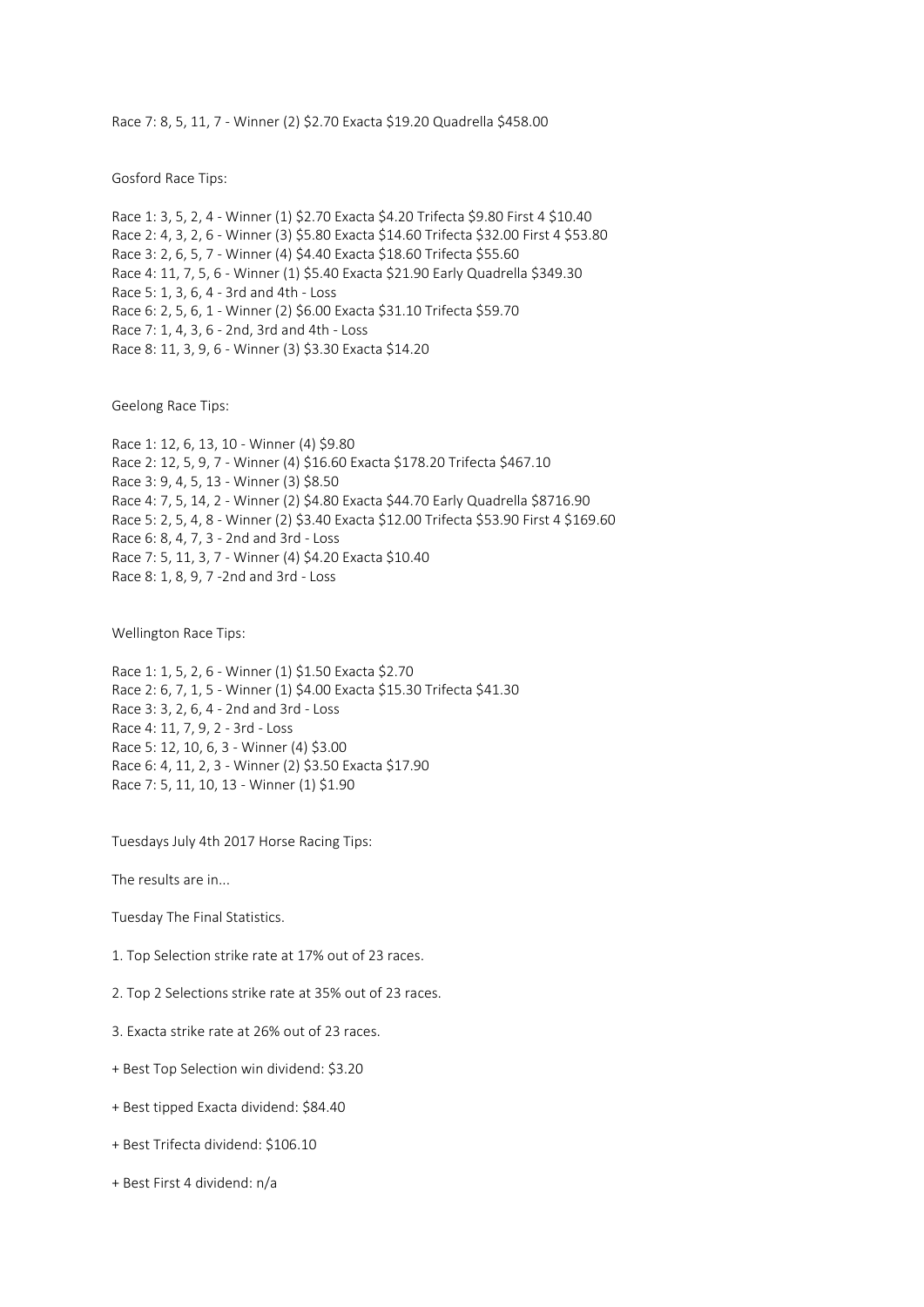Race 7: 8, 5, 11, 7 - Winner (2) $2.70 Exacta $19.20 Quadrella $458.00

Gosford Race Tips:

Race 1: 3, 5, 2, 4 - Winner (1) $2.70 Exacta $4.20 Trifecta $9.80 First 4 $10.40
Race 2: 4, 3, 2, 6 - Winner (3) $5.80 Exacta $14.60 Trifecta $32.00 First 4 $53.80
Race 3: 2, 6, 5, 7 - Winner (4) $4.40 Exacta $18.60 Trifecta $55.60
Race 4: 11, 7, 5, 6 - Winner (1) $5.40 Exacta $21.90 Early Quadrella $349.30
Race 5: 1, 3, 6, 4 - 3rd and 4th - Loss
Race 6: 2, 5, 6, 1 - Winner (2) $6.00 Exacta $31.10 Trifecta $59.70
Race 7: 1, 4, 3, 6 - 2nd, 3rd and 4th - Loss
Race 8: 11, 3, 9, 6 - Winner (3) $3.30 Exacta $14.20

Geelong Race Tips:

Race 1: 12, 6, 13, 10 - Winner (4) $9.80
Race 2: 12, 5, 9, 7 - Winner (4) $16.60 Exacta $178.20 Trifecta $467.10
Race 3: 9, 4, 5, 13 - Winner (3) $8.50
Race 4: 7, 5, 14, 2 - Winner (2) $4.80 Exacta $44.70 Early Quadrella $8716.90
Race 5: 2, 5, 4, 8 - Winner (2) $3.40 Exacta $12.00 Trifecta $53.90 First 4 $169.60
Race 6: 8, 4, 7, 3 - 2nd and 3rd - Loss
Race 7: 5, 11, 3, 7 - Winner (4) $4.20 Exacta $10.40
Race 8: 1, 8, 9, 7 -2nd and 3rd - Loss

Wellington Race Tips:

Race 1: 1, 5, 2, 6 - Winner (1) $1.50 Exacta $2.70
Race 2: 6, 7, 1, 5 - Winner (1) $4.00 Exacta $15.30 Trifecta $41.30
Race 3: 3, 2, 6, 4 - 2nd and 3rd - Loss
Race 4: 11, 7, 9, 2 - 3rd - Loss
Race 5: 12, 10, 6, 3 - Winner (4) $3.00
Race 6: 4, 11, 2, 3 - Winner (2) $3.50 Exacta $17.90
Race 7: 5, 11, 10, 13 - Winner (1) $1.90

Tuesdays July 4th 2017 Horse Racing Tips:

The results are in...

Tuesday The Final Statistics.

1. Top Selection strike rate at 17% out of 23 races.

2. Top 2 Selections strike rate at 35% out of 23 races.

3. Exacta strike rate at 26% out of 23 races.

+ Best Top Selection win dividend: $3.20

+ Best tipped Exacta dividend: $84.40

+ Best Trifecta dividend: $106.10

+ Best First 4 dividend: n/a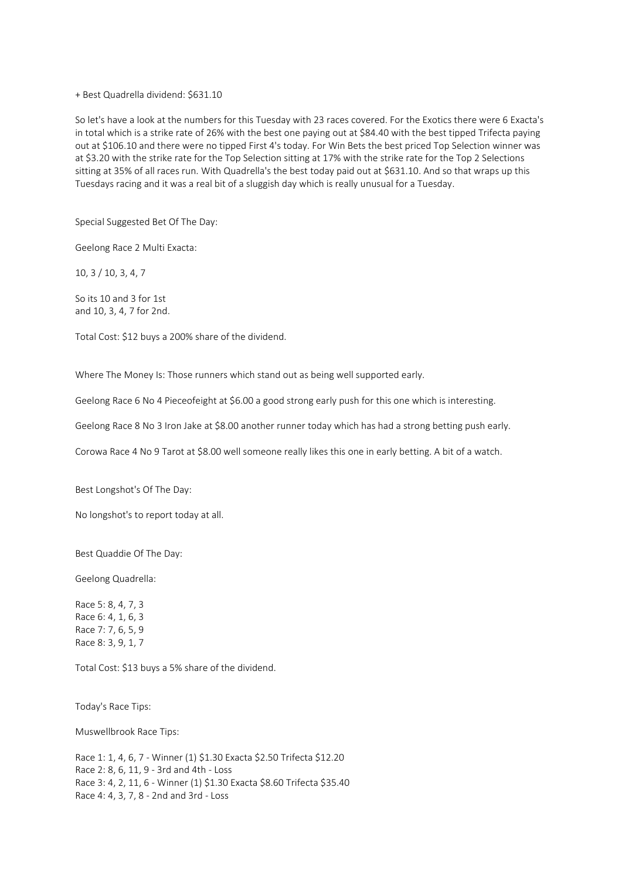+ Best Quadrella dividend: $631.10

So let's have a look at the numbers for this Tuesday with 23 races covered. For the Exotics there were 6 Exacta's in total which is a strike rate of 26% with the best one paying out at $84.40 with the best tipped Trifecta paying out at $106.10 and there were no tipped First 4's today. For Win Bets the best priced Top Selection winner was at $3.20 with the strike rate for the Top Selection sitting at 17% with the strike rate for the Top 2 Selections sitting at 35% of all races run. With Quadrella's the best today paid out at $631.10. And so that wraps up this Tuesdays racing and it was a real bit of a sluggish day which is really unusual for a Tuesday.

Special Suggested Bet Of The Day:

Geelong Race 2 Multi Exacta:

10, 3 / 10, 3, 4, 7

So its 10 and 3 for 1st
and 10, 3, 4, 7 for 2nd.

Total Cost: $12 buys a 200% share of the dividend.

Where The Money Is: Those runners which stand out as being well supported early.

Geelong Race 6 No 4 Pieceofeight at $6.00 a good strong early push for this one which is interesting.

Geelong Race 8 No 3 Iron Jake at $8.00 another runner today which has had a strong betting push early.

Corowa Race 4 No 9 Tarot at $8.00 well someone really likes this one in early betting. A bit of a watch.

Best Longshot's Of The Day:

No longshot's to report today at all.

Best Quaddie Of The Day:

Geelong Quadrella:

Race 5: 8, 4, 7, 3
Race 6: 4, 1, 6, 3
Race 7: 7, 6, 5, 9
Race 8: 3, 9, 1, 7

Total Cost: $13 buys a 5% share of the dividend.

Today's Race Tips:

Muswellbrook Race Tips:

Race 1: 1, 4, 6, 7 - Winner (1) $1.30 Exacta $2.50 Trifecta $12.20
Race 2: 8, 6, 11, 9 - 3rd and 4th - Loss
Race 3: 4, 2, 11, 6 - Winner (1) $1.30 Exacta $8.60 Trifecta $35.40
Race 4: 4, 3, 7, 8 - 2nd and 3rd - Loss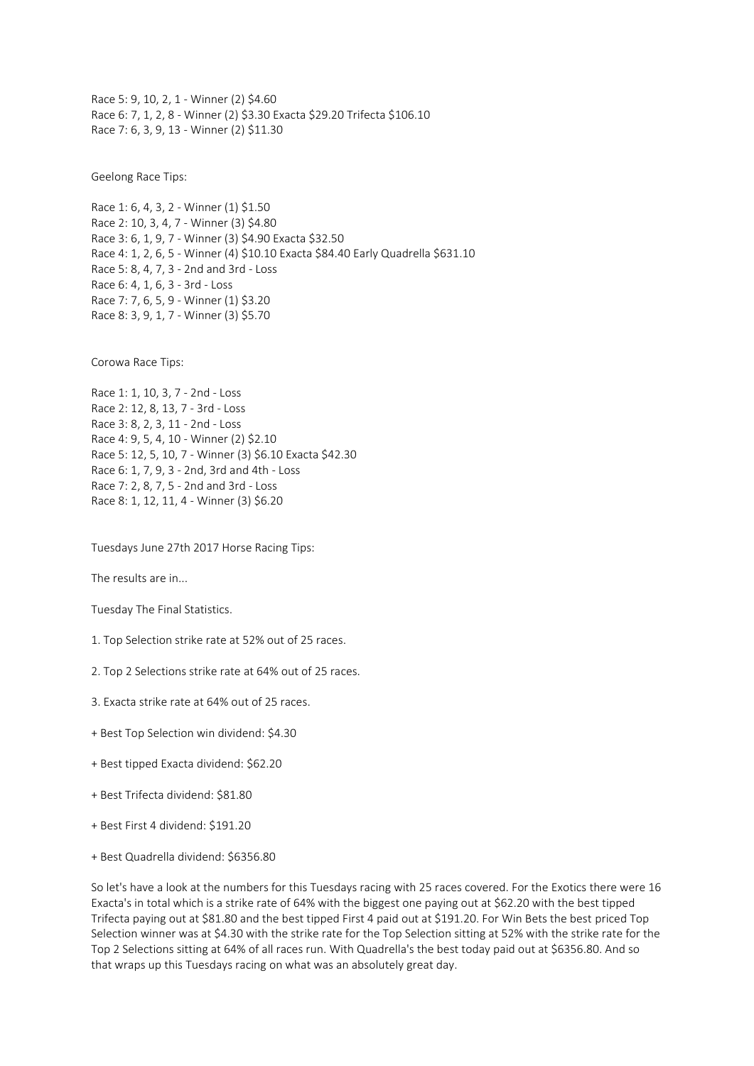Race 5: 9, 10, 2, 1 - Winner (2) $4.60
Race 6: 7, 1, 2, 8 - Winner (2) $3.30 Exacta $29.20 Trifecta $106.10
Race 7: 6, 3, 9, 13 - Winner (2) $11.30

Geelong Race Tips:

Race 1: 6, 4, 3, 2 - Winner (1) $1.50
Race 2: 10, 3, 4, 7 - Winner (3) $4.80
Race 3: 6, 1, 9, 7 - Winner (3) $4.90 Exacta $32.50
Race 4: 1, 2, 6, 5 - Winner (4) $10.10 Exacta $84.40 Early Quadrella $631.10
Race 5: 8, 4, 7, 3 - 2nd and 3rd - Loss
Race 6: 4, 1, 6, 3 - 3rd - Loss
Race 7: 7, 6, 5, 9 - Winner (1) $3.20
Race 8: 3, 9, 1, 7 - Winner (3) $5.70

Corowa Race Tips:

Race 1: 1, 10, 3, 7 - 2nd - Loss
Race 2: 12, 8, 13, 7 - 3rd - Loss
Race 3: 8, 2, 3, 11 - 2nd - Loss
Race 4: 9, 5, 4, 10 - Winner (2) $2.10
Race 5: 12, 5, 10, 7 - Winner (3) $6.10 Exacta $42.30
Race 6: 1, 7, 9, 3 - 2nd, 3rd and 4th - Loss
Race 7: 2, 8, 7, 5 - 2nd and 3rd - Loss
Race 8: 1, 12, 11, 4 - Winner (3) $6.20

Tuesdays June 27th 2017 Horse Racing Tips:

The results are in...

Tuesday The Final Statistics.

1. Top Selection strike rate at 52% out of 25 races.

2. Top 2 Selections strike rate at 64% out of 25 races.

3. Exacta strike rate at 64% out of 25 races.

+ Best Top Selection win dividend: $4.30

+ Best tipped Exacta dividend: $62.20

+ Best Trifecta dividend: $81.80

+ Best First 4 dividend: $191.20

+ Best Quadrella dividend: $6356.80

So let's have a look at the numbers for this Tuesdays racing with 25 races covered. For the Exotics there were 16 Exacta's in total which is a strike rate of 64% with the biggest one paying out at $62.20 with the best tipped Trifecta paying out at $81.80 and the best tipped First 4 paid out at $191.20. For Win Bets the best priced Top Selection winner was at $4.30 with the strike rate for the Top Selection sitting at 52% with the strike rate for the Top 2 Selections sitting at 64% of all races run. With Quadrella's the best today paid out at $6356.80. And so that wraps up this Tuesdays racing on what was an absolutely great day.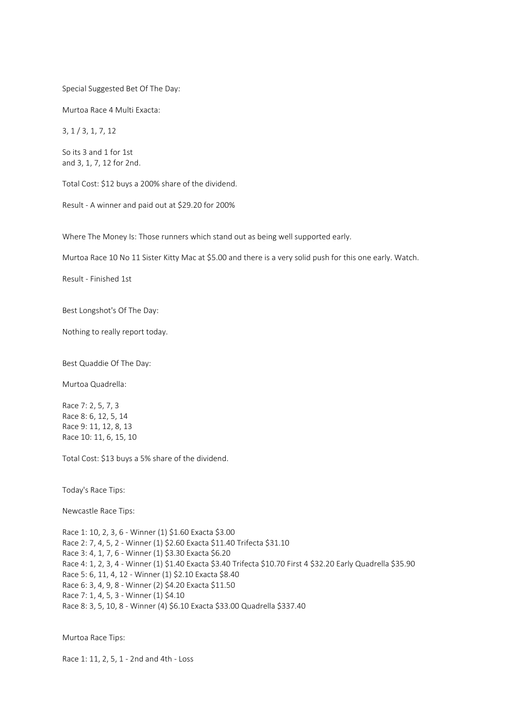Special Suggested Bet Of The Day:

Murtoa Race 4 Multi Exacta:

3, 1 / 3, 1, 7, 12

So its 3 and 1 for 1st
and 3, 1, 7, 12 for 2nd.

Total Cost: $12 buys a 200% share of the dividend.

Result - A winner and paid out at $29.20 for 200%

Where The Money Is: Those runners which stand out as being well supported early.

Murtoa Race 10 No 11 Sister Kitty Mac at $5.00 and there is a very solid push for this one early. Watch.

Result - Finished 1st

Best Longshot's Of The Day:

Nothing to really report today.

Best Quaddie Of The Day:

Murtoa Quadrella:

Race 7: 2, 5, 7, 3
Race 8: 6, 12, 5, 14
Race 9: 11, 12, 8, 13
Race 10: 11, 6, 15, 10

Total Cost: $13 buys a 5% share of the dividend.

Today's Race Tips:

Newcastle Race Tips:

Race 1: 10, 2, 3, 6 - Winner (1) $1.60 Exacta $3.00
Race 2: 7, 4, 5, 2 - Winner (1) $2.60 Exacta $11.40 Trifecta $31.10
Race 3: 4, 1, 7, 6 - Winner (1) $3.30 Exacta $6.20
Race 4: 1, 2, 3, 4 - Winner (1) $1.40 Exacta $3.40 Trifecta $10.70 First 4 $32.20 Early Quadrella $35.90
Race 5: 6, 11, 4, 12 - Winner (1) $2.10 Exacta $8.40
Race 6: 3, 4, 9, 8 - Winner (2) $4.20 Exacta $11.50
Race 7: 1, 4, 5, 3 - Winner (1) $4.10
Race 8: 3, 5, 10, 8 - Winner (4) $6.10 Exacta $33.00 Quadrella $337.40

Murtoa Race Tips:

Race 1: 11, 2, 5, 1 - 2nd and 4th - Loss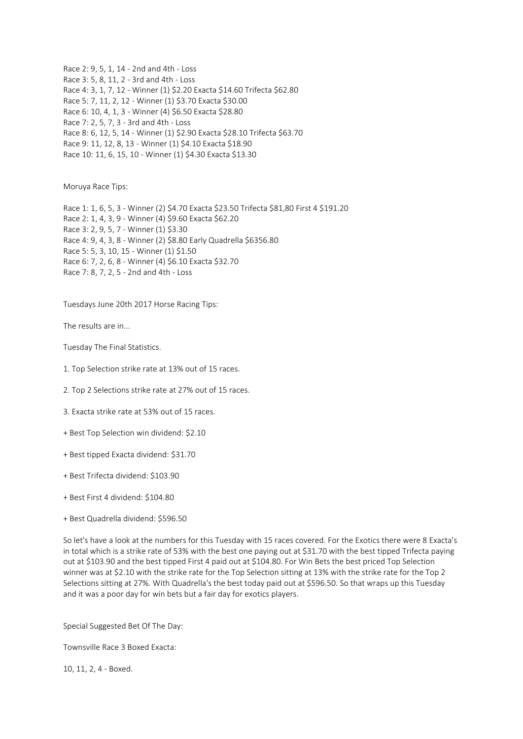Race 2: 9, 5, 1, 14 - 2nd and 4th - Loss
Race 3: 5, 8, 11, 2 - 3rd and 4th - Loss
Race 4: 3, 1, 7, 12 - Winner (1) $2.20 Exacta $14.60 Trifecta $62.80
Race 5: 7, 11, 2, 12 - Winner (1) $3.70 Exacta $30.00
Race 6: 10, 4, 1, 3 - Winner (4) $6.50 Exacta $28.80
Race 7: 2, 5, 7, 3 - 3rd and 4th - Loss
Race 8: 6, 12, 5, 14 - Winner (1) $2.90 Exacta $28.10 Trifecta $63.70
Race 9: 11, 12, 8, 13 - Winner (1) $4.10 Exacta $18.90
Race 10: 11, 6, 15, 10 - Winner (1) $4.30 Exacta $13.30

Moruya Race Tips:

Race 1: 1, 6, 5, 3 - Winner (2) $4.70 Exacta $23.50 Trifecta $81,80 First 4 $191.20
Race 2: 1, 4, 3, 9 - Winner (4) $9.60 Exacta $62.20
Race 3: 2, 9, 5, 7 - Winner (1) $3.30
Race 4: 9, 4, 3, 8 - Winner (2) $8.80 Early Quadrella $6356.80
Race 5: 5, 3, 10, 15 - Winner (1) $1.50
Race 6: 7, 2, 6, 8 - Winner (4) $6.10 Exacta $32.70
Race 7: 8, 7, 2, 5 - 2nd and 4th - Loss

Tuesdays June 20th 2017 Horse Racing Tips:

The results are in...

Tuesday The Final Statistics.

1. Top Selection strike rate at 13% out of 15 races.

2. Top 2 Selections strike rate at 27% out of 15 races.

3. Exacta strike rate at 53% out of 15 races.

+ Best Top Selection win dividend: $2.10

+ Best tipped Exacta dividend: $31.70

+ Best Trifecta dividend: $103.90

+ Best First 4 dividend: $104.80

+ Best Quadrella dividend: $596.50

So let's have a look at the numbers for this Tuesday with 15 races covered. For the Exotics there were 8 Exacta's in total which is a strike rate of 53% with the best one paying out at $31.70 with the best tipped Trifecta paying out at $103.90 and the best tipped First 4 paid out at $104.80. For Win Bets the best priced Top Selection winner was at $2.10 with the strike rate for the Top Selection sitting at 13% with the strike rate for the Top 2 Selections sitting at 27%. With Quadrella's the best today paid out at $596.50. So that wraps up this Tuesday and it was a poor day for win bets but a fair day for exotics players.

Special Suggested Bet Of The Day:

Townsville Race 3 Boxed Exacta:

10, 11, 2, 4 - Boxed.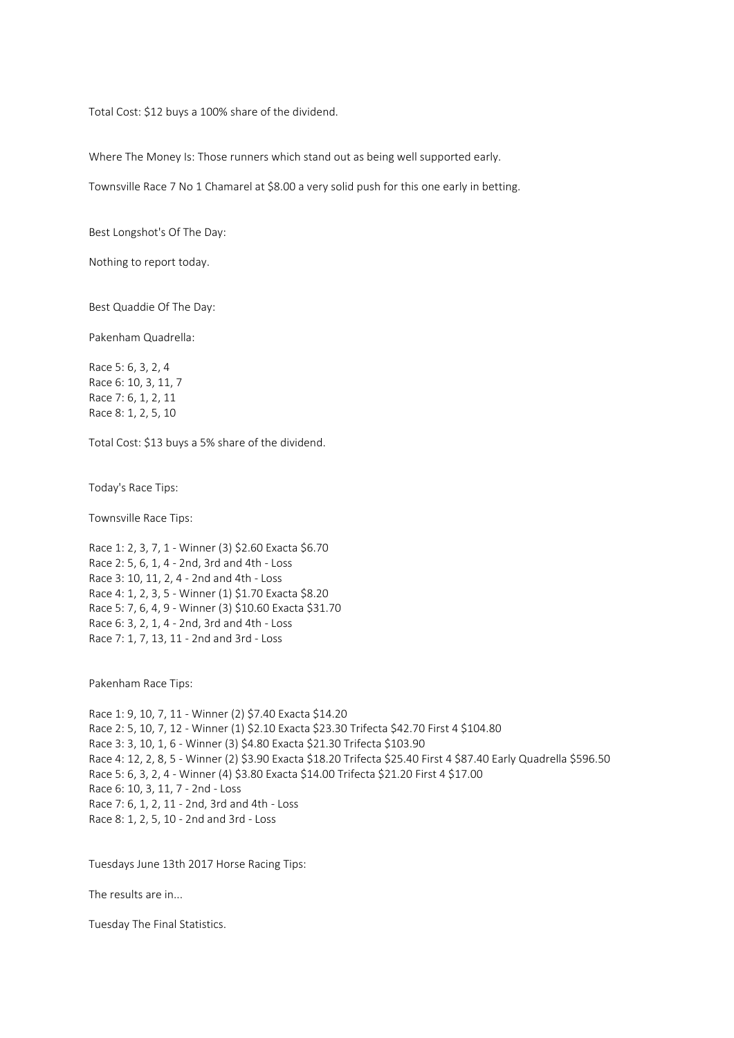Total Cost: $12 buys a 100% share of the dividend.

Where The Money Is: Those runners which stand out as being well supported early.

Townsville Race 7 No 1 Chamarel at $8.00 a very solid push for this one early in betting.

Best Longshot's Of The Day:

Nothing to report today.

Best Quaddie Of The Day:

Pakenham Quadrella:

Race 5: 6, 3, 2, 4
Race 6: 10, 3, 11, 7
Race 7: 6, 1, 2, 11
Race 8: 1, 2, 5, 10

Total Cost: $13 buys a 5% share of the dividend.

Today's Race Tips:

Townsville Race Tips:

Race 1: 2, 3, 7, 1 - Winner (3) $2.60 Exacta $6.70
Race 2: 5, 6, 1, 4 - 2nd, 3rd and 4th - Loss
Race 3: 10, 11, 2, 4 - 2nd and 4th - Loss
Race 4: 1, 2, 3, 5 - Winner (1) $1.70 Exacta $8.20
Race 5: 7, 6, 4, 9 - Winner (3) $10.60 Exacta $31.70
Race 6: 3, 2, 1, 4 - 2nd, 3rd and 4th - Loss
Race 7: 1, 7, 13, 11 - 2nd and 3rd - Loss

Pakenham Race Tips:

Race 1: 9, 10, 7, 11 - Winner (2) $7.40 Exacta $14.20
Race 2: 5, 10, 7, 12 - Winner (1) $2.10 Exacta $23.30 Trifecta $42.70 First 4 $104.80
Race 3: 3, 10, 1, 6 - Winner (3) $4.80 Exacta $21.30 Trifecta $103.90
Race 4: 12, 2, 8, 5 - Winner (2) $3.90 Exacta $18.20 Trifecta $25.40 First 4 $87.40 Early Quadrella $596.50
Race 5: 6, 3, 2, 4 - Winner (4) $3.80 Exacta $14.00 Trifecta $21.20 First 4 $17.00
Race 6: 10, 3, 11, 7 - 2nd - Loss
Race 7: 6, 1, 2, 11 - 2nd, 3rd and 4th - Loss
Race 8: 1, 2, 5, 10 - 2nd and 3rd - Loss

Tuesdays June 13th 2017 Horse Racing Tips:

The results are in...

Tuesday The Final Statistics.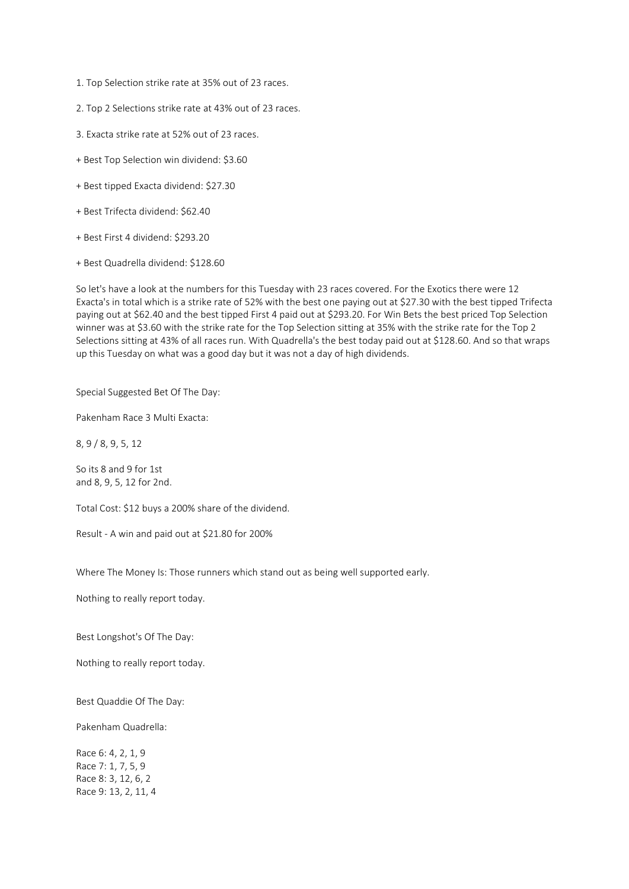1. Top Selection strike rate at 35% out of 23 races.

2. Top 2 Selections strike rate at 43% out of 23 races.

3. Exacta strike rate at 52% out of 23 races.

+ Best Top Selection win dividend: $3.60

+ Best tipped Exacta dividend: $27.30

+ Best Trifecta dividend: $62.40

+ Best First 4 dividend: $293.20

+ Best Quadrella dividend: $128.60

So let's have a look at the numbers for this Tuesday with 23 races covered. For the Exotics there were 12 Exacta's in total which is a strike rate of 52% with the best one paying out at $27.30 with the best tipped Trifecta paying out at $62.40 and the best tipped First 4 paid out at $293.20. For Win Bets the best priced Top Selection winner was at $3.60 with the strike rate for the Top Selection sitting at 35% with the strike rate for the Top 2 Selections sitting at 43% of all races run. With Quadrella's the best today paid out at $128.60. And so that wraps up this Tuesday on what was a good day but it was not a day of high dividends.

Special Suggested Bet Of The Day:

Pakenham Race 3 Multi Exacta:

8, 9 / 8, 9, 5, 12

So its 8 and 9 for 1st
and 8, 9, 5, 12 for 2nd.

Total Cost: $12 buys a 200% share of the dividend.

Result - A win and paid out at $21.80 for 200%

Where The Money Is: Those runners which stand out as being well supported early.

Nothing to really report today.

Best Longshot's Of The Day:

Nothing to really report today.

Best Quaddie Of The Day:

Pakenham Quadrella:

Race 6: 4, 2, 1, 9
Race 7: 1, 7, 5, 9
Race 8: 3, 12, 6, 2
Race 9: 13, 2, 11, 4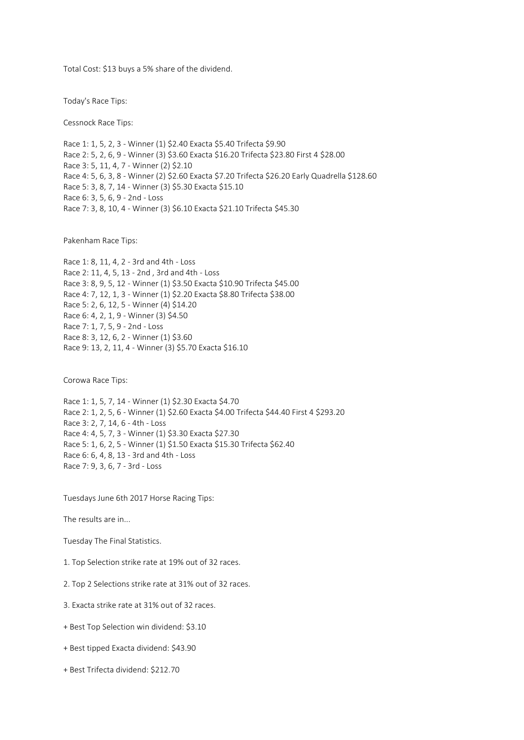Total Cost: $13 buys a 5% share of the dividend.

Today's Race Tips:

Cessnock Race Tips:

Race 1: 1, 5, 2, 3 - Winner (1) $2.40 Exacta $5.40 Trifecta $9.90
Race 2: 5, 2, 6, 9 - Winner (3) $3.60 Exacta $16.20 Trifecta $23.80 First 4 $28.00
Race 3: 5, 11, 4, 7 - Winner (2) $2.10
Race 4: 5, 6, 3, 8 - Winner (2) $2.60 Exacta $7.20 Trifecta $26.20 Early Quadrella $128.60
Race 5: 3, 8, 7, 14 - Winner (3) $5.30 Exacta $15.10
Race 6: 3, 5, 6, 9 - 2nd - Loss
Race 7: 3, 8, 10, 4 - Winner (3) $6.10 Exacta $21.10 Trifecta $45.30

Pakenham Race Tips:

Race 1: 8, 11, 4, 2 - 3rd and 4th - Loss
Race 2: 11, 4, 5, 13 - 2nd , 3rd and 4th - Loss
Race 3: 8, 9, 5, 12 - Winner (1) $3.50 Exacta $10.90 Trifecta $45.00
Race 4: 7, 12, 1, 3 - Winner (1) $2.20 Exacta $8.80 Trifecta $38.00
Race 5: 2, 6, 12, 5 - Winner (4) $14.20
Race 6: 4, 2, 1, 9 - Winner (3) $4.50
Race 7: 1, 7, 5, 9 - 2nd - Loss
Race 8: 3, 12, 6, 2 - Winner (1) $3.60
Race 9: 13, 2, 11, 4 - Winner (3) $5.70 Exacta $16.10

Corowa Race Tips:

Race 1: 1, 5, 7, 14 - Winner (1) $2.30 Exacta $4.70
Race 2: 1, 2, 5, 6 - Winner (1) $2.60 Exacta $4.00 Trifecta $44.40 First 4 $293.20
Race 3: 2, 7, 14, 6 - 4th - Loss
Race 4: 4, 5, 7, 3 - Winner (1) $3.30 Exacta $27.30
Race 5: 1, 6, 2, 5 - Winner (1) $1.50 Exacta $15.30 Trifecta $62.40
Race 6: 6, 4, 8, 13 - 3rd and 4th - Loss
Race 7: 9, 3, 6, 7 - 3rd - Loss

Tuesdays June 6th 2017 Horse Racing Tips:

The results are in...

Tuesday The Final Statistics.

1. Top Selection strike rate at 19% out of 32 races.

2. Top 2 Selections strike rate at 31% out of 32 races.

3. Exacta strike rate at 31% out of 32 races.

+ Best Top Selection win dividend: $3.10

+ Best tipped Exacta dividend: $43.90

+ Best Trifecta dividend: $212.70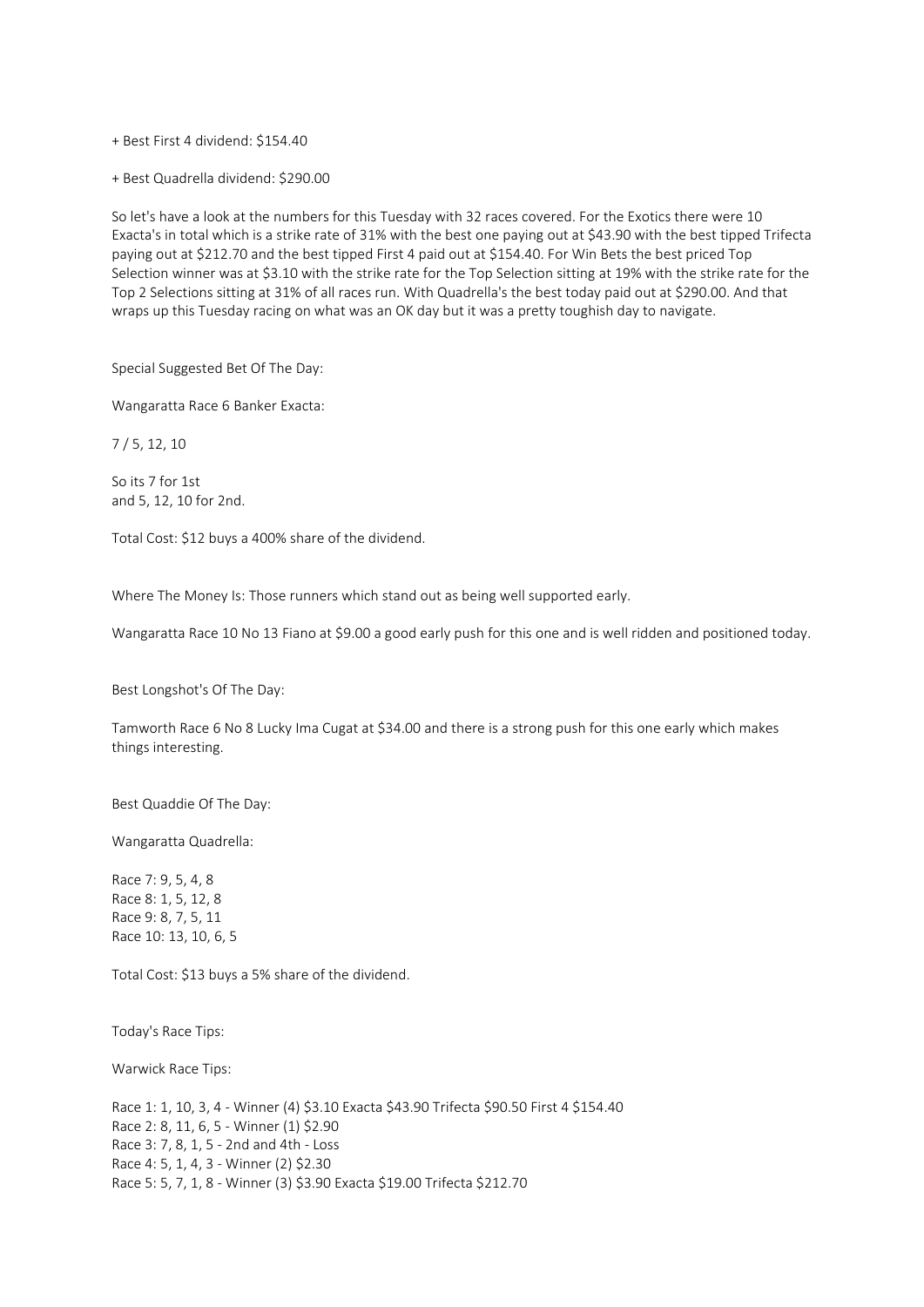+ Best First 4 dividend: $154.40

+ Best Quadrella dividend: $290.00

So let's have a look at the numbers for this Tuesday with 32 races covered. For the Exotics there were 10 Exacta's in total which is a strike rate of 31% with the best one paying out at $43.90 with the best tipped Trifecta paying out at $212.70 and the best tipped First 4 paid out at $154.40. For Win Bets the best priced Top Selection winner was at $3.10 with the strike rate for the Top Selection sitting at 19% with the strike rate for the Top 2 Selections sitting at 31% of all races run. With Quadrella's the best today paid out at $290.00. And that wraps up this Tuesday racing on what was an OK day but it was a pretty toughish day to navigate.

Special Suggested Bet Of The Day:

Wangaratta Race 6 Banker Exacta:

7 / 5, 12, 10

So its 7 for 1st
and 5, 12, 10 for 2nd.

Total Cost: $12 buys a 400% share of the dividend.

Where The Money Is: Those runners which stand out as being well supported early.

Wangaratta Race 10 No 13 Fiano at $9.00 a good early push for this one and is well ridden and positioned today.

Best Longshot's Of The Day:

Tamworth Race 6 No 8 Lucky Ima Cugat at $34.00 and there is a strong push for this one early which makes things interesting.

Best Quaddie Of The Day:

Wangaratta Quadrella:

Race 7: 9, 5, 4, 8
Race 8: 1, 5, 12, 8
Race 9: 8, 7, 5, 11
Race 10: 13, 10, 6, 5

Total Cost: $13 buys a 5% share of the dividend.

Today's Race Tips:

Warwick Race Tips:

Race 1: 1, 10, 3, 4 - Winner (4) $3.10 Exacta $43.90 Trifecta $90.50 First 4 $154.40
Race 2: 8, 11, 6, 5 - Winner (1) $2.90
Race 3: 7, 8, 1, 5 - 2nd and 4th - Loss
Race 4: 5, 1, 4, 3 - Winner (2) $2.30
Race 5: 5, 7, 1, 8 - Winner (3) $3.90 Exacta $19.00 Trifecta $212.70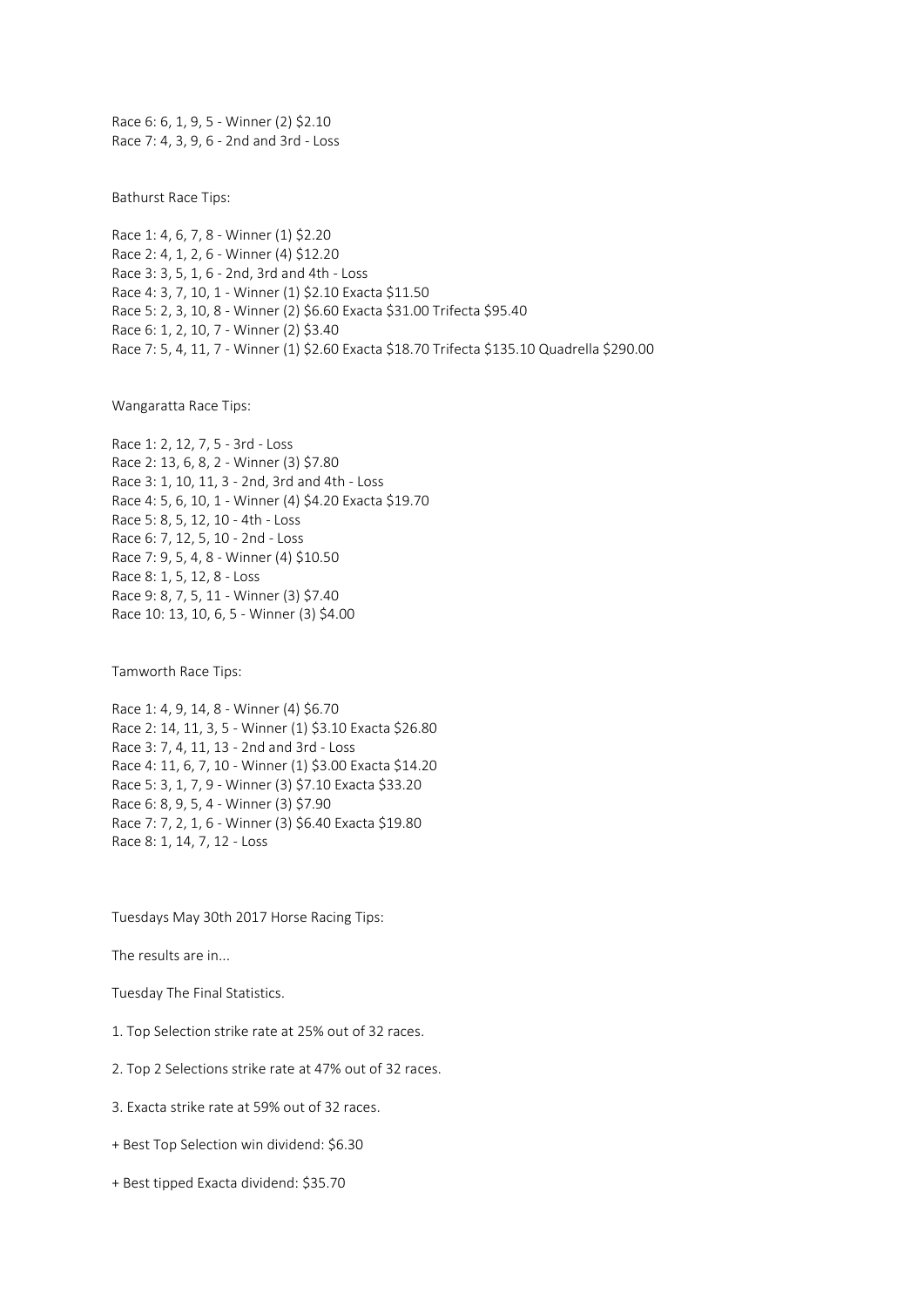Race 6: 6, 1, 9, 5 - Winner (2) $2.10
Race 7: 4, 3, 9, 6 - 2nd and 3rd - Loss

Bathurst Race Tips:

Race 1: 4, 6, 7, 8 - Winner (1) $2.20
Race 2: 4, 1, 2, 6 - Winner (4) $12.20
Race 3: 3, 5, 1, 6 - 2nd, 3rd and 4th - Loss
Race 4: 3, 7, 10, 1 - Winner (1) $2.10 Exacta $11.50
Race 5: 2, 3, 10, 8 - Winner (2) $6.60 Exacta $31.00 Trifecta $95.40
Race 6: 1, 2, 10, 7 - Winner (2) $3.40
Race 7: 5, 4, 11, 7 - Winner (1) $2.60 Exacta $18.70 Trifecta $135.10 Quadrella $290.00

Wangaratta Race Tips:

Race 1: 2, 12, 7, 5 - 3rd - Loss
Race 2: 13, 6, 8, 2 - Winner (3) $7.80
Race 3: 1, 10, 11, 3 - 2nd, 3rd and 4th - Loss
Race 4: 5, 6, 10, 1 - Winner (4) $4.20 Exacta $19.70
Race 5: 8, 5, 12, 10 - 4th - Loss
Race 6: 7, 12, 5, 10 - 2nd - Loss
Race 7: 9, 5, 4, 8 - Winner (4) $10.50
Race 8: 1, 5, 12, 8 - Loss
Race 9: 8, 7, 5, 11 - Winner (3) $7.40
Race 10: 13, 10, 6, 5 - Winner (3) $4.00

Tamworth Race Tips:

Race 1: 4, 9, 14, 8 - Winner (4) $6.70
Race 2: 14, 11, 3, 5 - Winner (1) $3.10 Exacta $26.80
Race 3: 7, 4, 11, 13 - 2nd and 3rd - Loss
Race 4: 11, 6, 7, 10 - Winner (1) $3.00 Exacta $14.20
Race 5: 3, 1, 7, 9 - Winner (3) $7.10 Exacta $33.20
Race 6: 8, 9, 5, 4 - Winner (3) $7.90
Race 7: 7, 2, 1, 6 - Winner (3) $6.40 Exacta $19.80
Race 8: 1, 14, 7, 12 - Loss

Tuesdays May 30th 2017 Horse Racing Tips:

The results are in...

Tuesday The Final Statistics.

1. Top Selection strike rate at 25% out of 32 races.

2. Top 2 Selections strike rate at 47% out of 32 races.

3. Exacta strike rate at 59% out of 32 races.

+ Best Top Selection win dividend: $6.30

+ Best tipped Exacta dividend: $35.70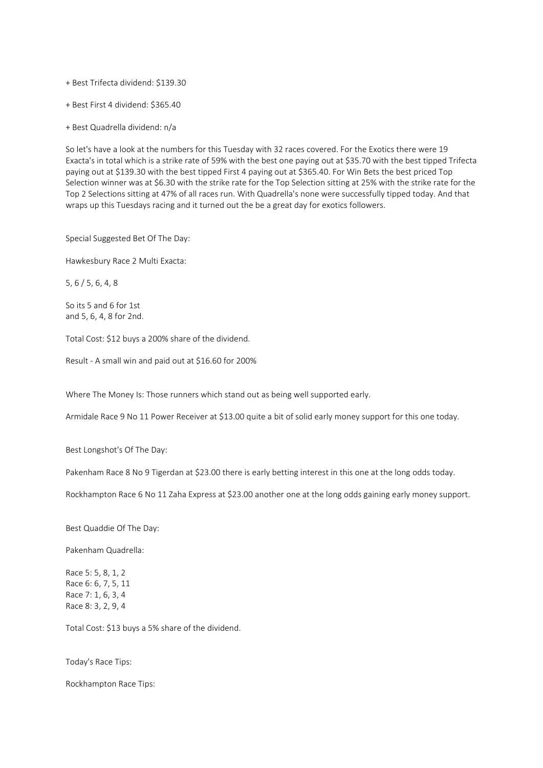+ Best Trifecta dividend: $139.30

+ Best First 4 dividend: $365.40

+ Best Quadrella dividend: n/a

So let's have a look at the numbers for this Tuesday with 32 races covered. For the Exotics there were 19 Exacta's in total which is a strike rate of 59% with the best one paying out at $35.70 with the best tipped Trifecta paying out at $139.30 with the best tipped First 4 paying out at $365.40. For Win Bets the best priced Top Selection winner was at $6.30 with the strike rate for the Top Selection sitting at 25% with the strike rate for the Top 2 Selections sitting at 47% of all races run. With Quadrella's none were successfully tipped today. And that wraps up this Tuesdays racing and it turned out the be a great day for exotics followers.

Special Suggested Bet Of The Day:

Hawkesbury Race 2 Multi Exacta:

5, 6 / 5, 6, 4, 8

So its 5 and 6 for 1st
and 5, 6, 4, 8 for 2nd.

Total Cost: $12 buys a 200% share of the dividend.

Result - A small win and paid out at $16.60 for 200%

Where The Money Is: Those runners which stand out as being well supported early.

Armidale Race 9 No 11 Power Receiver at $13.00 quite a bit of solid early money support for this one today.

Best Longshot's Of The Day:

Pakenham Race 8 No 9 Tigerdan at $23.00 there is early betting interest in this one at the long odds today.

Rockhampton Race 6 No 11 Zaha Express at $23.00 another one at the long odds gaining early money support.

Best Quaddie Of The Day:

Pakenham Quadrella:

Race 5: 5, 8, 1, 2
Race 6: 6, 7, 5, 11
Race 7: 1, 6, 3, 4
Race 8: 3, 2, 9, 4

Total Cost: $13 buys a 5% share of the dividend.

Today's Race Tips:

Rockhampton Race Tips: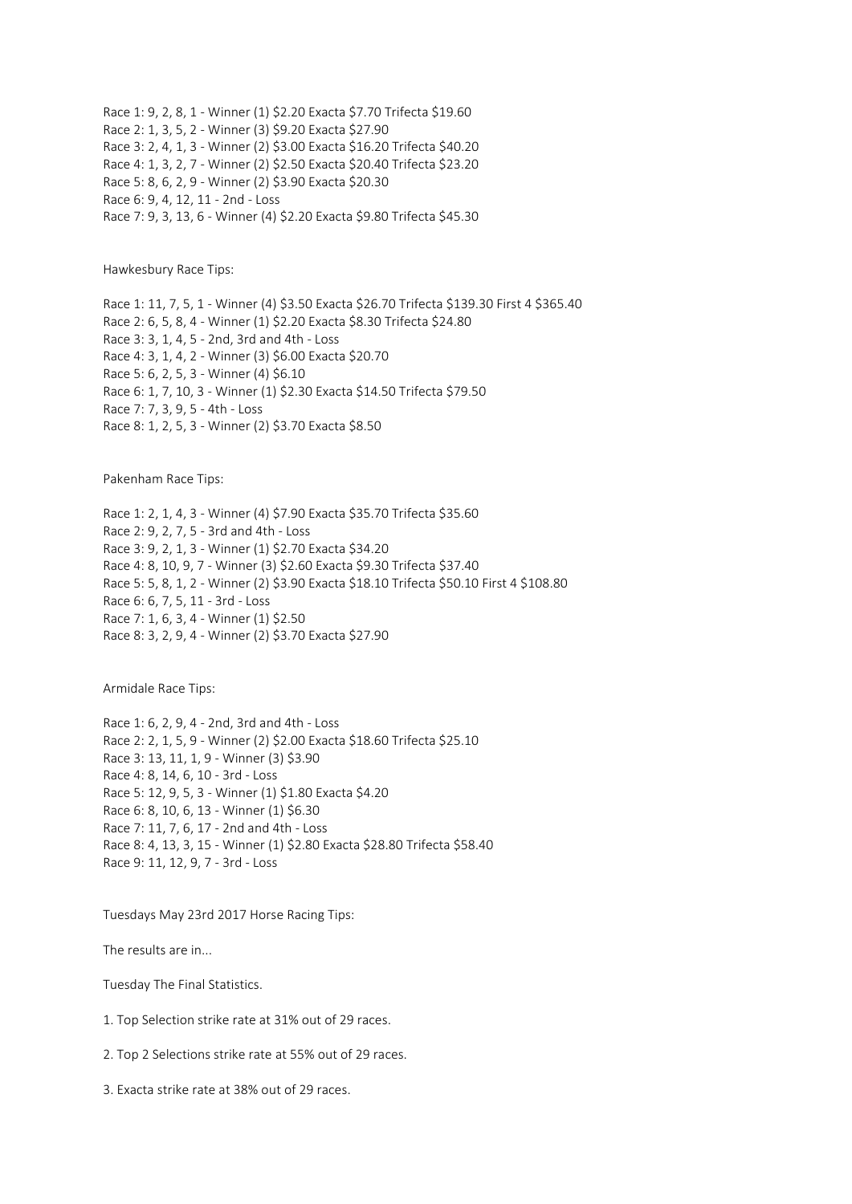Race 1: 9, 2, 8, 1 - Winner (1) $2.20 Exacta $7.70 Trifecta $19.60
Race 2: 1, 3, 5, 2 - Winner (3) $9.20 Exacta $27.90
Race 3: 2, 4, 1, 3 - Winner (2) $3.00 Exacta $16.20 Trifecta $40.20
Race 4: 1, 3, 2, 7 - Winner (2) $2.50 Exacta $20.40 Trifecta $23.20
Race 5: 8, 6, 2, 9 - Winner (2) $3.90 Exacta $20.30
Race 6: 9, 4, 12, 11 - 2nd - Loss
Race 7: 9, 3, 13, 6 - Winner (4) $2.20 Exacta $9.80 Trifecta $45.30

Hawkesbury Race Tips:

Race 1: 11, 7, 5, 1 - Winner (4) $3.50 Exacta $26.70 Trifecta $139.30 First 4 $365.40
Race 2: 6, 5, 8, 4 - Winner (1) $2.20 Exacta $8.30 Trifecta $24.80
Race 3: 3, 1, 4, 5 - 2nd, 3rd and 4th - Loss
Race 4: 3, 1, 4, 2 - Winner (3) $6.00 Exacta $20.70
Race 5: 6, 2, 5, 3 - Winner (4) $6.10
Race 6: 1, 7, 10, 3 - Winner (1) $2.30 Exacta $14.50 Trifecta $79.50
Race 7: 7, 3, 9, 5 - 4th - Loss
Race 8: 1, 2, 5, 3 - Winner (2) $3.70 Exacta $8.50

Pakenham Race Tips:

Race 1: 2, 1, 4, 3 - Winner (4) $7.90 Exacta $35.70 Trifecta $35.60
Race 2: 9, 2, 7, 5 - 3rd and 4th - Loss
Race 3: 9, 2, 1, 3 - Winner (1) $2.70 Exacta $34.20
Race 4: 8, 10, 9, 7 - Winner (3) $2.60 Exacta $9.30 Trifecta $37.40
Race 5: 5, 8, 1, 2 - Winner (2) $3.90 Exacta $18.10 Trifecta $50.10 First 4 $108.80
Race 6: 6, 7, 5, 11 - 3rd - Loss
Race 7: 1, 6, 3, 4 - Winner (1) $2.50
Race 8: 3, 2, 9, 4 - Winner (2) $3.70 Exacta $27.90

Armidale Race Tips:

Race 1: 6, 2, 9, 4 - 2nd, 3rd and 4th - Loss
Race 2: 2, 1, 5, 9 - Winner (2) $2.00 Exacta $18.60 Trifecta $25.10
Race 3: 13, 11, 1, 9 - Winner (3) $3.90
Race 4: 8, 14, 6, 10 - 3rd - Loss
Race 5: 12, 9, 5, 3 - Winner (1) $1.80 Exacta $4.20
Race 6: 8, 10, 6, 13 - Winner (1) $6.30
Race 7: 11, 7, 6, 17 - 2nd and 4th - Loss
Race 8: 4, 13, 3, 15 - Winner (1) $2.80 Exacta $28.80 Trifecta $58.40
Race 9: 11, 12, 9, 7 - 3rd - Loss

Tuesdays May 23rd 2017 Horse Racing Tips:

The results are in...

Tuesday The Final Statistics.

1. Top Selection strike rate at 31% out of 29 races.

2. Top 2 Selections strike rate at 55% out of 29 races.

3. Exacta strike rate at 38% out of 29 races.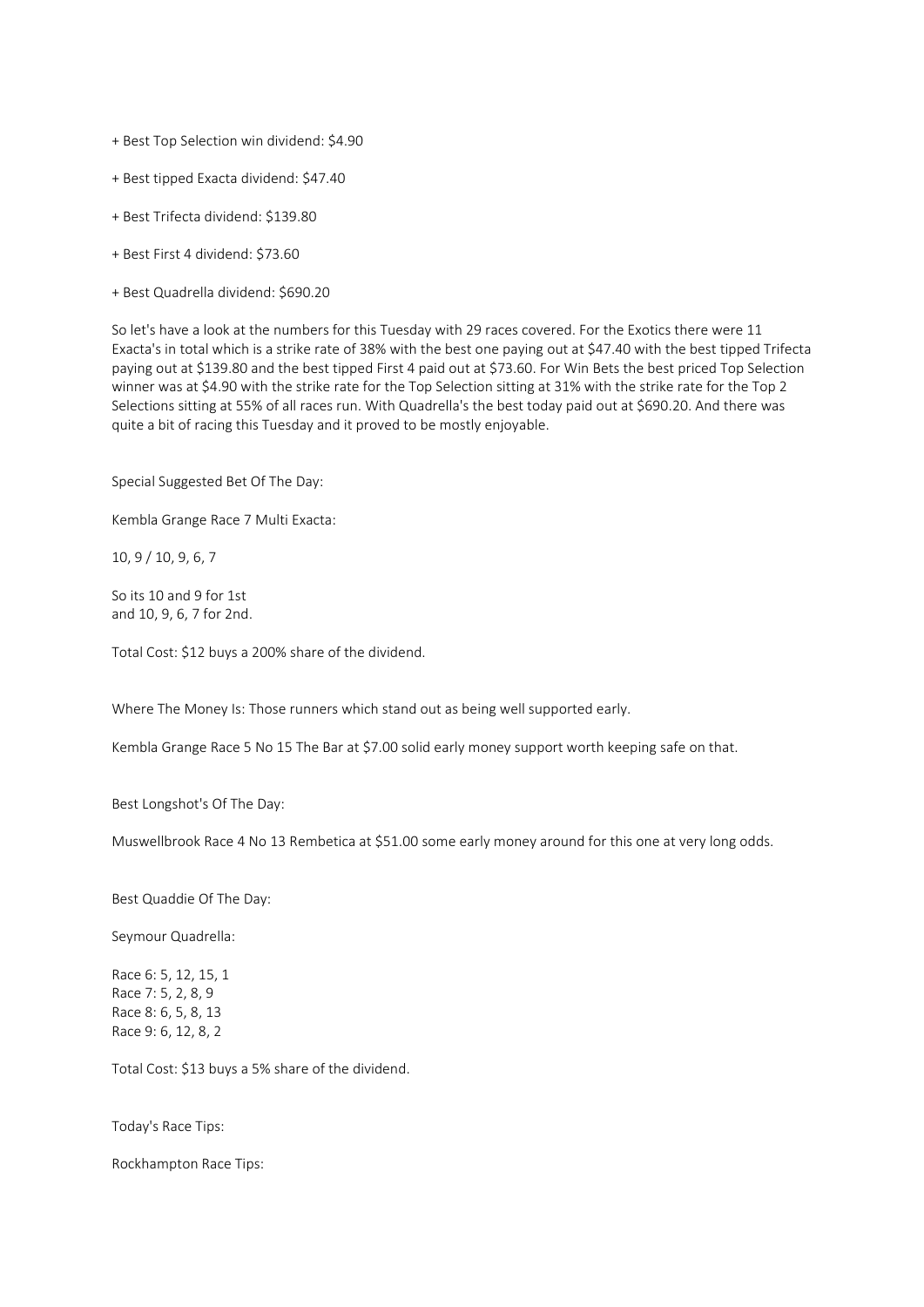+ Best Top Selection win dividend: $4.90

+ Best tipped Exacta dividend: $47.40

+ Best Trifecta dividend: $139.80

+ Best First 4 dividend: $73.60

+ Best Quadrella dividend: $690.20

So let's have a look at the numbers for this Tuesday with 29 races covered. For the Exotics there were 11 Exacta's in total which is a strike rate of 38% with the best one paying out at $47.40 with the best tipped Trifecta paying out at $139.80 and the best tipped First 4 paid out at $73.60. For Win Bets the best priced Top Selection winner was at $4.90 with the strike rate for the Top Selection sitting at 31% with the strike rate for the Top 2 Selections sitting at 55% of all races run. With Quadrella's the best today paid out at $690.20. And there was quite a bit of racing this Tuesday and it proved to be mostly enjoyable.

Special Suggested Bet Of The Day:

Kembla Grange Race 7 Multi Exacta:

10, 9 / 10, 9, 6, 7

So its 10 and 9 for 1st
and 10, 9, 6, 7 for 2nd.

Total Cost: $12 buys a 200% share of the dividend.

Where The Money Is: Those runners which stand out as being well supported early.

Kembla Grange Race 5 No 15 The Bar at $7.00 solid early money support worth keeping safe on that.

Best Longshot's Of The Day:

Muswellbrook Race 4 No 13 Rembetica at $51.00 some early money around for this one at very long odds.

Best Quaddie Of The Day:

Seymour Quadrella:

Race 6: 5, 12, 15, 1
Race 7: 5, 2, 8, 9
Race 8: 6, 5, 8, 13
Race 9: 6, 12, 8, 2

Total Cost: $13 buys a 5% share of the dividend.

Today's Race Tips:

Rockhampton Race Tips: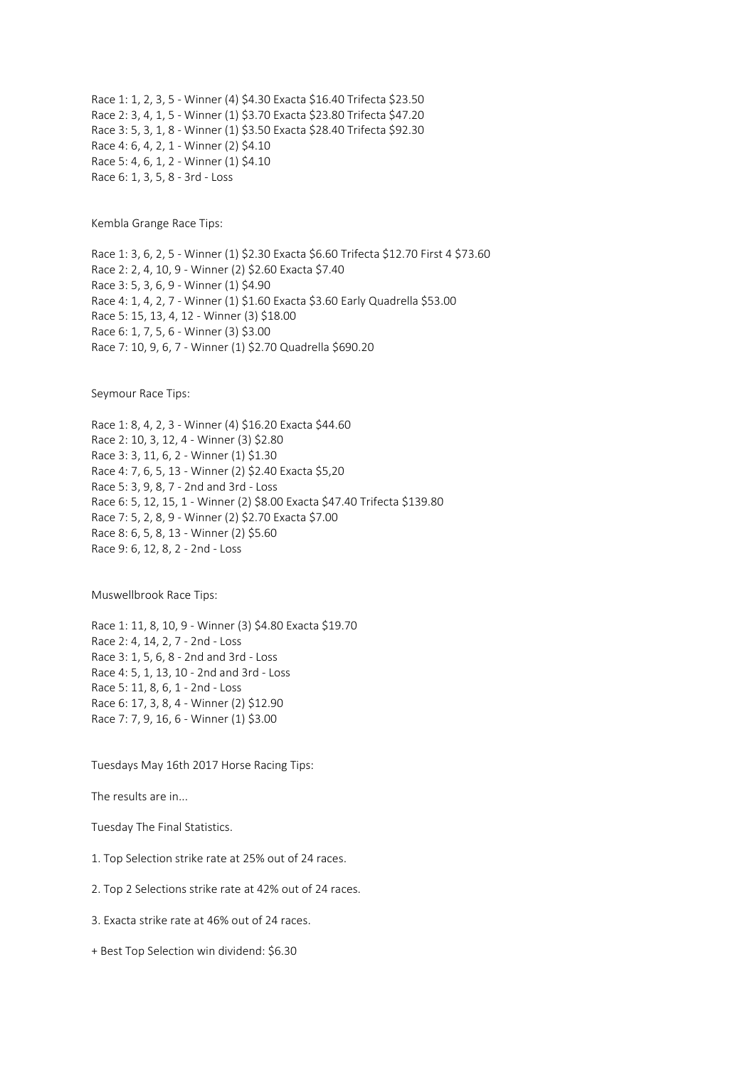Race 1: 1, 2, 3, 5 - Winner (4) $4.30 Exacta $16.40 Trifecta $23.50
Race 2: 3, 4, 1, 5 - Winner (1) $3.70 Exacta $23.80 Trifecta $47.20
Race 3: 5, 3, 1, 8 - Winner (1) $3.50 Exacta $28.40 Trifecta $92.30
Race 4: 6, 4, 2, 1 - Winner (2) $4.10
Race 5: 4, 6, 1, 2 - Winner (1) $4.10
Race 6: 1, 3, 5, 8 - 3rd - Loss

Kembla Grange Race Tips:

Race 1: 3, 6, 2, 5 - Winner (1) $2.30 Exacta $6.60 Trifecta $12.70 First 4 $73.60
Race 2: 2, 4, 10, 9 - Winner (2) $2.60 Exacta $7.40
Race 3: 5, 3, 6, 9 - Winner (1) $4.90
Race 4: 1, 4, 2, 7 - Winner (1) $1.60 Exacta $3.60 Early Quadrella $53.00
Race 5: 15, 13, 4, 12 - Winner (3) $18.00
Race 6: 1, 7, 5, 6 - Winner (3) $3.00
Race 7: 10, 9, 6, 7 - Winner (1) $2.70 Quadrella $690.20

Seymour Race Tips:

Race 1: 8, 4, 2, 3 - Winner (4) $16.20 Exacta $44.60
Race 2: 10, 3, 12, 4 - Winner (3) $2.80
Race 3: 3, 11, 6, 2 - Winner (1) $1.30
Race 4: 7, 6, 5, 13 - Winner (2) $2.40 Exacta $5,20
Race 5: 3, 9, 8, 7 - 2nd and 3rd - Loss
Race 6: 5, 12, 15, 1 - Winner (2) $8.00 Exacta $47.40 Trifecta $139.80
Race 7: 5, 2, 8, 9 - Winner (2) $2.70 Exacta $7.00
Race 8: 6, 5, 8, 13 - Winner (2) $5.60
Race 9: 6, 12, 8, 2 - 2nd - Loss

Muswellbrook Race Tips:

Race 1: 11, 8, 10, 9 - Winner (3) $4.80 Exacta $19.70
Race 2: 4, 14, 2, 7 - 2nd - Loss
Race 3: 1, 5, 6, 8 - 2nd and 3rd - Loss
Race 4: 5, 1, 13, 10 - 2nd and 3rd - Loss
Race 5: 11, 8, 6, 1 - 2nd - Loss
Race 6: 17, 3, 8, 4 - Winner (2) $12.90
Race 7: 7, 9, 16, 6 - Winner (1) $3.00

Tuesdays May 16th 2017 Horse Racing Tips:

The results are in...

Tuesday The Final Statistics.

1. Top Selection strike rate at 25% out of 24 races.

2. Top 2 Selections strike rate at 42% out of 24 races.

3. Exacta strike rate at 46% out of 24 races.

+ Best Top Selection win dividend: $6.30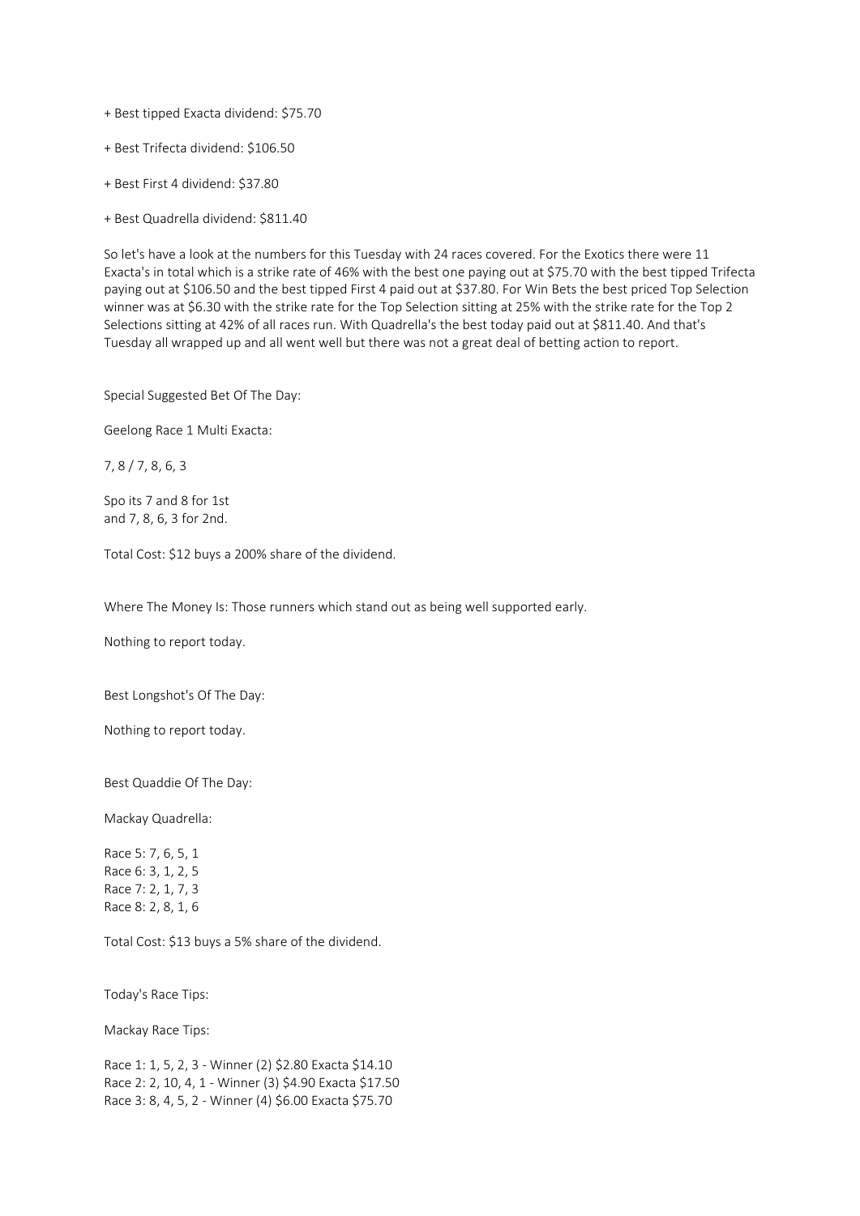+ Best tipped Exacta dividend: $75.70

+ Best Trifecta dividend: $106.50

+ Best First 4 dividend: $37.80

+ Best Quadrella dividend: $811.40

So let's have a look at the numbers for this Tuesday with 24 races covered. For the Exotics there were 11 Exacta's in total which is a strike rate of 46% with the best one paying out at $75.70 with the best tipped Trifecta paying out at $106.50 and the best tipped First 4 paid out at $37.80. For Win Bets the best priced Top Selection winner was at $6.30 with the strike rate for the Top Selection sitting at 25% with the strike rate for the Top 2 Selections sitting at 42% of all races run. With Quadrella's the best today paid out at $811.40. And that's Tuesday all wrapped up and all went well but there was not a great deal of betting action to report.

Special Suggested Bet Of The Day:

Geelong Race 1 Multi Exacta:

7, 8 / 7, 8, 6, 3

Spo its 7 and 8 for 1st
and 7, 8, 6, 3 for 2nd.

Total Cost: $12 buys a 200% share of the dividend.

Where The Money Is: Those runners which stand out as being well supported early.

Nothing to report today.

Best Longshot's Of The Day:

Nothing to report today.

Best Quaddie Of The Day:

Mackay Quadrella:

Race 5: 7, 6, 5, 1
Race 6: 3, 1, 2, 5
Race 7: 2, 1, 7, 3
Race 8: 2, 8, 1, 6

Total Cost: $13 buys a 5% share of the dividend.

Today's Race Tips:

Mackay Race Tips:

Race 1: 1, 5, 2, 3 - Winner (2) $2.80 Exacta $14.10
Race 2: 2, 10, 4, 1 - Winner (3) $4.90 Exacta $17.50
Race 3: 8, 4, 5, 2 - Winner (4) $6.00 Exacta $75.70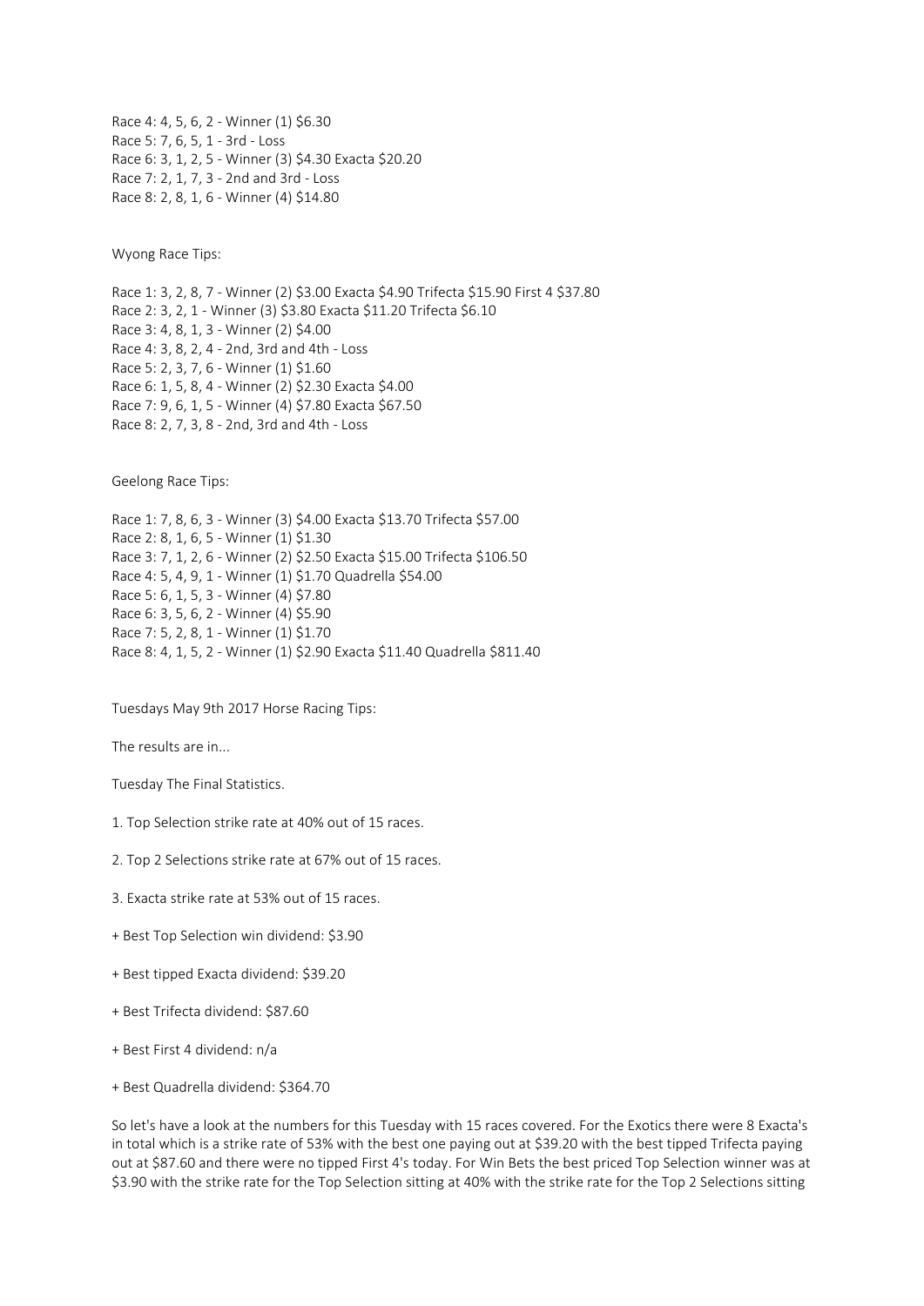Race 4: 4, 5, 6, 2 - Winner (1) $6.30
Race 5: 7, 6, 5, 1 - 3rd - Loss
Race 6: 3, 1, 2, 5 - Winner (3) $4.30 Exacta $20.20
Race 7: 2, 1, 7, 3 - 2nd and 3rd - Loss
Race 8: 2, 8, 1, 6 - Winner (4) $14.80

Wyong Race Tips:

Race 1: 3, 2, 8, 7 - Winner (2) $3.00 Exacta $4.90 Trifecta $15.90 First 4 $37.80
Race 2: 3, 2, 1 - Winner (3) $3.80 Exacta $11.20 Trifecta $6.10
Race 3: 4, 8, 1, 3 - Winner (2) $4.00
Race 4: 3, 8, 2, 4 - 2nd, 3rd and 4th - Loss
Race 5: 2, 3, 7, 6 - Winner (1) $1.60
Race 6: 1, 5, 8, 4 - Winner (2) $2.30 Exacta $4.00
Race 7: 9, 6, 1, 5 - Winner (4) $7.80 Exacta $67.50
Race 8: 2, 7, 3, 8 - 2nd, 3rd and 4th - Loss

Geelong Race Tips:

Race 1: 7, 8, 6, 3 - Winner (3) $4.00 Exacta $13.70 Trifecta $57.00
Race 2: 8, 1, 6, 5 - Winner (1) $1.30
Race 3: 7, 1, 2, 6 - Winner (2) $2.50 Exacta $15.00 Trifecta $106.50
Race 4: 5, 4, 9, 1 - Winner (1) $1.70 Quadrella $54.00
Race 5: 6, 1, 5, 3 - Winner (4) $7.80
Race 6: 3, 5, 6, 2 - Winner (4) $5.90
Race 7: 5, 2, 8, 1 - Winner (1) $1.70
Race 8: 4, 1, 5, 2 - Winner (1) $2.90 Exacta $11.40 Quadrella $811.40

Tuesdays May 9th 2017 Horse Racing Tips:

The results are in...

Tuesday The Final Statistics.

1. Top Selection strike rate at 40% out of 15 races.

2. Top 2 Selections strike rate at 67% out of 15 races.

3. Exacta strike rate at 53% out of 15 races.

+ Best Top Selection win dividend: $3.90

+ Best tipped Exacta dividend: $39.20

+ Best Trifecta dividend: $87.60

+ Best First 4 dividend: n/a

+ Best Quadrella dividend: $364.70

So let's have a look at the numbers for this Tuesday with 15 races covered. For the Exotics there were 8 Exacta's in total which is a strike rate of 53% with the best one paying out at $39.20 with the best tipped Trifecta paying out at $87.60 and there were no tipped First 4's today. For Win Bets the best priced Top Selection winner was at $3.90 with the strike rate for the Top Selection sitting at 40% with the strike rate for the Top 2 Selections sitting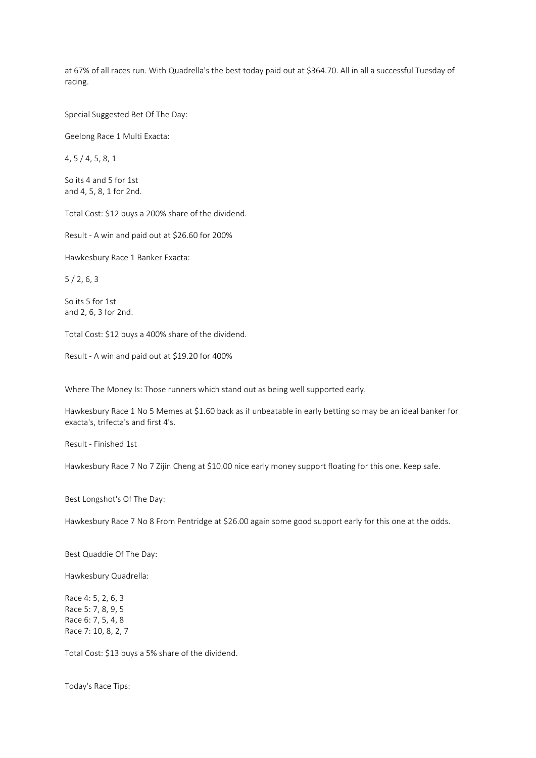at 67% of all races run. With Quadrella's the best today paid out at $364.70. All in all a successful Tuesday of racing.

Special Suggested Bet Of The Day:

Geelong Race 1 Multi Exacta:

4, 5 / 4, 5, 8, 1

So its 4 and 5 for 1st
and 4, 5, 8, 1 for 2nd.

Total Cost: $12 buys a 200% share of the dividend.

Result - A win and paid out at $26.60 for 200%

Hawkesbury Race 1 Banker Exacta:

5 / 2, 6, 3

So its 5 for 1st
and 2, 6, 3 for 2nd.

Total Cost: $12 buys a 400% share of the dividend.

Result - A win and paid out at $19.20 for 400%

Where The Money Is: Those runners which stand out as being well supported early.

Hawkesbury Race 1 No 5 Memes at $1.60 back as if unbeatable in early betting so may be an ideal banker for exacta's, trifecta's and first 4's.

Result - Finished 1st

Hawkesbury Race 7 No 7 Zijin Cheng at $10.00 nice early money support floating for this one. Keep safe.

Best Longshot's Of The Day:

Hawkesbury Race 7 No 8 From Pentridge at $26.00 again some good support early for this one at the odds.

Best Quaddie Of The Day:

Hawkesbury Quadrella:

Race 4: 5, 2, 6, 3
Race 5: 7, 8, 9, 5
Race 6: 7, 5, 4, 8
Race 7: 10, 8, 2, 7

Total Cost: $13 buys a 5% share of the dividend.

Today's Race Tips: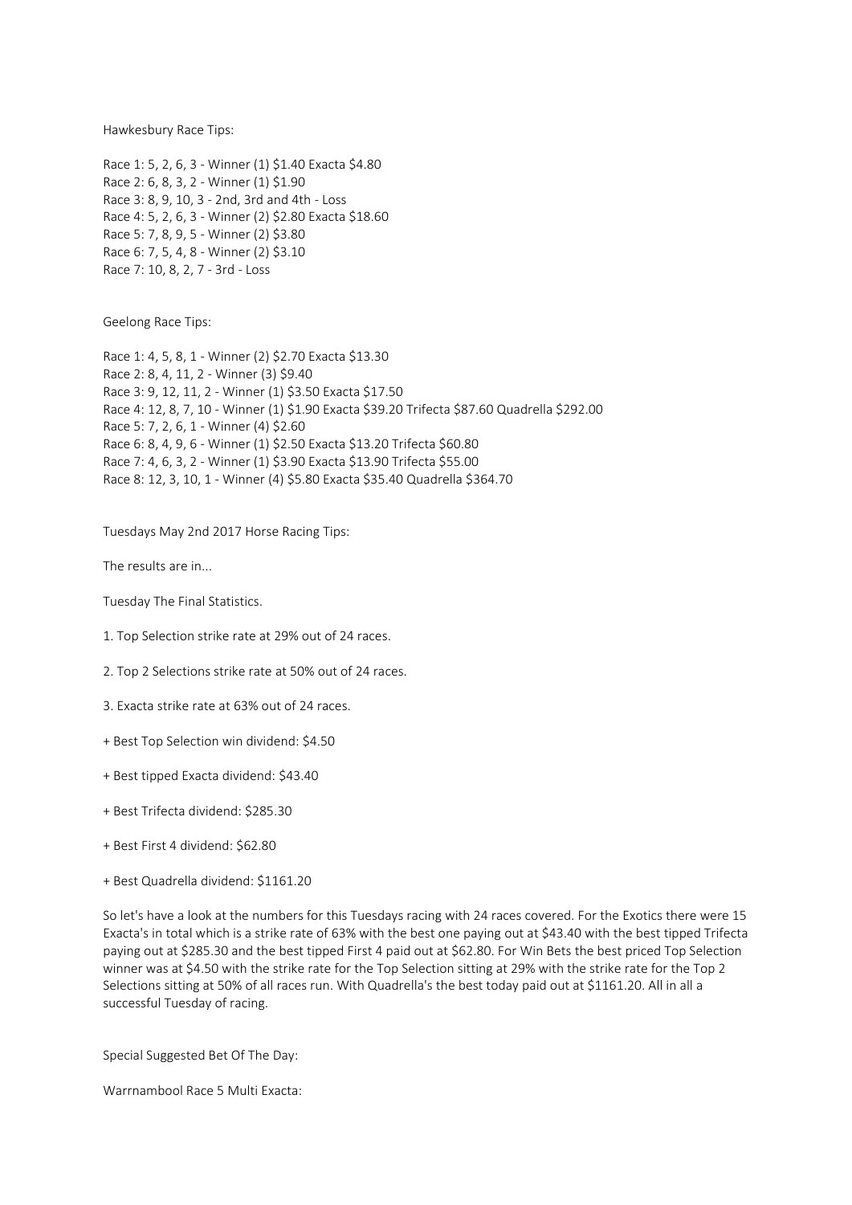Hawkesbury Race Tips:

Race 1: 5, 2, 6, 3 - Winner (1) $1.40 Exacta $4.80
Race 2: 6, 8, 3, 2 - Winner (1) $1.90
Race 3: 8, 9, 10, 3 - 2nd, 3rd and 4th - Loss
Race 4: 5, 2, 6, 3 - Winner (2) $2.80 Exacta $18.60
Race 5: 7, 8, 9, 5 - Winner (2) $3.80
Race 6: 7, 5, 4, 8 - Winner (2) $3.10
Race 7: 10, 8, 2, 7 - 3rd - Loss

Geelong Race Tips:

Race 1: 4, 5, 8, 1 - Winner (2) $2.70 Exacta $13.30
Race 2: 8, 4, 11, 2 - Winner (3) $9.40
Race 3: 9, 12, 11, 2 - Winner (1) $3.50 Exacta $17.50
Race 4: 12, 8, 7, 10 - Winner (1) $1.90 Exacta $39.20 Trifecta $87.60 Quadrella $292.00
Race 5: 7, 2, 6, 1 - Winner (4) $2.60
Race 6: 8, 4, 9, 6 - Winner (1) $2.50 Exacta $13.20 Trifecta $60.80
Race 7: 4, 6, 3, 2 - Winner (1) $3.90 Exacta $13.90 Trifecta $55.00
Race 8: 12, 3, 10, 1 - Winner (4) $5.80 Exacta $35.40 Quadrella $364.70

Tuesdays May 2nd 2017 Horse Racing Tips:

The results are in...

Tuesday The Final Statistics.

1. Top Selection strike rate at 29% out of 24 races.

2. Top 2 Selections strike rate at 50% out of 24 races.

3. Exacta strike rate at 63% out of 24 races.

+ Best Top Selection win dividend: $4.50

+ Best tipped Exacta dividend: $43.40

+ Best Trifecta dividend: $285.30

+ Best First 4 dividend: $62.80

+ Best Quadrella dividend: $1161.20

So let's have a look at the numbers for this Tuesdays racing with 24 races covered. For the Exotics there were 15 Exacta's in total which is a strike rate of 63% with the best one paying out at $43.40 with the best tipped Trifecta paying out at $285.30 and the best tipped First 4 paid out at $62.80. For Win Bets the best priced Top Selection winner was at $4.50 with the strike rate for the Top Selection sitting at 29% with the strike rate for the Top 2 Selections sitting at 50% of all races run. With Quadrella's the best today paid out at $1161.20. All in all a successful Tuesday of racing.

Special Suggested Bet Of The Day:

Warrnambool Race 5 Multi Exacta: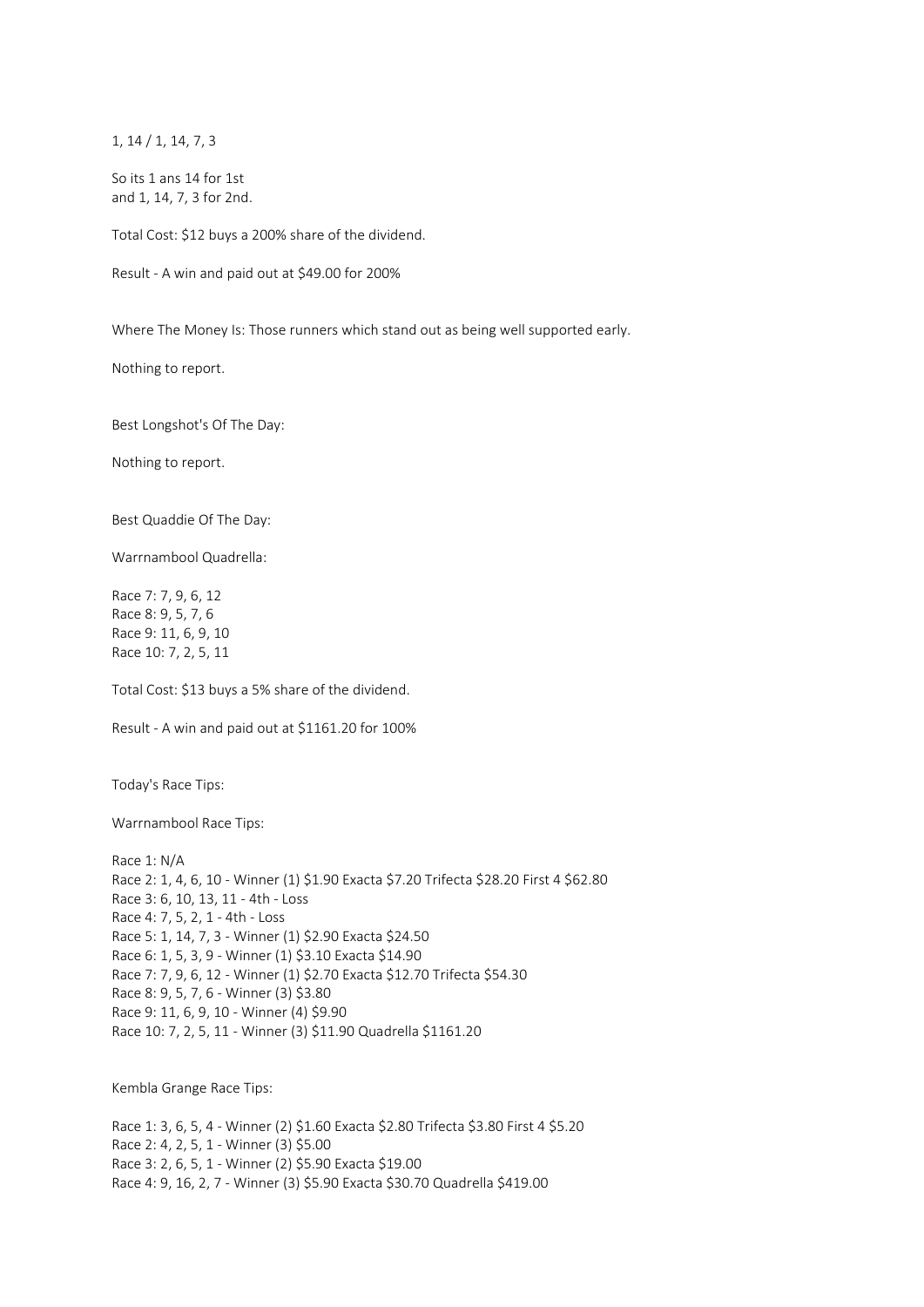1, 14 / 1, 14, 7, 3

So its 1 ans 14 for 1st
and 1, 14, 7, 3 for 2nd.

Total Cost: $12 buys a 200% share of the dividend.

Result - A win and paid out at $49.00 for 200%

Where The Money Is: Those runners which stand out as being well supported early.

Nothing to report.

Best Longshot's Of The Day:

Nothing to report.

Best Quaddie Of The Day:

Warrnambool Quadrella:

Race 7: 7, 9, 6, 12
Race 8: 9, 5, 7, 6
Race 9: 11, 6, 9, 10
Race 10: 7, 2, 5, 11

Total Cost: $13 buys a 5% share of the dividend.

Result - A win and paid out at $1161.20 for 100%

Today's Race Tips:

Warrnambool Race Tips:

Race 1: N/A
Race 2: 1, 4, 6, 10 - Winner (1) $1.90 Exacta $7.20 Trifecta $28.20 First 4 $62.80
Race 3: 6, 10, 13, 11 - 4th - Loss
Race 4: 7, 5, 2, 1 - 4th - Loss
Race 5: 1, 14, 7, 3 - Winner (1) $2.90 Exacta $24.50
Race 6: 1, 5, 3, 9 - Winner (1) $3.10 Exacta $14.90
Race 7: 7, 9, 6, 12 - Winner (1) $2.70 Exacta $12.70 Trifecta $54.30
Race 8: 9, 5, 7, 6 - Winner (3) $3.80
Race 9: 11, 6, 9, 10 - Winner (4) $9.90
Race 10: 7, 2, 5, 11 - Winner (3) $11.90 Quadrella $1161.20

Kembla Grange Race Tips:

Race 1: 3, 6, 5, 4 - Winner (2) $1.60 Exacta $2.80 Trifecta $3.80 First 4 $5.20
Race 2: 4, 2, 5, 1 - Winner (3) $5.00
Race 3: 2, 6, 5, 1 - Winner (2) $5.90 Exacta $19.00
Race 4: 9, 16, 2, 7 - Winner (3) $5.90 Exacta $30.70 Quadrella $419.00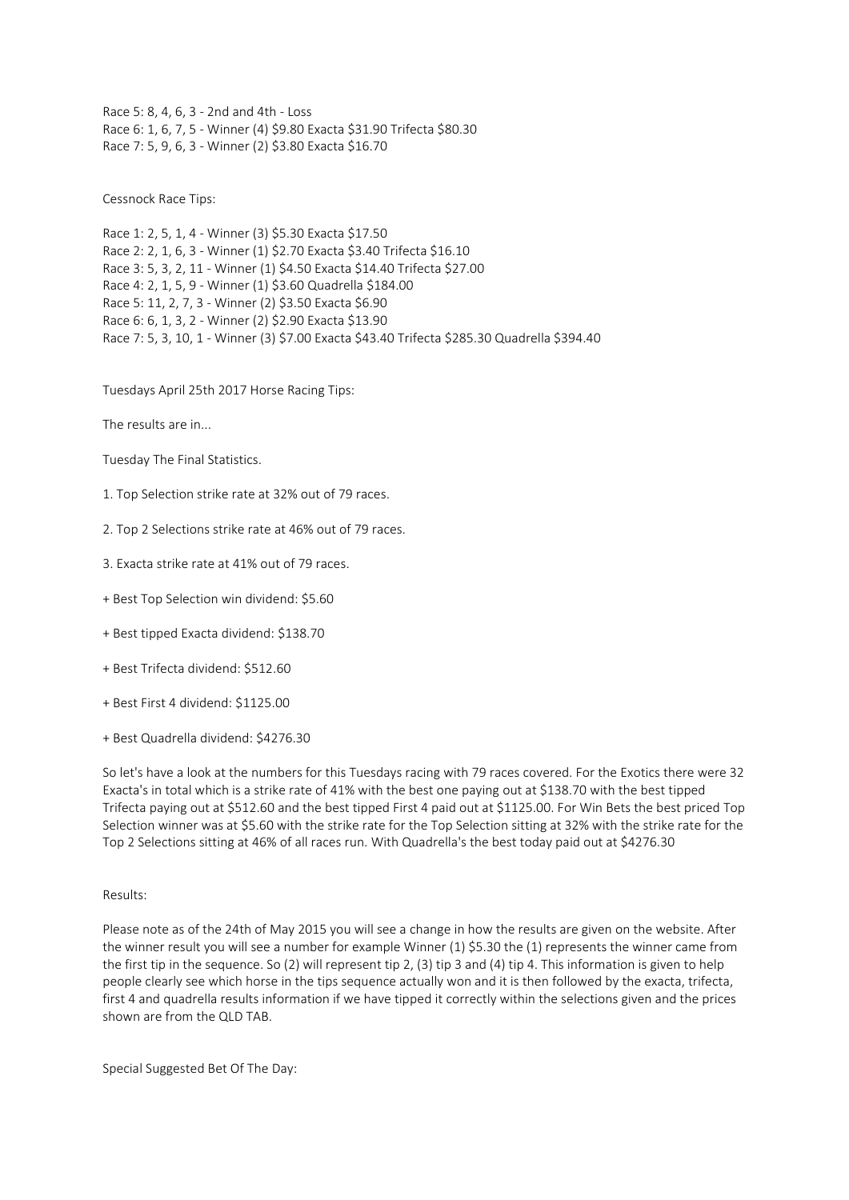Race 5: 8, 4, 6, 3 - 2nd and 4th - Loss
Race 6: 1, 6, 7, 5 - Winner (4) $9.80 Exacta $31.90 Trifecta $80.30
Race 7: 5, 9, 6, 3 - Winner (2) $3.80 Exacta $16.70

Cessnock Race Tips:

Race 1: 2, 5, 1, 4 - Winner (3) $5.30 Exacta $17.50
Race 2: 2, 1, 6, 3 - Winner (1) $2.70 Exacta $3.40 Trifecta $16.10
Race 3: 5, 3, 2, 11 - Winner (1) $4.50 Exacta $14.40 Trifecta $27.00
Race 4: 2, 1, 5, 9 - Winner (1) $3.60 Quadrella $184.00
Race 5: 11, 2, 7, 3 - Winner (2) $3.50 Exacta $6.90
Race 6: 6, 1, 3, 2 - Winner (2) $2.90 Exacta $13.90
Race 7: 5, 3, 10, 1 - Winner (3) $7.00 Exacta $43.40 Trifecta $285.30 Quadrella $394.40

Tuesdays April 25th 2017 Horse Racing Tips:

The results are in...

Tuesday The Final Statistics.

1. Top Selection strike rate at 32% out of 79 races.

2. Top 2 Selections strike rate at 46% out of 79 races.

3. Exacta strike rate at 41% out of 79 races.

+ Best Top Selection win dividend: $5.60

+ Best tipped Exacta dividend: $138.70

+ Best Trifecta dividend: $512.60

+ Best First 4 dividend: $1125.00

+ Best Quadrella dividend: $4276.30

So let's have a look at the numbers for this Tuesdays racing with 79 races covered. For the Exotics there were 32 Exacta's in total which is a strike rate of 41% with the best one paying out at $138.70 with the best tipped Trifecta paying out at $512.60 and the best tipped First 4 paid out at $1125.00. For Win Bets the best priced Top Selection winner was at $5.60 with the strike rate for the Top Selection sitting at 32% with the strike rate for the Top 2 Selections sitting at 46% of all races run. With Quadrella's the best today paid out at $4276.30

Results:

Please note as of the 24th of May 2015 you will see a change in how the results are given on the website. After the winner result you will see a number for example Winner (1) $5.30 the (1) represents the winner came from the first tip in the sequence. So (2) will represent tip 2, (3) tip 3 and (4) tip 4. This information is given to help people clearly see which horse in the tips sequence actually won and it is then followed by the exacta, trifecta, first 4 and quadrella results information if we have tipped it correctly within the selections given and the prices shown are from the QLD TAB.

Special Suggested Bet Of The Day: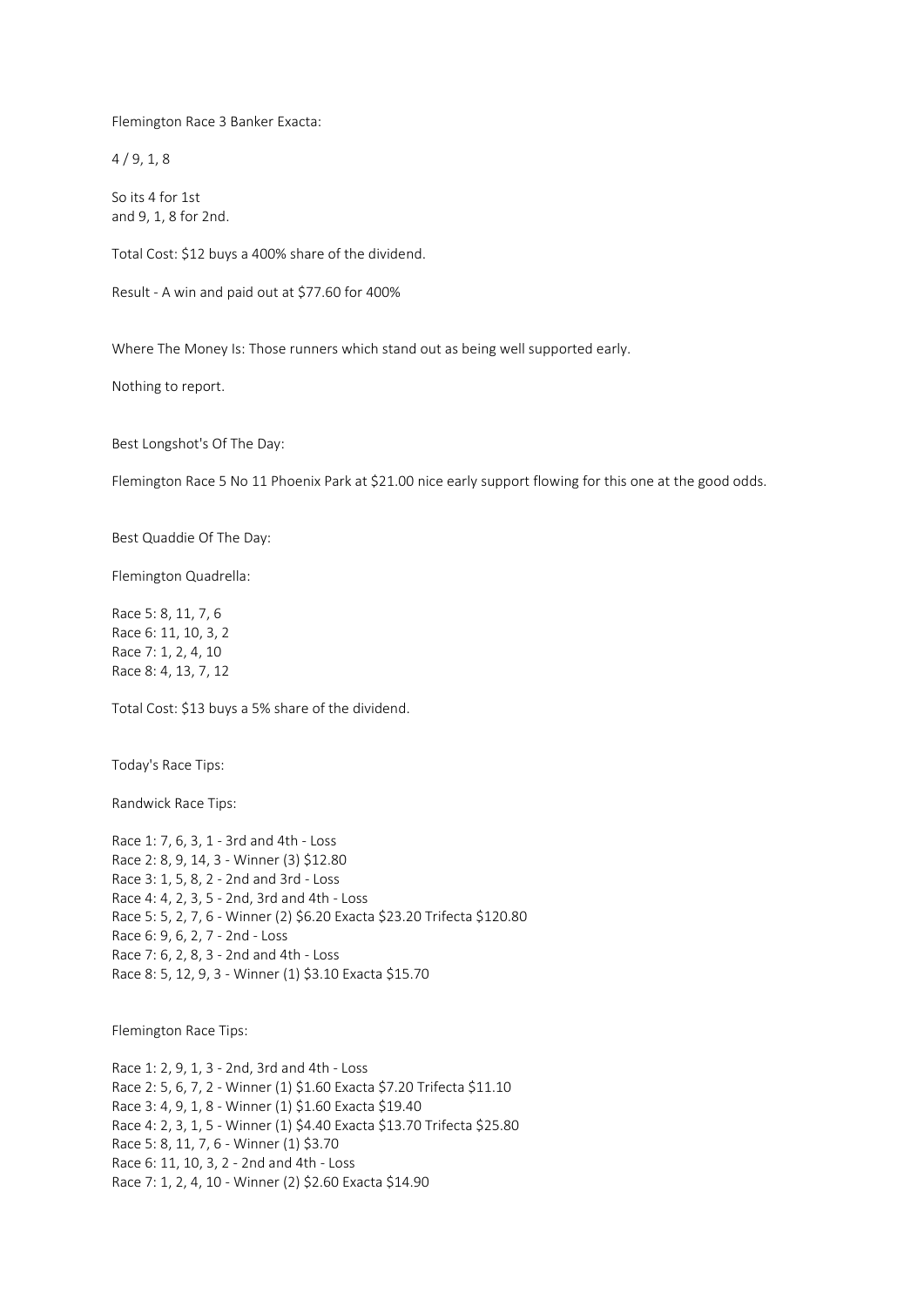Flemington Race 3 Banker Exacta:

4 / 9, 1, 8

So its 4 for 1st
and 9, 1, 8 for 2nd.

Total Cost: $12 buys a 400% share of the dividend.

Result - A win and paid out at $77.60 for 400%

Where The Money Is: Those runners which stand out as being well supported early.

Nothing to report.

Best Longshot's Of The Day:

Flemington Race 5 No 11 Phoenix Park at $21.00 nice early support flowing for this one at the good odds.

Best Quaddie Of The Day:

Flemington Quadrella:

Race 5: 8, 11, 7, 6
Race 6: 11, 10, 3, 2
Race 7: 1, 2, 4, 10
Race 8: 4, 13, 7, 12

Total Cost: $13 buys a 5% share of the dividend.

Today's Race Tips:

Randwick Race Tips:

Race 1: 7, 6, 3, 1 - 3rd and 4th - Loss
Race 2: 8, 9, 14, 3 - Winner (3) $12.80
Race 3: 1, 5, 8, 2 - 2nd and 3rd - Loss
Race 4: 4, 2, 3, 5 - 2nd, 3rd and 4th - Loss
Race 5: 5, 2, 7, 6 - Winner (2) $6.20 Exacta $23.20 Trifecta $120.80
Race 6: 9, 6, 2, 7 - 2nd - Loss
Race 7: 6, 2, 8, 3 - 2nd and 4th - Loss
Race 8: 5, 12, 9, 3 - Winner (1) $3.10 Exacta $15.70

Flemington Race Tips:

Race 1: 2, 9, 1, 3 - 2nd, 3rd and 4th - Loss
Race 2: 5, 6, 7, 2 - Winner (1) $1.60 Exacta $7.20 Trifecta $11.10
Race 3: 4, 9, 1, 8 - Winner (1) $1.60 Exacta $19.40
Race 4: 2, 3, 1, 5 - Winner (1) $4.40 Exacta $13.70 Trifecta $25.80
Race 5: 8, 11, 7, 6 - Winner (1) $3.70
Race 6: 11, 10, 3, 2 - 2nd and 4th - Loss
Race 7: 1, 2, 4, 10 - Winner (2) $2.60 Exacta $14.90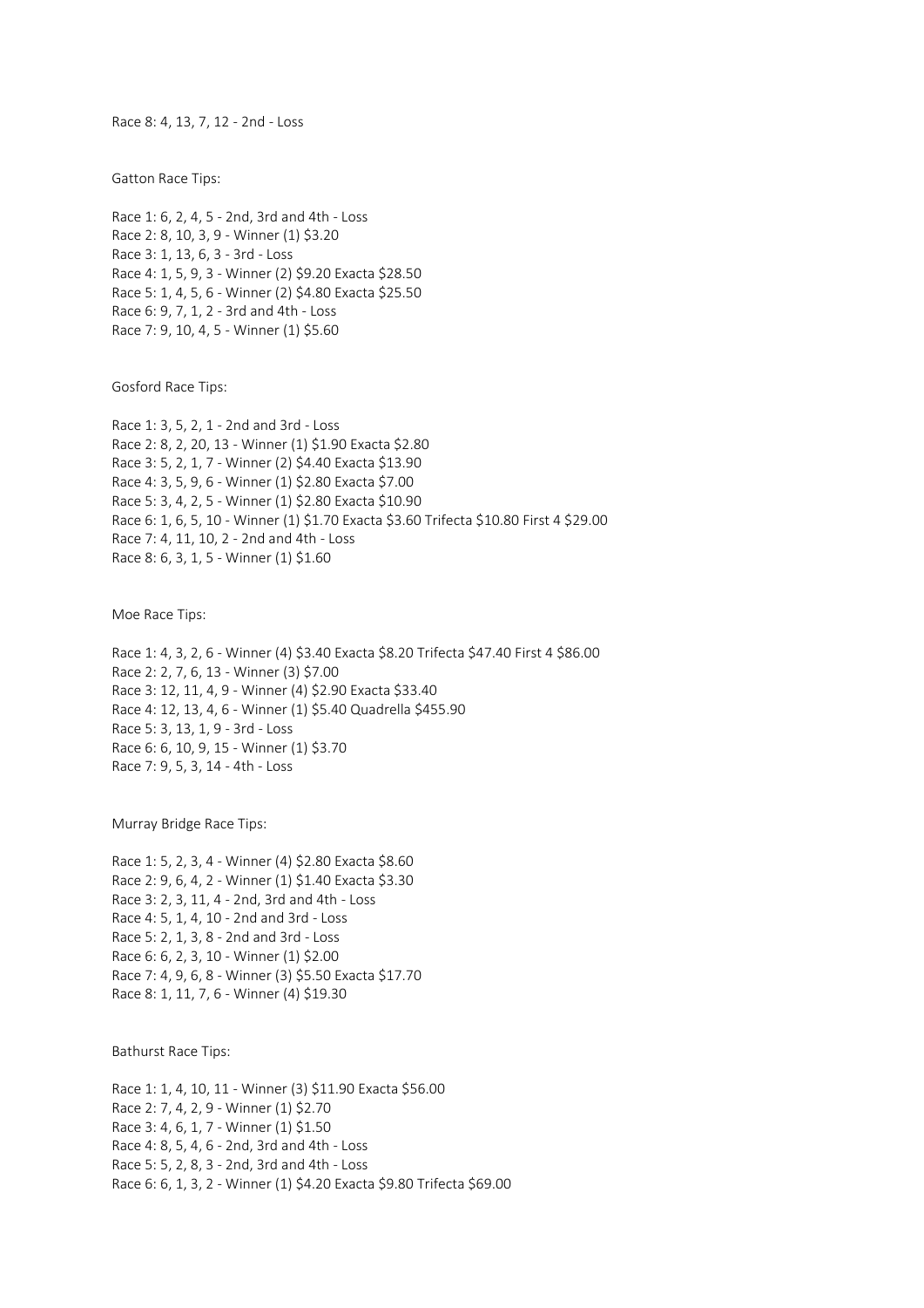Race 8: 4, 13, 7, 12 - 2nd - Loss

Gatton Race Tips:

Race 1: 6, 2, 4, 5 - 2nd, 3rd and 4th - Loss
Race 2: 8, 10, 3, 9 - Winner (1) $3.20
Race 3: 1, 13, 6, 3 - 3rd - Loss
Race 4: 1, 5, 9, 3 - Winner (2) $9.20 Exacta $28.50
Race 5: 1, 4, 5, 6 - Winner (2) $4.80 Exacta $25.50
Race 6: 9, 7, 1, 2 - 3rd and 4th - Loss
Race 7: 9, 10, 4, 5 - Winner (1) $5.60

Gosford Race Tips:

Race 1: 3, 5, 2, 1 - 2nd and 3rd - Loss
Race 2: 8, 2, 20, 13 - Winner (1) $1.90 Exacta $2.80
Race 3: 5, 2, 1, 7 - Winner (2) $4.40 Exacta $13.90
Race 4: 3, 5, 9, 6 - Winner (1) $2.80 Exacta $7.00
Race 5: 3, 4, 2, 5 - Winner (1) $2.80 Exacta $10.90
Race 6: 1, 6, 5, 10 - Winner (1) $1.70 Exacta $3.60 Trifecta $10.80 First 4 $29.00
Race 7: 4, 11, 10, 2 - 2nd and 4th - Loss
Race 8: 6, 3, 1, 5 - Winner (1) $1.60

Moe Race Tips:

Race 1: 4, 3, 2, 6 - Winner (4) $3.40 Exacta $8.20 Trifecta $47.40 First 4 $86.00
Race 2: 2, 7, 6, 13 - Winner (3) $7.00
Race 3: 12, 11, 4, 9 - Winner (4) $2.90 Exacta $33.40
Race 4: 12, 13, 4, 6 - Winner (1) $5.40 Quadrella $455.90
Race 5: 3, 13, 1, 9 - 3rd - Loss
Race 6: 6, 10, 9, 15 - Winner (1) $3.70
Race 7: 9, 5, 3, 14 - 4th - Loss

Murray Bridge Race Tips:

Race 1: 5, 2, 3, 4 - Winner (4) $2.80 Exacta $8.60
Race 2: 9, 6, 4, 2 - Winner (1) $1.40 Exacta $3.30
Race 3: 2, 3, 11, 4 - 2nd, 3rd and 4th - Loss
Race 4: 5, 1, 4, 10 - 2nd and 3rd - Loss
Race 5: 2, 1, 3, 8 - 2nd and 3rd - Loss
Race 6: 6, 2, 3, 10 - Winner (1) $2.00
Race 7: 4, 9, 6, 8 - Winner (3) $5.50 Exacta $17.70
Race 8: 1, 11, 7, 6 - Winner (4) $19.30

Bathurst Race Tips:

Race 1: 1, 4, 10, 11 - Winner (3) $11.90 Exacta $56.00
Race 2: 7, 4, 2, 9 - Winner (1) $2.70
Race 3: 4, 6, 1, 7 - Winner (1) $1.50
Race 4: 8, 5, 4, 6 - 2nd, 3rd and 4th - Loss
Race 5: 5, 2, 8, 3 - 2nd, 3rd and 4th - Loss
Race 6: 6, 1, 3, 2 - Winner (1) $4.20 Exacta $9.80 Trifecta $69.00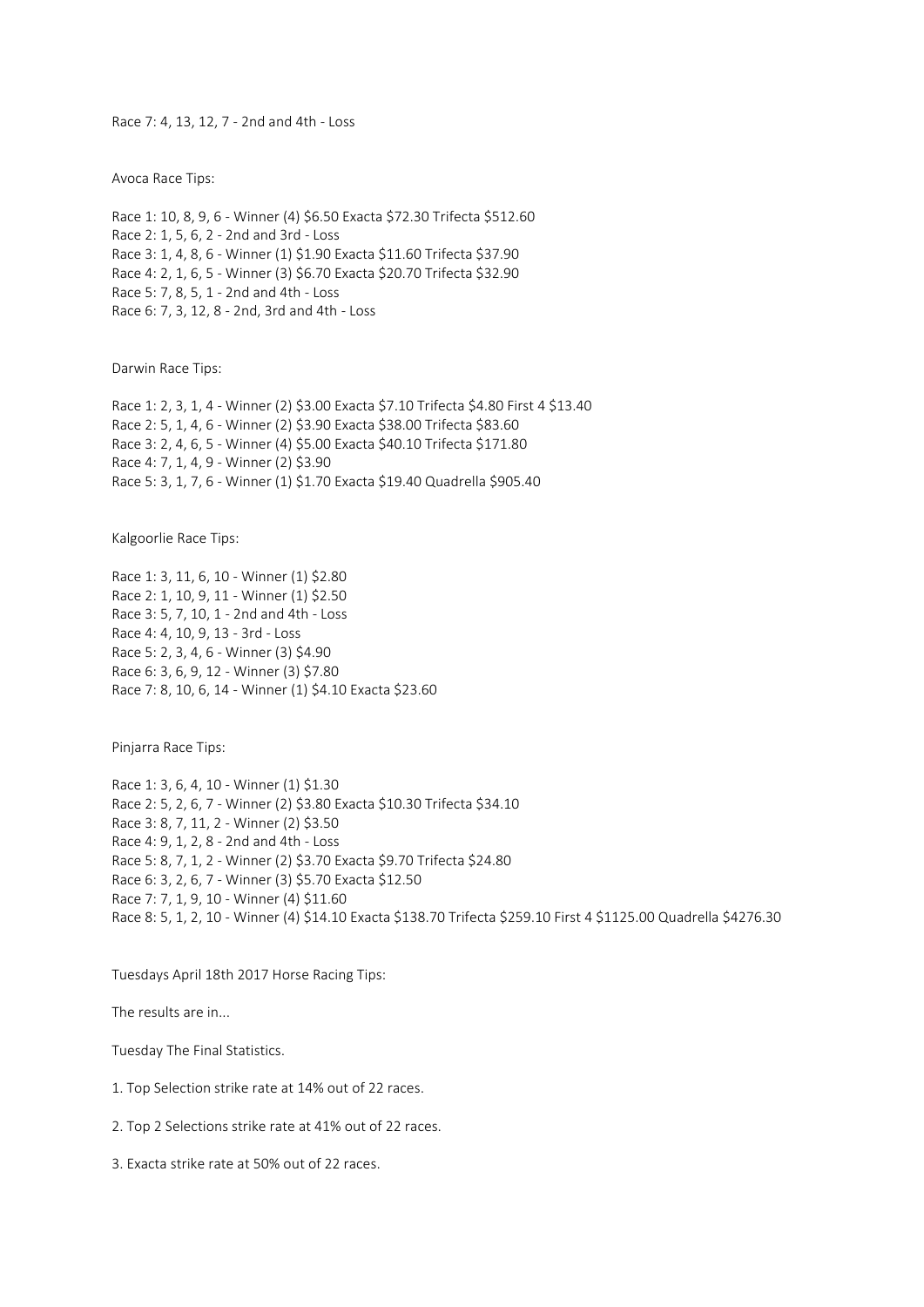Race 7: 4, 13, 12, 7 - 2nd and 4th - Loss

Avoca Race Tips:

Race 1: 10, 8, 9, 6 - Winner (4) $6.50 Exacta $72.30 Trifecta $512.60
Race 2: 1, 5, 6, 2 - 2nd and 3rd - Loss
Race 3: 1, 4, 8, 6 - Winner (1) $1.90 Exacta $11.60 Trifecta $37.90
Race 4: 2, 1, 6, 5 - Winner (3) $6.70 Exacta $20.70 Trifecta $32.90
Race 5: 7, 8, 5, 1 - 2nd and 4th - Loss
Race 6: 7, 3, 12, 8 - 2nd, 3rd and 4th - Loss

Darwin Race Tips:

Race 1: 2, 3, 1, 4 - Winner (2) $3.00 Exacta $7.10 Trifecta $4.80 First 4 $13.40
Race 2: 5, 1, 4, 6 - Winner (2) $3.90 Exacta $38.00 Trifecta $83.60
Race 3: 2, 4, 6, 5 - Winner (4) $5.00 Exacta $40.10 Trifecta $171.80
Race 4: 7, 1, 4, 9 - Winner (2) $3.90
Race 5: 3, 1, 7, 6 - Winner (1) $1.70 Exacta $19.40 Quadrella $905.40

Kalgoorlie Race Tips:

Race 1: 3, 11, 6, 10 - Winner (1) $2.80
Race 2: 1, 10, 9, 11 - Winner (1) $2.50
Race 3: 5, 7, 10, 1 - 2nd and 4th - Loss
Race 4: 4, 10, 9, 13 - 3rd - Loss
Race 5: 2, 3, 4, 6 - Winner (3) $4.90
Race 6: 3, 6, 9, 12 - Winner (3) $7.80
Race 7: 8, 10, 6, 14 - Winner (1) $4.10 Exacta $23.60

Pinjarra Race Tips:

Race 1: 3, 6, 4, 10 - Winner (1) $1.30
Race 2: 5, 2, 6, 7 - Winner (2) $3.80 Exacta $10.30 Trifecta $34.10
Race 3: 8, 7, 11, 2 - Winner (2) $3.50
Race 4: 9, 1, 2, 8 - 2nd and 4th - Loss
Race 5: 8, 7, 1, 2 - Winner (2) $3.70 Exacta $9.70 Trifecta $24.80
Race 6: 3, 2, 6, 7 - Winner (3) $5.70 Exacta $12.50
Race 7: 7, 1, 9, 10 - Winner (4) $11.60
Race 8: 5, 1, 2, 10 - Winner (4) $14.10 Exacta $138.70 Trifecta $259.10 First 4 $1125.00 Quadrella $4276.30

Tuesdays April 18th 2017 Horse Racing Tips:

The results are in...

Tuesday The Final Statistics.

1. Top Selection strike rate at 14% out of 22 races.

2. Top 2 Selections strike rate at 41% out of 22 races.

3. Exacta strike rate at 50% out of 22 races.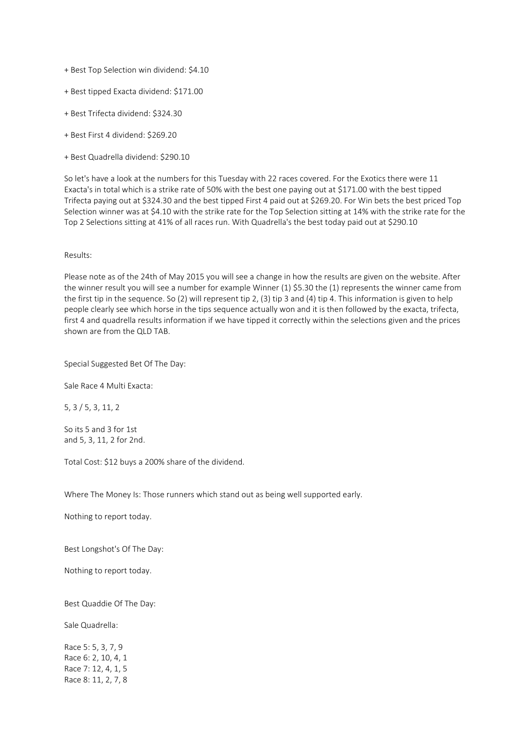+ Best Top Selection win dividend: $4.10

+ Best tipped Exacta dividend: $171.00

+ Best Trifecta dividend: $324.30

+ Best First 4 dividend: $269.20

+ Best Quadrella dividend: $290.10

So let's have a look at the numbers for this Tuesday with 22 races covered. For the Exotics there were 11 Exacta's in total which is a strike rate of 50% with the best one paying out at $171.00 with the best tipped Trifecta paying out at $324.30 and the best tipped First 4 paid out at $269.20. For Win bets the best priced Top Selection winner was at $4.10 with the strike rate for the Top Selection sitting at 14% with the strike rate for the Top 2 Selections sitting at 41% of all races run. With Quadrella's the best today paid out at $290.10

Results:

Please note as of the 24th of May 2015 you will see a change in how the results are given on the website. After the winner result you will see a number for example Winner (1) $5.30 the (1) represents the winner came from the first tip in the sequence. So (2) will represent tip 2, (3) tip 3 and (4) tip 4. This information is given to help people clearly see which horse in the tips sequence actually won and it is then followed by the exacta, trifecta, first 4 and quadrella results information if we have tipped it correctly within the selections given and the prices shown are from the QLD TAB.

Special Suggested Bet Of The Day:

Sale Race 4 Multi Exacta:

5, 3 / 5, 3, 11, 2

So its 5 and 3 for 1st
and 5, 3, 11, 2 for 2nd.

Total Cost: $12 buys a 200% share of the dividend.

Where The Money Is: Those runners which stand out as being well supported early.

Nothing to report today.

Best Longshot's Of The Day:

Nothing to report today.

Best Quaddie Of The Day:

Sale Quadrella:

Race 5: 5, 3, 7, 9
Race 6: 2, 10, 4, 1
Race 7: 12, 4, 1, 5
Race 8: 11, 2, 7, 8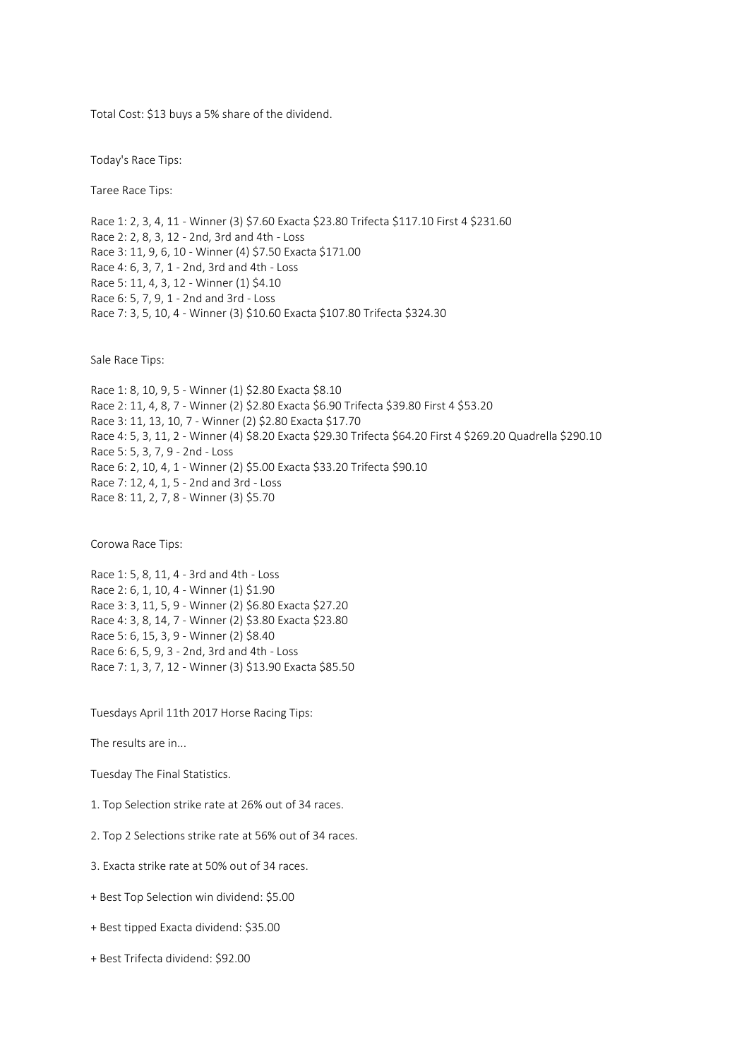Total Cost: $13 buys a 5% share of the dividend.

Today's Race Tips:

Taree Race Tips:

Race 1: 2, 3, 4, 11 - Winner (3) $7.60 Exacta $23.80 Trifecta $117.10 First 4 $231.60
Race 2: 2, 8, 3, 12 - 2nd, 3rd and 4th - Loss
Race 3: 11, 9, 6, 10 - Winner (4) $7.50 Exacta $171.00
Race 4: 6, 3, 7, 1 - 2nd, 3rd and 4th - Loss
Race 5: 11, 4, 3, 12 - Winner (1) $4.10
Race 6: 5, 7, 9, 1 - 2nd and 3rd - Loss
Race 7: 3, 5, 10, 4 - Winner (3) $10.60 Exacta $107.80 Trifecta $324.30

Sale Race Tips:

Race 1: 8, 10, 9, 5 - Winner (1) $2.80 Exacta $8.10
Race 2: 11, 4, 8, 7 - Winner (2) $2.80 Exacta $6.90 Trifecta $39.80 First 4 $53.20
Race 3: 11, 13, 10, 7 - Winner (2) $2.80 Exacta $17.70
Race 4: 5, 3, 11, 2 - Winner (4) $8.20 Exacta $29.30 Trifecta $64.20 First 4 $269.20 Quadrella $290.10
Race 5: 5, 3, 7, 9 - 2nd - Loss
Race 6: 2, 10, 4, 1 - Winner (2) $5.00 Exacta $33.20 Trifecta $90.10
Race 7: 12, 4, 1, 5 - 2nd and 3rd - Loss
Race 8: 11, 2, 7, 8 - Winner (3) $5.70

Corowa Race Tips:

Race 1: 5, 8, 11, 4 - 3rd and 4th - Loss
Race 2: 6, 1, 10, 4 - Winner (1) $1.90
Race 3: 3, 11, 5, 9 - Winner (2) $6.80 Exacta $27.20
Race 4: 3, 8, 14, 7 - Winner (2) $3.80 Exacta $23.80
Race 5: 6, 15, 3, 9 - Winner (2) $8.40
Race 6: 6, 5, 9, 3 - 2nd, 3rd and 4th - Loss
Race 7: 1, 3, 7, 12 - Winner (3) $13.90 Exacta $85.50

Tuesdays April 11th 2017 Horse Racing Tips:

The results are in...

Tuesday The Final Statistics.

1. Top Selection strike rate at 26% out of 34 races.

2. Top 2 Selections strike rate at 56% out of 34 races.

3. Exacta strike rate at 50% out of 34 races.

+ Best Top Selection win dividend: $5.00

+ Best tipped Exacta dividend: $35.00

+ Best Trifecta dividend: $92.00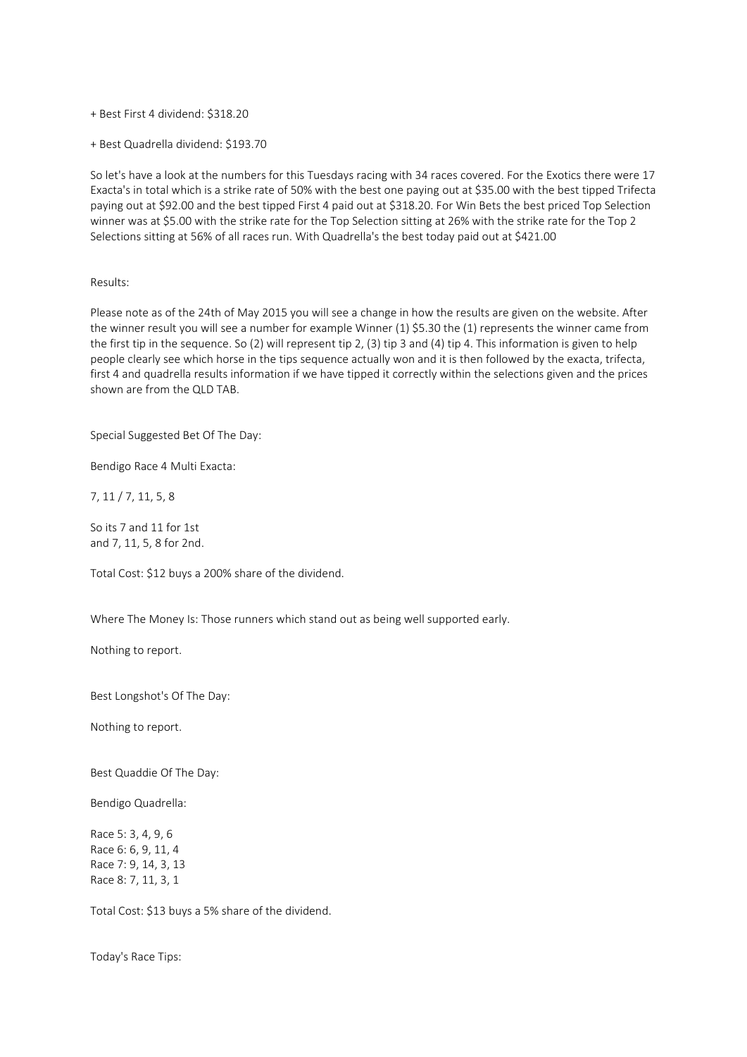+ Best First 4 dividend: $318.20

+ Best Quadrella dividend: $193.70

So let's have a look at the numbers for this Tuesdays racing with 34 races covered. For the Exotics there were 17 Exacta's in total which is a strike rate of 50% with the best one paying out at $35.00 with the best tipped Trifecta paying out at $92.00 and the best tipped First 4 paid out at $318.20. For Win Bets the best priced Top Selection winner was at $5.00 with the strike rate for the Top Selection sitting at 26% with the strike rate for the Top 2 Selections sitting at 56% of all races run. With Quadrella's the best today paid out at $421.00

Results:

Please note as of the 24th of May 2015 you will see a change in how the results are given on the website. After the winner result you will see a number for example Winner (1) $5.30 the (1) represents the winner came from the first tip in the sequence. So (2) will represent tip 2, (3) tip 3 and (4) tip 4. This information is given to help people clearly see which horse in the tips sequence actually won and it is then followed by the exacta, trifecta, first 4 and quadrella results information if we have tipped it correctly within the selections given and the prices shown are from the QLD TAB.

Special Suggested Bet Of The Day:

Bendigo Race 4 Multi Exacta:

7, 11 / 7, 11, 5, 8

So its 7 and 11 for 1st
and 7, 11, 5, 8 for 2nd.

Total Cost: $12 buys a 200% share of the dividend.

Where The Money Is: Those runners which stand out as being well supported early.

Nothing to report.

Best Longshot's Of The Day:

Nothing to report.

Best Quaddie Of The Day:

Bendigo Quadrella:

Race 5: 3, 4, 9, 6
Race 6: 6, 9, 11, 4
Race 7: 9, 14, 3, 13
Race 8: 7, 11, 3, 1

Total Cost: $13 buys a 5% share of the dividend.

Today's Race Tips: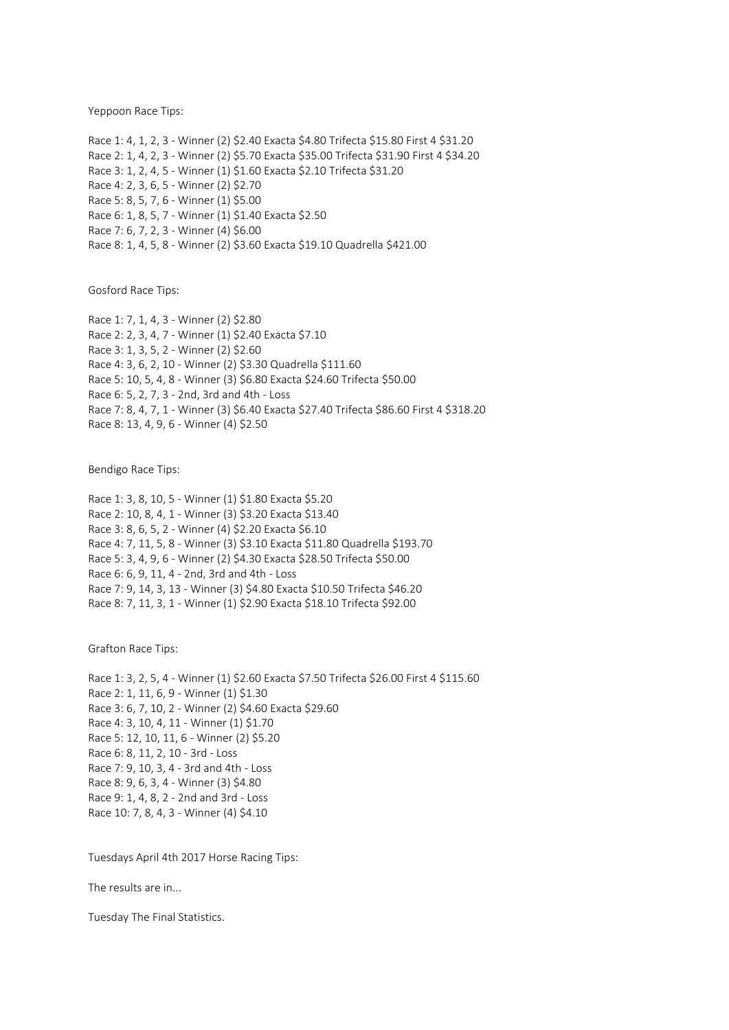Yeppoon Race Tips:

Race 1: 4, 1, 2, 3 - Winner (2) $2.40 Exacta $4.80 Trifecta $15.80 First 4 $31.20
Race 2: 1, 4, 2, 3 - Winner (2) $5.70 Exacta $35.00 Trifecta $31.90 First 4 $34.20
Race 3: 1, 2, 4, 5 - Winner (1) $1.60 Exacta $2.10 Trifecta $31.20
Race 4: 2, 3, 6, 5 - Winner (2) $2.70
Race 5: 8, 5, 7, 6 - Winner (1) $5.00
Race 6: 1, 8, 5, 7 - Winner (1) $1.40 Exacta $2.50
Race 7: 6, 7, 2, 3 - Winner (4) $6.00
Race 8: 1, 4, 5, 8 - Winner (2) $3.60 Exacta $19.10 Quadrella $421.00

Gosford Race Tips:

Race 1: 7, 1, 4, 3 - Winner (2) $2.80
Race 2: 2, 3, 4, 7 - Winner (1) $2.40 Exacta $7.10
Race 3: 1, 3, 5, 2 - Winner (2) $2.60
Race 4: 3, 6, 2, 10 - Winner (2) $3.30 Quadrella $111.60
Race 5: 10, 5, 4, 8 - Winner (3) $6.80 Exacta $24.60 Trifecta $50.00
Race 6: 5, 2, 7, 3 - 2nd, 3rd and 4th - Loss
Race 7: 8, 4, 7, 1 - Winner (3) $6.40 Exacta $27.40 Trifecta $86.60 First 4 $318.20
Race 8: 13, 4, 9, 6 - Winner (4) $2.50

Bendigo Race Tips:

Race 1: 3, 8, 10, 5 - Winner (1) $1.80 Exacta $5.20
Race 2: 10, 8, 4, 1 - Winner (3) $3.20 Exacta $13.40
Race 3: 8, 6, 5, 2 - Winner (4) $2.20 Exacta $6.10
Race 4: 7, 11, 5, 8 - Winner (3) $3.10 Exacta $11.80 Quadrella $193.70
Race 5: 3, 4, 9, 6 - Winner (2) $4.30 Exacta $28.50 Trifecta $50.00
Race 6: 6, 9, 11, 4 - 2nd, 3rd and 4th - Loss
Race 7: 9, 14, 3, 13 - Winner (3) $4.80 Exacta $10.50 Trifecta $46.20
Race 8: 7, 11, 3, 1 - Winner (1) $2.90 Exacta $18.10 Trifecta $92.00

Grafton Race Tips:

Race 1: 3, 2, 5, 4 - Winner (1) $2.60 Exacta $7.50 Trifecta $26.00 First 4 $115.60
Race 2: 1, 11, 6, 9 - Winner (1) $1.30
Race 3: 6, 7, 10, 2 - Winner (2) $4.60 Exacta $29.60
Race 4: 3, 10, 4, 11 - Winner (1) $1.70
Race 5: 12, 10, 11, 6 - Winner (2) $5.20
Race 6: 8, 11, 2, 10 - 3rd - Loss
Race 7: 9, 10, 3, 4 - 3rd and 4th - Loss
Race 8: 9, 6, 3, 4 - Winner (3) $4.80
Race 9: 1, 4, 8, 2 - 2nd and 3rd - Loss
Race 10: 7, 8, 4, 3 - Winner (4) $4.10

Tuesdays April 4th 2017 Horse Racing Tips:

The results are in...

Tuesday The Final Statistics.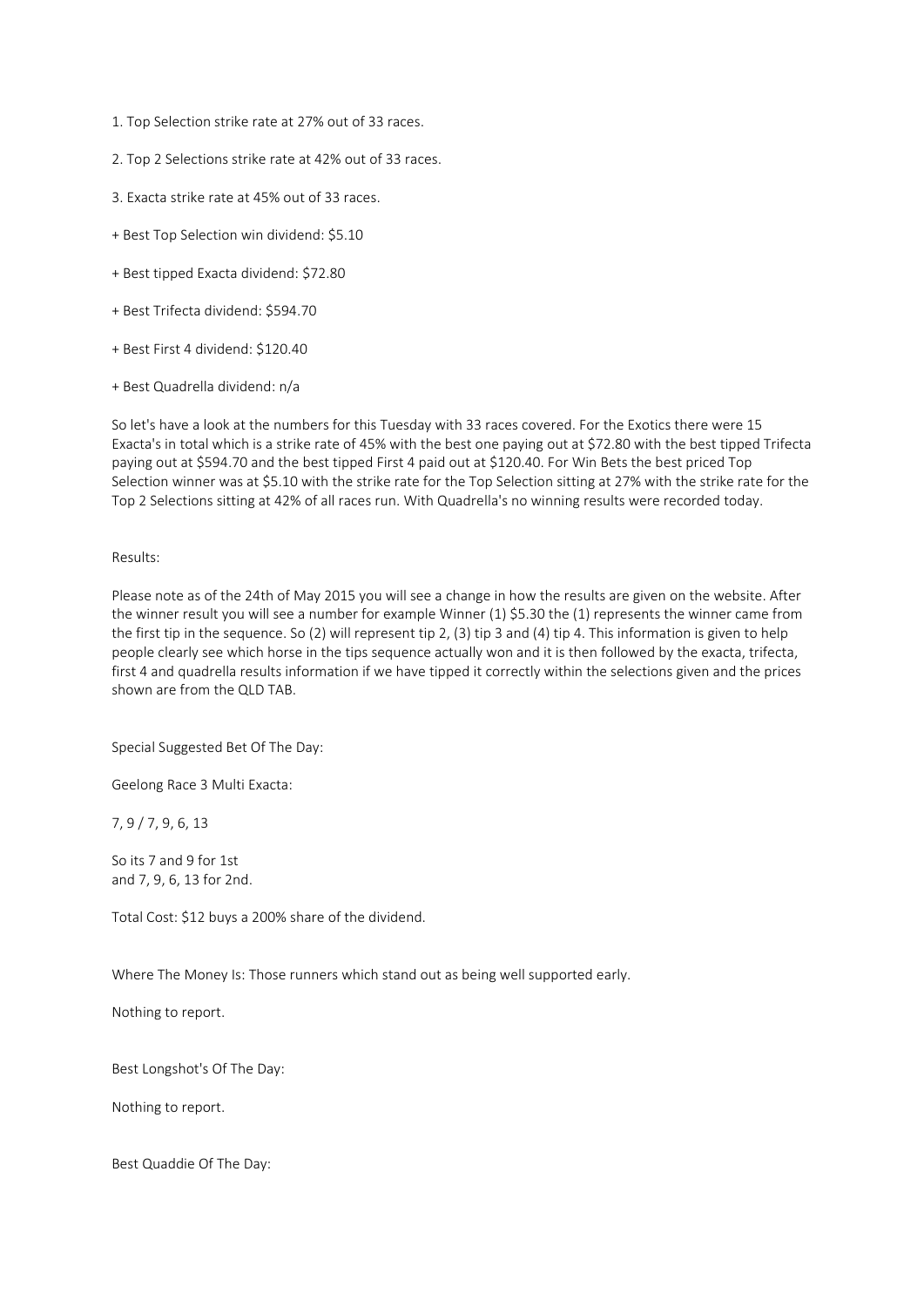1. Top Selection strike rate at 27% out of 33 races.

2. Top 2 Selections strike rate at 42% out of 33 races.

3. Exacta strike rate at 45% out of 33 races.

+ Best Top Selection win dividend: $5.10

+ Best tipped Exacta dividend: $72.80

+ Best Trifecta dividend: $594.70

+ Best First 4 dividend: $120.40

+ Best Quadrella dividend: n/a

So let's have a look at the numbers for this Tuesday with 33 races covered. For the Exotics there were 15 Exacta's in total which is a strike rate of 45% with the best one paying out at $72.80 with the best tipped Trifecta paying out at $594.70 and the best tipped First 4 paid out at $120.40. For Win Bets the best priced Top Selection winner was at $5.10 with the strike rate for the Top Selection sitting at 27% with the strike rate for the Top 2 Selections sitting at 42% of all races run. With Quadrella's no winning results were recorded today.

Results:

Please note as of the 24th of May 2015 you will see a change in how the results are given on the website. After the winner result you will see a number for example Winner (1) $5.30 the (1) represents the winner came from the first tip in the sequence. So (2) will represent tip 2, (3) tip 3 and (4) tip 4. This information is given to help people clearly see which horse in the tips sequence actually won and it is then followed by the exacta, trifecta, first 4 and quadrella results information if we have tipped it correctly within the selections given and the prices shown are from the QLD TAB.

Special Suggested Bet Of The Day:

Geelong Race 3 Multi Exacta:

7, 9 / 7, 9, 6, 13

So its 7 and 9 for 1st
and 7, 9, 6, 13 for 2nd.

Total Cost: $12 buys a 200% share of the dividend.

Where The Money Is: Those runners which stand out as being well supported early.

Nothing to report.

Best Longshot's Of The Day:

Nothing to report.

Best Quaddie Of The Day: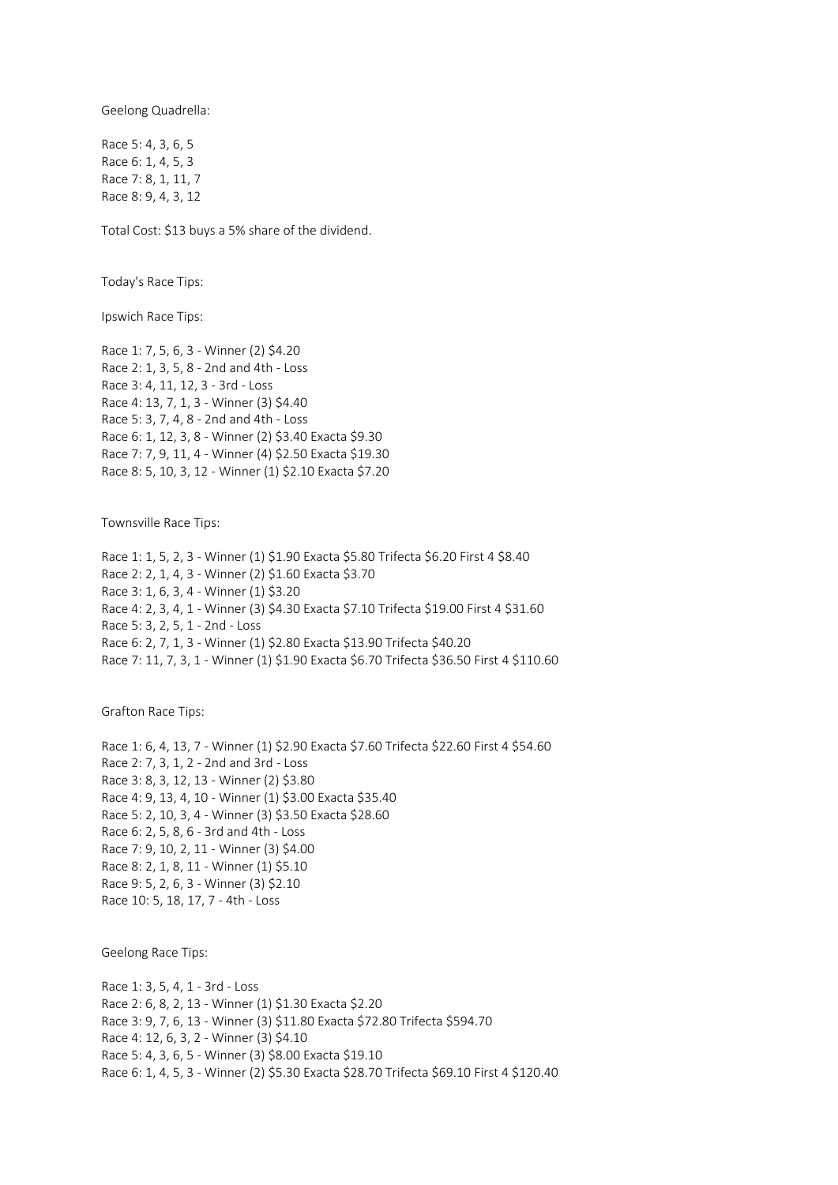Geelong Quadrella:

Race 5: 4, 3, 6, 5
Race 6: 1, 4, 5, 3
Race 7: 8, 1, 11, 7
Race 8: 9, 4, 3, 12

Total Cost: $13 buys a 5% share of the dividend.

Today's Race Tips:

Ipswich Race Tips:

Race 1: 7, 5, 6, 3 - Winner (2) $4.20
Race 2: 1, 3, 5, 8 - 2nd and 4th - Loss
Race 3: 4, 11, 12, 3 - 3rd - Loss
Race 4: 13, 7, 1, 3 - Winner (3) $4.40
Race 5: 3, 7, 4, 8 - 2nd and 4th - Loss
Race 6: 1, 12, 3, 8 - Winner (2) $3.40 Exacta $9.30
Race 7: 7, 9, 11, 4 - Winner (4) $2.50 Exacta $19.30
Race 8: 5, 10, 3, 12 - Winner (1) $2.10 Exacta $7.20

Townsville Race Tips:

Race 1: 1, 5, 2, 3 - Winner (1) $1.90 Exacta $5.80 Trifecta $6.20 First 4 $8.40
Race 2: 2, 1, 4, 3 - Winner (2) $1.60 Exacta $3.70
Race 3: 1, 6, 3, 4 - Winner (1) $3.20
Race 4: 2, 3, 4, 1 - Winner (3) $4.30 Exacta $7.10 Trifecta $19.00 First 4 $31.60
Race 5: 3, 2, 5, 1 - 2nd - Loss
Race 6: 2, 7, 1, 3 - Winner (1) $2.80 Exacta $13.90 Trifecta $40.20
Race 7: 11, 7, 3, 1 - Winner (1) $1.90 Exacta $6.70 Trifecta $36.50 First 4 $110.60

Grafton Race Tips:

Race 1: 6, 4, 13, 7 - Winner (1) $2.90 Exacta $7.60 Trifecta $22.60 First 4 $54.60
Race 2: 7, 3, 1, 2 - 2nd and 3rd - Loss
Race 3: 8, 3, 12, 13 - Winner (2) $3.80
Race 4: 9, 13, 4, 10 - Winner (1) $3.00 Exacta $35.40
Race 5: 2, 10, 3, 4 - Winner (3) $3.50 Exacta $28.60
Race 6: 2, 5, 8, 6 - 3rd and 4th - Loss
Race 7: 9, 10, 2, 11 - Winner (3) $4.00
Race 8: 2, 1, 8, 11 - Winner (1) $5.10
Race 9: 5, 2, 6, 3 - Winner (3) $2.10
Race 10: 5, 18, 17, 7 - 4th - Loss

Geelong Race Tips:

Race 1: 3, 5, 4, 1 - 3rd - Loss
Race 2: 6, 8, 2, 13 - Winner (1) $1.30 Exacta $2.20
Race 3: 9, 7, 6, 13 - Winner (3) $11.80 Exacta $72.80 Trifecta $594.70
Race 4: 12, 6, 3, 2 - Winner (3) $4.10
Race 5: 4, 3, 6, 5 - Winner (3) $8.00 Exacta $19.10
Race 6: 1, 4, 5, 3 - Winner (2) $5.30 Exacta $28.70 Trifecta $69.10 First 4 $120.40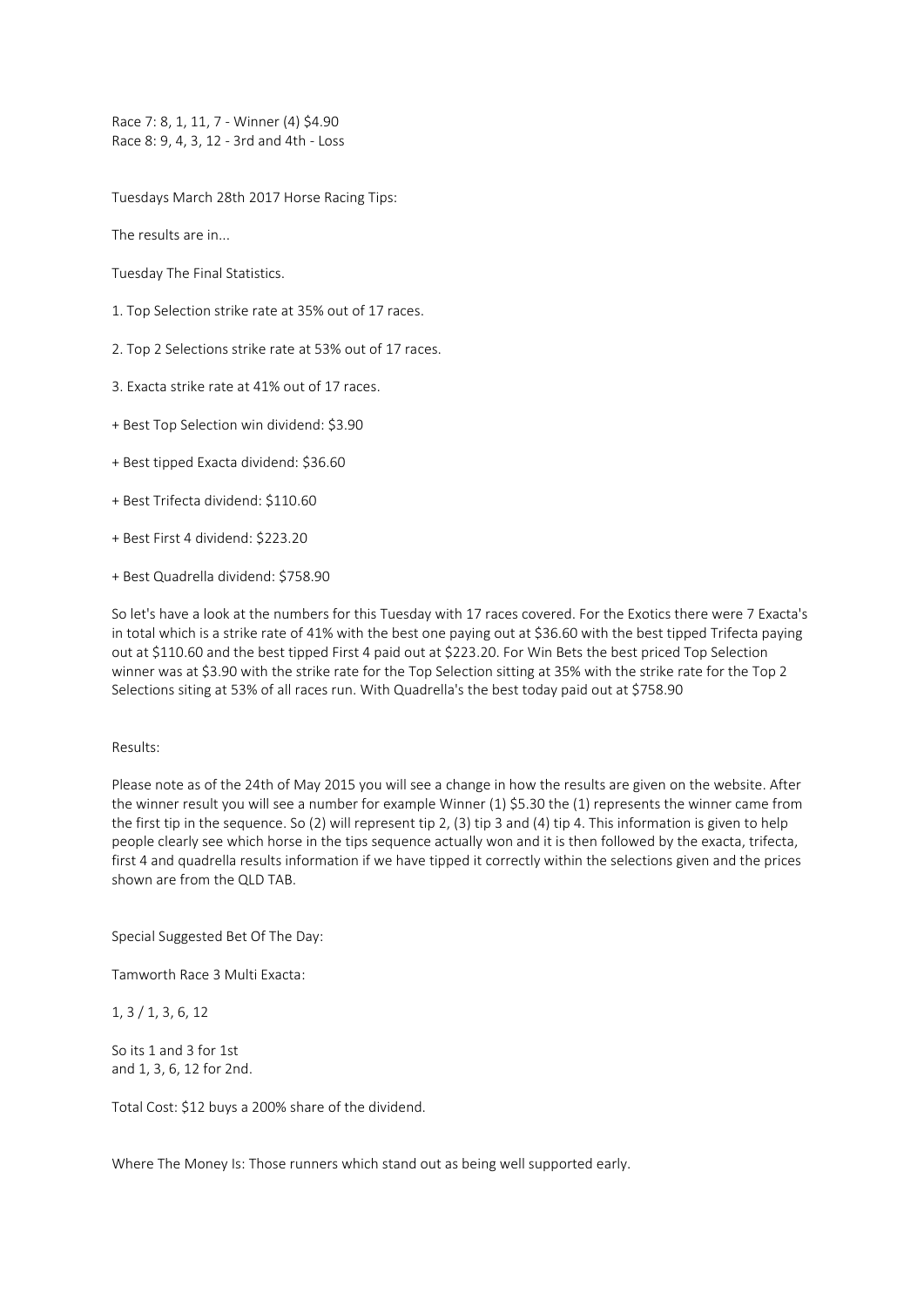Race 7: 8, 1, 11, 7 - Winner (4) $4.90
Race 8: 9, 4, 3, 12 - 3rd and 4th - Loss

Tuesdays March 28th 2017 Horse Racing Tips:

The results are in...

Tuesday The Final Statistics.

1. Top Selection strike rate at 35% out of 17 races.

2. Top 2 Selections strike rate at 53% out of 17 races.

3. Exacta strike rate at 41% out of 17 races.

+ Best Top Selection win dividend: $3.90

+ Best tipped Exacta dividend: $36.60

+ Best Trifecta dividend: $110.60

+ Best First 4 dividend: $223.20

+ Best Quadrella dividend: $758.90

So let's have a look at the numbers for this Tuesday with 17 races covered. For the Exotics there were 7 Exacta's in total which is a strike rate of 41% with the best one paying out at $36.60 with the best tipped Trifecta paying out at $110.60 and the best tipped First 4 paid out at $223.20. For Win Bets the best priced Top Selection winner was at $3.90 with the strike rate for the Top Selection sitting at 35% with the strike rate for the Top 2 Selections siting at 53% of all races run. With Quadrella's the best today paid out at $758.90

Results:

Please note as of the 24th of May 2015 you will see a change in how the results are given on the website. After the winner result you will see a number for example Winner (1) $5.30 the (1) represents the winner came from the first tip in the sequence. So (2) will represent tip 2, (3) tip 3 and (4) tip 4. This information is given to help people clearly see which horse in the tips sequence actually won and it is then followed by the exacta, trifecta, first 4 and quadrella results information if we have tipped it correctly within the selections given and the prices shown are from the QLD TAB.

Special Suggested Bet Of The Day:

Tamworth Race 3 Multi Exacta:

1, 3 / 1, 3, 6, 12

So its 1 and 3 for 1st
and 1, 3, 6, 12 for 2nd.

Total Cost: $12 buys a 200% share of the dividend.

Where The Money Is: Those runners which stand out as being well supported early.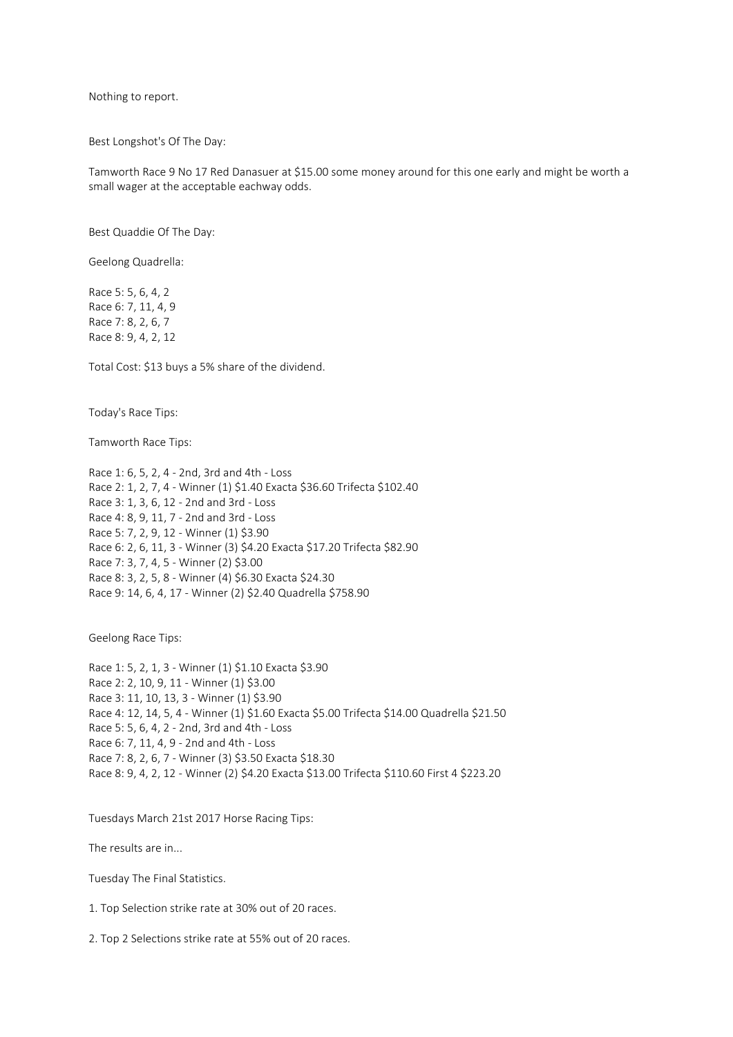Nothing to report.

Best Longshot's Of The Day:

Tamworth Race 9 No 17 Red Danasuer at $15.00 some money around for this one early and might be worth a small wager at the acceptable eachway odds.

Best Quaddie Of The Day:

Geelong Quadrella:

Race 5: 5, 6, 4, 2
Race 6: 7, 11, 4, 9
Race 7: 8, 2, 6, 7
Race 8: 9, 4, 2, 12

Total Cost: $13 buys a 5% share of the dividend.

Today's Race Tips:

Tamworth Race Tips:

Race 1: 6, 5, 2, 4 - 2nd, 3rd and 4th - Loss
Race 2: 1, 2, 7, 4 - Winner (1) $1.40 Exacta $36.60 Trifecta $102.40
Race 3: 1, 3, 6, 12 - 2nd and 3rd - Loss
Race 4: 8, 9, 11, 7 - 2nd and 3rd - Loss
Race 5: 7, 2, 9, 12 - Winner (1) $3.90
Race 6: 2, 6, 11, 3 - Winner (3) $4.20 Exacta $17.20 Trifecta $82.90
Race 7: 3, 7, 4, 5 - Winner (2) $3.00
Race 8: 3, 2, 5, 8 - Winner (4) $6.30 Exacta $24.30
Race 9: 14, 6, 4, 17 - Winner (2) $2.40 Quadrella $758.90

Geelong Race Tips:

Race 1: 5, 2, 1, 3 - Winner (1) $1.10 Exacta $3.90
Race 2: 2, 10, 9, 11 - Winner (1) $3.00
Race 3: 11, 10, 13, 3 - Winner (1) $3.90
Race 4: 12, 14, 5, 4 - Winner (1) $1.60 Exacta $5.00 Trifecta $14.00 Quadrella $21.50
Race 5: 5, 6, 4, 2 - 2nd, 3rd and 4th - Loss
Race 6: 7, 11, 4, 9 - 2nd and 4th - Loss
Race 7: 8, 2, 6, 7 - Winner (3) $3.50 Exacta $18.30
Race 8: 9, 4, 2, 12 - Winner (2) $4.20 Exacta $13.00 Trifecta $110.60 First 4 $223.20

Tuesdays March 21st 2017 Horse Racing Tips:

The results are in...

Tuesday The Final Statistics.

1. Top Selection strike rate at 30% out of 20 races.

2. Top 2 Selections strike rate at 55% out of 20 races.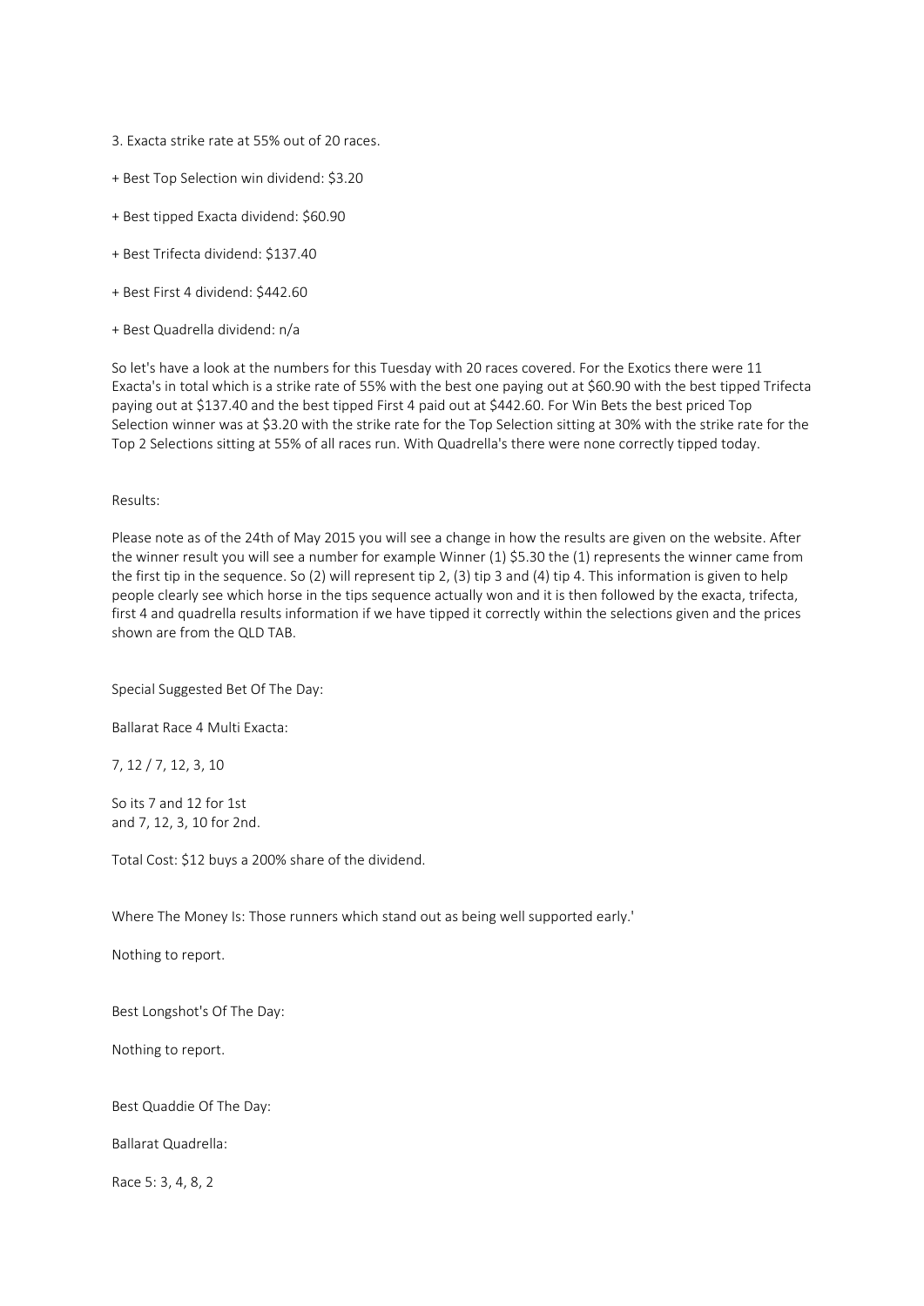3. Exacta strike rate at 55% out of 20 races.

+ Best Top Selection win dividend: $3.20

+ Best tipped Exacta dividend: $60.90

+ Best Trifecta dividend: $137.40

+ Best First 4 dividend: $442.60

+ Best Quadrella dividend: n/a

So let's have a look at the numbers for this Tuesday with 20 races covered. For the Exotics there were 11 Exacta's in total which is a strike rate of 55% with the best one paying out at $60.90 with the best tipped Trifecta paying out at $137.40 and the best tipped First 4 paid out at $442.60. For Win Bets the best priced Top Selection winner was at $3.20 with the strike rate for the Top Selection sitting at 30% with the strike rate for the Top 2 Selections sitting at 55% of all races run. With Quadrella's there were none correctly tipped today.

Results:

Please note as of the 24th of May 2015 you will see a change in how the results are given on the website. After the winner result you will see a number for example Winner (1) $5.30 the (1) represents the winner came from the first tip in the sequence. So (2) will represent tip 2, (3) tip 3 and (4) tip 4. This information is given to help people clearly see which horse in the tips sequence actually won and it is then followed by the exacta, trifecta, first 4 and quadrella results information if we have tipped it correctly within the selections given and the prices shown are from the QLD TAB.

Special Suggested Bet Of The Day:

Ballarat Race 4 Multi Exacta:

7, 12 / 7, 12, 3, 10

So its 7 and 12 for 1st
and 7, 12, 3, 10 for 2nd.

Total Cost: $12 buys a 200% share of the dividend.

Where The Money Is: Those runners which stand out as being well supported early.'

Nothing to report.

Best Longshot's Of The Day:

Nothing to report.

Best Quaddie Of The Day:

Ballarat Quadrella:

Race 5: 3, 4, 8, 2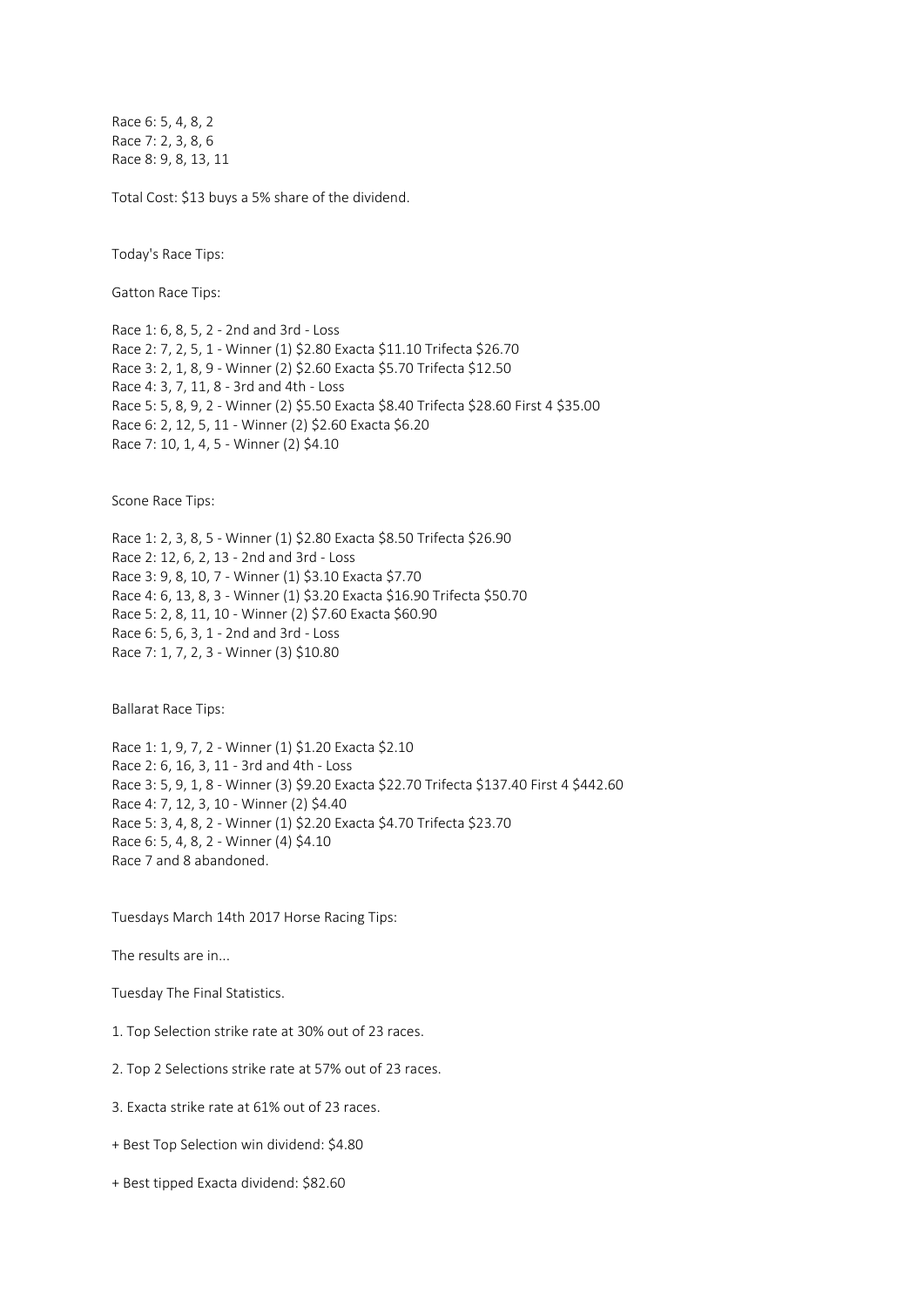Race 6: 5, 4, 8, 2
Race 7: 2, 3, 8, 6
Race 8: 9, 8, 13, 11

Total Cost: $13 buys a 5% share of the dividend.

Today's Race Tips:

Gatton Race Tips:

Race 1: 6, 8, 5, 2 - 2nd and 3rd - Loss
Race 2: 7, 2, 5, 1 - Winner (1) $2.80 Exacta $11.10 Trifecta $26.70
Race 3: 2, 1, 8, 9 - Winner (2) $2.60 Exacta $5.70 Trifecta $12.50
Race 4: 3, 7, 11, 8 - 3rd and 4th - Loss
Race 5: 5, 8, 9, 2 - Winner (2) $5.50 Exacta $8.40 Trifecta $28.60 First 4 $35.00
Race 6: 2, 12, 5, 11 - Winner (2) $2.60 Exacta $6.20
Race 7: 10, 1, 4, 5 - Winner (2) $4.10

Scone Race Tips:

Race 1: 2, 3, 8, 5 - Winner (1) $2.80 Exacta $8.50 Trifecta $26.90
Race 2: 12, 6, 2, 13 - 2nd and 3rd - Loss
Race 3: 9, 8, 10, 7 - Winner (1) $3.10 Exacta $7.70
Race 4: 6, 13, 8, 3 - Winner (1) $3.20 Exacta $16.90 Trifecta $50.70
Race 5: 2, 8, 11, 10 - Winner (2) $7.60 Exacta $60.90
Race 6: 5, 6, 3, 1 - 2nd and 3rd - Loss
Race 7: 1, 7, 2, 3 - Winner (3) $10.80

Ballarat Race Tips:

Race 1: 1, 9, 7, 2 - Winner (1) $1.20 Exacta $2.10
Race 2: 6, 16, 3, 11 - 3rd and 4th - Loss
Race 3: 5, 9, 1, 8 - Winner (3) $9.20 Exacta $22.70 Trifecta $137.40 First 4 $442.60
Race 4: 7, 12, 3, 10 - Winner (2) $4.40
Race 5: 3, 4, 8, 2 - Winner (1) $2.20 Exacta $4.70 Trifecta $23.70
Race 6: 5, 4, 8, 2 - Winner (4) $4.10
Race 7 and 8 abandoned.

Tuesdays March 14th 2017 Horse Racing Tips:

The results are in...

Tuesday The Final Statistics.

1. Top Selection strike rate at 30% out of 23 races.

2. Top 2 Selections strike rate at 57% out of 23 races.

3. Exacta strike rate at 61% out of 23 races.

+ Best Top Selection win dividend: $4.80

+ Best tipped Exacta dividend: $82.60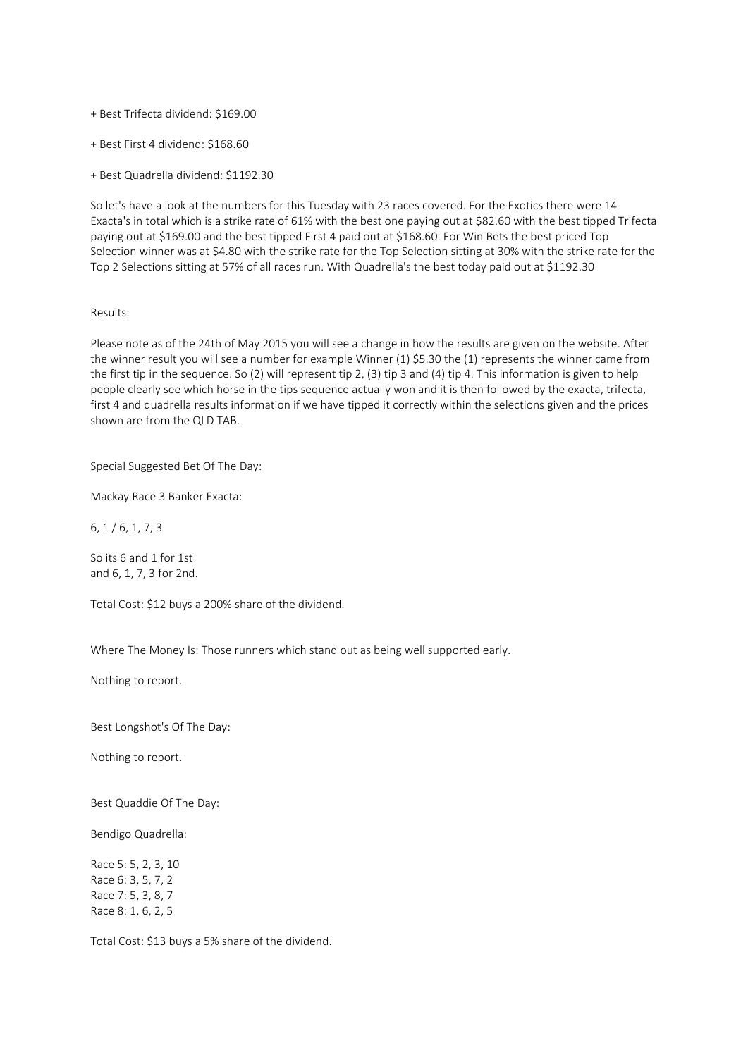+ Best Trifecta dividend: $169.00

+ Best First 4 dividend: $168.60

+ Best Quadrella dividend: $1192.30

So let's have a look at the numbers for this Tuesday with 23 races covered. For the Exotics there were 14 Exacta's in total which is a strike rate of 61% with the best one paying out at $82.60 with the best tipped Trifecta paying out at $169.00 and the best tipped First 4 paid out at $168.60. For Win Bets the best priced Top Selection winner was at $4.80 with the strike rate for the Top Selection sitting at 30% with the strike rate for the Top 2 Selections sitting at 57% of all races run. With Quadrella's the best today paid out at $1192.30

Results:

Please note as of the 24th of May 2015 you will see a change in how the results are given on the website. After the winner result you will see a number for example Winner (1) $5.30 the (1) represents the winner came from the first tip in the sequence. So (2) will represent tip 2, (3) tip 3 and (4) tip 4. This information is given to help people clearly see which horse in the tips sequence actually won and it is then followed by the exacta, trifecta, first 4 and quadrella results information if we have tipped it correctly within the selections given and the prices shown are from the QLD TAB.

Special Suggested Bet Of The Day:

Mackay Race 3 Banker Exacta:

6, 1 / 6, 1, 7, 3

So its 6 and 1 for 1st
and 6, 1, 7, 3 for 2nd.

Total Cost: $12 buys a 200% share of the dividend.

Where The Money Is: Those runners which stand out as being well supported early.

Nothing to report.

Best Longshot's Of The Day:

Nothing to report.

Best Quaddie Of The Day:

Bendigo Quadrella:

Race 5: 5, 2, 3, 10
Race 6: 3, 5, 7, 2
Race 7: 5, 3, 8, 7
Race 8: 1, 6, 2, 5

Total Cost: $13 buys a 5% share of the dividend.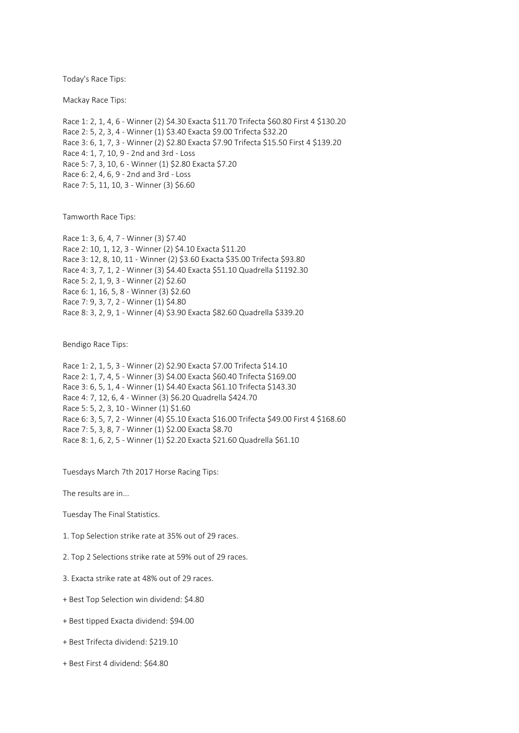Today's Race Tips:

Mackay Race Tips:

Race 1: 2, 1, 4, 6 - Winner (2) $4.30 Exacta $11.70 Trifecta $60.80 First 4 $130.20
Race 2: 5, 2, 3, 4 - Winner (1) $3.40 Exacta $9.00 Trifecta $32.20
Race 3: 6, 1, 7, 3 - Winner (2) $2.80 Exacta $7.90 Trifecta $15.50 First 4 $139.20
Race 4: 1, 7, 10, 9 - 2nd and 3rd - Loss
Race 5: 7, 3, 10, 6 - Winner (1) $2.80 Exacta $7.20
Race 6: 2, 4, 6, 9 - 2nd and 3rd - Loss
Race 7: 5, 11, 10, 3 - Winner (3) $6.60

Tamworth Race Tips:

Race 1: 3, 6, 4, 7 - Winner (3) $7.40
Race 2: 10, 1, 12, 3 - Winner (2) $4.10 Exacta $11.20
Race 3: 12, 8, 10, 11 - Winner (2) $3.60 Exacta $35.00 Trifecta $93.80
Race 4: 3, 7, 1, 2 - Winner (3) $4.40 Exacta $51.10 Quadrella $1192.30
Race 5: 2, 1, 9, 3 - Winner (2) $2.60
Race 6: 1, 16, 5, 8 - Winner (3) $2.60
Race 7: 9, 3, 7, 2 - Winner (1) $4.80
Race 8: 3, 2, 9, 1 - Winner (4) $3.90 Exacta $82.60 Quadrella $339.20

Bendigo Race Tips:

Race 1: 2, 1, 5, 3 - Winner (2) $2.90 Exacta $7.00 Trifecta $14.10
Race 2: 1, 7, 4, 5 - Winner (3) $4.00 Exacta $60.40 Trifecta $169.00
Race 3: 6, 5, 1, 4 - Winner (1) $4.40 Exacta $61.10 Trifecta $143.30
Race 4: 7, 12, 6, 4 - Winner (3) $6.20 Quadrella $424.70
Race 5: 5, 2, 3, 10 - Winner (1) $1.60
Race 6: 3, 5, 7, 2 - Winner (4) $5.10 Exacta $16.00 Trifecta $49.00 First 4 $168.60
Race 7: 5, 3, 8, 7 - Winner (1) $2.00 Exacta $8.70
Race 8: 1, 6, 2, 5 - Winner (1) $2.20 Exacta $21.60 Quadrella $61.10

Tuesdays March 7th 2017 Horse Racing Tips:

The results are in...

Tuesday The Final Statistics.

1. Top Selection strike rate at 35% out of 29 races.

2. Top 2 Selections strike rate at 59% out of 29 races.

3. Exacta strike rate at 48% out of 29 races.

+ Best Top Selection win dividend: $4.80

+ Best tipped Exacta dividend: $94.00

+ Best Trifecta dividend: $219.10

+ Best First 4 dividend: $64.80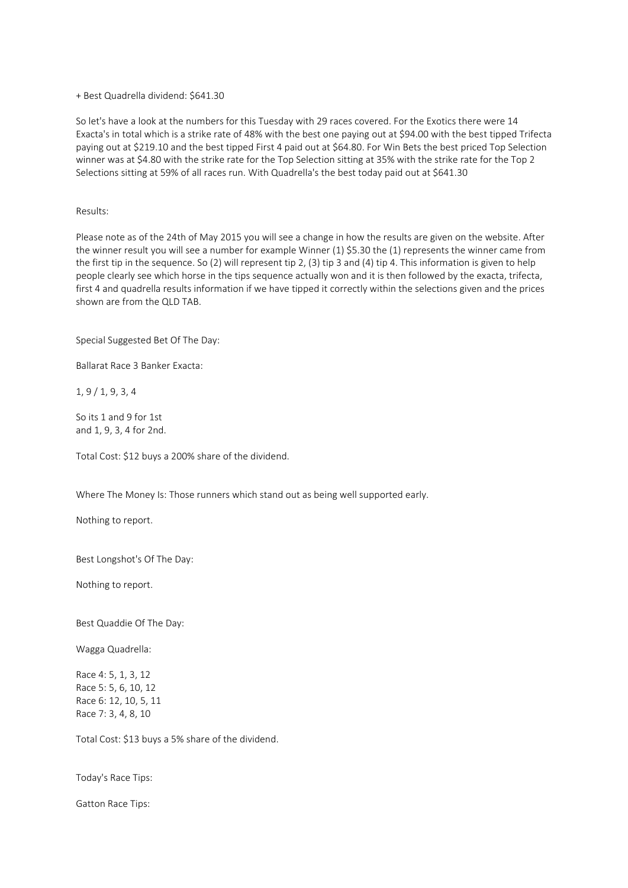+ Best Quadrella dividend: $641.30

So let's have a look at the numbers for this Tuesday with 29 races covered. For the Exotics there were 14 Exacta's in total which is a strike rate of 48% with the best one paying out at $94.00 with the best tipped Trifecta paying out at $219.10 and the best tipped First 4 paid out at $64.80. For Win Bets the best priced Top Selection winner was at $4.80 with the strike rate for the Top Selection sitting at 35% with the strike rate for the Top 2 Selections sitting at 59% of all races run. With Quadrella's the best today paid out at $641.30

Results:

Please note as of the 24th of May 2015 you will see a change in how the results are given on the website. After the winner result you will see a number for example Winner (1) $5.30 the (1) represents the winner came from the first tip in the sequence. So (2) will represent tip 2, (3) tip 3 and (4) tip 4. This information is given to help people clearly see which horse in the tips sequence actually won and it is then followed by the exacta, trifecta, first 4 and quadrella results information if we have tipped it correctly within the selections given and the prices shown are from the QLD TAB.

Special Suggested Bet Of The Day:

Ballarat Race 3 Banker Exacta:

1, 9 / 1, 9, 3, 4

So its 1 and 9 for 1st
and 1, 9, 3, 4 for 2nd.

Total Cost: $12 buys a 200% share of the dividend.

Where The Money Is: Those runners which stand out as being well supported early.

Nothing to report.

Best Longshot's Of The Day:

Nothing to report.

Best Quaddie Of The Day:

Wagga Quadrella:

Race 4: 5, 1, 3, 12
Race 5: 5, 6, 10, 12
Race 6: 12, 10, 5, 11
Race 7: 3, 4, 8, 10

Total Cost: $13 buys a 5% share of the dividend.

Today's Race Tips:

Gatton Race Tips: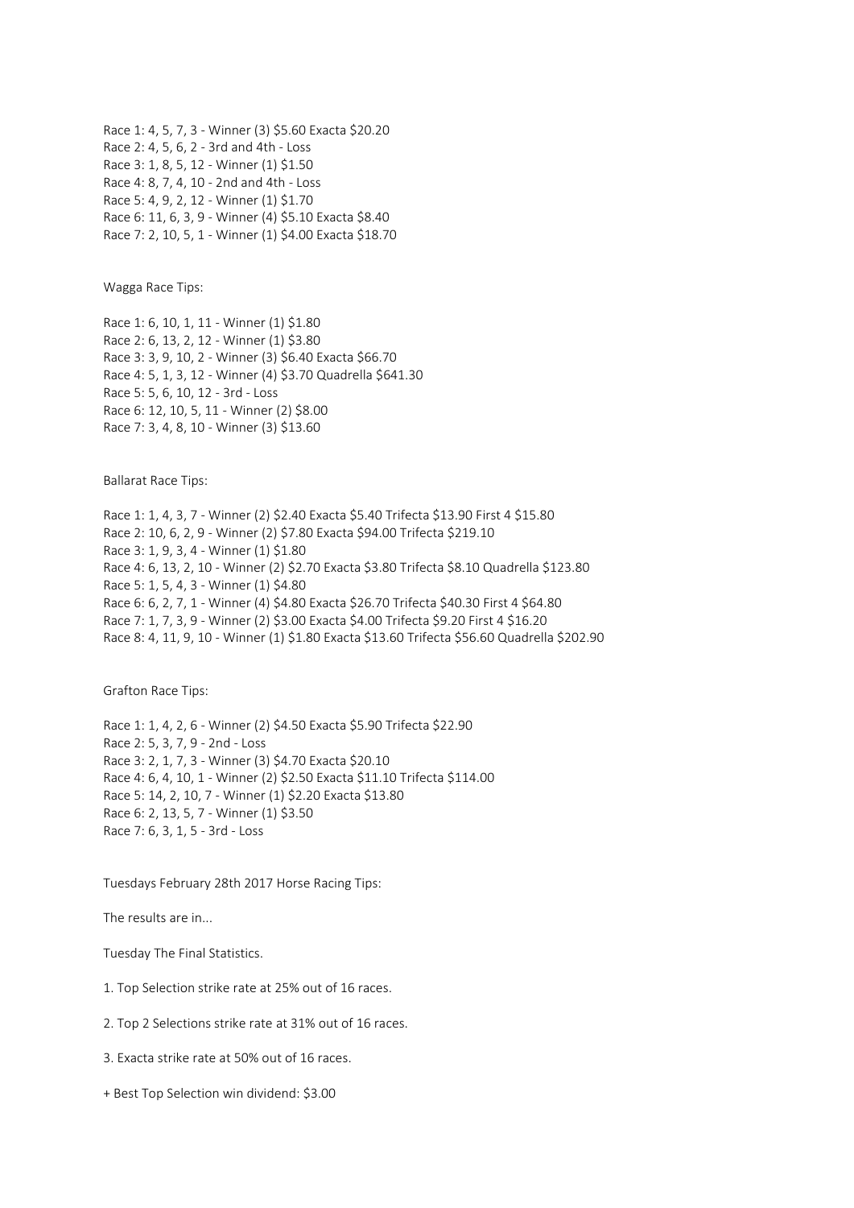Race 1: 4, 5, 7, 3 - Winner (3) $5.60 Exacta $20.20
Race 2: 4, 5, 6, 2 - 3rd and 4th - Loss
Race 3: 1, 8, 5, 12 - Winner (1) $1.50
Race 4: 8, 7, 4, 10 - 2nd and 4th - Loss
Race 5: 4, 9, 2, 12 - Winner (1) $1.70
Race 6: 11, 6, 3, 9 - Winner (4) $5.10 Exacta $8.40
Race 7: 2, 10, 5, 1 - Winner (1) $4.00 Exacta $18.70

Wagga Race Tips:

Race 1: 6, 10, 1, 11 - Winner (1) $1.80
Race 2: 6, 13, 2, 12 - Winner (1) $3.80
Race 3: 3, 9, 10, 2 - Winner (3) $6.40 Exacta $66.70
Race 4: 5, 1, 3, 12 - Winner (4) $3.70 Quadrella $641.30
Race 5: 5, 6, 10, 12 - 3rd - Loss
Race 6: 12, 10, 5, 11 - Winner (2) $8.00
Race 7: 3, 4, 8, 10 - Winner (3) $13.60

Ballarat Race Tips:

Race 1: 1, 4, 3, 7 - Winner (2) $2.40 Exacta $5.40 Trifecta $13.90 First 4 $15.80
Race 2: 10, 6, 2, 9 - Winner (2) $7.80 Exacta $94.00 Trifecta $219.10
Race 3: 1, 9, 3, 4 - Winner (1) $1.80
Race 4: 6, 13, 2, 10 - Winner (2) $2.70 Exacta $3.80 Trifecta $8.10 Quadrella $123.80
Race 5: 1, 5, 4, 3 - Winner (1) $4.80
Race 6: 6, 2, 7, 1 - Winner (4) $4.80 Exacta $26.70 Trifecta $40.30 First 4 $64.80
Race 7: 1, 7, 3, 9 - Winner (2) $3.00 Exacta $4.00 Trifecta $9.20 First 4 $16.20
Race 8: 4, 11, 9, 10 - Winner (1) $1.80 Exacta $13.60 Trifecta $56.60 Quadrella $202.90

Grafton Race Tips:

Race 1: 1, 4, 2, 6 - Winner (2) $4.50 Exacta $5.90 Trifecta $22.90
Race 2: 5, 3, 7, 9 - 2nd - Loss
Race 3: 2, 1, 7, 3 - Winner (3) $4.70 Exacta $20.10
Race 4: 6, 4, 10, 1 - Winner (2) $2.50 Exacta $11.10 Trifecta $114.00
Race 5: 14, 2, 10, 7 - Winner (1) $2.20 Exacta $13.80
Race 6: 2, 13, 5, 7 - Winner (1) $3.50
Race 7: 6, 3, 1, 5 - 3rd - Loss

Tuesdays February 28th 2017 Horse Racing Tips:

The results are in...

Tuesday The Final Statistics.

1. Top Selection strike rate at 25% out of 16 races.

2. Top 2 Selections strike rate at 31% out of 16 races.

3. Exacta strike rate at 50% out of 16 races.

+ Best Top Selection win dividend: $3.00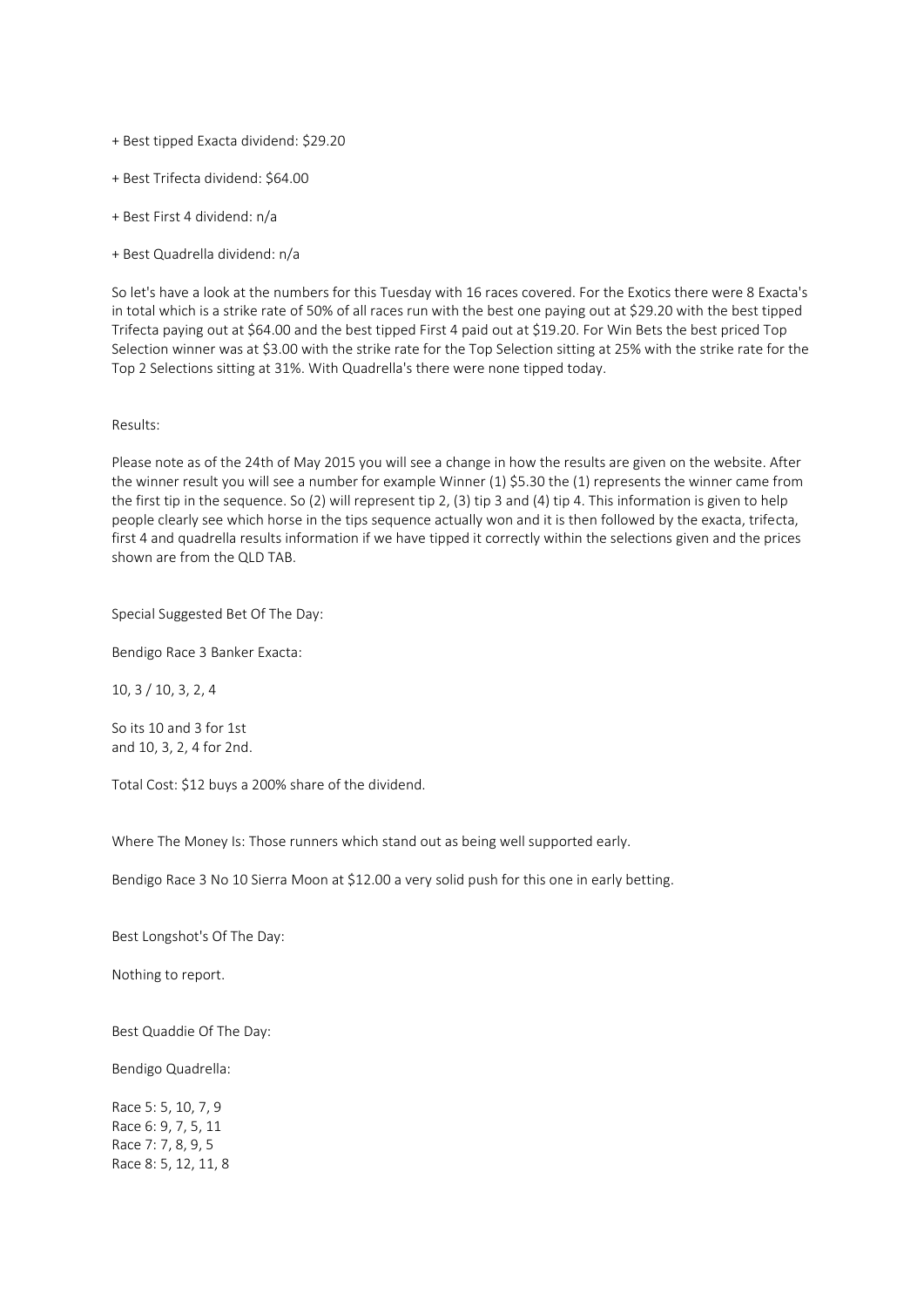+ Best tipped Exacta dividend: $29.20

+ Best Trifecta dividend: $64.00

+ Best First 4 dividend: n/a

+ Best Quadrella dividend: n/a

So let's have a look at the numbers for this Tuesday with 16 races covered. For the Exotics there were 8 Exacta's in total which is a strike rate of 50% of all races run with the best one paying out at $29.20 with the best tipped Trifecta paying out at $64.00 and the best tipped First 4 paid out at $19.20. For Win Bets the best priced Top Selection winner was at $3.00 with the strike rate for the Top Selection sitting at 25% with the strike rate for the Top 2 Selections sitting at 31%. With Quadrella's there were none tipped today.

Results:

Please note as of the 24th of May 2015 you will see a change in how the results are given on the website. After the winner result you will see a number for example Winner (1) $5.30 the (1) represents the winner came from the first tip in the sequence. So (2) will represent tip 2, (3) tip 3 and (4) tip 4. This information is given to help people clearly see which horse in the tips sequence actually won and it is then followed by the exacta, trifecta, first 4 and quadrella results information if we have tipped it correctly within the selections given and the prices shown are from the QLD TAB.

Special Suggested Bet Of The Day:

Bendigo Race 3 Banker Exacta:

10, 3 / 10, 3, 2, 4

So its 10 and 3 for 1st
and 10, 3, 2, 4 for 2nd.

Total Cost: $12 buys a 200% share of the dividend.

Where The Money Is: Those runners which stand out as being well supported early.

Bendigo Race 3 No 10 Sierra Moon at $12.00 a very solid push for this one in early betting.

Best Longshot's Of The Day:

Nothing to report.

Best Quaddie Of The Day:

Bendigo Quadrella:

Race 5: 5, 10, 7, 9
Race 6: 9, 7, 5, 11
Race 7: 7, 8, 9, 5
Race 8: 5, 12, 11, 8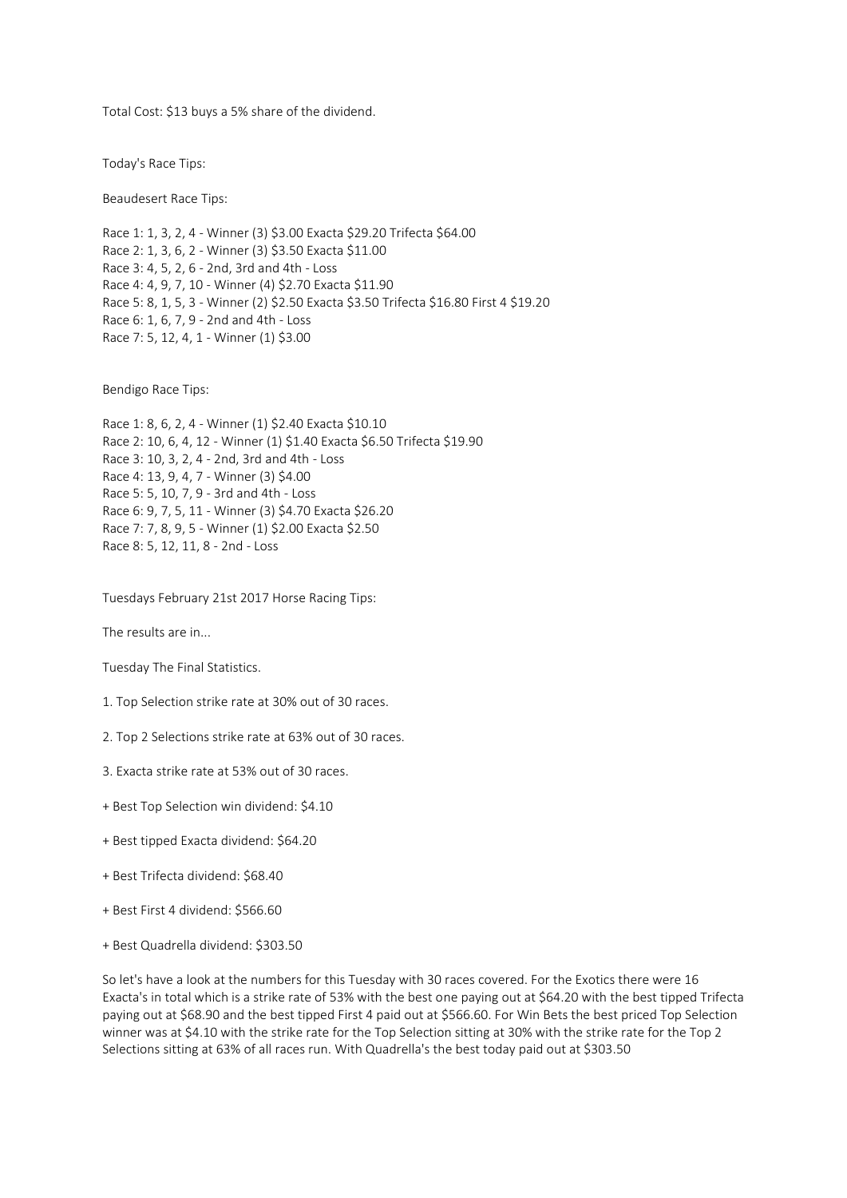Total Cost: $13 buys a 5% share of the dividend.

Today's Race Tips:

Beaudesert Race Tips:

Race 1: 1, 3, 2, 4 - Winner (3) $3.00 Exacta $29.20 Trifecta $64.00
Race 2: 1, 3, 6, 2 - Winner (3) $3.50 Exacta $11.00
Race 3: 4, 5, 2, 6 - 2nd, 3rd and 4th - Loss
Race 4: 4, 9, 7, 10 - Winner (4) $2.70 Exacta $11.90
Race 5: 8, 1, 5, 3 - Winner (2) $2.50 Exacta $3.50 Trifecta $16.80 First 4 $19.20
Race 6: 1, 6, 7, 9 - 2nd and 4th - Loss
Race 7: 5, 12, 4, 1 - Winner (1) $3.00

Bendigo Race Tips:

Race 1: 8, 6, 2, 4 - Winner (1) $2.40 Exacta $10.10
Race 2: 10, 6, 4, 12 - Winner (1) $1.40 Exacta $6.50 Trifecta $19.90
Race 3: 10, 3, 2, 4 - 2nd, 3rd and 4th - Loss
Race 4: 13, 9, 4, 7 - Winner (3) $4.00
Race 5: 5, 10, 7, 9 - 3rd and 4th - Loss
Race 6: 9, 7, 5, 11 - Winner (3) $4.70 Exacta $26.20
Race 7: 7, 8, 9, 5 - Winner (1) $2.00 Exacta $2.50
Race 8: 5, 12, 11, 8 - 2nd - Loss

Tuesdays February 21st 2017 Horse Racing Tips:

The results are in...

Tuesday The Final Statistics.

1. Top Selection strike rate at 30% out of 30 races.

2. Top 2 Selections strike rate at 63% out of 30 races.

3. Exacta strike rate at 53% out of 30 races.

+ Best Top Selection win dividend: $4.10

+ Best tipped Exacta dividend: $64.20

+ Best Trifecta dividend: $68.40

+ Best First 4 dividend: $566.60

+ Best Quadrella dividend: $303.50

So let's have a look at the numbers for this Tuesday with 30 races covered. For the Exotics there were 16 Exacta's in total which is a strike rate of 53% with the best one paying out at $64.20 with the best tipped Trifecta paying out at $68.90 and the best tipped First 4 paid out at $566.60. For Win Bets the best priced Top Selection winner was at $4.10 with the strike rate for the Top Selection sitting at 30% with the strike rate for the Top 2 Selections sitting at 63% of all races run. With Quadrella's the best today paid out at $303.50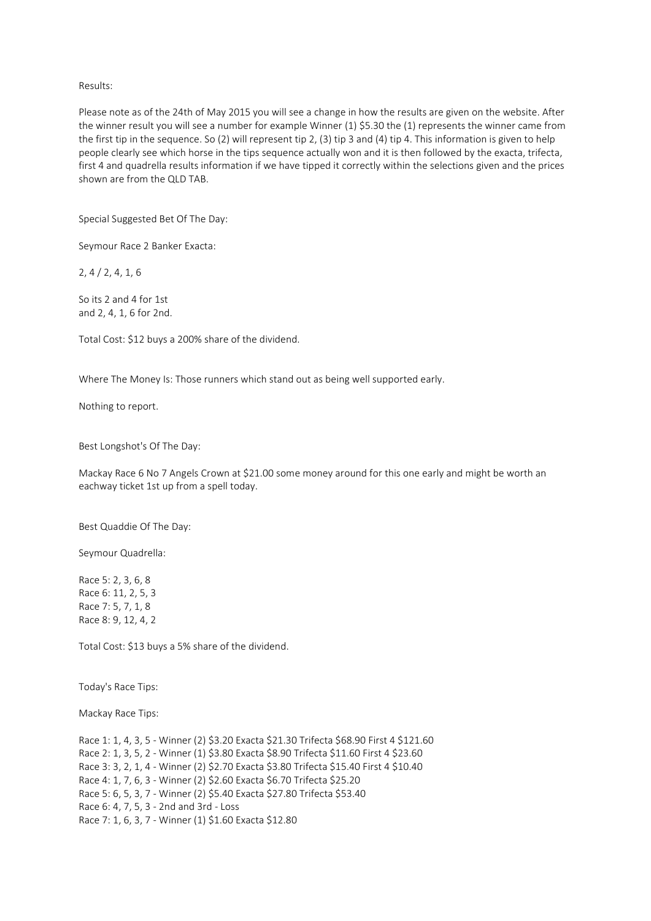Results:

Please note as of the 24th of May 2015 you will see a change in how the results are given on the website. After the winner result you will see a number for example Winner (1) $5.30 the (1) represents the winner came from the first tip in the sequence. So (2) will represent tip 2, (3) tip 3 and (4) tip 4. This information is given to help people clearly see which horse in the tips sequence actually won and it is then followed by the exacta, trifecta, first 4 and quadrella results information if we have tipped it correctly within the selections given and the prices shown are from the QLD TAB.

Special Suggested Bet Of The Day:

Seymour Race 2 Banker Exacta:

2, 4 / 2, 4, 1, 6

So its 2 and 4 for 1st
and 2, 4, 1, 6 for 2nd.

Total Cost: $12 buys a 200% share of the dividend.

Where The Money Is: Those runners which stand out as being well supported early.

Nothing to report.

Best Longshot's Of The Day:

Mackay Race 6 No 7 Angels Crown at $21.00 some money around for this one early and might be worth an eachway ticket 1st up from a spell today.

Best Quaddie Of The Day:

Seymour Quadrella:

Race 5: 2, 3, 6, 8
Race 6: 11, 2, 5, 3
Race 7: 5, 7, 1, 8
Race 8: 9, 12, 4, 2

Total Cost: $13 buys a 5% share of the dividend.

Today's Race Tips:

Mackay Race Tips:

Race 1: 1, 4, 3, 5 - Winner (2) $3.20 Exacta $21.30 Trifecta $68.90 First 4 $121.60
Race 2: 1, 3, 5, 2 - Winner (1) $3.80 Exacta $8.90 Trifecta $11.60 First 4 $23.60
Race 3: 3, 2, 1, 4 - Winner (2) $2.70 Exacta $3.80 Trifecta $15.40 First 4 $10.40
Race 4: 1, 7, 6, 3 - Winner (2) $2.60 Exacta $6.70 Trifecta $25.20
Race 5: 6, 5, 3, 7 - Winner (2) $5.40 Exacta $27.80 Trifecta $53.40
Race 6: 4, 7, 5, 3 - 2nd and 3rd - Loss
Race 7: 1, 6, 3, 7 - Winner (1) $1.60 Exacta $12.80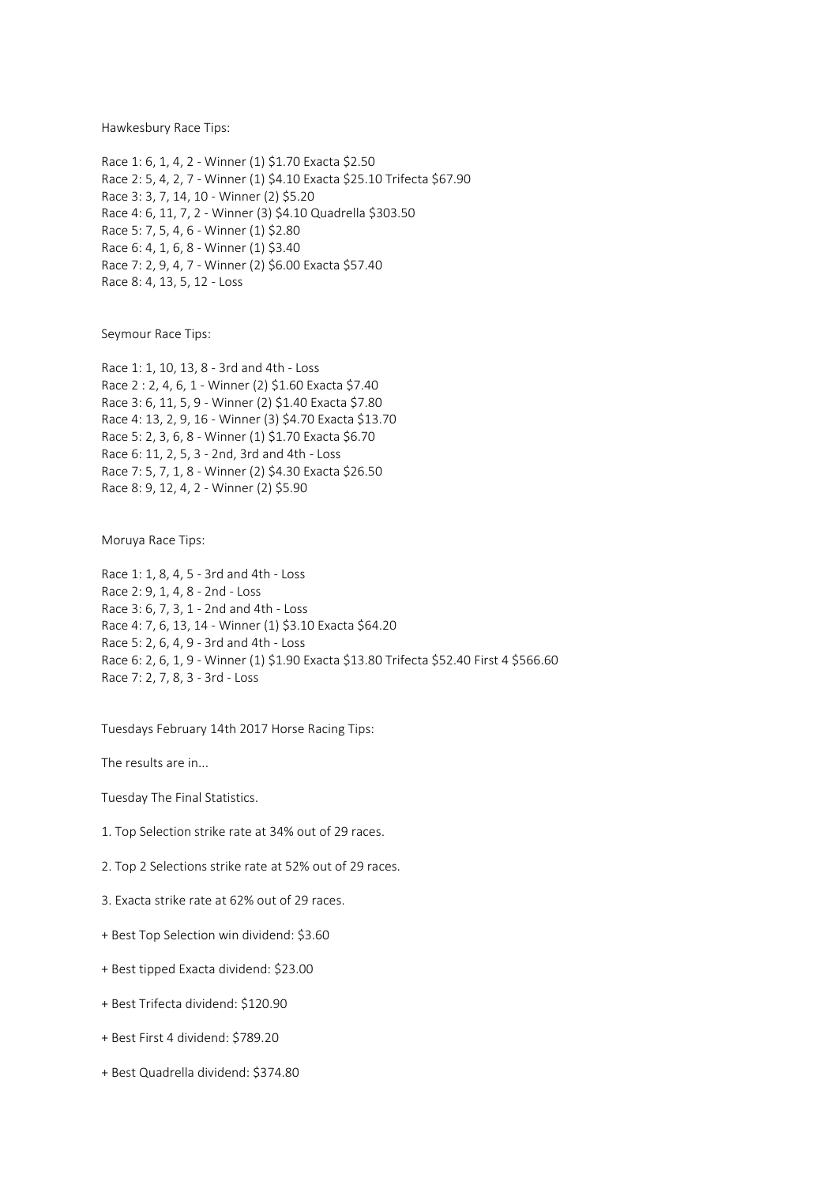Hawkesbury Race Tips:

Race 1: 6, 1, 4, 2 - Winner (1) $1.70 Exacta $2.50
Race 2: 5, 4, 2, 7 - Winner (1) $4.10 Exacta $25.10 Trifecta $67.90
Race 3: 3, 7, 14, 10 - Winner (2) $5.20
Race 4: 6, 11, 7, 2 - Winner (3) $4.10 Quadrella $303.50
Race 5: 7, 5, 4, 6 - Winner (1) $2.80
Race 6: 4, 1, 6, 8 - Winner (1) $3.40
Race 7: 2, 9, 4, 7 - Winner (2) $6.00 Exacta $57.40
Race 8: 4, 13, 5, 12 - Loss

Seymour Race Tips:

Race 1: 1, 10, 13, 8 - 3rd and 4th - Loss
Race 2 : 2, 4, 6, 1 - Winner (2) $1.60 Exacta $7.40
Race 3: 6, 11, 5, 9 - Winner (2) $1.40 Exacta $7.80
Race 4: 13, 2, 9, 16 - Winner (3) $4.70 Exacta $13.70
Race 5: 2, 3, 6, 8 - Winner (1) $1.70 Exacta $6.70
Race 6: 11, 2, 5, 3 - 2nd, 3rd and 4th - Loss
Race 7: 5, 7, 1, 8 - Winner (2) $4.30 Exacta $26.50
Race 8: 9, 12, 4, 2 - Winner (2) $5.90

Moruya Race Tips:

Race 1: 1, 8, 4, 5 - 3rd and 4th - Loss
Race 2: 9, 1, 4, 8 - 2nd - Loss
Race 3: 6, 7, 3, 1 - 2nd and 4th - Loss
Race 4: 7, 6, 13, 14 - Winner (1) $3.10 Exacta $64.20
Race 5: 2, 6, 4, 9 - 3rd and 4th - Loss
Race 6: 2, 6, 1, 9 - Winner (1) $1.90 Exacta $13.80 Trifecta $52.40 First 4 $566.60
Race 7: 2, 7, 8, 3 - 3rd - Loss

Tuesdays February 14th 2017 Horse Racing Tips:

The results are in...

Tuesday The Final Statistics.

1. Top Selection strike rate at 34% out of 29 races.

2. Top 2 Selections strike rate at 52% out of 29 races.

3. Exacta strike rate at 62% out of 29 races.

+ Best Top Selection win dividend: $3.60

+ Best tipped Exacta dividend: $23.00

+ Best Trifecta dividend: $120.90

+ Best First 4 dividend: $789.20

+ Best Quadrella dividend: $374.80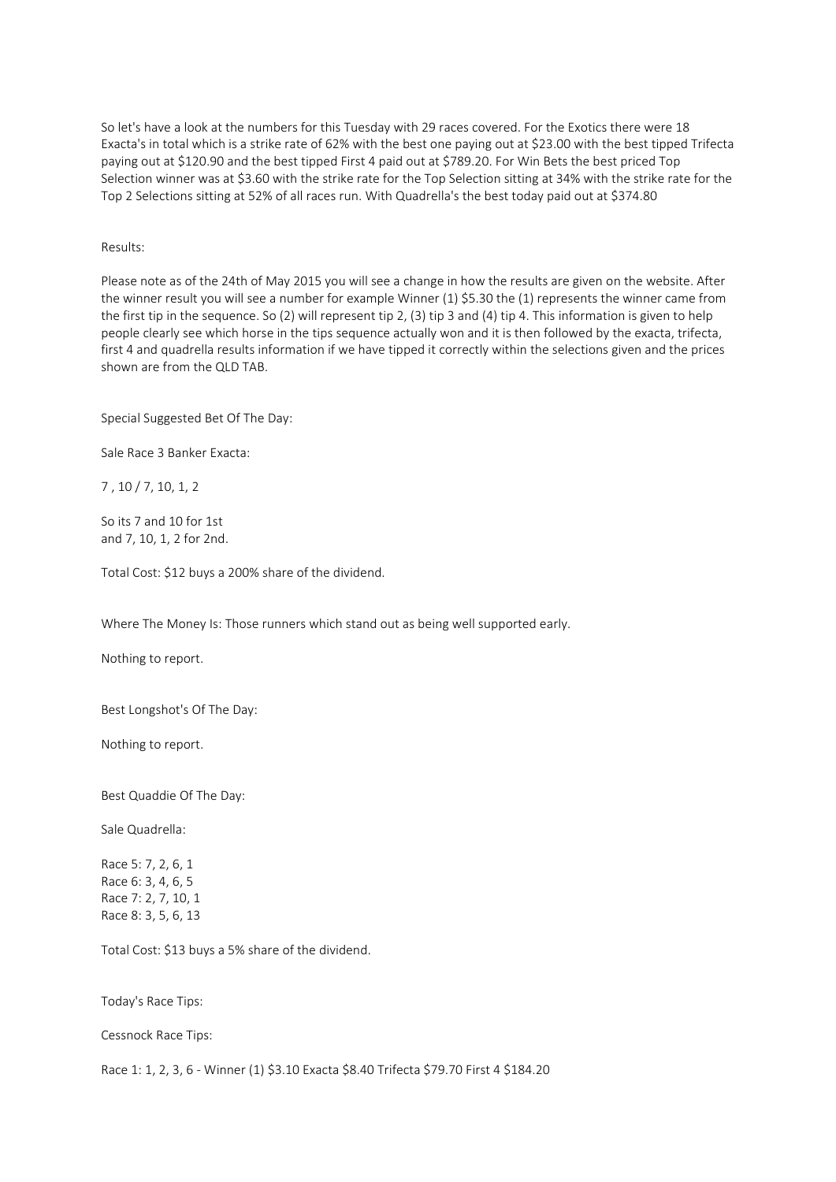So let's have a look at the numbers for this Tuesday with 29 races covered. For the Exotics there were 18 Exacta's in total which is a strike rate of 62% with the best one paying out at $23.00 with the best tipped Trifecta paying out at $120.90 and the best tipped First 4 paid out at $789.20. For Win Bets the best priced Top Selection winner was at $3.60 with the strike rate for the Top Selection sitting at 34% with the strike rate for the Top 2 Selections sitting at 52% of all races run. With Quadrella's the best today paid out at $374.80

Results:

Please note as of the 24th of May 2015 you will see a change in how the results are given on the website. After the winner result you will see a number for example Winner (1) $5.30 the (1) represents the winner came from the first tip in the sequence. So (2) will represent tip 2, (3) tip 3 and (4) tip 4. This information is given to help people clearly see which horse in the tips sequence actually won and it is then followed by the exacta, trifecta, first 4 and quadrella results information if we have tipped it correctly within the selections given and the prices shown are from the QLD TAB.

Special Suggested Bet Of The Day:

Sale Race 3 Banker Exacta:

7 , 10 / 7, 10, 1, 2

So its 7 and 10 for 1st
and 7, 10, 1, 2 for 2nd.

Total Cost: $12 buys a 200% share of the dividend.

Where The Money Is: Those runners which stand out as being well supported early.

Nothing to report.

Best Longshot's Of The Day:

Nothing to report.

Best Quaddie Of The Day:

Sale Quadrella:

Race 5: 7, 2, 6, 1
Race 6: 3, 4, 6, 5
Race 7: 2, 7, 10, 1
Race 8: 3, 5, 6, 13

Total Cost: $13 buys a 5% share of the dividend.

Today's Race Tips:

Cessnock Race Tips:

Race 1: 1, 2, 3, 6 - Winner (1) $3.10 Exacta $8.40 Trifecta $79.70 First 4 $184.20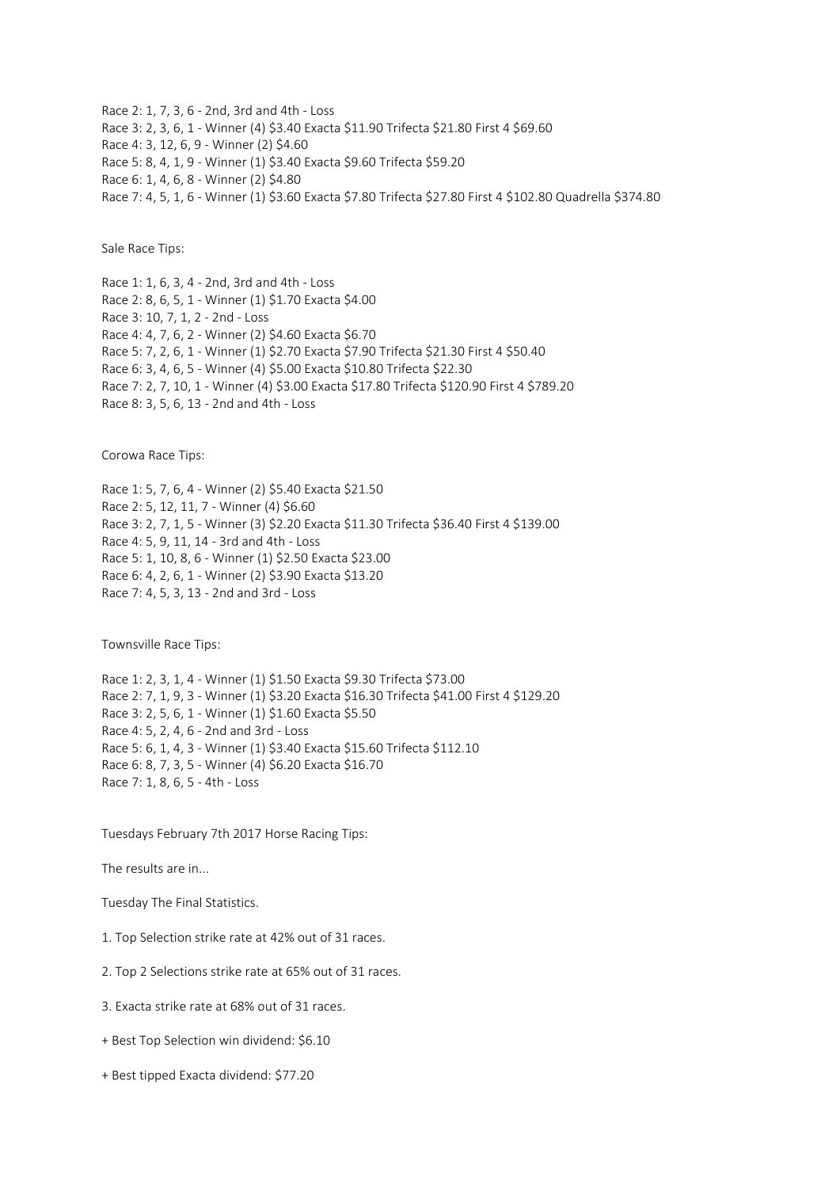Race 2: 1, 7, 3, 6 - 2nd, 3rd and 4th - Loss
Race 3: 2, 3, 6, 1 - Winner (4) $3.40 Exacta $11.90 Trifecta $21.80 First 4 $69.60
Race 4: 3, 12, 6, 9 - Winner (2) $4.60
Race 5: 8, 4, 1, 9 - Winner (1) $3.40 Exacta $9.60 Trifecta $59.20
Race 6: 1, 4, 6, 8 - Winner (2) $4.80
Race 7: 4, 5, 1, 6 - Winner (1) $3.60 Exacta $7.80 Trifecta $27.80 First 4 $102.80 Quadrella $374.80

Sale Race Tips:

Race 1: 1, 6, 3, 4 - 2nd, 3rd and 4th - Loss
Race 2: 8, 6, 5, 1 - Winner (1) $1.70 Exacta $4.00
Race 3: 10, 7, 1, 2 - 2nd - Loss
Race 4: 4, 7, 6, 2 - Winner (2) $4.60 Exacta $6.70
Race 5: 7, 2, 6, 1 - Winner (1) $2.70 Exacta $7.90 Trifecta $21.30 First 4 $50.40
Race 6: 3, 4, 6, 5 - Winner (4) $5.00 Exacta $10.80 Trifecta $22.30
Race 7: 2, 7, 10, 1 - Winner (4) $3.00 Exacta $17.80 Trifecta $120.90 First 4 $789.20
Race 8: 3, 5, 6, 13 - 2nd and 4th - Loss

Corowa Race Tips:

Race 1: 5, 7, 6, 4 - Winner (2) $5.40 Exacta $21.50
Race 2: 5, 12, 11, 7 - Winner (4) $6.60
Race 3: 2, 7, 1, 5 - Winner (3) $2.20 Exacta $11.30 Trifecta $36.40 First 4 $139.00
Race 4: 5, 9, 11, 14 - 3rd and 4th - Loss
Race 5: 1, 10, 8, 6 - Winner (1) $2.50 Exacta $23.00
Race 6: 4, 2, 6, 1 - Winner (2) $3.90 Exacta $13.20
Race 7: 4, 5, 3, 13 - 2nd and 3rd - Loss

Townsville Race Tips:

Race 1: 2, 3, 1, 4 - Winner (1) $1.50 Exacta $9.30 Trifecta $73.00
Race 2: 7, 1, 9, 3 - Winner (1) $3.20 Exacta $16.30 Trifecta $41.00 First 4 $129.20
Race 3: 2, 5, 6, 1 - Winner (1) $1.60 Exacta $5.50
Race 4: 5, 2, 4, 6 - 2nd and 3rd - Loss
Race 5: 6, 1, 4, 3 - Winner (1) $3.40 Exacta $15.60 Trifecta $112.10
Race 6: 8, 7, 3, 5 - Winner (4) $6.20 Exacta $16.70
Race 7: 1, 8, 6, 5 - 4th - Loss

Tuesdays February 7th 2017 Horse Racing Tips:

The results are in...

Tuesday The Final Statistics.

1. Top Selection strike rate at 42% out of 31 races.

2. Top 2 Selections strike rate at 65% out of 31 races.

3. Exacta strike rate at 68% out of 31 races.

+ Best Top Selection win dividend: $6.10

+ Best tipped Exacta dividend: $77.20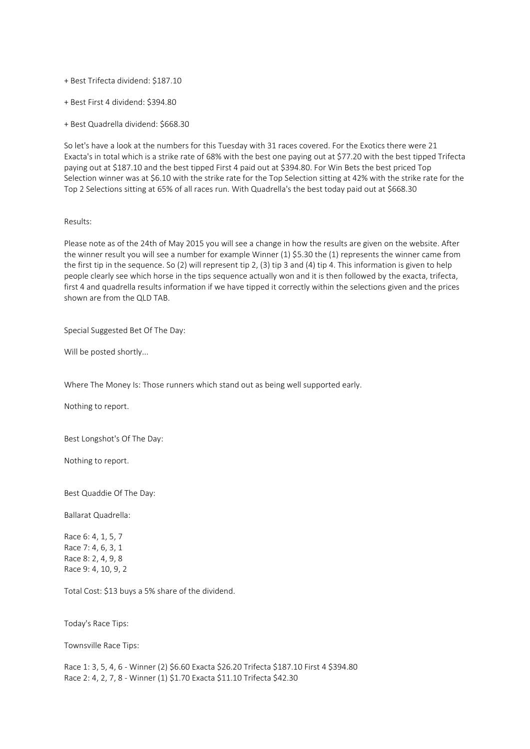+ Best Trifecta dividend: $187.10

+ Best First 4 dividend: $394.80

+ Best Quadrella dividend: $668.30

So let's have a look at the numbers for this Tuesday with 31 races covered. For the Exotics there were 21 Exacta's in total which is a strike rate of 68% with the best one paying out at $77.20 with the best tipped Trifecta paying out at $187.10 and the best tipped First 4 paid out at $394.80. For Win Bets the best priced Top Selection winner was at $6.10 with the strike rate for the Top Selection sitting at 42% with the strike rate for the Top 2 Selections sitting at 65% of all races run. With Quadrella's the best today paid out at $668.30

Results:

Please note as of the 24th of May 2015 you will see a change in how the results are given on the website. After the winner result you will see a number for example Winner (1) $5.30 the (1) represents the winner came from the first tip in the sequence. So (2) will represent tip 2, (3) tip 3 and (4) tip 4. This information is given to help people clearly see which horse in the tips sequence actually won and it is then followed by the exacta, trifecta, first 4 and quadrella results information if we have tipped it correctly within the selections given and the prices shown are from the QLD TAB.

Special Suggested Bet Of The Day:

Will be posted shortly...

Where The Money Is: Those runners which stand out as being well supported early.

Nothing to report.

Best Longshot's Of The Day:

Nothing to report.

Best Quaddie Of The Day:

Ballarat Quadrella:

Race 6: 4, 1, 5, 7
Race 7: 4, 6, 3, 1
Race 8: 2, 4, 9, 8
Race 9: 4, 10, 9, 2

Total Cost: $13 buys a 5% share of the dividend.

Today's Race Tips:

Townsville Race Tips:

Race 1: 3, 5, 4, 6 - Winner (2) $6.60 Exacta $26.20 Trifecta $187.10 First 4 $394.80
Race 2: 4, 2, 7, 8 - Winner (1) $1.70 Exacta $11.10 Trifecta $42.30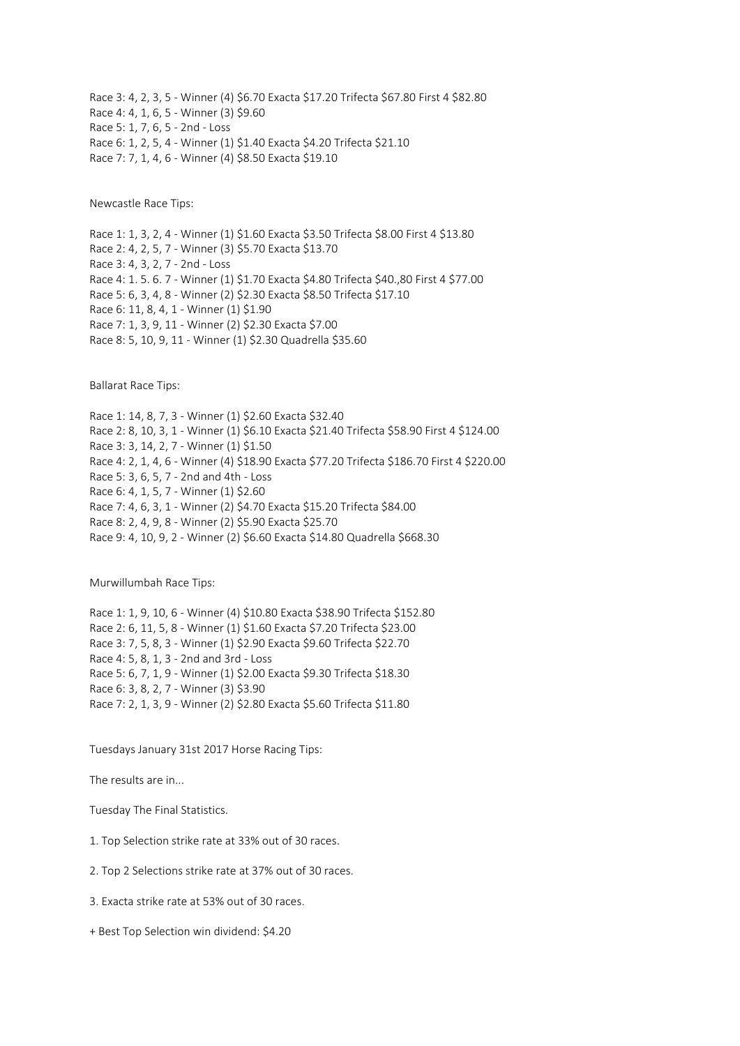Race 3: 4, 2, 3, 5 - Winner (4) $6.70 Exacta $17.20 Trifecta $67.80 First 4 $82.80
Race 4: 4, 1, 6, 5 - Winner (3) $9.60
Race 5: 1, 7, 6, 5 - 2nd - Loss
Race 6: 1, 2, 5, 4 - Winner (1) $1.40 Exacta $4.20 Trifecta $21.10
Race 7: 7, 1, 4, 6 - Winner (4) $8.50 Exacta $19.10

Newcastle Race Tips:

Race 1: 1, 3, 2, 4 - Winner (1) $1.60 Exacta $3.50 Trifecta $8.00 First 4 $13.80
Race 2: 4, 2, 5, 7 - Winner (3) $5.70 Exacta $13.70
Race 3: 4, 3, 2, 7 - 2nd - Loss
Race 4: 1. 5. 6. 7 - Winner (1) $1.70 Exacta $4.80 Trifecta $40.,80 First 4 $77.00
Race 5: 6, 3, 4, 8 - Winner (2) $2.30 Exacta $8.50 Trifecta $17.10
Race 6: 11, 8, 4, 1 - Winner (1) $1.90
Race 7: 1, 3, 9, 11 - Winner (2) $2.30 Exacta $7.00
Race 8: 5, 10, 9, 11 - Winner (1) $2.30 Quadrella $35.60

Ballarat Race Tips:

Race 1: 14, 8, 7, 3 - Winner (1) $2.60 Exacta $32.40
Race 2: 8, 10, 3, 1 - Winner (1) $6.10 Exacta $21.40 Trifecta $58.90 First 4 $124.00
Race 3: 3, 14, 2, 7 - Winner (1) $1.50
Race 4: 2, 1, 4, 6 - Winner (4) $18.90 Exacta $77.20 Trifecta $186.70 First 4 $220.00
Race 5: 3, 6, 5, 7 - 2nd and 4th - Loss
Race 6: 4, 1, 5, 7 - Winner (1) $2.60
Race 7: 4, 6, 3, 1 - Winner (2) $4.70 Exacta $15.20 Trifecta $84.00
Race 8: 2, 4, 9, 8 - Winner (2) $5.90 Exacta $25.70
Race 9: 4, 10, 9, 2 - Winner (2) $6.60 Exacta $14.80 Quadrella $668.30

Murwillumbah Race Tips:

Race 1: 1, 9, 10, 6 - Winner (4) $10.80 Exacta $38.90 Trifecta $152.80
Race 2: 6, 11, 5, 8 - Winner (1) $1.60 Exacta $7.20 Trifecta $23.00
Race 3: 7, 5, 8, 3 - Winner (1) $2.90 Exacta $9.60 Trifecta $22.70
Race 4: 5, 8, 1, 3 - 2nd and 3rd - Loss
Race 5: 6, 7, 1, 9 - Winner (1) $2.00 Exacta $9.30 Trifecta $18.30
Race 6: 3, 8, 2, 7 - Winner (3) $3.90
Race 7: 2, 1, 3, 9 - Winner (2) $2.80 Exacta $5.60 Trifecta $11.80

Tuesdays January 31st 2017 Horse Racing Tips:

The results are in...

Tuesday The Final Statistics.

1. Top Selection strike rate at 33% out of 30 races.

2. Top 2 Selections strike rate at 37% out of 30 races.

3. Exacta strike rate at 53% out of 30 races.

+ Best Top Selection win dividend: $4.20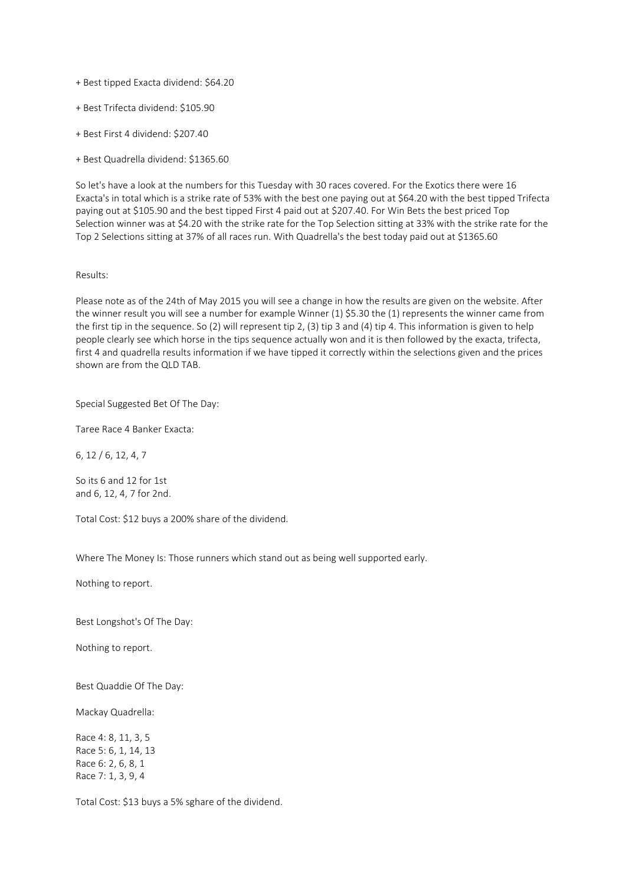+ Best tipped Exacta dividend: $64.20

+ Best Trifecta dividend: $105.90

+ Best First 4 dividend: $207.40

+ Best Quadrella dividend: $1365.60

So let's have a look at the numbers for this Tuesday with 30 races covered. For the Exotics there were 16 Exacta's in total which is a strike rate of 53% with the best one paying out at $64.20 with the best tipped Trifecta paying out at $105.90 and the best tipped First 4 paid out at $207.40. For Win Bets the best priced Top Selection winner was at $4.20 with the strike rate for the Top Selection sitting at 33% with the strike rate for the Top 2 Selections sitting at 37% of all races run. With Quadrella's the best today paid out at $1365.60

Results:

Please note as of the 24th of May 2015 you will see a change in how the results are given on the website. After the winner result you will see a number for example Winner (1) $5.30 the (1) represents the winner came from the first tip in the sequence. So (2) will represent tip 2, (3) tip 3 and (4) tip 4. This information is given to help people clearly see which horse in the tips sequence actually won and it is then followed by the exacta, trifecta, first 4 and quadrella results information if we have tipped it correctly within the selections given and the prices shown are from the QLD TAB.

Special Suggested Bet Of The Day:

Taree Race 4 Banker Exacta:

6, 12 / 6, 12, 4, 7

So its 6 and 12 for 1st
and 6, 12, 4, 7 for 2nd.

Total Cost: $12 buys a 200% share of the dividend.

Where The Money Is: Those runners which stand out as being well supported early.

Nothing to report.

Best Longshot's Of The Day:

Nothing to report.

Best Quaddie Of The Day:

Mackay Quadrella:

Race 4: 8, 11, 3, 5
Race 5: 6, 1, 14, 13
Race 6: 2, 6, 8, 1
Race 7: 1, 3, 9, 4

Total Cost: $13 buys a 5% sghare of the dividend.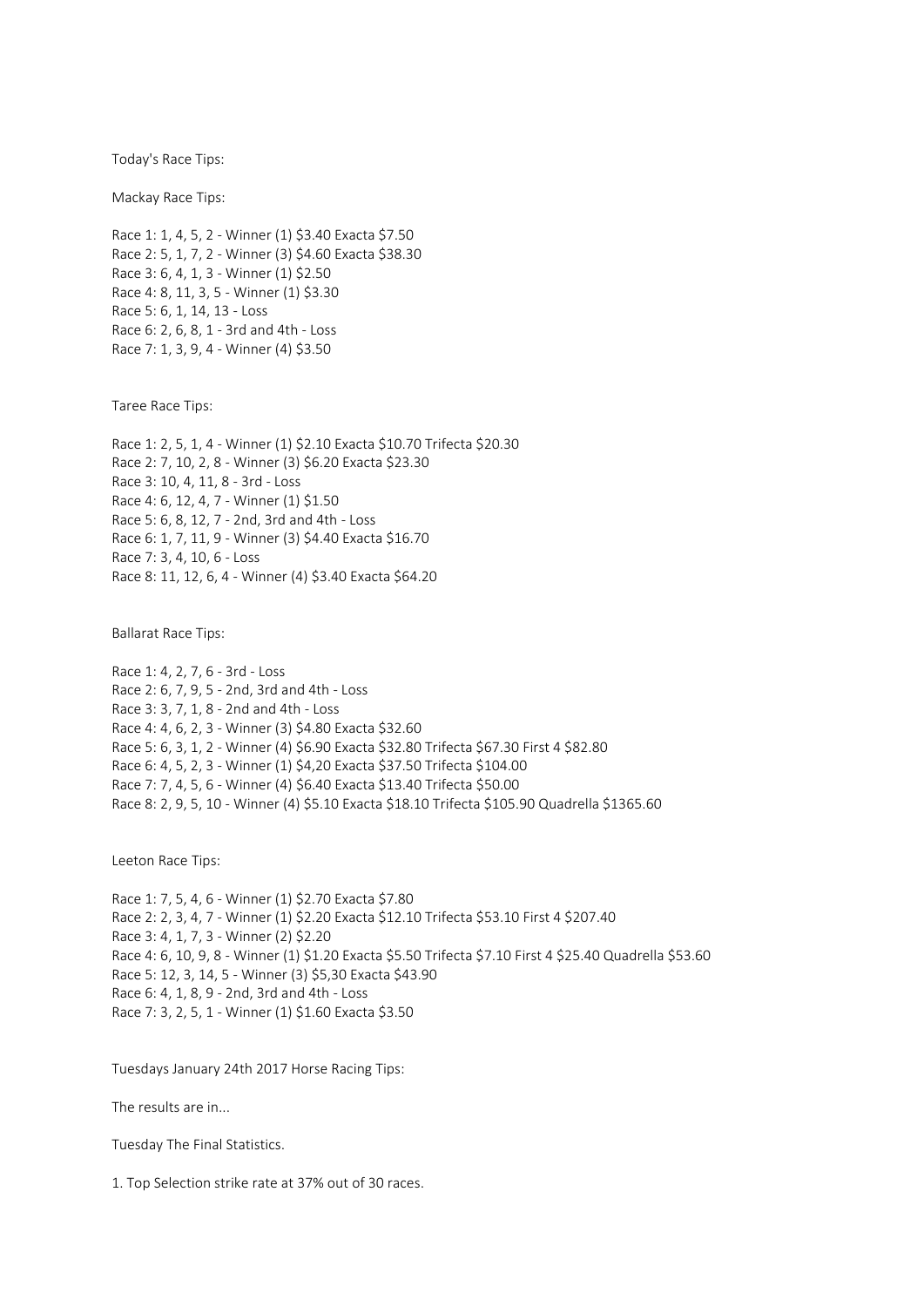Today's Race Tips:

Mackay Race Tips:

Race 1: 1, 4, 5, 2 - Winner (1) $3.40 Exacta $7.50
Race 2: 5, 1, 7, 2 - Winner (3) $4.60 Exacta $38.30
Race 3: 6, 4, 1, 3 - Winner (1) $2.50
Race 4: 8, 11, 3, 5 - Winner (1) $3.30
Race 5: 6, 1, 14, 13 - Loss
Race 6: 2, 6, 8, 1 - 3rd and 4th - Loss
Race 7: 1, 3, 9, 4 - Winner (4) $3.50

Taree Race Tips:

Race 1: 2, 5, 1, 4 - Winner (1) $2.10 Exacta $10.70 Trifecta $20.30
Race 2: 7, 10, 2, 8 - Winner (3) $6.20 Exacta $23.30
Race 3: 10, 4, 11, 8 - 3rd - Loss
Race 4: 6, 12, 4, 7 - Winner (1) $1.50
Race 5: 6, 8, 12, 7 - 2nd, 3rd and 4th - Loss
Race 6: 1, 7, 11, 9 - Winner (3) $4.40 Exacta $16.70
Race 7: 3, 4, 10, 6 - Loss
Race 8: 11, 12, 6, 4 - Winner (4) $3.40 Exacta $64.20

Ballarat Race Tips:

Race 1: 4, 2, 7, 6 - 3rd - Loss
Race 2: 6, 7, 9, 5 - 2nd, 3rd and 4th - Loss
Race 3: 3, 7, 1, 8 - 2nd and 4th - Loss
Race 4: 4, 6, 2, 3 - Winner (3) $4.80 Exacta $32.60
Race 5: 6, 3, 1, 2 - Winner (4) $6.90 Exacta $32.80 Trifecta $67.30 First 4 $82.80
Race 6: 4, 5, 2, 3 - Winner (1) $4,20 Exacta $37.50 Trifecta $104.00
Race 7: 7, 4, 5, 6 - Winner (4) $6.40 Exacta $13.40 Trifecta $50.00
Race 8: 2, 9, 5, 10 - Winner (4) $5.10 Exacta $18.10 Trifecta $105.90 Quadrella $1365.60

Leeton Race Tips:

Race 1: 7, 5, 4, 6 - Winner (1) $2.70 Exacta $7.80
Race 2: 2, 3, 4, 7 - Winner (1) $2.20 Exacta $12.10 Trifecta $53.10 First 4 $207.40
Race 3: 4, 1, 7, 3 - Winner (2) $2.20
Race 4: 6, 10, 9, 8 - Winner (1) $1.20 Exacta $5.50 Trifecta $7.10 First 4 $25.40 Quadrella $53.60
Race 5: 12, 3, 14, 5 - Winner (3) $5,30 Exacta $43.90
Race 6: 4, 1, 8, 9 - 2nd, 3rd and 4th - Loss
Race 7: 3, 2, 5, 1 - Winner (1) $1.60 Exacta $3.50

Tuesdays January 24th 2017 Horse Racing Tips:

The results are in...

Tuesday The Final Statistics.

1. Top Selection strike rate at 37% out of 30 races.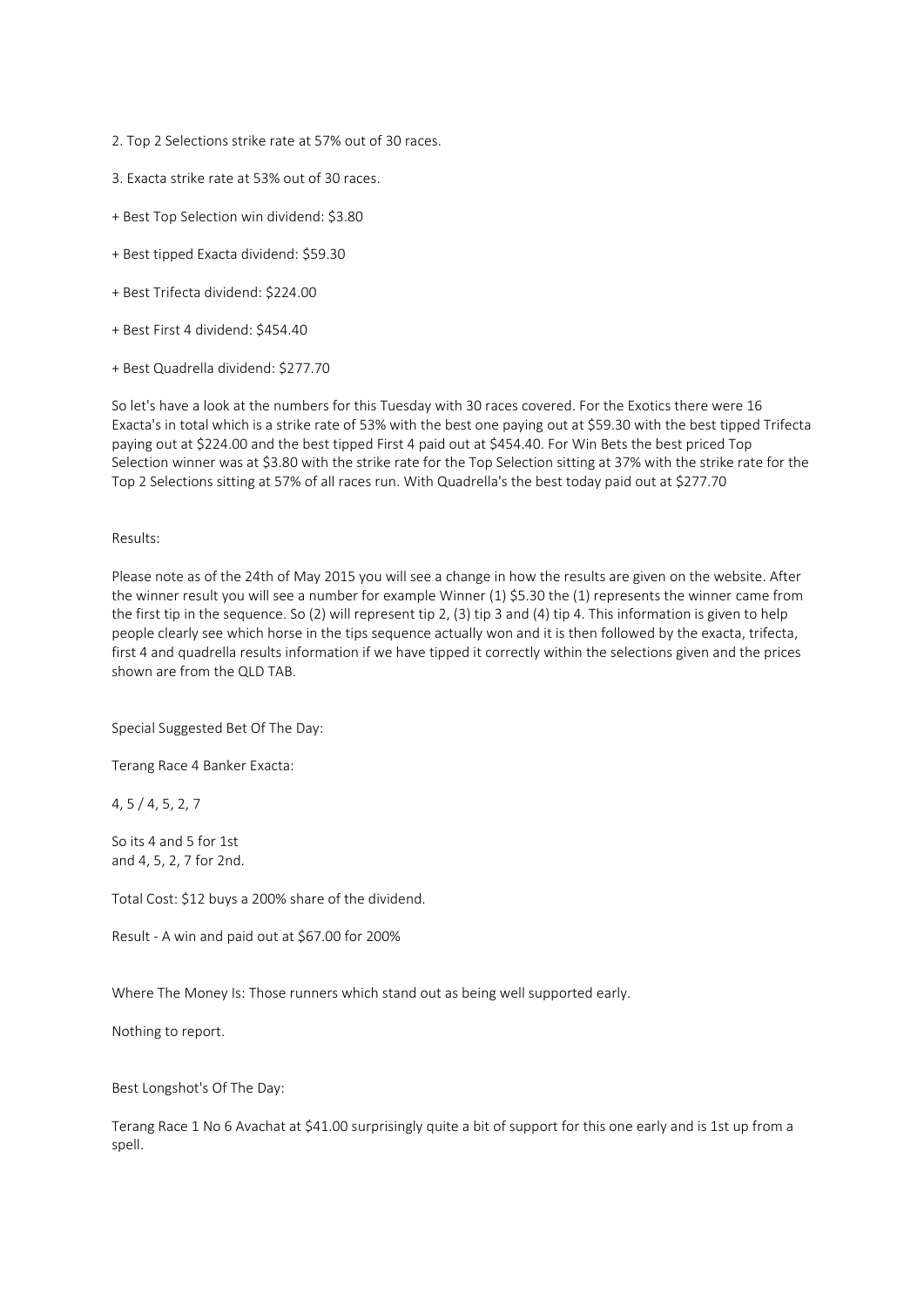2. Top 2 Selections strike rate at 57% out of 30 races.

3. Exacta strike rate at 53% out of 30 races.

+ Best Top Selection win dividend: $3.80

+ Best tipped Exacta dividend: $59.30

+ Best Trifecta dividend: $224.00

+ Best First 4 dividend: $454.40

+ Best Quadrella dividend: $277.70

So let's have a look at the numbers for this Tuesday with 30 races covered. For the Exotics there were 16 Exacta's in total which is a strike rate of 53% with the best one paying out at $59.30 with the best tipped Trifecta paying out at $224.00 and the best tipped First 4 paid out at $454.40. For Win Bets the best priced Top Selection winner was at $3.80 with the strike rate for the Top Selection sitting at 37% with the strike rate for the Top 2 Selections sitting at 57% of all races run. With Quadrella's the best today paid out at $277.70

Results:

Please note as of the 24th of May 2015 you will see a change in how the results are given on the website. After the winner result you will see a number for example Winner (1) $5.30 the (1) represents the winner came from the first tip in the sequence. So (2) will represent tip 2, (3) tip 3 and (4) tip 4. This information is given to help people clearly see which horse in the tips sequence actually won and it is then followed by the exacta, trifecta, first 4 and quadrella results information if we have tipped it correctly within the selections given and the prices shown are from the QLD TAB.

Special Suggested Bet Of The Day:

Terang Race 4 Banker Exacta:

4, 5 / 4, 5, 2, 7

So its 4 and 5 for 1st
and 4, 5, 2, 7 for 2nd.

Total Cost: $12 buys a 200% share of the dividend.

Result - A win and paid out at $67.00 for 200%

Where The Money Is: Those runners which stand out as being well supported early.

Nothing to report.

Best Longshot's Of The Day:

Terang Race 1 No 6 Avachat at $41.00 surprisingly quite a bit of support for this one early and is 1st up from a spell.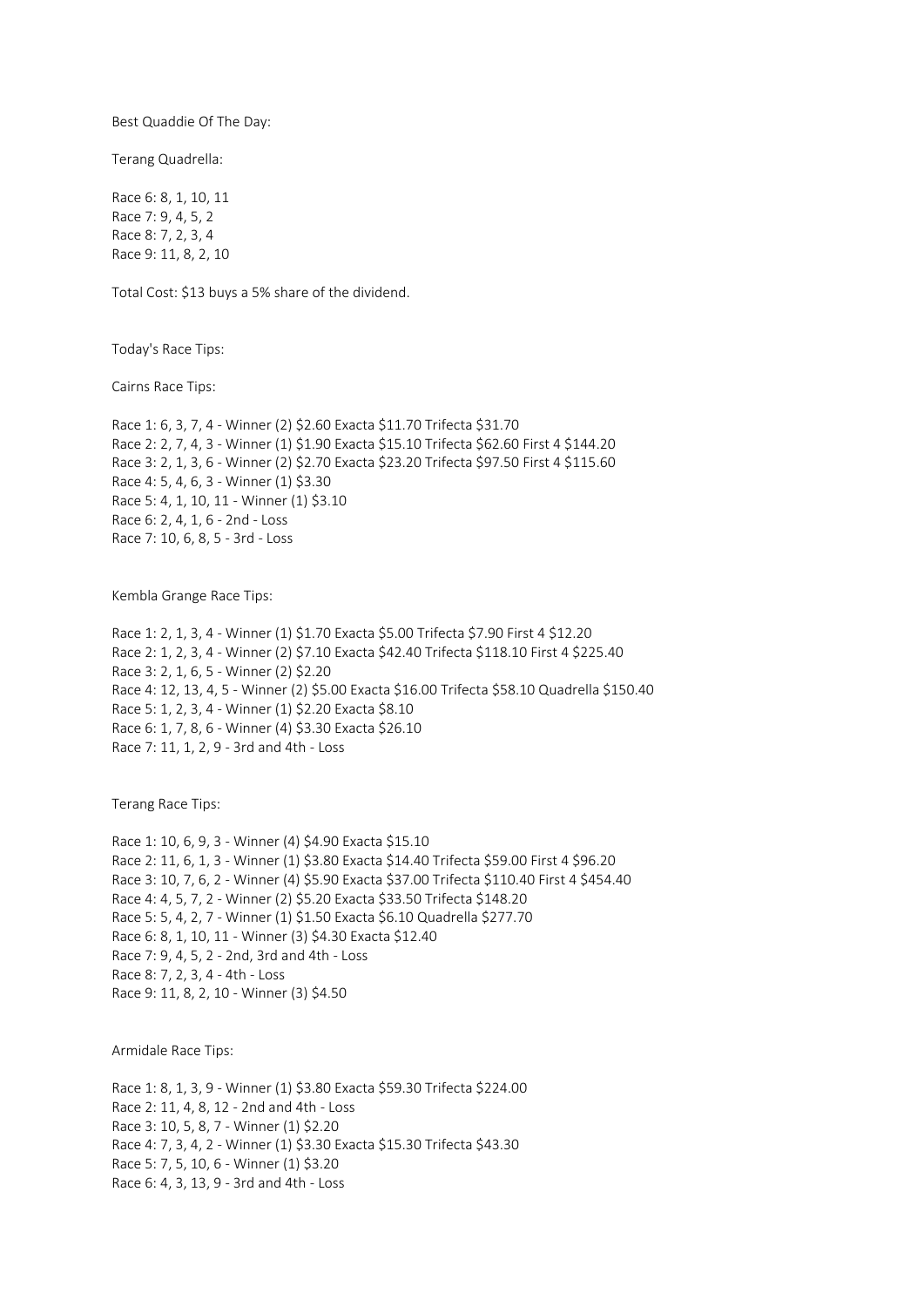Best Quaddie Of The Day:

Terang Quadrella:

Race 6: 8, 1, 10, 11
Race 7: 9, 4, 5, 2
Race 8: 7, 2, 3, 4
Race 9: 11, 8, 2, 10

Total Cost: $13 buys a 5% share of the dividend.

Today's Race Tips:

Cairns Race Tips:

Race 1: 6, 3, 7, 4 - Winner (2) $2.60 Exacta $11.70 Trifecta $31.70
Race 2: 2, 7, 4, 3 - Winner (1) $1.90 Exacta $15.10 Trifecta $62.60 First 4 $144.20
Race 3: 2, 1, 3, 6 - Winner (2) $2.70 Exacta $23.20 Trifecta $97.50 First 4 $115.60
Race 4: 5, 4, 6, 3 - Winner (1) $3.30
Race 5: 4, 1, 10, 11 - Winner (1) $3.10
Race 6: 2, 4, 1, 6 - 2nd - Loss
Race 7: 10, 6, 8, 5 - 3rd - Loss

Kembla Grange Race Tips:

Race 1: 2, 1, 3, 4 - Winner (1) $1.70 Exacta $5.00 Trifecta $7.90 First 4 $12.20
Race 2: 1, 2, 3, 4 - Winner (2) $7.10 Exacta $42.40 Trifecta $118.10 First 4 $225.40
Race 3: 2, 1, 6, 5 - Winner (2) $2.20
Race 4: 12, 13, 4, 5 - Winner (2) $5.00 Exacta $16.00 Trifecta $58.10 Quadrella $150.40
Race 5: 1, 2, 3, 4 - Winner (1) $2.20 Exacta $8.10
Race 6: 1, 7, 8, 6 - Winner (4) $3.30 Exacta $26.10
Race 7: 11, 1, 2, 9 - 3rd and 4th - Loss

Terang Race Tips:

Race 1: 10, 6, 9, 3 - Winner (4) $4.90 Exacta $15.10
Race 2: 11, 6, 1, 3 - Winner (1) $3.80 Exacta $14.40 Trifecta $59.00 First 4 $96.20
Race 3: 10, 7, 6, 2 - Winner (4) $5.90 Exacta $37.00 Trifecta $110.40 First 4 $454.40
Race 4: 4, 5, 7, 2 - Winner (2) $5.20 Exacta $33.50 Trifecta $148.20
Race 5: 5, 4, 2, 7 - Winner (1) $1.50 Exacta $6.10 Quadrella $277.70
Race 6: 8, 1, 10, 11 - Winner (3) $4.30 Exacta $12.40
Race 7: 9, 4, 5, 2 - 2nd, 3rd and 4th - Loss
Race 8: 7, 2, 3, 4 - 4th - Loss
Race 9: 11, 8, 2, 10 - Winner (3) $4.50

Armidale Race Tips:

Race 1: 8, 1, 3, 9 - Winner (1) $3.80 Exacta $59.30 Trifecta $224.00
Race 2: 11, 4, 8, 12 - 2nd and 4th - Loss
Race 3: 10, 5, 8, 7 - Winner (1) $2.20
Race 4: 7, 3, 4, 2 - Winner (1) $3.30 Exacta $15.30 Trifecta $43.30
Race 5: 7, 5, 10, 6 - Winner (1) $3.20
Race 6: 4, 3, 13, 9 - 3rd and 4th - Loss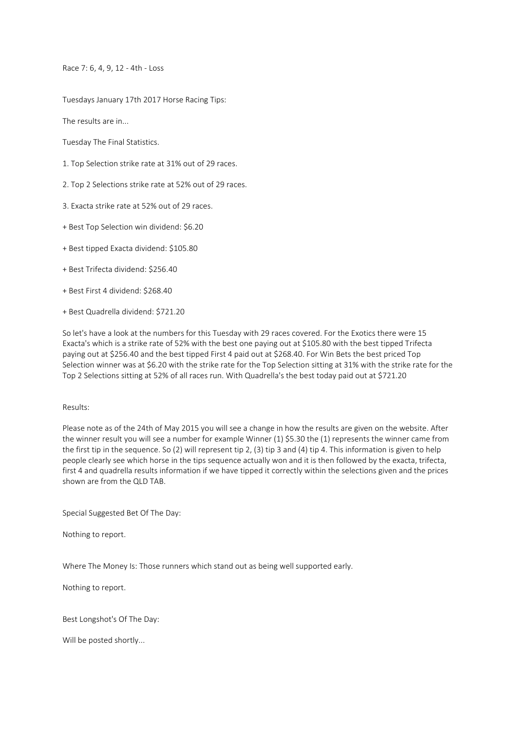Race 7: 6, 4, 9, 12 - 4th - Loss

Tuesdays January 17th 2017 Horse Racing Tips:

The results are in...

Tuesday The Final Statistics.

1. Top Selection strike rate at 31% out of 29 races.

2. Top 2 Selections strike rate at 52% out of 29 races.

3. Exacta strike rate at 52% out of 29 races.

+ Best Top Selection win dividend: $6.20

+ Best tipped Exacta dividend: $105.80

+ Best Trifecta dividend: $256.40

+ Best First 4 dividend: $268.40

+ Best Quadrella dividend: $721.20

So let's have a look at the numbers for this Tuesday with 29 races covered. For the Exotics there were 15 Exacta's which is a strike rate of 52% with the best one paying out at $105.80 with the best tipped Trifecta paying out at $256.40 and the best tipped First 4 paid out at $268.40. For Win Bets the best priced Top Selection winner was at $6.20 with the strike rate for the Top Selection sitting at 31% with the strike rate for the Top 2 Selections sitting at 52% of all races run. With Quadrella's the best today paid out at $721.20

Results:

Please note as of the 24th of May 2015 you will see a change in how the results are given on the website. After the winner result you will see a number for example Winner (1) $5.30 the (1) represents the winner came from the first tip in the sequence. So (2) will represent tip 2, (3) tip 3 and (4) tip 4. This information is given to help people clearly see which horse in the tips sequence actually won and it is then followed by the exacta, trifecta, first 4 and quadrella results information if we have tipped it correctly within the selections given and the prices shown are from the QLD TAB.

Special Suggested Bet Of The Day:

Nothing to report.

Where The Money Is: Those runners which stand out as being well supported early.

Nothing to report.

Best Longshot's Of The Day:

Will be posted shortly...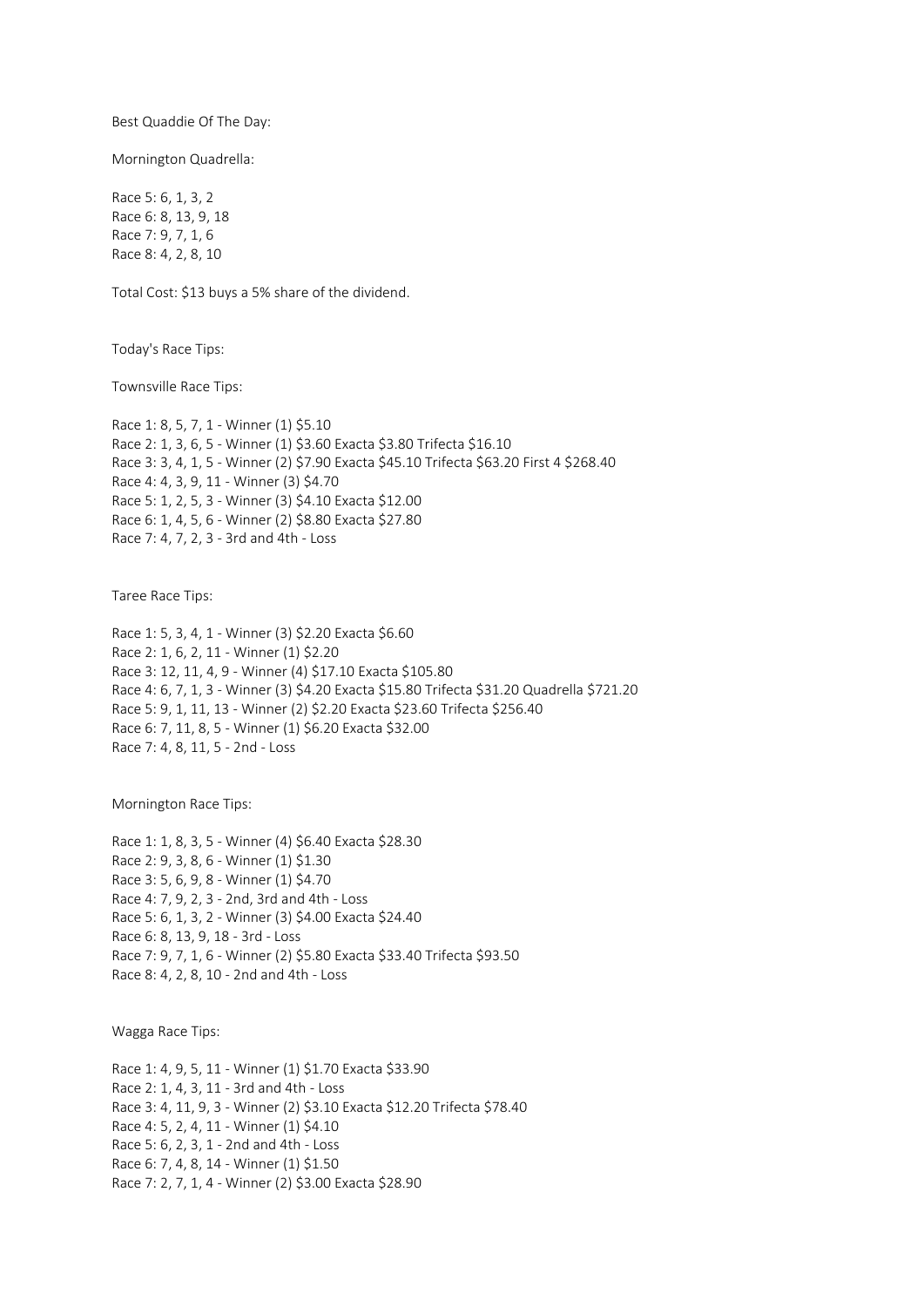Best Quaddie Of The Day:

Mornington Quadrella:

Race 5: 6, 1, 3, 2
Race 6: 8, 13, 9, 18
Race 7: 9, 7, 1, 6
Race 8: 4, 2, 8, 10

Total Cost: $13 buys a 5% share of the dividend.

Today's Race Tips:

Townsville Race Tips:

Race 1: 8, 5, 7, 1 - Winner (1) $5.10
Race 2: 1, 3, 6, 5 - Winner (1) $3.60 Exacta $3.80 Trifecta $16.10
Race 3: 3, 4, 1, 5 - Winner (2) $7.90 Exacta $45.10 Trifecta $63.20 First 4 $268.40
Race 4: 4, 3, 9, 11 - Winner (3) $4.70
Race 5: 1, 2, 5, 3 - Winner (3) $4.10 Exacta $12.00
Race 6: 1, 4, 5, 6 - Winner (2) $8.80 Exacta $27.80
Race 7: 4, 7, 2, 3 - 3rd and 4th - Loss

Taree Race Tips:

Race 1: 5, 3, 4, 1 - Winner (3) $2.20 Exacta $6.60
Race 2: 1, 6, 2, 11 - Winner (1) $2.20
Race 3: 12, 11, 4, 9 - Winner (4) $17.10 Exacta $105.80
Race 4: 6, 7, 1, 3 - Winner (3) $4.20 Exacta $15.80 Trifecta $31.20 Quadrella $721.20
Race 5: 9, 1, 11, 13 - Winner (2) $2.20 Exacta $23.60 Trifecta $256.40
Race 6: 7, 11, 8, 5 - Winner (1) $6.20 Exacta $32.00
Race 7: 4, 8, 11, 5 - 2nd - Loss

Mornington Race Tips:

Race 1: 1, 8, 3, 5 - Winner (4) $6.40 Exacta $28.30
Race 2: 9, 3, 8, 6 - Winner (1) $1.30
Race 3: 5, 6, 9, 8 - Winner (1) $4.70
Race 4: 7, 9, 2, 3 - 2nd, 3rd and 4th - Loss
Race 5: 6, 1, 3, 2 - Winner (3) $4.00 Exacta $24.40
Race 6: 8, 13, 9, 18 - 3rd - Loss
Race 7: 9, 7, 1, 6 - Winner (2) $5.80 Exacta $33.40 Trifecta $93.50
Race 8: 4, 2, 8, 10 - 2nd and 4th - Loss

Wagga Race Tips:

Race 1: 4, 9, 5, 11 - Winner (1) $1.70 Exacta $33.90
Race 2: 1, 4, 3, 11 - 3rd and 4th - Loss
Race 3: 4, 11, 9, 3 - Winner (2) $3.10 Exacta $12.20 Trifecta $78.40
Race 4: 5, 2, 4, 11 - Winner (1) $4.10
Race 5: 6, 2, 3, 1 - 2nd and 4th - Loss
Race 6: 7, 4, 8, 14 - Winner (1) $1.50
Race 7: 2, 7, 1, 4 - Winner (2) $3.00 Exacta $28.90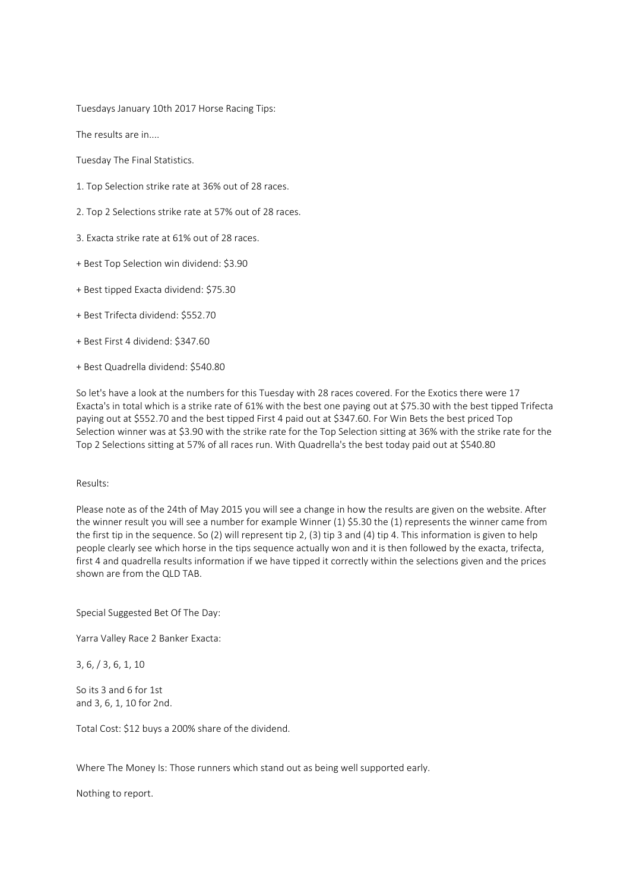Tuesdays January 10th 2017 Horse Racing Tips:

The results are in....

Tuesday The Final Statistics.

1. Top Selection strike rate at 36% out of 28 races.

2. Top 2 Selections strike rate at 57% out of 28 races.

3. Exacta strike rate at 61% out of 28 races.

+ Best Top Selection win dividend: $3.90

+ Best tipped Exacta dividend: $75.30

+ Best Trifecta dividend: $552.70

+ Best First 4 dividend: $347.60

+ Best Quadrella dividend: $540.80

So let's have a look at the numbers for this Tuesday with 28 races covered. For the Exotics there were 17 Exacta's in total which is a strike rate of 61% with the best one paying out at $75.30 with the best tipped Trifecta paying out at $552.70 and the best tipped First 4 paid out at $347.60. For Win Bets the best priced Top Selection winner was at $3.90 with the strike rate for the Top Selection sitting at 36% with the strike rate for the Top 2 Selections sitting at 57% of all races run. With Quadrella's the best today paid out at $540.80

Results:

Please note as of the 24th of May 2015 you will see a change in how the results are given on the website. After the winner result you will see a number for example Winner (1) $5.30 the (1) represents the winner came from the first tip in the sequence. So (2) will represent tip 2, (3) tip 3 and (4) tip 4. This information is given to help people clearly see which horse in the tips sequence actually won and it is then followed by the exacta, trifecta, first 4 and quadrella results information if we have tipped it correctly within the selections given and the prices shown are from the QLD TAB.

Special Suggested Bet Of The Day:

Yarra Valley Race 2 Banker Exacta:

3, 6, / 3, 6, 1, 10

So its 3 and 6 for 1st
and 3, 6, 1, 10 for 2nd.

Total Cost: $12 buys a 200% share of the dividend.

Where The Money Is: Those runners which stand out as being well supported early.

Nothing to report.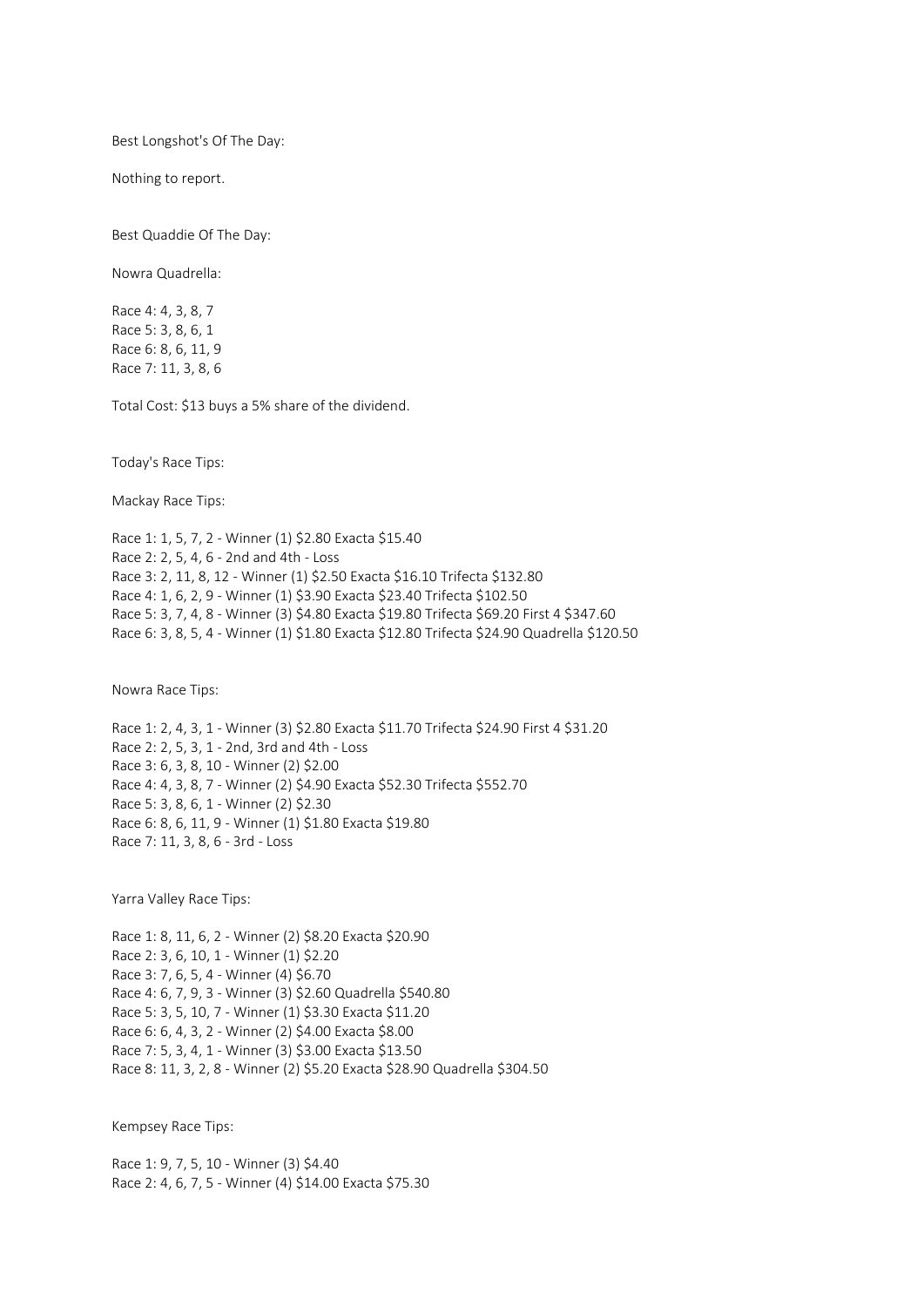Best Longshot's Of The Day:

Nothing to report.

Best Quaddie Of The Day:

Nowra Quadrella:

Race 4: 4, 3, 8, 7
Race 5: 3, 8, 6, 1
Race 6: 8, 6, 11, 9
Race 7: 11, 3, 8, 6

Total Cost: $13 buys a 5% share of the dividend.

Today's Race Tips:

Mackay Race Tips:

Race 1: 1, 5, 7, 2 - Winner (1) $2.80 Exacta $15.40
Race 2: 2, 5, 4, 6 - 2nd and 4th - Loss
Race 3: 2, 11, 8, 12 - Winner (1) $2.50 Exacta $16.10 Trifecta $132.80
Race 4: 1, 6, 2, 9 - Winner (1) $3.90 Exacta $23.40 Trifecta $102.50
Race 5: 3, 7, 4, 8 - Winner (3) $4.80 Exacta $19.80 Trifecta $69.20 First 4 $347.60
Race 6: 3, 8, 5, 4 - Winner (1) $1.80 Exacta $12.80 Trifecta $24.90 Quadrella $120.50

Nowra Race Tips:

Race 1: 2, 4, 3, 1 - Winner (3) $2.80 Exacta $11.70 Trifecta $24.90 First 4 $31.20
Race 2: 2, 5, 3, 1 - 2nd, 3rd and 4th - Loss
Race 3: 6, 3, 8, 10 - Winner (2) $2.00
Race 4: 4, 3, 8, 7 - Winner (2) $4.90 Exacta $52.30 Trifecta $552.70
Race 5: 3, 8, 6, 1 - Winner (2) $2.30
Race 6: 8, 6, 11, 9 - Winner (1) $1.80 Exacta $19.80
Race 7: 11, 3, 8, 6 - 3rd - Loss

Yarra Valley Race Tips:

Race 1: 8, 11, 6, 2 - Winner (2) $8.20 Exacta $20.90
Race 2: 3, 6, 10, 1 - Winner (1) $2.20
Race 3: 7, 6, 5, 4 - Winner (4) $6.70
Race 4: 6, 7, 9, 3 - Winner (3) $2.60 Quadrella $540.80
Race 5: 3, 5, 10, 7 - Winner (1) $3.30 Exacta $11.20
Race 6: 6, 4, 3, 2 - Winner (2) $4.00 Exacta $8.00
Race 7: 5, 3, 4, 1 - Winner (3) $3.00 Exacta $13.50
Race 8: 11, 3, 2, 8 - Winner (2) $5.20 Exacta $28.90 Quadrella $304.50

Kempsey Race Tips:

Race 1: 9, 7, 5, 10 - Winner (3) $4.40
Race 2: 4, 6, 7, 5 - Winner (4) $14.00 Exacta $75.30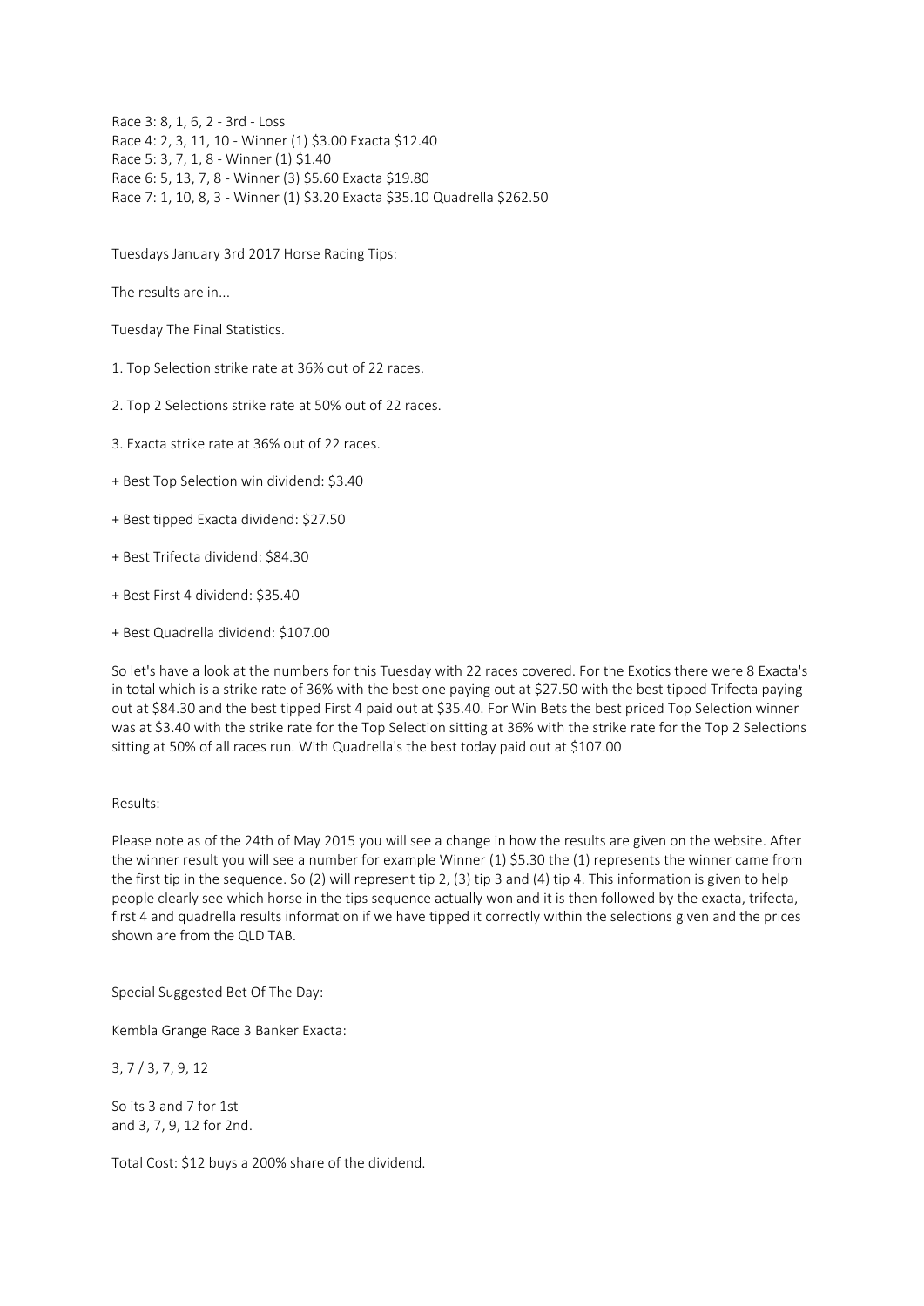Race 3: 8, 1, 6, 2 - 3rd - Loss
Race 4: 2, 3, 11, 10 - Winner (1) $3.00 Exacta $12.40
Race 5: 3, 7, 1, 8 - Winner (1) $1.40
Race 6: 5, 13, 7, 8 - Winner (3) $5.60 Exacta $19.80
Race 7: 1, 10, 8, 3 - Winner (1) $3.20 Exacta $35.10 Quadrella $262.50

Tuesdays January 3rd 2017 Horse Racing Tips:

The results are in...

Tuesday The Final Statistics.

1. Top Selection strike rate at 36% out of 22 races.

2. Top 2 Selections strike rate at 50% out of 22 races.

3. Exacta strike rate at 36% out of 22 races.

+ Best Top Selection win dividend: $3.40

+ Best tipped Exacta dividend: $27.50

+ Best Trifecta dividend: $84.30

+ Best First 4 dividend: $35.40

+ Best Quadrella dividend: $107.00

So let's have a look at the numbers for this Tuesday with 22 races covered. For the Exotics there were 8 Exacta's in total which is a strike rate of 36% with the best one paying out at $27.50 with the best tipped Trifecta paying out at $84.30 and the best tipped First 4 paid out at $35.40. For Win Bets the best priced Top Selection winner was at $3.40 with the strike rate for the Top Selection sitting at 36% with the strike rate for the Top 2 Selections sitting at 50% of all races run. With Quadrella's the best today paid out at $107.00

Results:

Please note as of the 24th of May 2015 you will see a change in how the results are given on the website. After the winner result you will see a number for example Winner (1) $5.30 the (1) represents the winner came from the first tip in the sequence. So (2) will represent tip 2, (3) tip 3 and (4) tip 4. This information is given to help people clearly see which horse in the tips sequence actually won and it is then followed by the exacta, trifecta, first 4 and quadrella results information if we have tipped it correctly within the selections given and the prices shown are from the QLD TAB.

Special Suggested Bet Of The Day:

Kembla Grange Race 3 Banker Exacta:

3, 7 / 3, 7, 9, 12

So its 3 and 7 for 1st
and 3, 7, 9, 12 for 2nd.

Total Cost: $12 buys a 200% share of the dividend.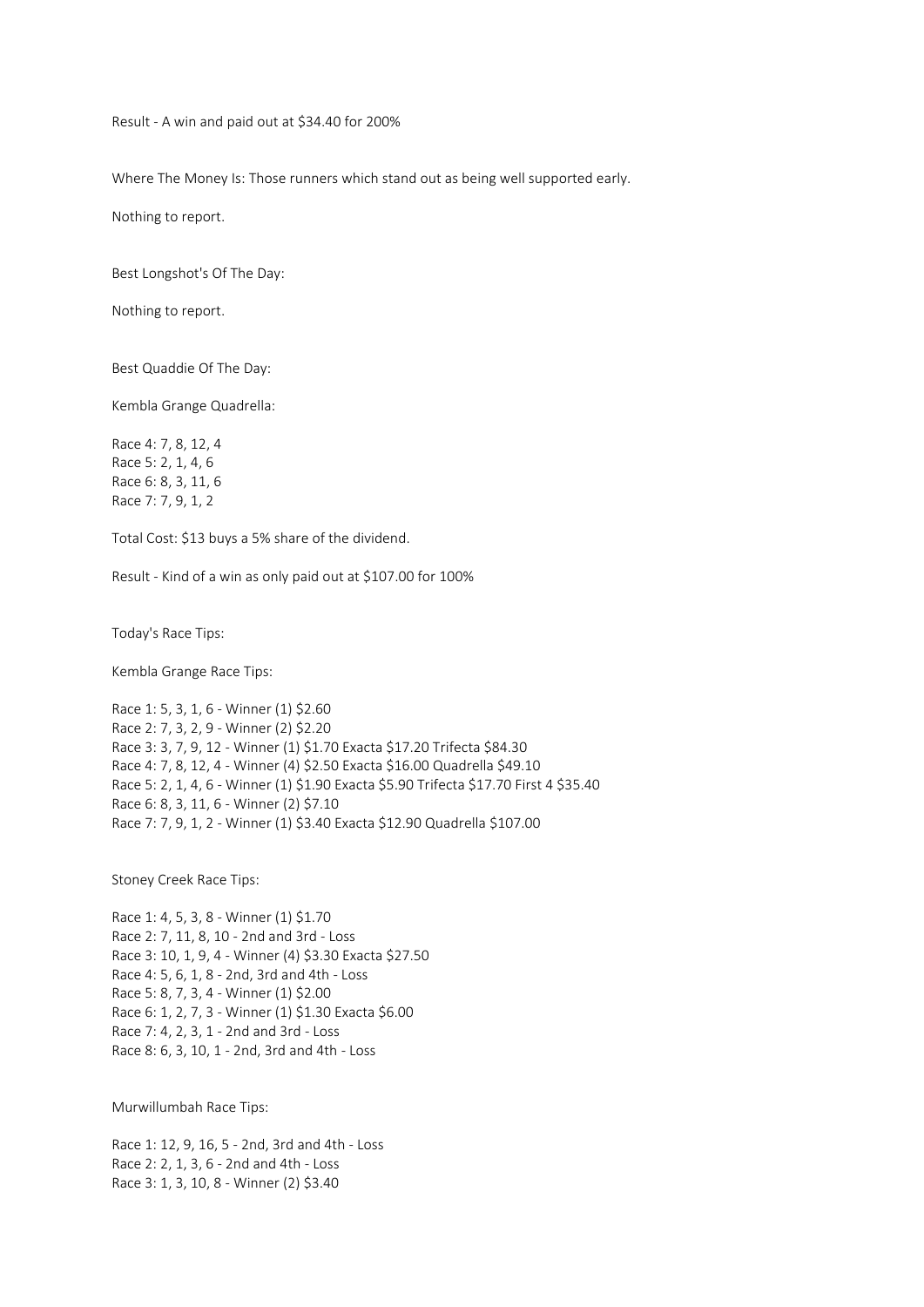Result - A win and paid out at $34.40 for 200%

Where The Money Is: Those runners which stand out as being well supported early.

Nothing to report.

Best Longshot's Of The Day:

Nothing to report.

Best Quaddie Of The Day:

Kembla Grange Quadrella:

Race 4: 7, 8, 12, 4
Race 5: 2, 1, 4, 6
Race 6: 8, 3, 11, 6
Race 7: 7, 9, 1, 2

Total Cost: $13 buys a 5% share of the dividend.

Result - Kind of a win as only paid out at $107.00 for 100%

Today's Race Tips:

Kembla Grange Race Tips:

Race 1: 5, 3, 1, 6 - Winner (1) $2.60
Race 2: 7, 3, 2, 9 - Winner (2) $2.20
Race 3: 3, 7, 9, 12 - Winner (1) $1.70 Exacta $17.20 Trifecta $84.30
Race 4: 7, 8, 12, 4 - Winner (4) $2.50 Exacta $16.00 Quadrella $49.10
Race 5: 2, 1, 4, 6 - Winner (1) $1.90 Exacta $5.90 Trifecta $17.70 First 4 $35.40
Race 6: 8, 3, 11, 6 - Winner (2) $7.10
Race 7: 7, 9, 1, 2 - Winner (1) $3.40 Exacta $12.90 Quadrella $107.00

Stoney Creek Race Tips:

Race 1: 4, 5, 3, 8 - Winner (1) $1.70
Race 2: 7, 11, 8, 10 - 2nd and 3rd - Loss
Race 3: 10, 1, 9, 4 - Winner (4) $3.30 Exacta $27.50
Race 4: 5, 6, 1, 8 - 2nd, 3rd and 4th - Loss
Race 5: 8, 7, 3, 4 - Winner (1) $2.00
Race 6: 1, 2, 7, 3 - Winner (1) $1.30 Exacta $6.00
Race 7: 4, 2, 3, 1 - 2nd and 3rd - Loss
Race 8: 6, 3, 10, 1 - 2nd, 3rd and 4th - Loss

Murwillumbah Race Tips:

Race 1: 12, 9, 16, 5 - 2nd, 3rd and 4th - Loss
Race 2: 2, 1, 3, 6 - 2nd and 4th - Loss
Race 3: 1, 3, 10, 8 - Winner (2) $3.40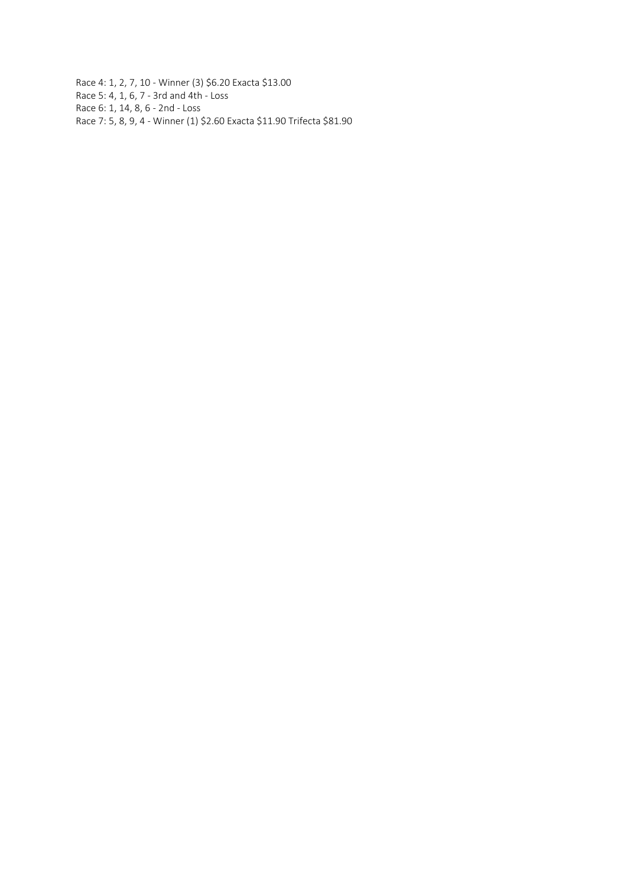Race 4: 1, 2, 7, 10 - Winner (3) $6.20 Exacta $13.00

Race 5: 4, 1, 6, 7 - 3rd and 4th - Loss

Race 6: 1, 14, 8, 6 - 2nd - Loss

Race 7: 5, 8, 9, 4 - Winner (1) $2.60 Exacta $11.90 Trifecta $81.90